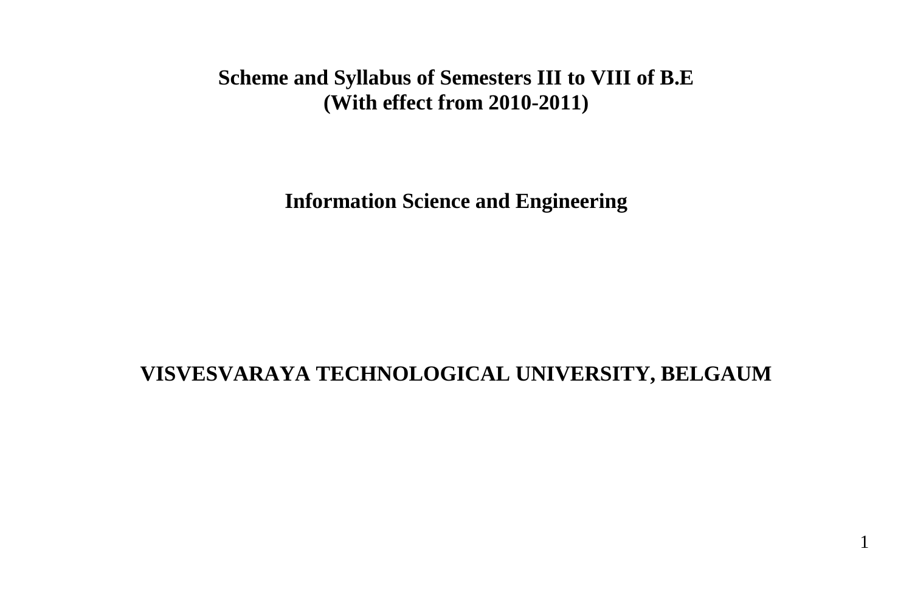# Scheme and Syllabus of Semesters III to VIII of B.E
## (With effect from 2010-2011)

## Information Science and Engineering

## VISVESVARAYA TECHNOLOGICAL UNIVERSITY, BELGAUM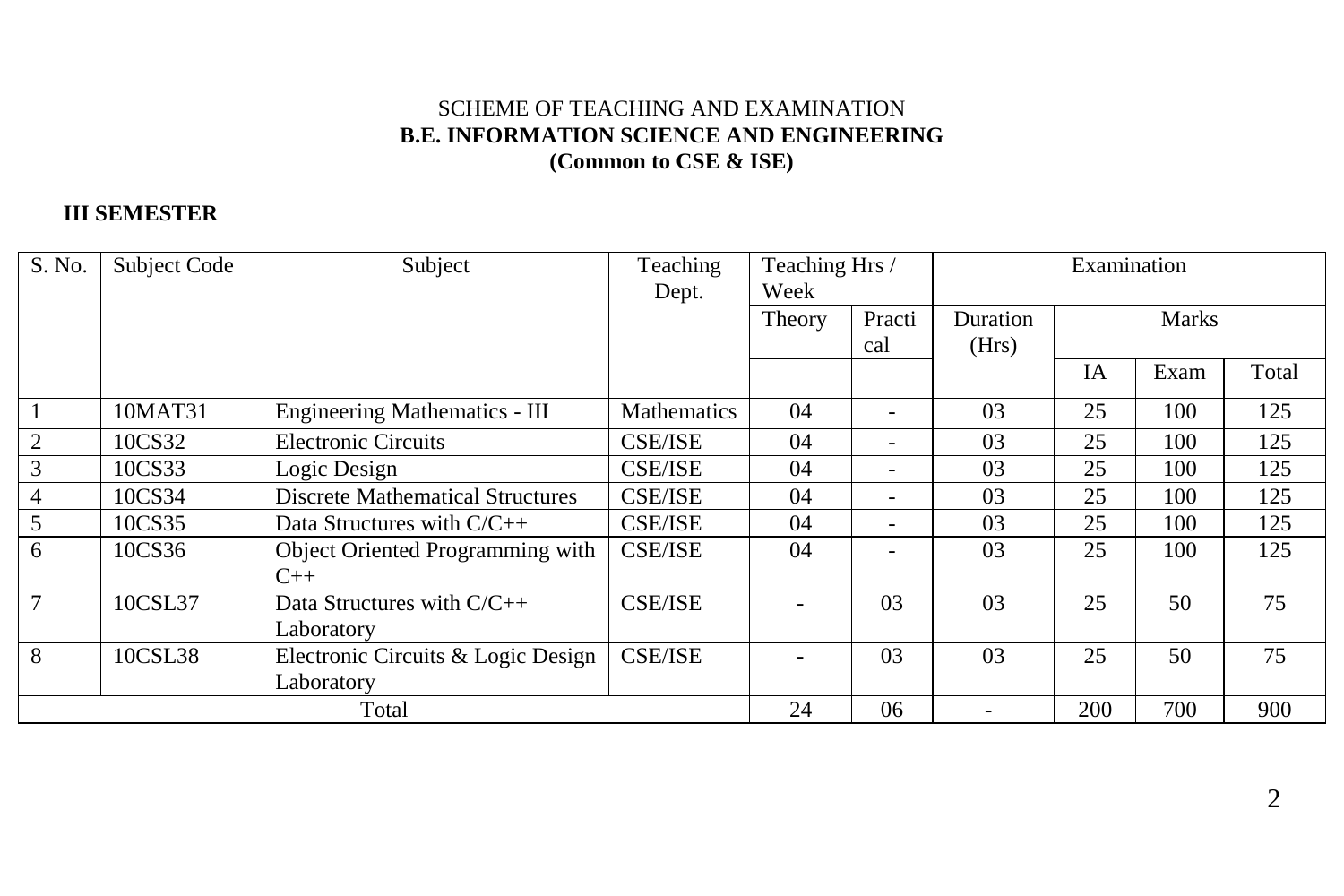SCHEME OF TEACHING AND EXAMINATION

**B.E. INFORMATION SCIENCE AND ENGINEERING**

**(Common to CSE & ISE)**

### III SEMESTER

| S. No. | Subject Code | Subject | Teaching Dept. | Teaching Hrs / Week | | Examination | | | |
|---|---|---|---|---|---|---|---|---|---|
| | | | | Theory | Practical | Duration (Hrs) | Marks | | |
| | | | | | | | IA | Exam | Total |
| 1 | 10MAT31 | Engineering Mathematics - III | Mathematics | 04 | - | 03 | 25 | 100 | 125 |
| 2 | 10CS32 | Electronic Circuits | CSE/ISE | 04 | - | 03 | 25 | 100 | 125 |
| 3 | 10CS33 | Logic Design | CSE/ISE | 04 | - | 03 | 25 | 100 | 125 |
| 4 | 10CS34 | Discrete Mathematical Structures | CSE/ISE | 04 | - | 03 | 25 | 100 | 125 |
| 5 | 10CS35 | Data Structures with C/C++ | CSE/ISE | 04 | - | 03 | 25 | 100 | 125 |
| 6 | 10CS36 | Object Oriented Programming with C++ | CSE/ISE | 04 | - | 03 | 25 | 100 | 125 |
| 7 | 10CSL37 | Data Structures with C/C++ Laboratory | CSE/ISE | - | 03 | 03 | 25 | 50 | 75 |
| 8 | 10CSL38 | Electronic Circuits & Logic Design Laboratory | CSE/ISE | - | 03 | 03 | 25 | 50 | 75 |
| Total | | | | 24 | 06 | - | 200 | 700 | 900 |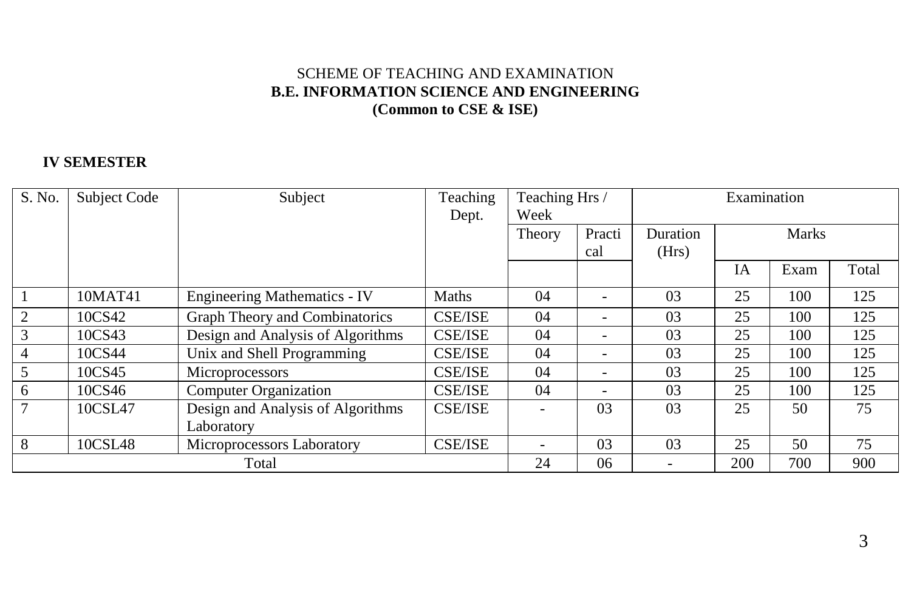SCHEME OF TEACHING AND EXAMINATION

**B.E. INFORMATION SCIENCE AND ENGINEERING**

**(Common to CSE & ISE)**

**IV SEMESTER**

| S. No. | Subject Code | Subject | Teaching Dept. | Teaching Hrs / Week | | Examination | | | |
|---|---|---|---|---|---|---|---|---|---|
| | | | | Theory | Practical | Duration (Hrs) | Marks | | |
| | | | | | | | IA | Exam | Total |
| 1 | 10MAT41 | Engineering Mathematics - IV | Maths | 04 | - | 03 | 25 | 100 | 125 |
| 2 | 10CS42 | Graph Theory and Combinatorics | CSE/ISE | 04 | - | 03 | 25 | 100 | 125 |
| 3 | 10CS43 | Design and Analysis of Algorithms | CSE/ISE | 04 | - | 03 | 25 | 100 | 125 |
| 4 | 10CS44 | Unix and Shell Programming | CSE/ISE | 04 | - | 03 | 25 | 100 | 125 |
| 5 | 10CS45 | Microprocessors | CSE/ISE | 04 | - | 03 | 25 | 100 | 125 |
| 6 | 10CS46 | Computer Organization | CSE/ISE | 04 | - | 03 | 25 | 100 | 125 |
| 7 | 10CSL47 | Design and Analysis of Algorithms Laboratory | CSE/ISE | - | 03 | 03 | 25 | 50 | 75 |
| 8 | 10CSL48 | Microprocessors Laboratory | CSE/ISE | - | 03 | 03 | 25 | 50 | 75 |
| Total | | | | 24 | 06 | - | 200 | 700 | 900 |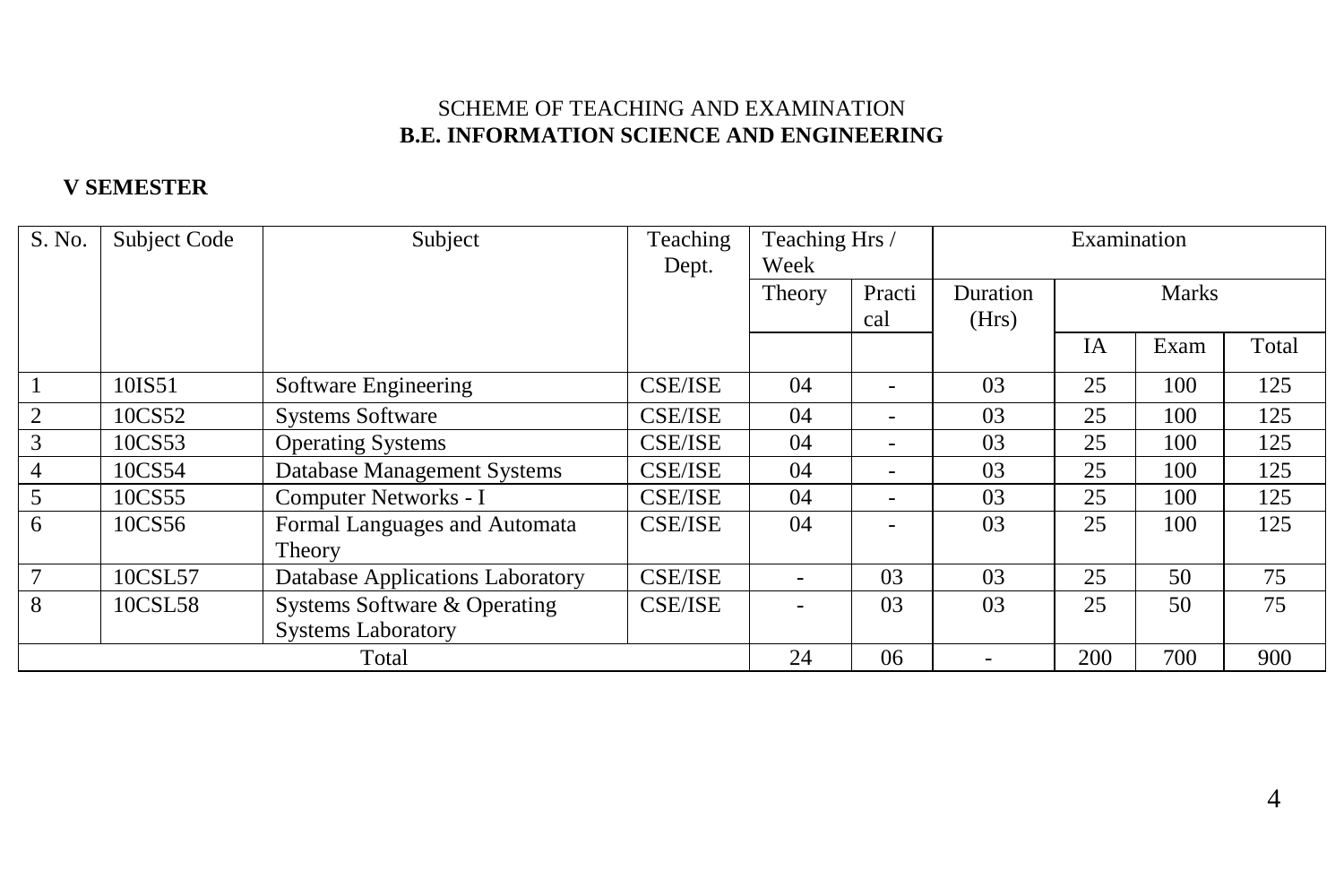SCHEME OF TEACHING AND EXAMINATION

**B.E. INFORMATION SCIENCE AND ENGINEERING**

**V SEMESTER**

| S. No. | Subject Code | Subject | Teaching Dept. | Teaching Hrs / Week | | Examination | | | |
|---|---|---|---|---|---|---|---|---|---|
| | | | | Theory | Practical | Duration (Hrs) | Marks | | |
| | | | | | | | IA | Exam | Total |
| 1 | 10IS51 | Software Engineering | CSE/ISE | 04 | - | 03 | 25 | 100 | 125 |
| 2 | 10CS52 | Systems Software | CSE/ISE | 04 | - | 03 | 25 | 100 | 125 |
| 3 | 10CS53 | Operating Systems | CSE/ISE | 04 | - | 03 | 25 | 100 | 125 |
| 4 | 10CS54 | Database Management Systems | CSE/ISE | 04 | - | 03 | 25 | 100 | 125 |
| 5 | 10CS55 | Computer Networks - I | CSE/ISE | 04 | - | 03 | 25 | 100 | 125 |
| 6 | 10CS56 | Formal Languages and Automata Theory | CSE/ISE | 04 | - | 03 | 25 | 100 | 125 |
| 7 | 10CSL57 | Database Applications Laboratory | CSE/ISE | - | 03 | 03 | 25 | 50 | 75 |
| 8 | 10CSL58 | Systems Software & Operating Systems Laboratory | CSE/ISE | - | 03 | 03 | 25 | 50 | 75 |
| Total | | | | 24 | 06 | - | 200 | 700 | 900 |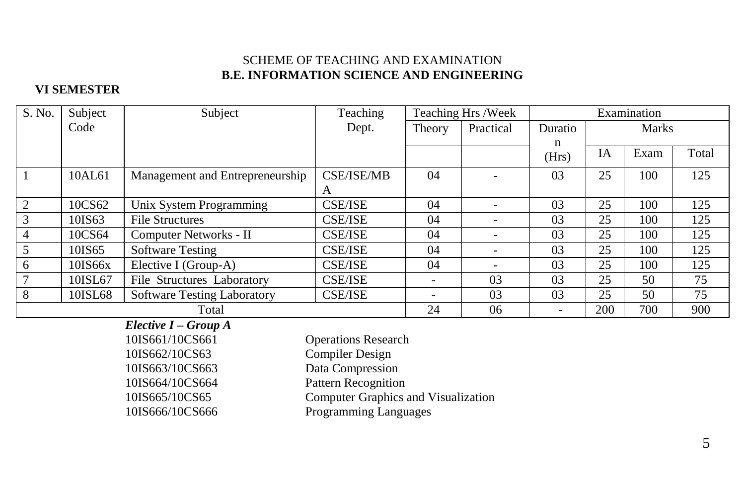SCHEME OF TEACHING AND EXAMINATION

**B.E. INFORMATION SCIENCE AND ENGINEERING**

**VI SEMESTER**

| S. No. | Subject Code | Subject | Teaching Dept. | Teaching Hrs /Week | | Examination | | | |
|---|---|---|---|---|---|---|---|---|---|
| | | | | Theory | Practical | Duration (Hrs) | Marks | | |
| | | | | | | | IA | Exam | Total |
| 1 | 10AL61 | Management and Entrepreneurship | CSE/ISE/MBA | 04 | - | 03 | 25 | 100 | 125 |
| 2 | 10CS62 | Unix System Programming | CSE/ISE | 04 | - | 03 | 25 | 100 | 125 |
| 3 | 10IS63 | File Structures | CSE/ISE | 04 | - | 03 | 25 | 100 | 125 |
| 4 | 10CS64 | Computer Networks - II | CSE/ISE | 04 | - | 03 | 25 | 100 | 125 |
| 5 | 10IS65 | Software Testing | CSE/ISE | 04 | - | 03 | 25 | 100 | 125 |
| 6 | 10IS66x | Elective I (Group-A) | CSE/ISE | 04 | - | 03 | 25 | 100 | 125 |
| 7 | 10ISL67 | File Structures Laboratory | CSE/ISE | - | 03 | 03 | 25 | 50 | 75 |
| 8 | 10ISL68 | Software Testing Laboratory | CSE/ISE | - | 03 | 03 | 25 | 50 | 75 |
| Total | | | | 24 | 06 | - | 200 | 700 | 900 |

***Elective I – Group A***

| | |
|---|---|
| 10IS661/10CS661 | Operations Research |
| 10IS662/10CS63 | Compiler Design |
| 10IS663/10CS663 | Data Compression |
| 10IS664/10CS664 | Pattern Recognition |
| 10IS665/10CS65 | Computer Graphics and Visualization |
| 10IS666/10CS666 | Programming Languages |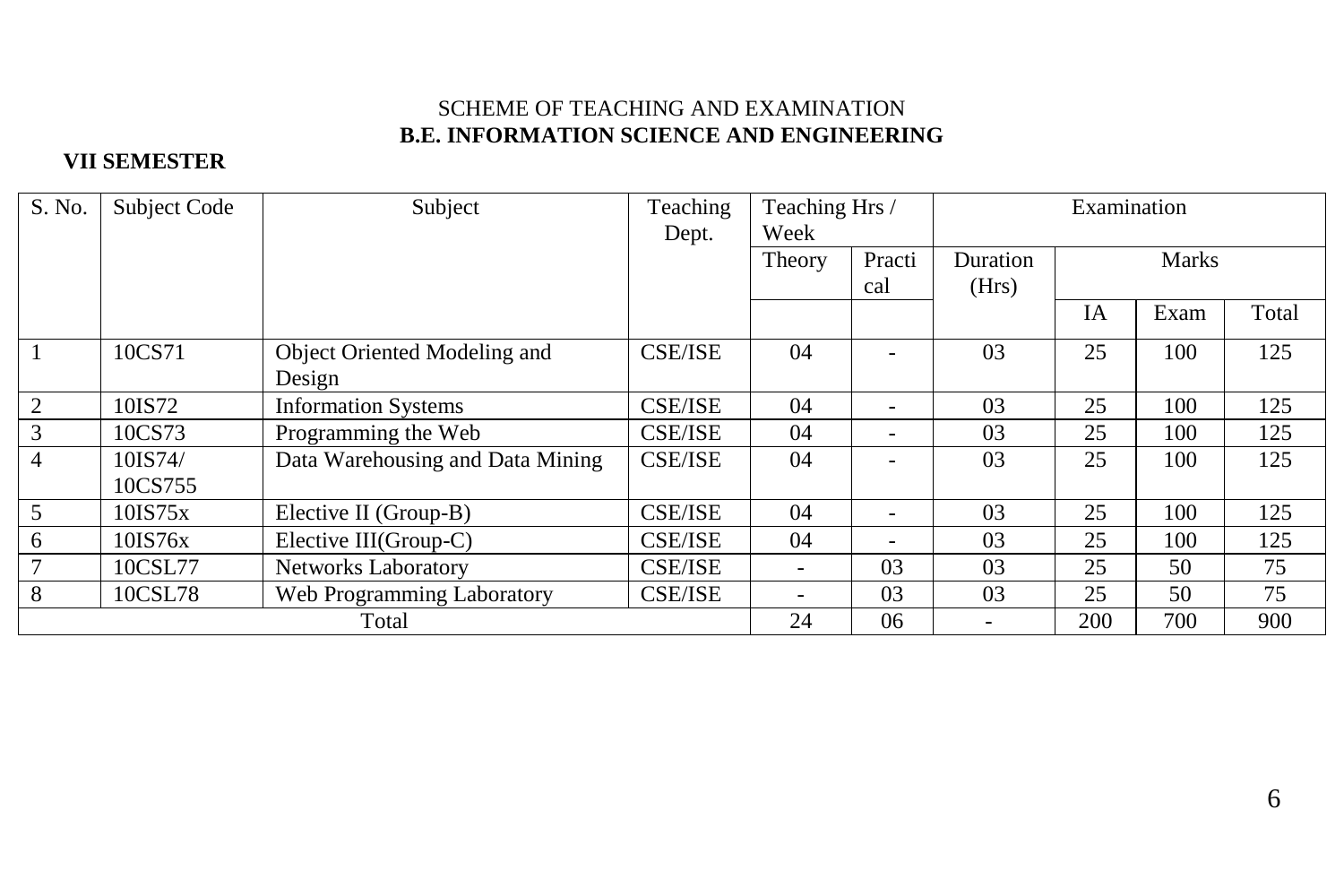SCHEME OF TEACHING AND EXAMINATION

**B.E. INFORMATION SCIENCE AND ENGINEERING**

**VII SEMESTER**

| S. No. | Subject Code | Subject | Teaching Dept. | Teaching Hrs / Week | | Examination | | | |
|---|---|---|---|---|---|---|---|---|---|
| | | | | Theory | Practical | Duration (Hrs) | Marks | | |
| | | | | | | | IA | Exam | Total |
| 1 | 10CS71 | Object Oriented Modeling and Design | CSE/ISE | 04 | - | 03 | 25 | 100 | 125 |
| 2 | 10IS72 | Information Systems | CSE/ISE | 04 | - | 03 | 25 | 100 | 125 |
| 3 | 10CS73 | Programming the Web | CSE/ISE | 04 | - | 03 | 25 | 100 | 125 |
| 4 | 10IS74/ 10CS755 | Data Warehousing and Data Mining | CSE/ISE | 04 | - | 03 | 25 | 100 | 125 |
| 5 | 10IS75x | Elective II (Group-B) | CSE/ISE | 04 | - | 03 | 25 | 100 | 125 |
| 6 | 10IS76x | Elective III(Group-C) | CSE/ISE | 04 | - | 03 | 25 | 100 | 125 |
| 7 | 10CSL77 | Networks Laboratory | CSE/ISE | - | 03 | 03 | 25 | 50 | 75 |
| 8 | 10CSL78 | Web Programming Laboratory | CSE/ISE | - | 03 | 03 | 25 | 50 | 75 |
| Total | | | | 24 | 06 | - | 200 | 700 | 900 |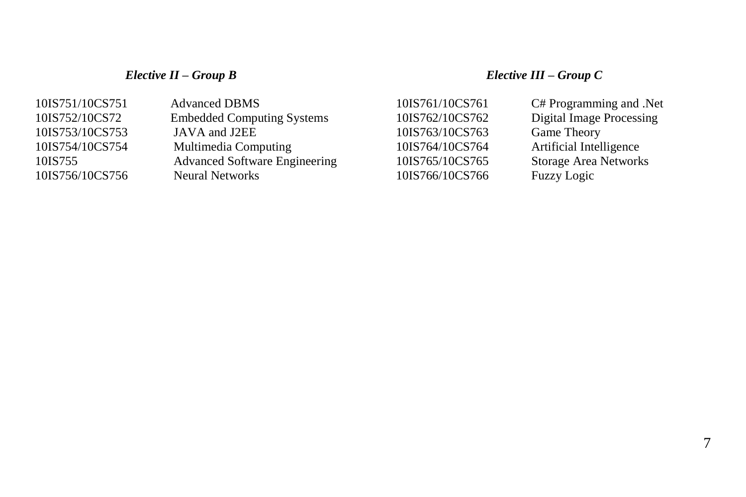***Elective II – Group B***

| | |
|---|---|
| 10IS751/10CS751 | Advanced DBMS |
| 10IS752/10CS72 | Embedded Computing Systems |
| 10IS753/10CS753 | JAVA and J2EE |
| 10IS754/10CS754 | Multimedia Computing |
| 10IS755 | Advanced Software Engineering |
| 10IS756/10CS756 | Neural Networks |

***Elective III – Group C***

| | |
|---|---|
| 10IS761/10CS761 | C# Programming and .Net |
| 10IS762/10CS762 | Digital Image Processing |
| 10IS763/10CS763 | Game Theory |
| 10IS764/10CS764 | Artificial Intelligence |
| 10IS765/10CS765 | Storage Area Networks |
| 10IS766/10CS766 | Fuzzy Logic |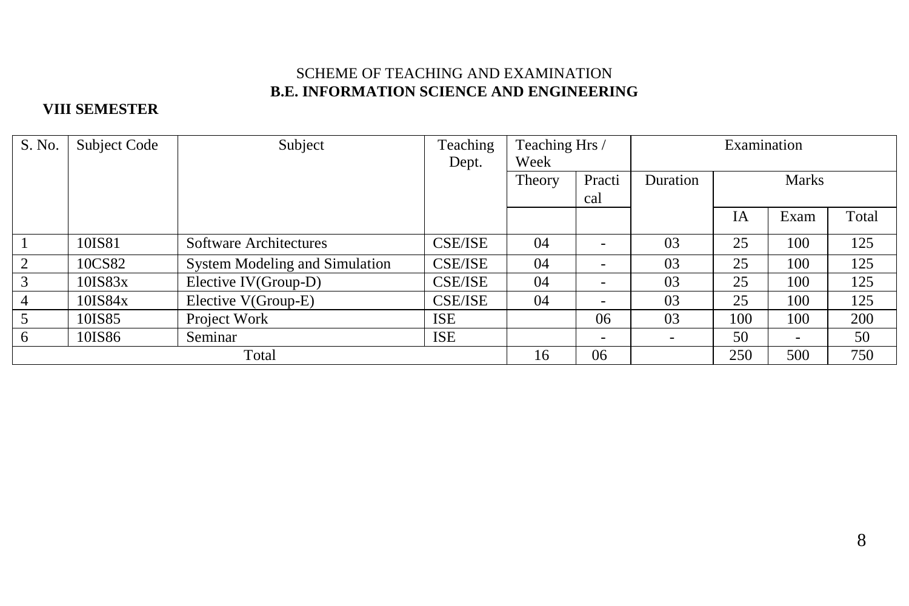SCHEME OF TEACHING AND EXAMINATION

**B.E. INFORMATION SCIENCE AND ENGINEERING**

**VIII SEMESTER**

| S. No. | Subject Code | Subject | Teaching Dept. | Teaching Hrs / Week | | Examination | | | |
|---|---|---|---|---|---|---|---|---|---|
| | | | | Theory | Practical | Duration | Marks | | |
| | | | | | | | IA | Exam | Total |
| 1 | 10IS81 | Software Architectures | CSE/ISE | 04 | - | 03 | 25 | 100 | 125 |
| 2 | 10CS82 | System Modeling and Simulation | CSE/ISE | 04 | - | 03 | 25 | 100 | 125 |
| 3 | 10IS83x | Elective IV(Group-D) | CSE/ISE | 04 | - | 03 | 25 | 100 | 125 |
| 4 | 10IS84x | Elective V(Group-E) | CSE/ISE | 04 | - | 03 | 25 | 100 | 125 |
| 5 | 10IS85 | Project Work | ISE | | 06 | 03 | 100 | 100 | 200 |
| 6 | 10IS86 | Seminar | ISE | | - | - | 50 | - | 50 |
| Total | | | | 16 | 06 | | 250 | 500 | 750 |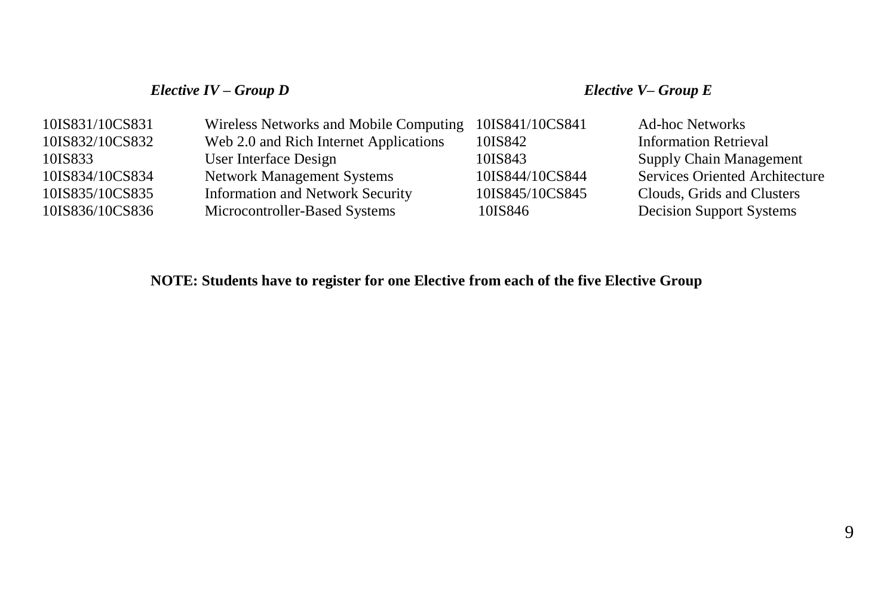***Elective IV – Group D***

| | |
|---|---|
| 10IS831/10CS831 | Wireless Networks and Mobile Computing |
| 10IS832/10CS832 | Web 2.0 and Rich Internet Applications |
| 10IS833 | User Interface Design |
| 10IS834/10CS834 | Network Management Systems |
| 10IS835/10CS835 | Information and Network Security |
| 10IS836/10CS836 | Microcontroller-Based Systems |

***Elective V– Group E***

| | |
|---|---|
| 10IS841/10CS841 | Ad-hoc Networks |
| 10IS842 | Information Retrieval |
| 10IS843 | Supply Chain Management |
| 10IS844/10CS844 | Services Oriented Architecture |
| 10IS845/10CS845 | Clouds, Grids and Clusters |
| 10IS846 | Decision Support Systems |

**NOTE: Students have to register for one Elective from each of the five Elective Group**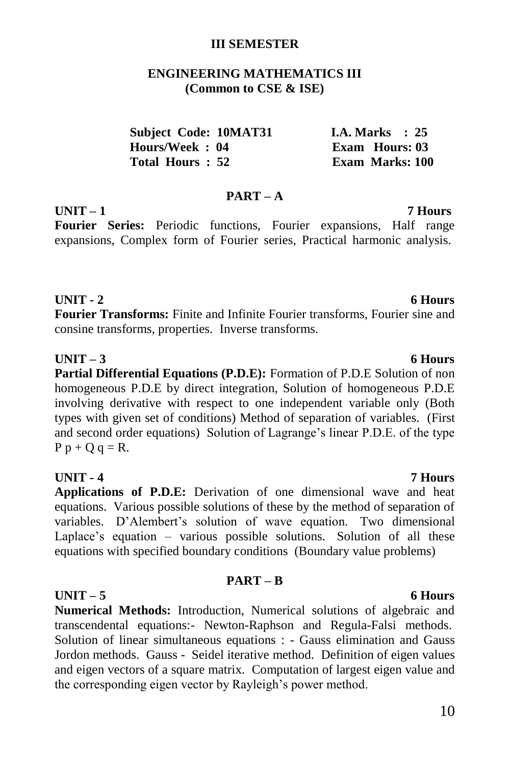**III SEMESTER**

## ENGINEERING MATHEMATICS III
**(Common to CSE & ISE)**

| | |
|---|---|
| **Subject Code: 10MAT31** | **I.A. Marks : 25** |
| **Hours/Week : 04** | **Exam Hours: 03** |
| **Total Hours : 52** | **Exam Marks: 100** |

### PART – A

**UNIT – 1** **7 Hours**

**Fourier Series:** Periodic functions, Fourier expansions, Half range expansions, Complex form of Fourier series, Practical harmonic analysis.

**UNIT - 2** **6 Hours**

**Fourier Transforms:** Finite and Infinite Fourier transforms, Fourier sine and consine transforms, properties. Inverse transforms.

**UNIT – 3** **6 Hours**

**Partial Differential Equations (P.D.E):** Formation of P.D.E Solution of non homogeneous P.D.E by direct integration, Solution of homogeneous P.D.E involving derivative with respect to one independent variable only (Both types with given set of conditions) Method of separation of variables. (First and second order equations) Solution of Lagrange's linear P.D.E. of the type $P\,p + Q\,q = R$.

**UNIT - 4** **7 Hours**

**Applications of P.D.E:** Derivation of one dimensional wave and heat equations. Various possible solutions of these by the method of separation of variables. D'Alembert's solution of wave equation. Two dimensional Laplace's equation – various possible solutions. Solution of all these equations with specified boundary conditions (Boundary value problems)

### PART – B

**UNIT – 5** **6 Hours**

**Numerical Methods:** Introduction, Numerical solutions of algebraic and transcendental equations:- Newton-Raphson and Regula-Falsi methods. Solution of linear simultaneous equations : - Gauss elimination and Gauss Jordon methods. Gauss - Seidel iterative method. Definition of eigen values and eigen vectors of a square matrix. Computation of largest eigen value and the corresponding eigen vector by Rayleigh's power method.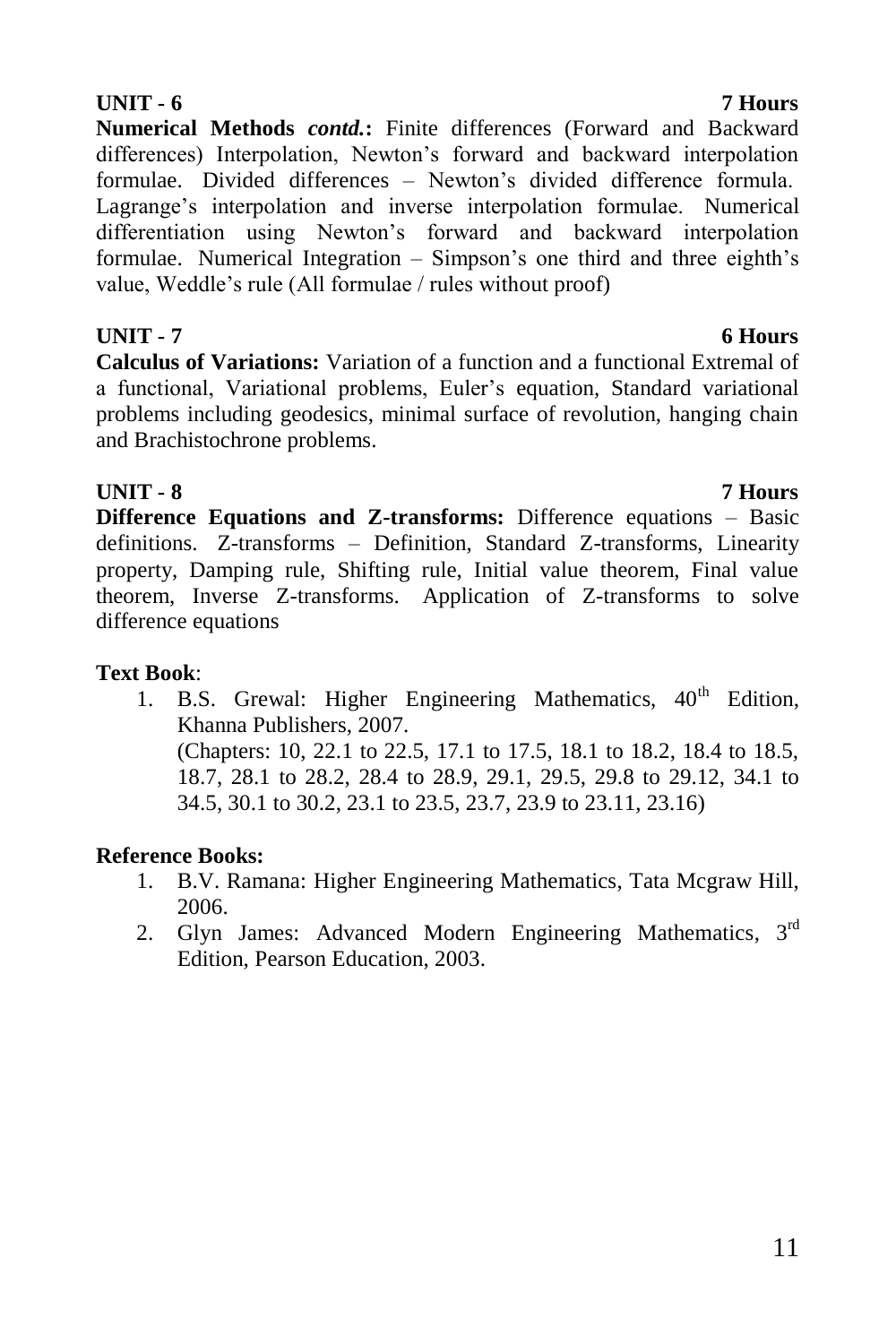**UNIT - 6 7 Hours**

**Numerical Methods *contd.*:** Finite differences (Forward and Backward differences) Interpolation, Newton's forward and backward interpolation formulae. Divided differences – Newton's divided difference formula. Lagrange's interpolation and inverse interpolation formulae. Numerical differentiation using Newton's forward and backward interpolation formulae. Numerical Integration – Simpson's one third and three eighth's value, Weddle's rule (All formulae / rules without proof)

**UNIT - 7 6 Hours**

**Calculus of Variations:** Variation of a function and a functional Extremal of a functional, Variational problems, Euler's equation, Standard variational problems including geodesics, minimal surface of revolution, hanging chain and Brachistochrone problems.

**UNIT - 8 7 Hours**

**Difference Equations and Z-transforms:** Difference equations – Basic definitions. Z-transforms – Definition, Standard Z-transforms, Linearity property, Damping rule, Shifting rule, Initial value theorem, Final value theorem, Inverse Z-transforms. Application of Z-transforms to solve difference equations

**Text Book**:

1. B.S. Grewal: Higher Engineering Mathematics, $40^{th}$ Edition, Khanna Publishers, 2007.
   (Chapters: 10, 22.1 to 22.5, 17.1 to 17.5, 18.1 to 18.2, 18.4 to 18.5, 18.7, 28.1 to 28.2, 28.4 to 28.9, 29.1, 29.5, 29.8 to 29.12, 34.1 to 34.5, 30.1 to 30.2, 23.1 to 23.5, 23.7, 23.9 to 23.11, 23.16)

**Reference Books:**

1. B.V. Ramana: Higher Engineering Mathematics, Tata Mcgraw Hill, 2006.
2. Glyn James: Advanced Modern Engineering Mathematics, $3^{rd}$ Edition, Pearson Education, 2003.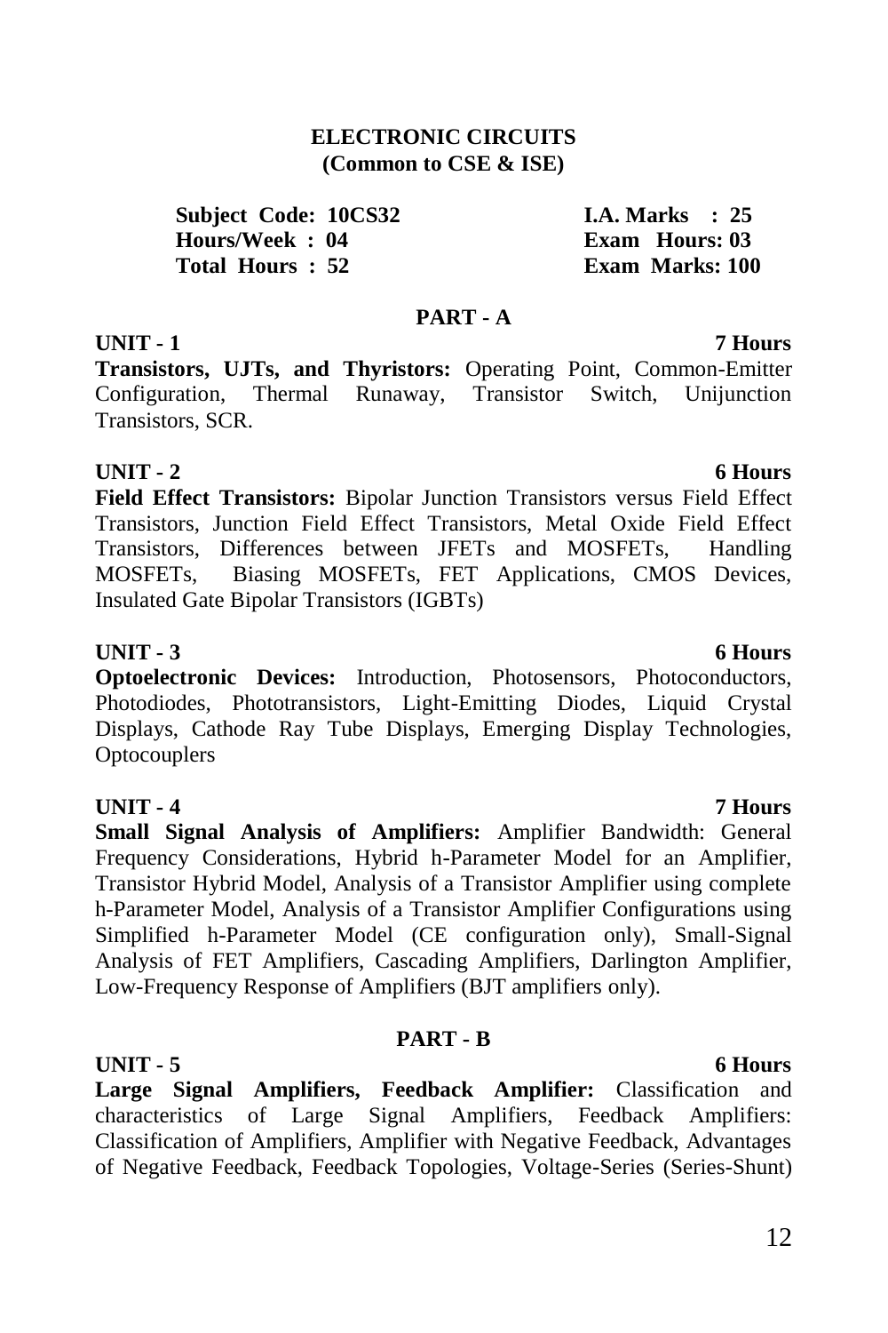# ELECTRONIC CIRCUITS
## (Common to CSE & ISE)

| | |
|---|---|
| **Subject Code: 10CS32** | **I.A. Marks : 25** |
| **Hours/Week : 04** | **Exam Hours: 03** |
| **Total Hours : 52** | **Exam Marks: 100** |

## PART - A

**UNIT - 1** **7 Hours**

**Transistors, UJTs, and Thyristors:** Operating Point, Common-Emitter Configuration, Thermal Runaway, Transistor Switch, Unijunction Transistors, SCR.

**UNIT - 2** **6 Hours**

**Field Effect Transistors:** Bipolar Junction Transistors versus Field Effect Transistors, Junction Field Effect Transistors, Metal Oxide Field Effect Transistors, Differences between JFETs and MOSFETs, Handling MOSFETs, Biasing MOSFETs, FET Applications, CMOS Devices, Insulated Gate Bipolar Transistors (IGBTs)

**UNIT - 3** **6 Hours**

**Optoelectronic Devices:** Introduction, Photosensors, Photoconductors, Photodiodes, Phototransistors, Light-Emitting Diodes, Liquid Crystal Displays, Cathode Ray Tube Displays, Emerging Display Technologies, Optocouplers

**UNIT - 4** **7 Hours**

**Small Signal Analysis of Amplifiers:** Amplifier Bandwidth: General Frequency Considerations, Hybrid h-Parameter Model for an Amplifier, Transistor Hybrid Model, Analysis of a Transistor Amplifier using complete h-Parameter Model, Analysis of a Transistor Amplifier Configurations using Simplified h-Parameter Model (CE configuration only), Small-Signal Analysis of FET Amplifiers, Cascading Amplifiers, Darlington Amplifier, Low-Frequency Response of Amplifiers (BJT amplifiers only).

## PART - B

**UNIT - 5** **6 Hours**

**Large Signal Amplifiers, Feedback Amplifier:** Classification and characteristics of Large Signal Amplifiers, Feedback Amplifiers: Classification of Amplifiers, Amplifier with Negative Feedback, Advantages of Negative Feedback, Feedback Topologies, Voltage-Series (Series-Shunt)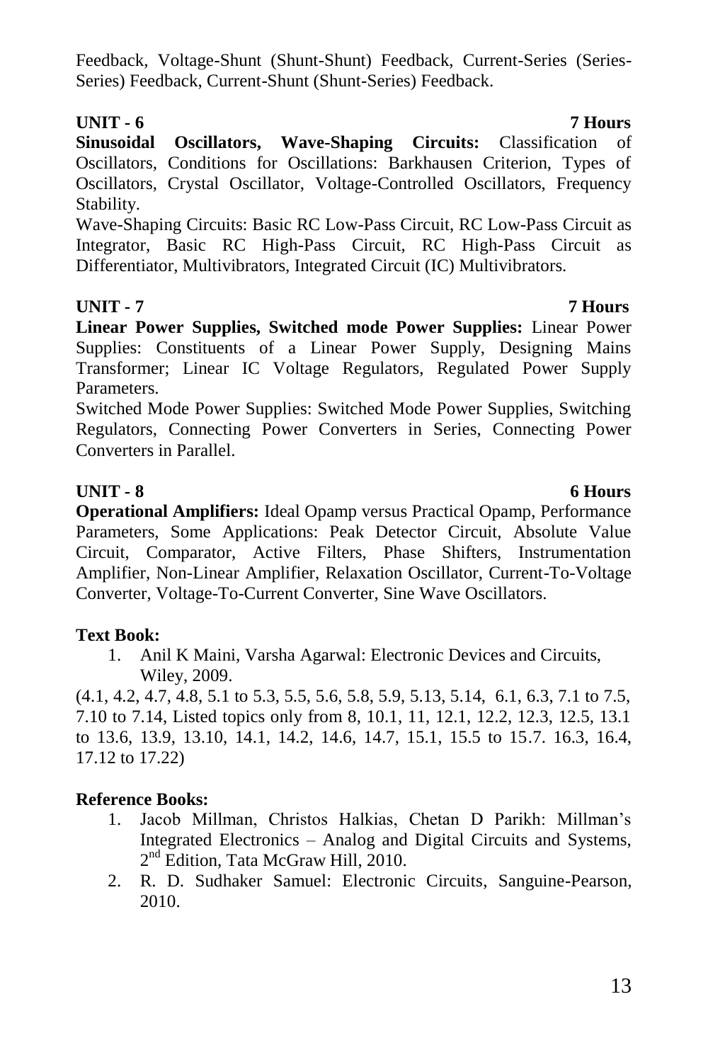Feedback, Voltage-Shunt (Shunt-Shunt) Feedback, Current-Series (Series-Series) Feedback, Current-Shunt (Shunt-Series) Feedback.

**UNIT - 6** **7 Hours**

**Sinusoidal Oscillators, Wave-Shaping Circuits:** Classification of Oscillators, Conditions for Oscillations: Barkhausen Criterion, Types of Oscillators, Crystal Oscillator, Voltage-Controlled Oscillators, Frequency Stability.

Wave-Shaping Circuits: Basic RC Low-Pass Circuit, RC Low-Pass Circuit as Integrator, Basic RC High-Pass Circuit, RC High-Pass Circuit as Differentiator, Multivibrators, Integrated Circuit (IC) Multivibrators.

**UNIT - 7** **7 Hours**

**Linear Power Supplies, Switched mode Power Supplies:** Linear Power Supplies: Constituents of a Linear Power Supply, Designing Mains Transformer; Linear IC Voltage Regulators, Regulated Power Supply Parameters.

Switched Mode Power Supplies: Switched Mode Power Supplies, Switching Regulators, Connecting Power Converters in Series, Connecting Power Converters in Parallel.

**UNIT - 8** **6 Hours**

**Operational Amplifiers:** Ideal Opamp versus Practical Opamp, Performance Parameters, Some Applications: Peak Detector Circuit, Absolute Value Circuit, Comparator, Active Filters, Phase Shifters, Instrumentation Amplifier, Non-Linear Amplifier, Relaxation Oscillator, Current-To-Voltage Converter, Voltage-To-Current Converter, Sine Wave Oscillators.

**Text Book:**

1. Anil K Maini, Varsha Agarwal: Electronic Devices and Circuits, Wiley, 2009.

(4.1, 4.2, 4.7, 4.8, 5.1 to 5.3, 5.5, 5.6, 5.8, 5.9, 5.13, 5.14, 6.1, 6.3, 7.1 to 7.5, 7.10 to 7.14, Listed topics only from 8, 10.1, 11, 12.1, 12.2, 12.3, 12.5, 13.1 to 13.6, 13.9, 13.10, 14.1, 14.2, 14.6, 14.7, 15.1, 15.5 to 15.7. 16.3, 16.4, 17.12 to 17.22)

**Reference Books:**

1. Jacob Millman, Christos Halkias, Chetan D Parikh: Millman's Integrated Electronics – Analog and Digital Circuits and Systems, 2nd Edition, Tata McGraw Hill, 2010.
2. R. D. Sudhaker Samuel: Electronic Circuits, Sanguine-Pearson, 2010.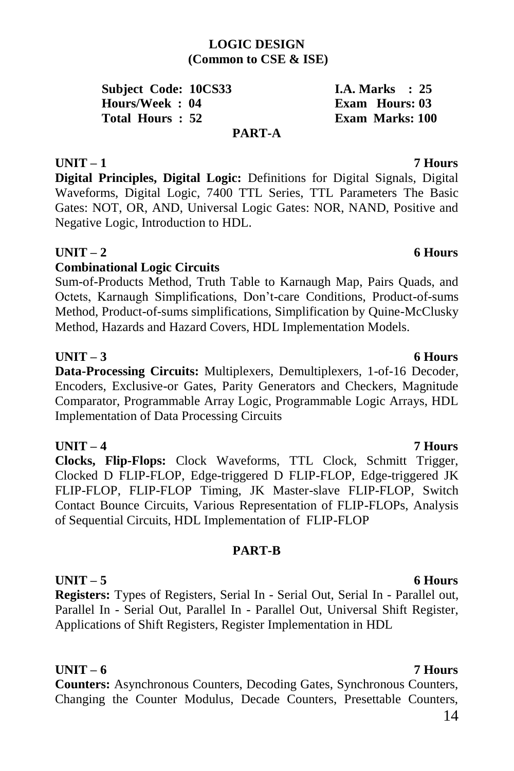## LOGIC DESIGN
**(Common to CSE & ISE)**

| | |
|---|---|
| **Subject Code: 10CS33** | **I.A. Marks : 25** |
| **Hours/Week : 04** | **Exam Hours: 03** |
| **Total Hours : 52** | **Exam Marks: 100** |

### PART-A

**UNIT – 1** **7 Hours**

**Digital Principles, Digital Logic:** Definitions for Digital Signals, Digital Waveforms, Digital Logic, 7400 TTL Series, TTL Parameters The Basic Gates: NOT, OR, AND, Universal Logic Gates: NOR, NAND, Positive and Negative Logic, Introduction to HDL.

**UNIT – 2** **6 Hours**

**Combinational Logic Circuits**

Sum-of-Products Method, Truth Table to Karnaugh Map, Pairs Quads, and Octets, Karnaugh Simplifications, Don't-care Conditions, Product-of-sums Method, Product-of-sums simplifications, Simplification by Quine-McClusky Method, Hazards and Hazard Covers, HDL Implementation Models.

**UNIT – 3** **6 Hours**

**Data-Processing Circuits:** Multiplexers, Demultiplexers, 1-of-16 Decoder, Encoders, Exclusive-or Gates, Parity Generators and Checkers, Magnitude Comparator, Programmable Array Logic, Programmable Logic Arrays, HDL Implementation of Data Processing Circuits

**UNIT – 4** **7 Hours**

**Clocks, Flip-Flops:** Clock Waveforms, TTL Clock, Schmitt Trigger, Clocked D FLIP-FLOP, Edge-triggered D FLIP-FLOP, Edge-triggered JK FLIP-FLOP, FLIP-FLOP Timing, JK Master-slave FLIP-FLOP, Switch Contact Bounce Circuits, Various Representation of FLIP-FLOPs, Analysis of Sequential Circuits, HDL Implementation of FLIP-FLOP

### PART-B

**UNIT – 5** **6 Hours**

**Registers:** Types of Registers, Serial In - Serial Out, Serial In - Parallel out, Parallel In - Serial Out, Parallel In - Parallel Out, Universal Shift Register, Applications of Shift Registers, Register Implementation in HDL

**UNIT – 6** **7 Hours**

**Counters:** Asynchronous Counters, Decoding Gates, Synchronous Counters, Changing the Counter Modulus, Decade Counters, Presettable Counters,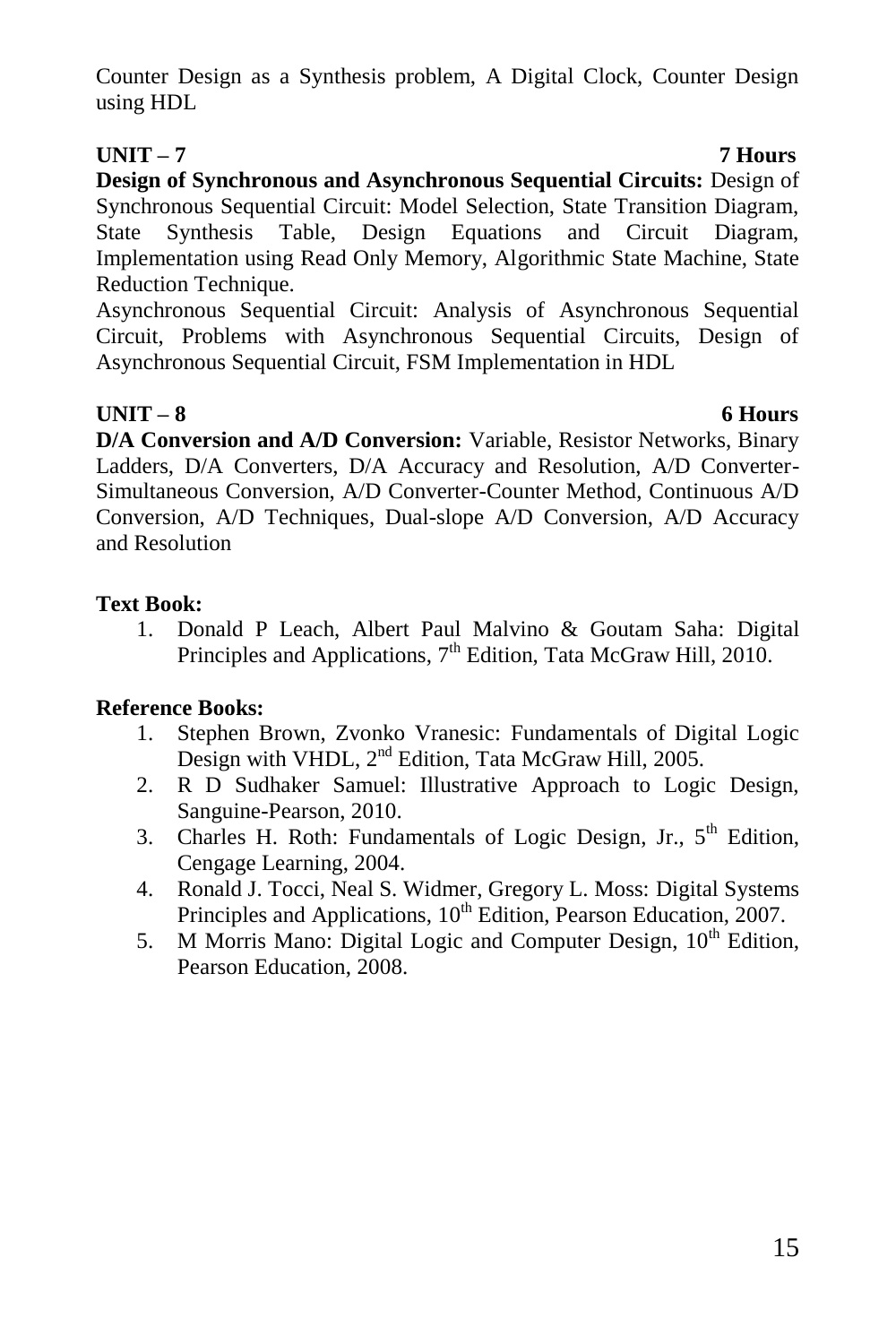Counter Design as a Synthesis problem, A Digital Clock, Counter Design using HDL

**UNIT – 7** **7 Hours**

**Design of Synchronous and Asynchronous Sequential Circuits:** Design of Synchronous Sequential Circuit: Model Selection, State Transition Diagram, State Synthesis Table, Design Equations and Circuit Diagram, Implementation using Read Only Memory, Algorithmic State Machine, State Reduction Technique.

Asynchronous Sequential Circuit: Analysis of Asynchronous Sequential Circuit, Problems with Asynchronous Sequential Circuits, Design of Asynchronous Sequential Circuit, FSM Implementation in HDL

**UNIT – 8** **6 Hours**

**D/A Conversion and A/D Conversion:** Variable, Resistor Networks, Binary Ladders, D/A Converters, D/A Accuracy and Resolution, A/D Converter-Simultaneous Conversion, A/D Converter-Counter Method, Continuous A/D Conversion, A/D Techniques, Dual-slope A/D Conversion, A/D Accuracy and Resolution

**Text Book:**

1. Donald P Leach, Albert Paul Malvino & Goutam Saha: Digital Principles and Applications, 7th Edition, Tata McGraw Hill, 2010.

**Reference Books:**

1. Stephen Brown, Zvonko Vranesic: Fundamentals of Digital Logic Design with VHDL, 2nd Edition, Tata McGraw Hill, 2005.
2. R D Sudhaker Samuel: Illustrative Approach to Logic Design, Sanguine-Pearson, 2010.
3. Charles H. Roth: Fundamentals of Logic Design, Jr., 5th Edition, Cengage Learning, 2004.
4. Ronald J. Tocci, Neal S. Widmer, Gregory L. Moss: Digital Systems Principles and Applications, 10th Edition, Pearson Education, 2007.
5. M Morris Mano: Digital Logic and Computer Design, 10th Edition, Pearson Education, 2008.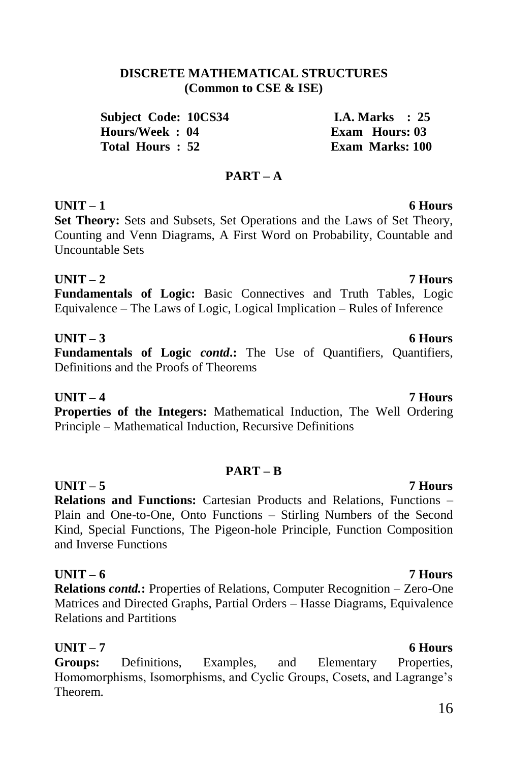## DISCRETE MATHEMATICAL STRUCTURES
**(Common to CSE & ISE)**

| | |
|---|---|
| **Subject Code: 10CS34** | **I.A. Marks : 25** |
| **Hours/Week : 04** | **Exam Hours: 03** |
| **Total Hours : 52** | **Exam Marks: 100** |

### PART – A

**UNIT – 1** **6 Hours**
**Set Theory:** Sets and Subsets, Set Operations and the Laws of Set Theory, Counting and Venn Diagrams, A First Word on Probability, Countable and Uncountable Sets

**UNIT – 2** **7 Hours**
**Fundamentals of Logic:** Basic Connectives and Truth Tables, Logic Equivalence – The Laws of Logic, Logical Implication – Rules of Inference

**UNIT – 3** **6 Hours**
**Fundamentals of Logic *contd*.:** The Use of Quantifiers, Quantifiers, Definitions and the Proofs of Theorems

**UNIT – 4** **7 Hours**
**Properties of the Integers:** Mathematical Induction, The Well Ordering Principle – Mathematical Induction, Recursive Definitions

### PART – B

**UNIT – 5** **7 Hours**
**Relations and Functions:** Cartesian Products and Relations, Functions – Plain and One-to-One, Onto Functions – Stirling Numbers of the Second Kind, Special Functions, The Pigeon-hole Principle, Function Composition and Inverse Functions

**UNIT – 6** **7 Hours**
**Relations *contd.*:** Properties of Relations, Computer Recognition – Zero-One Matrices and Directed Graphs, Partial Orders – Hasse Diagrams, Equivalence Relations and Partitions

**UNIT – 7** **6 Hours**
**Groups:** Definitions, Examples, and Elementary Properties, Homomorphisms, Isomorphisms, and Cyclic Groups, Cosets, and Lagrange's Theorem.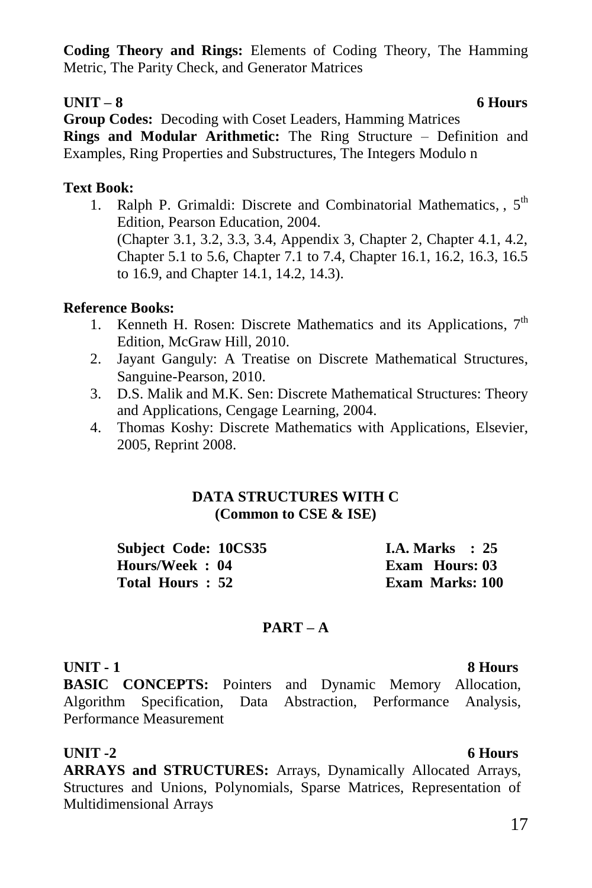**Coding Theory and Rings:** Elements of Coding Theory, The Hamming Metric, The Parity Check, and Generator Matrices

**UNIT – 8 6 Hours**

**Group Codes:** Decoding with Coset Leaders, Hamming Matrices

**Rings and Modular Arithmetic:** The Ring Structure – Definition and Examples, Ring Properties and Substructures, The Integers Modulo n

**Text Book:**

1. Ralph P. Grimaldi: Discrete and Combinatorial Mathematics, , 5th Edition, Pearson Education, 2004.
   (Chapter 3.1, 3.2, 3.3, 3.4, Appendix 3, Chapter 2, Chapter 4.1, 4.2, Chapter 5.1 to 5.6, Chapter 7.1 to 7.4, Chapter 16.1, 16.2, 16.3, 16.5 to 16.9, and Chapter 14.1, 14.2, 14.3).

**Reference Books:**

1. Kenneth H. Rosen: Discrete Mathematics and its Applications, 7th Edition, McGraw Hill, 2010.
2. Jayant Ganguly: A Treatise on Discrete Mathematical Structures, Sanguine-Pearson, 2010.
3. D.S. Malik and M.K. Sen: Discrete Mathematical Structures: Theory and Applications, Cengage Learning, 2004.
4. Thomas Koshy: Discrete Mathematics with Applications, Elsevier, 2005, Reprint 2008.

## DATA STRUCTURES WITH C
### (Common to CSE & ISE)

| | |
|---|---|
| **Subject Code: 10CS35** | **I.A. Marks : 25** |
| **Hours/Week : 04** | **Exam Hours: 03** |
| **Total Hours : 52** | **Exam Marks: 100** |

### PART – A

**UNIT - 1 8 Hours**

**BASIC CONCEPTS:** Pointers and Dynamic Memory Allocation, Algorithm Specification, Data Abstraction, Performance Analysis, Performance Measurement

**UNIT -2 6 Hours**

**ARRAYS and STRUCTURES:** Arrays, Dynamically Allocated Arrays, Structures and Unions, Polynomials, Sparse Matrices, Representation of Multidimensional Arrays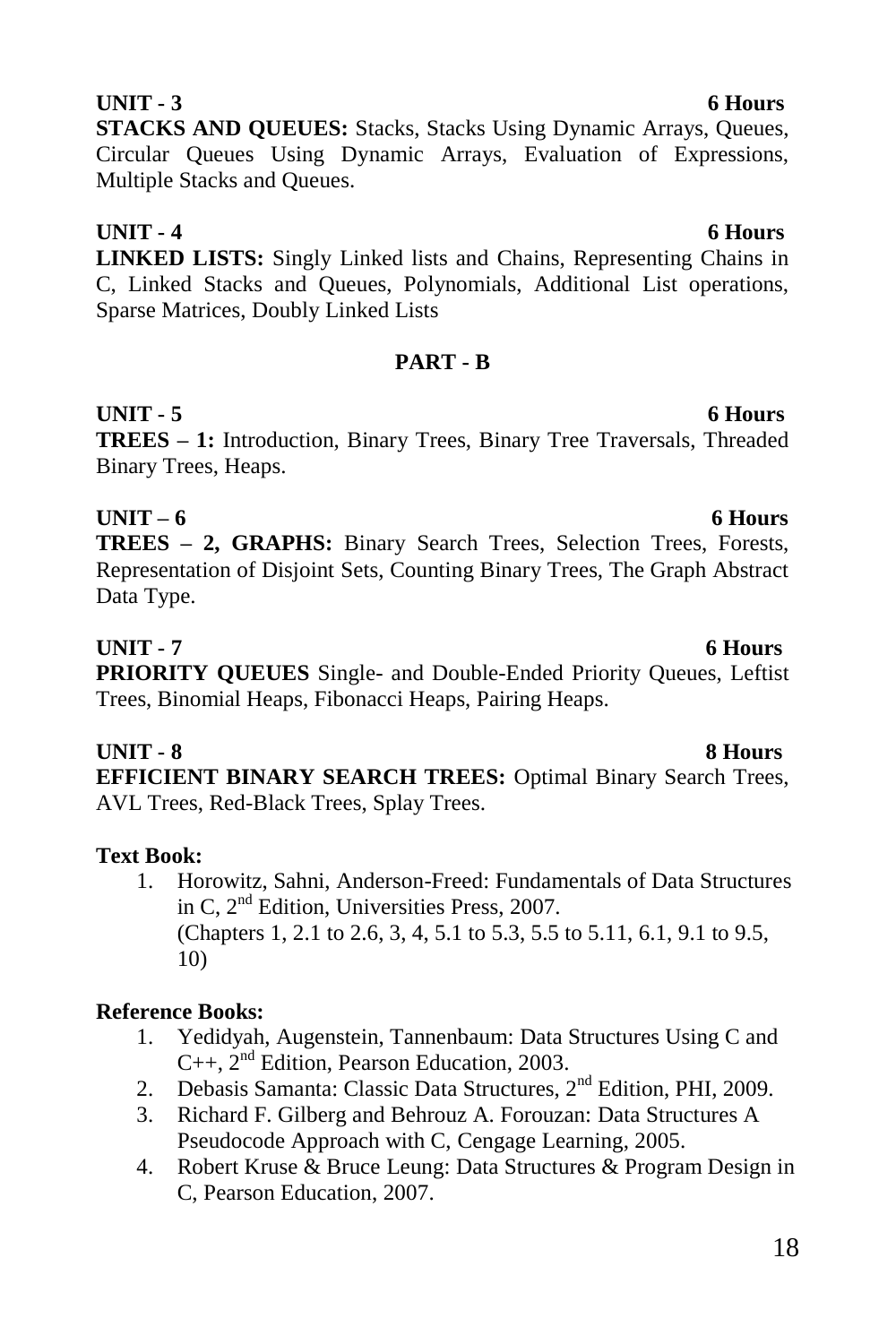**UNIT - 3** **6 Hours**

**STACKS AND QUEUES:** Stacks, Stacks Using Dynamic Arrays, Queues, Circular Queues Using Dynamic Arrays, Evaluation of Expressions, Multiple Stacks and Queues.

**UNIT - 4** **6 Hours**

**LINKED LISTS:** Singly Linked lists and Chains, Representing Chains in C, Linked Stacks and Queues, Polynomials, Additional List operations, Sparse Matrices, Doubly Linked Lists

## PART - B

**UNIT - 5** **6 Hours**

**TREES – 1:** Introduction, Binary Trees, Binary Tree Traversals, Threaded Binary Trees, Heaps.

**UNIT – 6** **6 Hours**

**TREES – 2, GRAPHS:** Binary Search Trees, Selection Trees, Forests, Representation of Disjoint Sets, Counting Binary Trees, The Graph Abstract Data Type.

**UNIT - 7** **6 Hours**

**PRIORITY QUEUES** Single- and Double-Ended Priority Queues, Leftist Trees, Binomial Heaps, Fibonacci Heaps, Pairing Heaps.

**UNIT - 8** **8 Hours**

**EFFICIENT BINARY SEARCH TREES:** Optimal Binary Search Trees, AVL Trees, Red-Black Trees, Splay Trees.

**Text Book:**

1. Horowitz, Sahni, Anderson-Freed: Fundamentals of Data Structures in C, 2nd Edition, Universities Press, 2007.
   (Chapters 1, 2.1 to 2.6, 3, 4, 5.1 to 5.3, 5.5 to 5.11, 6.1, 9.1 to 9.5, 10)

**Reference Books:**

1. Yedidyah, Augenstein, Tannenbaum: Data Structures Using C and C++, 2nd Edition, Pearson Education, 2003.
2. Debasis Samanta: Classic Data Structures, 2nd Edition, PHI, 2009.
3. Richard F. Gilberg and Behrouz A. Forouzan: Data Structures A Pseudocode Approach with C, Cengage Learning, 2005.
4. Robert Kruse & Bruce Leung: Data Structures & Program Design in C, Pearson Education, 2007.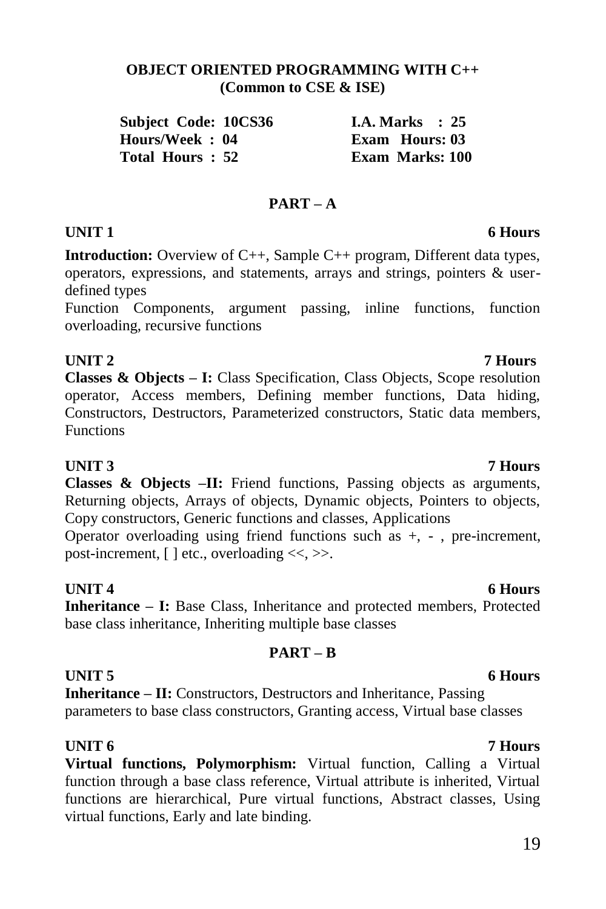**OBJECT ORIENTED PROGRAMMING WITH C++**
**(Common to CSE & ISE)**

| | |
|---|---|
| **Subject Code: 10CS36** | **I.A. Marks : 25** |
| **Hours/Week : 04** | **Exam Hours: 03** |
| **Total Hours : 52** | **Exam Marks: 100** |

## PART – A

**UNIT 1** **6 Hours**

**Introduction:** Overview of C++, Sample C++ program, Different data types, operators, expressions, and statements, arrays and strings, pointers & user-defined types

Function Components, argument passing, inline functions, function overloading, recursive functions

**UNIT 2** **7 Hours**

**Classes & Objects – I:** Class Specification, Class Objects, Scope resolution operator, Access members, Defining member functions, Data hiding, Constructors, Destructors, Parameterized constructors, Static data members, Functions

**UNIT 3** **7 Hours**

**Classes & Objects –II:** Friend functions, Passing objects as arguments, Returning objects, Arrays of objects, Dynamic objects, Pointers to objects, Copy constructors, Generic functions and classes, Applications

Operator overloading using friend functions such as +, - , pre-increment, post-increment, [ ] etc., overloading <<, >>.

**UNIT 4** **6 Hours**

**Inheritance – I:** Base Class, Inheritance and protected members, Protected base class inheritance, Inheriting multiple base classes

## PART – B

**UNIT 5** **6 Hours**

**Inheritance – II:** Constructors, Destructors and Inheritance, Passing parameters to base class constructors, Granting access, Virtual base classes

**UNIT 6** **7 Hours**

**Virtual functions, Polymorphism:** Virtual function, Calling a Virtual function through a base class reference, Virtual attribute is inherited, Virtual functions are hierarchical, Pure virtual functions, Abstract classes, Using virtual functions, Early and late binding.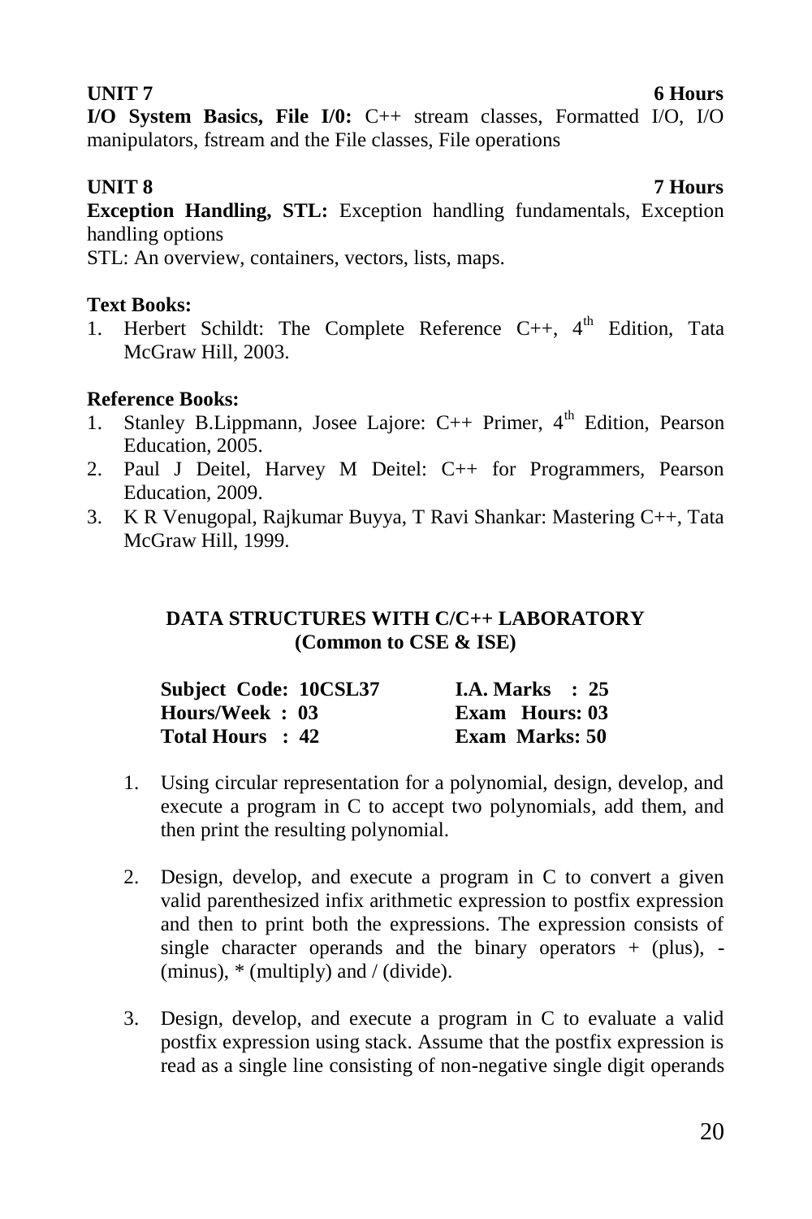**UNIT 7** **6 Hours**

**I/O System Basics, File I/0:** C++ stream classes, Formatted I/O, I/O manipulators, fstream and the File classes, File operations

**UNIT 8** **7 Hours**

**Exception Handling, STL:** Exception handling fundamentals, Exception handling options

STL: An overview, containers, vectors, lists, maps.

**Text Books:**

1. Herbert Schildt: The Complete Reference C++, 4th Edition, Tata McGraw Hill, 2003.

**Reference Books:**

1. Stanley B.Lippmann, Josee Lajore: C++ Primer, 4th Edition, Pearson Education, 2005.
2. Paul J Deitel, Harvey M Deitel: C++ for Programmers, Pearson Education, 2009.
3. K R Venugopal, Rajkumar Buyya, T Ravi Shankar: Mastering C++, Tata McGraw Hill, 1999.

## DATA STRUCTURES WITH C/C++ LABORATORY
### (Common to CSE & ISE)

| | |
|---|---|
| **Subject Code: 10CSL37** | **I.A. Marks : 25** |
| **Hours/Week : 03** | **Exam Hours: 03** |
| **Total Hours : 42** | **Exam Marks: 50** |

1. Using circular representation for a polynomial, design, develop, and execute a program in C to accept two polynomials, add them, and then print the resulting polynomial.

2. Design, develop, and execute a program in C to convert a given valid parenthesized infix arithmetic expression to postfix expression and then to print both the expressions. The expression consists of single character operands and the binary operators + (plus), - (minus), * (multiply) and / (divide).

3. Design, develop, and execute a program in C to evaluate a valid postfix expression using stack. Assume that the postfix expression is read as a single line consisting of non-negative single digit operands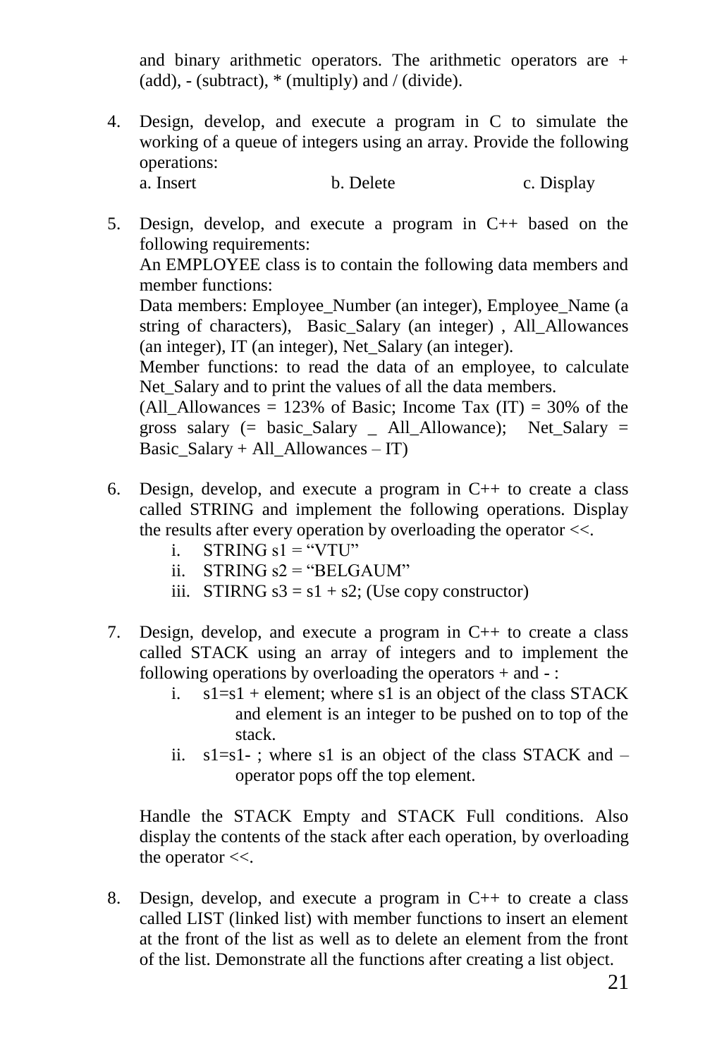and binary arithmetic operators. The arithmetic operators are + (add), - (subtract), * (multiply) and / (divide).

4. Design, develop, and execute a program in C to simulate the working of a queue of integers using an array. Provide the following operations:
   a. Insert b. Delete c. Display

5. Design, develop, and execute a program in C++ based on the following requirements:
   An EMPLOYEE class is to contain the following data members and member functions:
   Data members: Employee_Number (an integer), Employee_Name (a string of characters), Basic_Salary (an integer) , All_Allowances (an integer), IT (an integer), Net_Salary (an integer).
   Member functions: to read the data of an employee, to calculate Net_Salary and to print the values of all the data members.
   (All_Allowances = 123% of Basic; Income Tax (IT) = 30% of the gross salary (= basic_Salary _ All_Allowance); Net_Salary = Basic_Salary + All_Allowances – IT)

6. Design, develop, and execute a program in C++ to create a class called STRING and implement the following operations. Display the results after every operation by overloading the operator <<.
   i. STRING s1 = "VTU"
   ii. STRING s2 = "BELGAUM"
   iii. STIRNG s3 = s1 + s2; (Use copy constructor)

7. Design, develop, and execute a program in C++ to create a class called STACK using an array of integers and to implement the following operations by overloading the operators + and - :
   i. s1=s1 + element; where s1 is an object of the class STACK and element is an integer to be pushed on to top of the stack.
   ii. s1=s1- ; where s1 is an object of the class STACK and – operator pops off the top element.

   Handle the STACK Empty and STACK Full conditions. Also display the contents of the stack after each operation, by overloading the operator <<.

8. Design, develop, and execute a program in C++ to create a class called LIST (linked list) with member functions to insert an element at the front of the list as well as to delete an element from the front of the list. Demonstrate all the functions after creating a list object.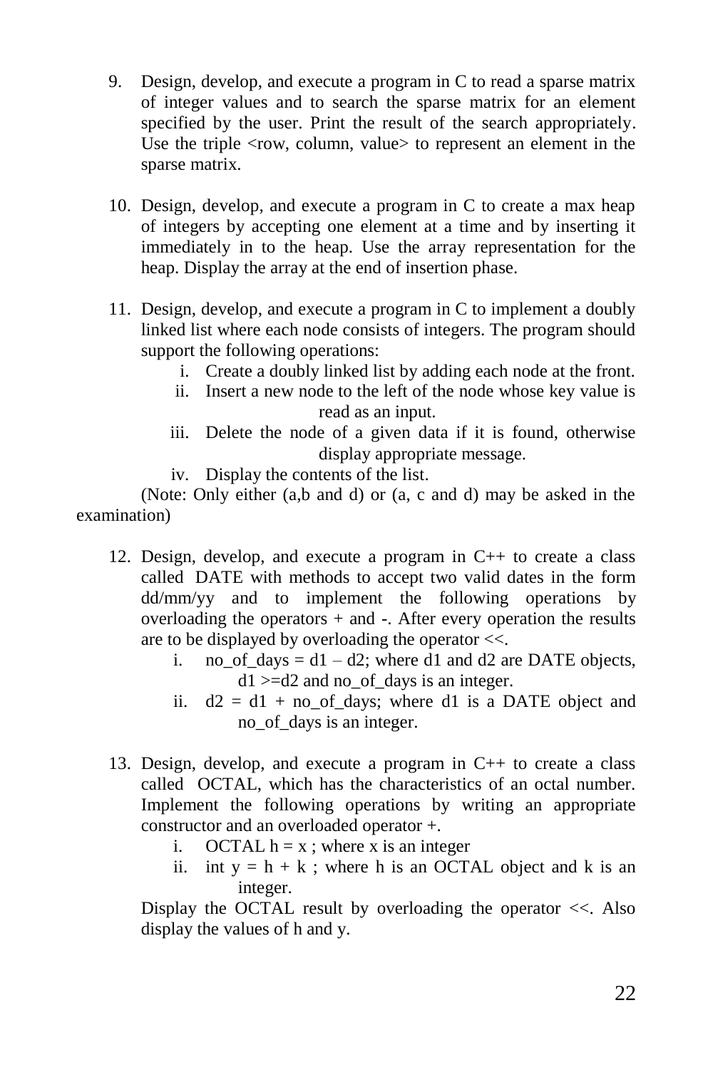9. Design, develop, and execute a program in C to read a sparse matrix of integer values and to search the sparse matrix for an element specified by the user. Print the result of the search appropriately. Use the triple <row, column, value> to represent an element in the sparse matrix.

10. Design, develop, and execute a program in C to create a max heap of integers by accepting one element at a time and by inserting it immediately in to the heap. Use the array representation for the heap. Display the array at the end of insertion phase.

11. Design, develop, and execute a program in C to implement a doubly linked list where each node consists of integers. The program should support the following operations:
    i. Create a doubly linked list by adding each node at the front.
    ii. Insert a new node to the left of the node whose key value is read as an input.
    iii. Delete the node of a given data if it is found, otherwise display appropriate message.
    iv. Display the contents of the list.

    (Note: Only either (a,b and d) or (a, c and d) may be asked in the examination)

12. Design, develop, and execute a program in C++ to create a class called DATE with methods to accept two valid dates in the form dd/mm/yy and to implement the following operations by overloading the operators + and -. After every operation the results are to be displayed by overloading the operator <<.
    i. no_of_days = d1 – d2; where d1 and d2 are DATE objects, d1 >=d2 and no_of_days is an integer.
    ii. d2 = d1 + no_of_days; where d1 is a DATE object and no_of_days is an integer.

13. Design, develop, and execute a program in C++ to create a class called OCTAL, which has the characteristics of an octal number. Implement the following operations by writing an appropriate constructor and an overloaded operator +.
    i. OCTAL h = x ; where x is an integer
    ii. int y = h + k ; where h is an OCTAL object and k is an integer.

    Display the OCTAL result by overloading the operator <<. Also display the values of h and y.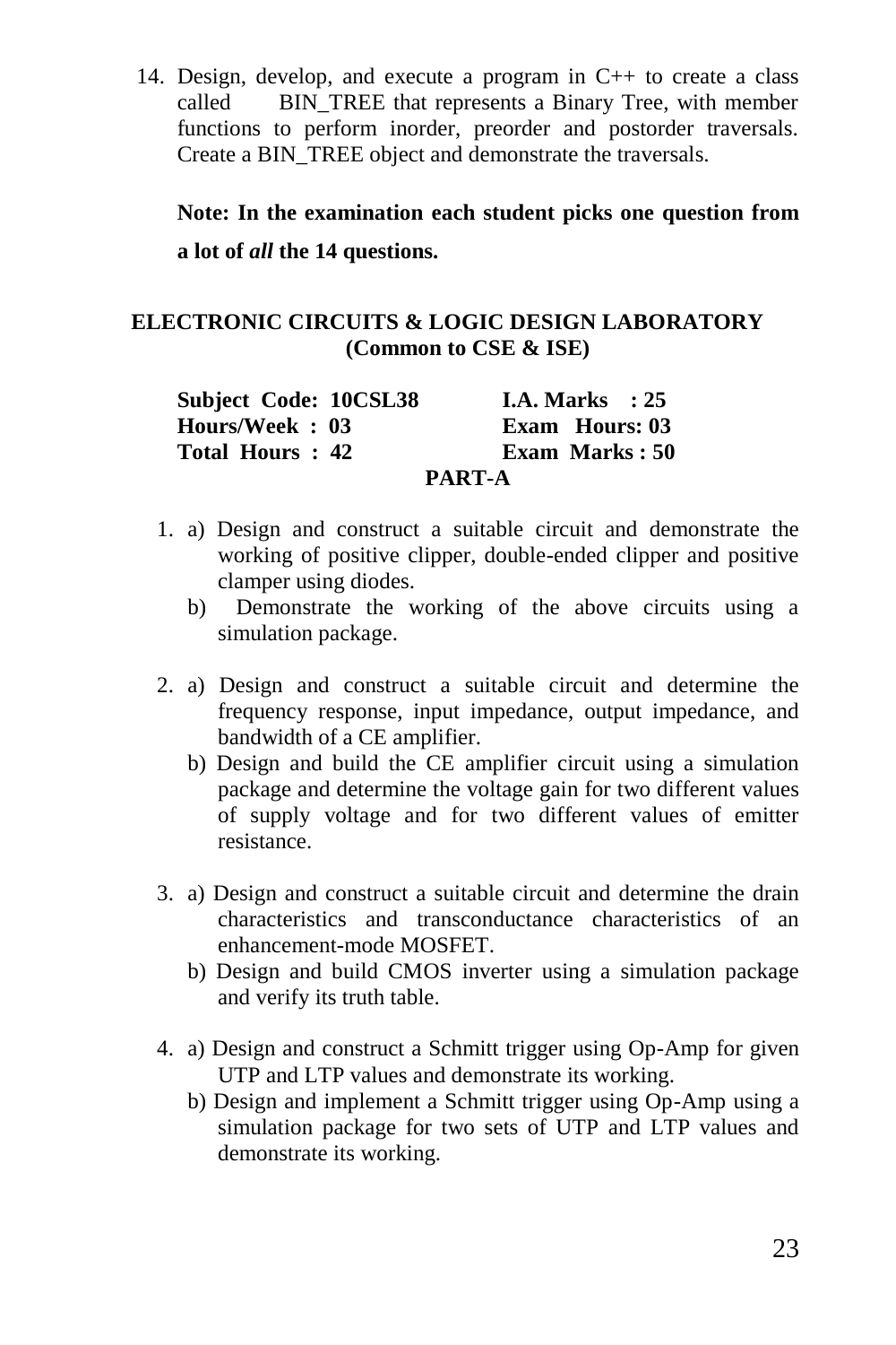14. Design, develop, and execute a program in C++ to create a class called BIN_TREE that represents a Binary Tree, with member functions to perform inorder, preorder and postorder traversals. Create a BIN_TREE object and demonstrate the traversals.

**Note: In the examination each student picks one question from a lot of *all* the 14 questions.**

## ELECTRONIC CIRCUITS & LOGIC DESIGN LABORATORY
### (Common to CSE & ISE)

| | |
|---|---|
| **Subject Code: 10CSL38** | **I.A. Marks : 25** |
| **Hours/Week : 03** | **Exam Hours: 03** |
| **Total Hours : 42** | **Exam Marks : 50** |

### PART-A

1. a) Design and construct a suitable circuit and demonstrate the working of positive clipper, double-ended clipper and positive clamper using diodes.

   b) Demonstrate the working of the above circuits using a simulation package.

2. a) Design and construct a suitable circuit and determine the frequency response, input impedance, output impedance, and bandwidth of a CE amplifier.

   b) Design and build the CE amplifier circuit using a simulation package and determine the voltage gain for two different values of supply voltage and for two different values of emitter resistance.

3. a) Design and construct a suitable circuit and determine the drain characteristics and transconductance characteristics of an enhancement-mode MOSFET.

   b) Design and build CMOS inverter using a simulation package and verify its truth table.

4. a) Design and construct a Schmitt trigger using Op-Amp for given UTP and LTP values and demonstrate its working.

   b) Design and implement a Schmitt trigger using Op-Amp using a simulation package for two sets of UTP and LTP values and demonstrate its working.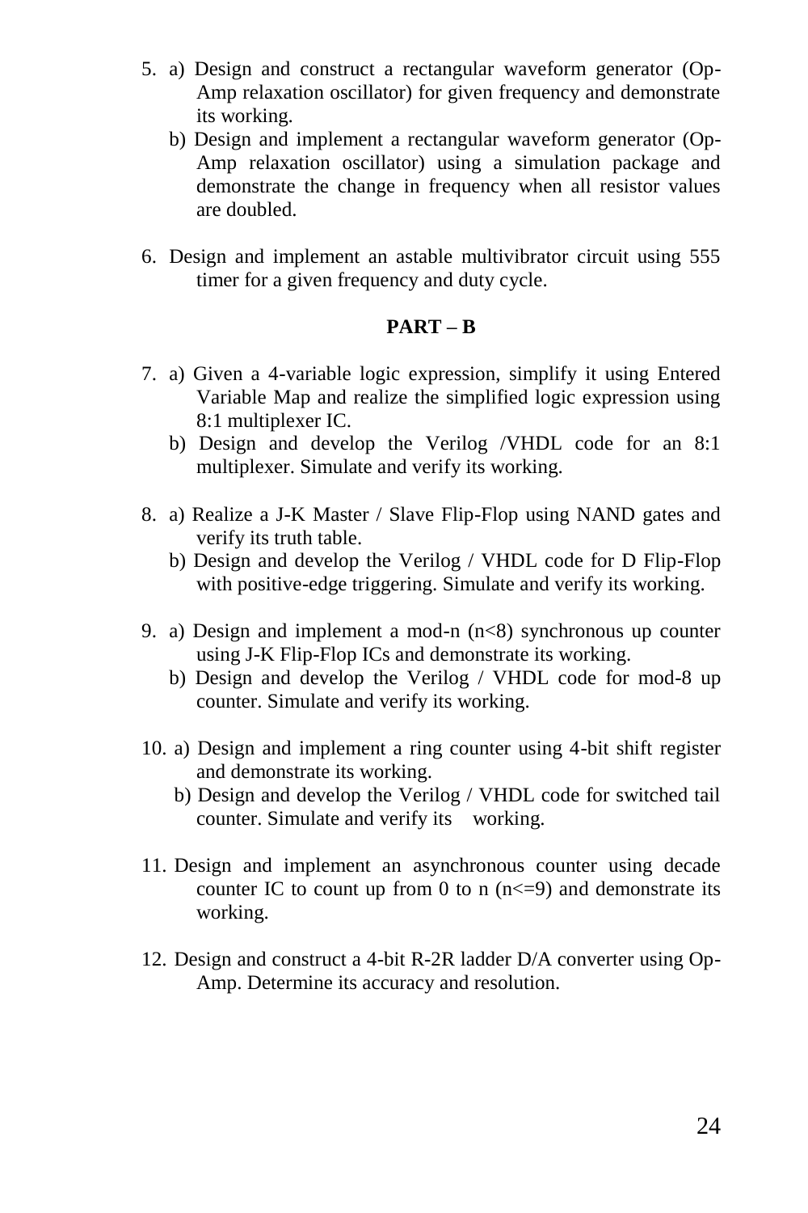5. a) Design and construct a rectangular waveform generator (Op-Amp relaxation oscillator) for given frequency and demonstrate its working.

   b) Design and implement a rectangular waveform generator (Op-Amp relaxation oscillator) using a simulation package and demonstrate the change in frequency when all resistor values are doubled.

6. Design and implement an astable multivibrator circuit using 555 timer for a given frequency and duty cycle.

**PART – B**

7. a) Given a 4-variable logic expression, simplify it using Entered Variable Map and realize the simplified logic expression using 8:1 multiplexer IC.

   b) Design and develop the Verilog /VHDL code for an 8:1 multiplexer. Simulate and verify its working.

8. a) Realize a J-K Master / Slave Flip-Flop using NAND gates and verify its truth table.

   b) Design and develop the Verilog / VHDL code for D Flip-Flop with positive-edge triggering. Simulate and verify its working.

9. a) Design and implement a mod-n (n<8) synchronous up counter using J-K Flip-Flop ICs and demonstrate its working.

   b) Design and develop the Verilog / VHDL code for mod-8 up counter. Simulate and verify its working.

10. a) Design and implement a ring counter using 4-bit shift register and demonstrate its working.

    b) Design and develop the Verilog / VHDL code for switched tail counter. Simulate and verify its working.

11. Design and implement an asynchronous counter using decade counter IC to count up from 0 to n (n<=9) and demonstrate its working.

12. Design and construct a 4-bit R-2R ladder D/A converter using Op-Amp. Determine its accuracy and resolution.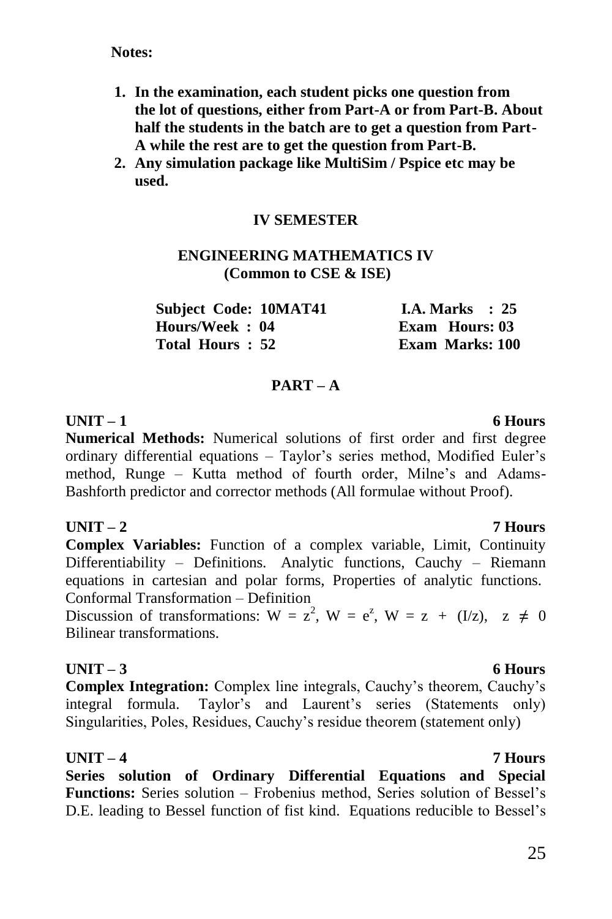**Notes:**

1. **In the examination, each student picks one question from the lot of questions, either from Part-A or from Part-B. About half the students in the batch are to get a question from Part-A while the rest are to get the question from Part-B.**
2. **Any simulation package like MultiSim / Pspice etc may be used.**

## IV SEMESTER

### ENGINEERING MATHEMATICS IV
**(Common to CSE & ISE)**

| | |
|---|---|
| **Subject Code: 10MAT41** | **I.A. Marks : 25** |
| **Hours/Week : 04** | **Exam Hours: 03** |
| **Total Hours : 52** | **Exam Marks: 100** |

### PART – A

**UNIT – 1** **6 Hours**

**Numerical Methods:** Numerical solutions of first order and first degree ordinary differential equations – Taylor's series method, Modified Euler's method, Runge – Kutta method of fourth order, Milne's and Adams-Bashforth predictor and corrector methods (All formulae without Proof).

**UNIT – 2** **7 Hours**

**Complex Variables:** Function of a complex variable, Limit, Continuity Differentiability – Definitions. Analytic functions, Cauchy – Riemann equations in cartesian and polar forms, Properties of analytic functions. Conformal Transformation – Definition

Discussion of transformations: $W = z^2$, $W = e^z$, $W = z + (I/z)$, $z \neq 0$ Bilinear transformations.

**UNIT – 3** **6 Hours**

**Complex Integration:** Complex line integrals, Cauchy's theorem, Cauchy's integral formula. Taylor's and Laurent's series (Statements only) Singularities, Poles, Residues, Cauchy's residue theorem (statement only)

**UNIT – 4** **7 Hours**

**Series solution of Ordinary Differential Equations and Special Functions:** Series solution – Frobenius method, Series solution of Bessel's D.E. leading to Bessel function of fist kind. Equations reducible to Bessel's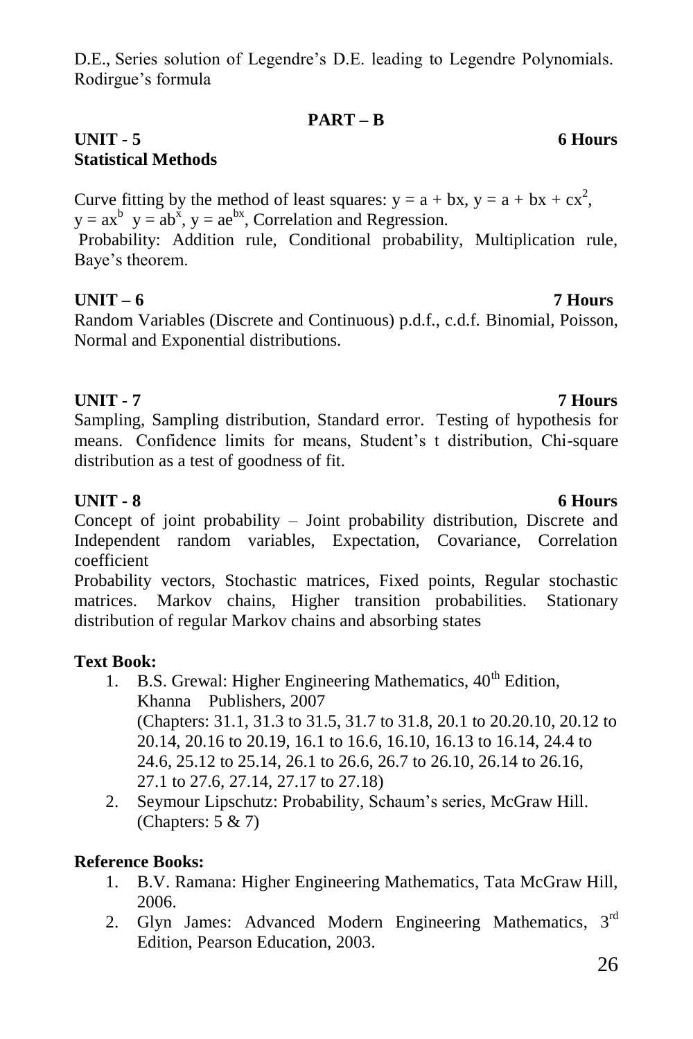D.E., Series solution of Legendre's D.E. leading to Legendre Polynomials. Rodirgue's formula

## PART – B

**UNIT - 5** **6 Hours**

**Statistical Methods**

Curve fitting by the method of least squares: $y = a + bx$, $y = a + bx + cx^2$, $y = ax^b$ $y = ab^x$, $y = ae^{bx}$, Correlation and Regression.

Probability: Addition rule, Conditional probability, Multiplication rule, Baye's theorem.

**UNIT – 6** **7 Hours**

Random Variables (Discrete and Continuous) p.d.f., c.d.f. Binomial, Poisson, Normal and Exponential distributions.

**UNIT - 7** **7 Hours**

Sampling, Sampling distribution, Standard error. Testing of hypothesis for means. Confidence limits for means, Student's t distribution, Chi-square distribution as a test of goodness of fit.

**UNIT - 8** **6 Hours**

Concept of joint probability – Joint probability distribution, Discrete and Independent random variables, Expectation, Covariance, Correlation coefficient

Probability vectors, Stochastic matrices, Fixed points, Regular stochastic matrices. Markov chains, Higher transition probabilities. Stationary distribution of regular Markov chains and absorbing states

**Text Book:**

1. B.S. Grewal: Higher Engineering Mathematics, 40th Edition, Khanna Publishers, 2007
   (Chapters: 31.1, 31.3 to 31.5, 31.7 to 31.8, 20.1 to 20.20.10, 20.12 to 20.14, 20.16 to 20.19, 16.1 to 16.6, 16.10, 16.13 to 16.14, 24.4 to 24.6, 25.12 to 25.14, 26.1 to 26.6, 26.7 to 26.10, 26.14 to 26.16, 27.1 to 27.6, 27.14, 27.17 to 27.18)
2. Seymour Lipschutz: Probability, Schaum's series, McGraw Hill. (Chapters: 5 & 7)

**Reference Books:**

1. B.V. Ramana: Higher Engineering Mathematics, Tata McGraw Hill, 2006.
2. Glyn James: Advanced Modern Engineering Mathematics, 3rd Edition, Pearson Education, 2003.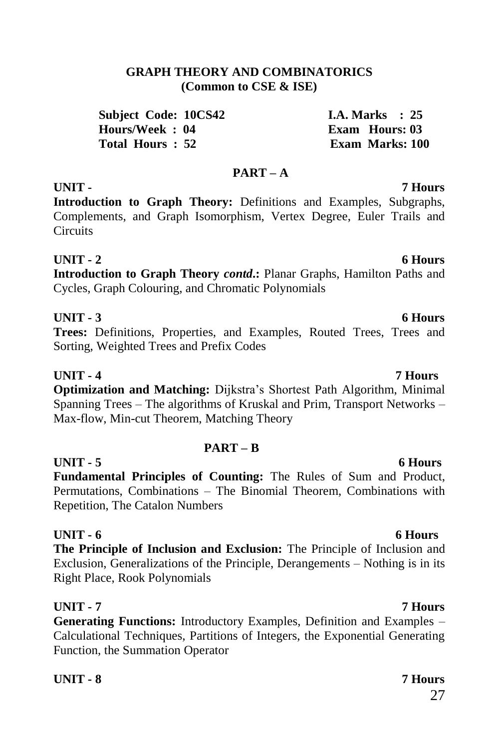# GRAPH THEORY AND COMBINATORICS
**(Common to CSE & ISE)**

| | |
|---|---|
| **Subject Code: 10CS42** | **I.A. Marks : 25** |
| **Hours/Week : 04** | **Exam Hours: 03** |
| **Total Hours : 52** | **Exam Marks: 100** |

## PART – A

**UNIT - 7 Hours**

**Introduction to Graph Theory:** Definitions and Examples, Subgraphs, Complements, and Graph Isomorphism, Vertex Degree, Euler Trails and Circuits

**UNIT - 2 6 Hours**

**Introduction to Graph Theory *contd*.:** Planar Graphs, Hamilton Paths and Cycles, Graph Colouring, and Chromatic Polynomials

**UNIT - 3 6 Hours**

**Trees:** Definitions, Properties, and Examples, Routed Trees, Trees and Sorting, Weighted Trees and Prefix Codes

**UNIT - 4 7 Hours**

**Optimization and Matching:** Dijkstra's Shortest Path Algorithm, Minimal Spanning Trees – The algorithms of Kruskal and Prim, Transport Networks – Max-flow, Min-cut Theorem, Matching Theory

## PART – B

**UNIT - 5 6 Hours**

**Fundamental Principles of Counting:** The Rules of Sum and Product, Permutations, Combinations – The Binomial Theorem, Combinations with Repetition, The Catalon Numbers

**UNIT - 6 6 Hours**

**The Principle of Inclusion and Exclusion:** The Principle of Inclusion and Exclusion, Generalizations of the Principle, Derangements – Nothing is in its Right Place, Rook Polynomials

**UNIT - 7 7 Hours**

**Generating Functions:** Introductory Examples, Definition and Examples – Calculational Techniques, Partitions of Integers, the Exponential Generating Function, the Summation Operator

**UNIT - 8 7 Hours**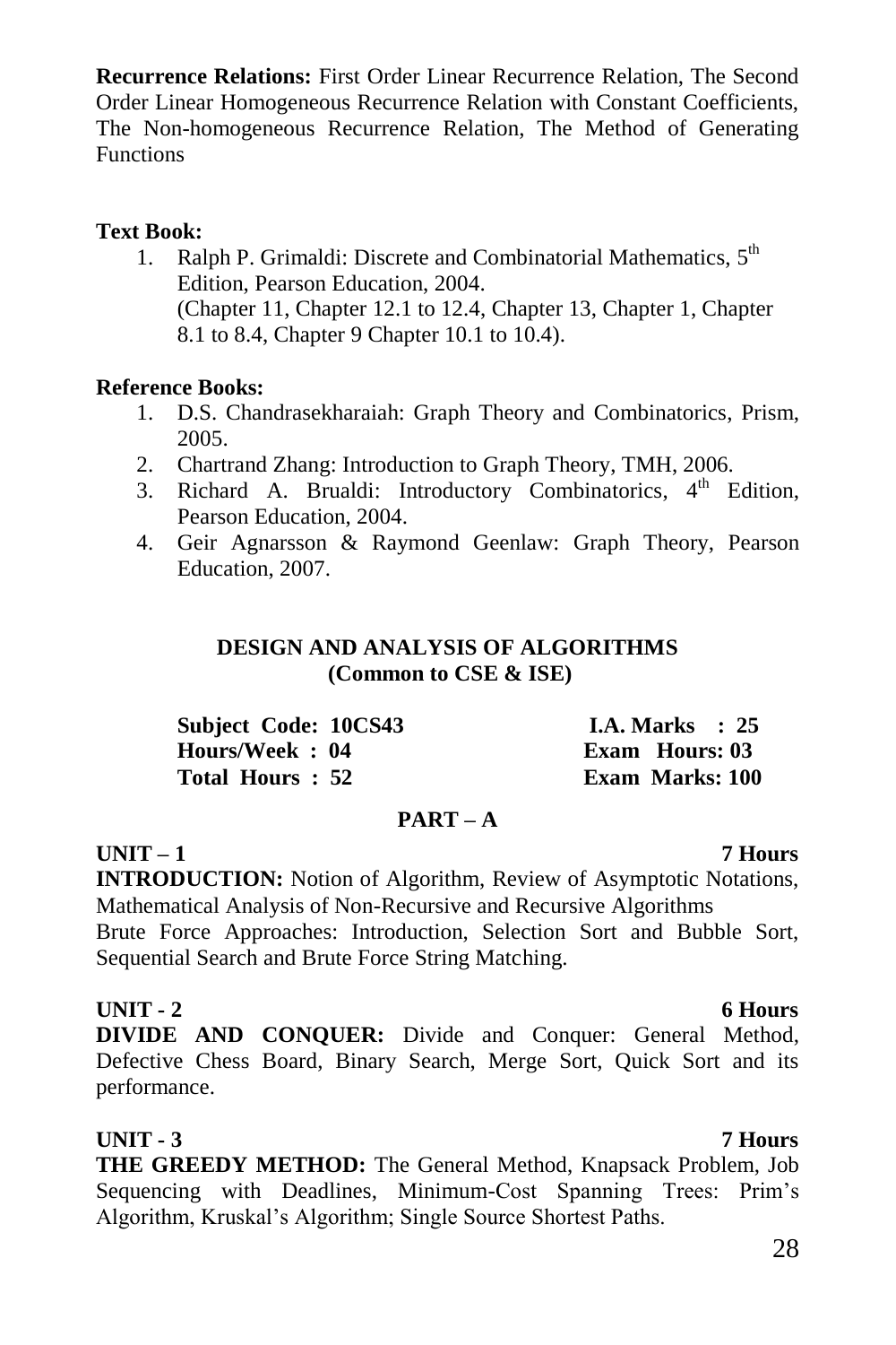**Recurrence Relations:** First Order Linear Recurrence Relation, The Second Order Linear Homogeneous Recurrence Relation with Constant Coefficients, The Non-homogeneous Recurrence Relation, The Method of Generating Functions

**Text Book:**

1. Ralph P. Grimaldi: Discrete and Combinatorial Mathematics, 5th Edition, Pearson Education, 2004.
   (Chapter 11, Chapter 12.1 to 12.4, Chapter 13, Chapter 1, Chapter 8.1 to 8.4, Chapter 9 Chapter 10.1 to 10.4).

**Reference Books:**

1. D.S. Chandrasekharaiah: Graph Theory and Combinatorics, Prism, 2005.
2. Chartrand Zhang: Introduction to Graph Theory, TMH, 2006.
3. Richard A. Brualdi: Introductory Combinatorics, 4th Edition, Pearson Education, 2004.
4. Geir Agnarsson & Raymond Geenlaw: Graph Theory, Pearson Education, 2007.

## DESIGN AND ANALYSIS OF ALGORITHMS
### (Common to CSE & ISE)

| | |
|---|---|
| **Subject Code: 10CS43** | **I.A. Marks : 25** |
| **Hours/Week : 04** | **Exam Hours: 03** |
| **Total Hours : 52** | **Exam Marks: 100** |

### PART – A

**UNIT – 1** **7 Hours**

**INTRODUCTION:** Notion of Algorithm, Review of Asymptotic Notations, Mathematical Analysis of Non-Recursive and Recursive Algorithms
Brute Force Approaches: Introduction, Selection Sort and Bubble Sort, Sequential Search and Brute Force String Matching.

**UNIT - 2** **6 Hours**

**DIVIDE AND CONQUER:** Divide and Conquer: General Method, Defective Chess Board, Binary Search, Merge Sort, Quick Sort and its performance.

**UNIT - 3** **7 Hours**

**THE GREEDY METHOD:** The General Method, Knapsack Problem, Job Sequencing with Deadlines, Minimum-Cost Spanning Trees: Prim's Algorithm, Kruskal's Algorithm; Single Source Shortest Paths.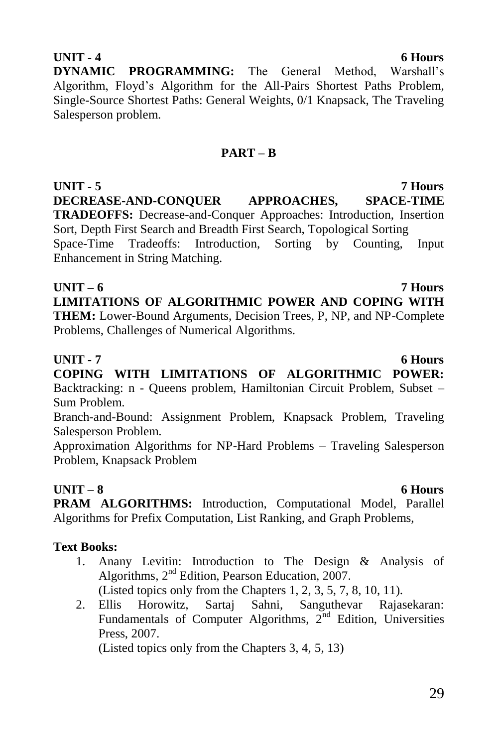**UNIT - 4** **6 Hours**

**DYNAMIC PROGRAMMING:** The General Method, Warshall's Algorithm, Floyd's Algorithm for the All-Pairs Shortest Paths Problem, Single-Source Shortest Paths: General Weights, 0/1 Knapsack, The Traveling Salesperson problem.

## PART – B

**UNIT - 5** **7 Hours**

**DECREASE-AND-CONQUER APPROACHES, SPACE-TIME TRADEOFFS:** Decrease-and-Conquer Approaches: Introduction, Insertion Sort, Depth First Search and Breadth First Search, Topological Sorting

Space-Time Tradeoffs: Introduction, Sorting by Counting, Input Enhancement in String Matching.

**UNIT – 6** **7 Hours**

**LIMITATIONS OF ALGORITHMIC POWER AND COPING WITH THEM:** Lower-Bound Arguments, Decision Trees, P, NP, and NP-Complete Problems, Challenges of Numerical Algorithms.

**UNIT - 7** **6 Hours**

**COPING WITH LIMITATIONS OF ALGORITHMIC POWER:** Backtracking: n - Queens problem, Hamiltonian Circuit Problem, Subset – Sum Problem.

Branch-and-Bound: Assignment Problem, Knapsack Problem, Traveling Salesperson Problem.

Approximation Algorithms for NP-Hard Problems – Traveling Salesperson Problem, Knapsack Problem

**UNIT – 8** **6 Hours**

**PRAM ALGORITHMS:** Introduction, Computational Model, Parallel Algorithms for Prefix Computation, List Ranking, and Graph Problems,

**Text Books:**

1. Anany Levitin: Introduction to The Design & Analysis of Algorithms, 2nd Edition, Pearson Education, 2007.
   (Listed topics only from the Chapters 1, 2, 3, 5, 7, 8, 10, 11).
2. Ellis Horowitz, Sartaj Sahni, Sanguthevar Rajasekaran: Fundamentals of Computer Algorithms, 2nd Edition, Universities Press, 2007.
   (Listed topics only from the Chapters 3, 4, 5, 13)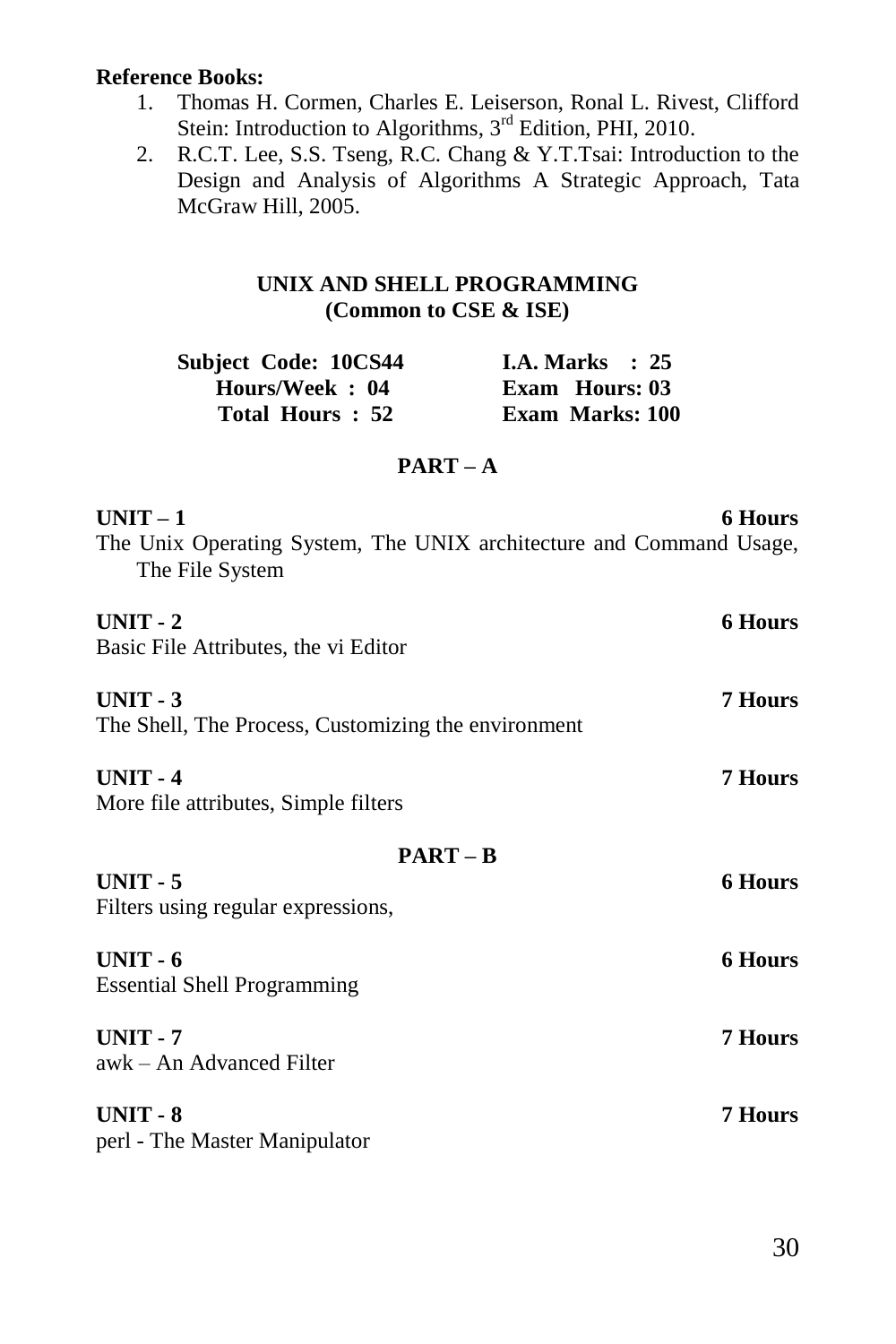**Reference Books:**

1. Thomas H. Cormen, Charles E. Leiserson, Ronal L. Rivest, Clifford Stein: Introduction to Algorithms, 3rd Edition, PHI, 2010.
2. R.C.T. Lee, S.S. Tseng, R.C. Chang & Y.T.Tsai: Introduction to the Design and Analysis of Algorithms A Strategic Approach, Tata McGraw Hill, 2005.

## UNIX AND SHELL PROGRAMMING
### (Common to CSE & ISE)

| | |
|---|---|
| **Subject Code: 10CS44** | **I.A. Marks : 25** |
| **Hours/Week : 04** | **Exam Hours: 03** |
| **Total Hours : 52** | **Exam Marks: 100** |

### PART – A

**UNIT – 1** **6 Hours**
The Unix Operating System, The UNIX architecture and Command Usage, The File System

**UNIT - 2** **6 Hours**
Basic File Attributes, the vi Editor

**UNIT - 3** **7 Hours**
The Shell, The Process, Customizing the environment

**UNIT - 4** **7 Hours**
More file attributes, Simple filters

### PART – B

**UNIT - 5** **6 Hours**
Filters using regular expressions,

**UNIT - 6** **6 Hours**
Essential Shell Programming

**UNIT - 7** **7 Hours**
awk – An Advanced Filter

**UNIT - 8** **7 Hours**
perl - The Master Manipulator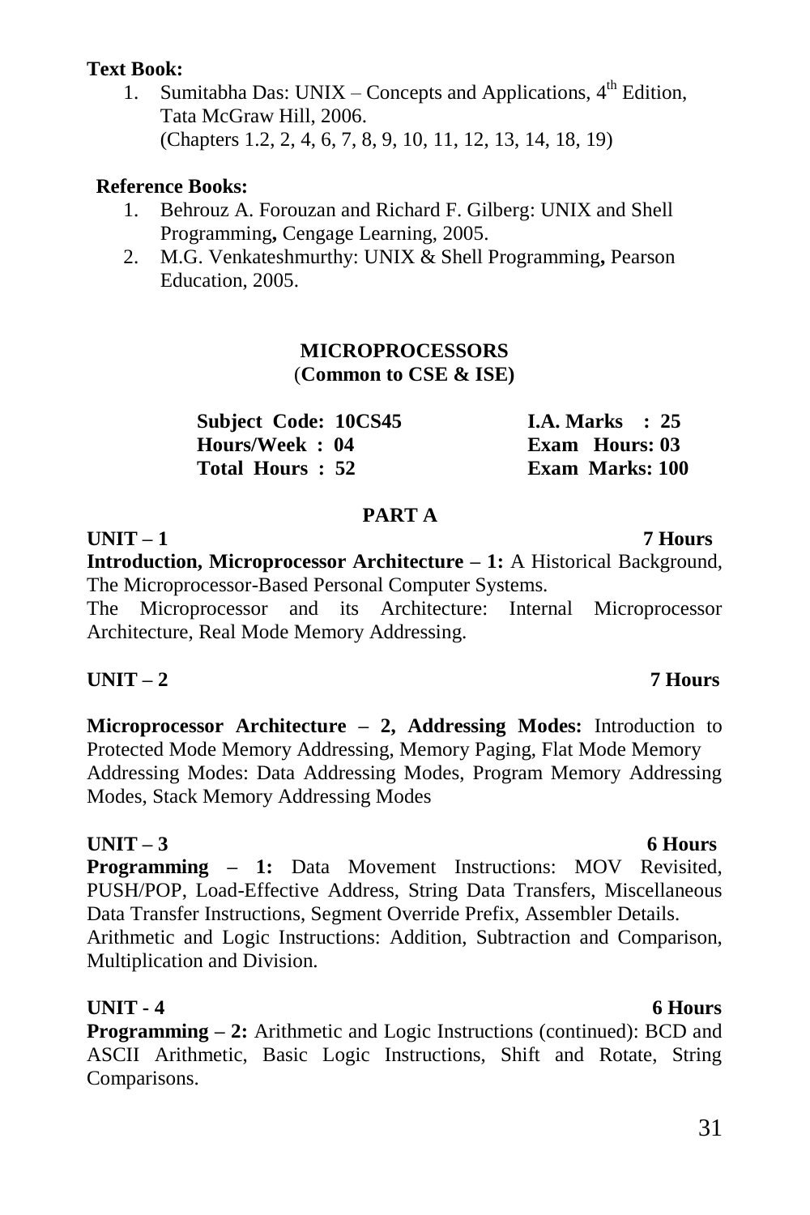**Text Book:**

1. Sumitabha Das: UNIX – Concepts and Applications, 4th Edition, Tata McGraw Hill, 2006.
   (Chapters 1.2, 2, 4, 6, 7, 8, 9, 10, 11, 12, 13, 14, 18, 19)

**Reference Books:**

1. Behrouz A. Forouzan and Richard F. Gilberg: UNIX and Shell Programming**,** Cengage Learning, 2005.
2. M.G. Venkateshmurthy: UNIX & Shell Programming**,** Pearson Education, 2005.

## MICROPROCESSORS
### (Common to CSE & ISE)

| | |
|---|---|
| **Subject Code: 10CS45** | **I.A. Marks : 25** |
| **Hours/Week : 04** | **Exam Hours: 03** |
| **Total Hours : 52** | **Exam Marks: 100** |

### PART A

**UNIT – 1** **7 Hours**

**Introduction, Microprocessor Architecture – 1:** A Historical Background, The Microprocessor-Based Personal Computer Systems.
The Microprocessor and its Architecture: Internal Microprocessor Architecture, Real Mode Memory Addressing.

**UNIT – 2** **7 Hours**

**Microprocessor Architecture – 2, Addressing Modes:** Introduction to Protected Mode Memory Addressing, Memory Paging, Flat Mode Memory
Addressing Modes: Data Addressing Modes, Program Memory Addressing Modes, Stack Memory Addressing Modes

**UNIT – 3** **6 Hours**

**Programming – 1:** Data Movement Instructions: MOV Revisited, PUSH/POP, Load-Effective Address, String Data Transfers, Miscellaneous Data Transfer Instructions, Segment Override Prefix, Assembler Details.
Arithmetic and Logic Instructions: Addition, Subtraction and Comparison, Multiplication and Division.

**UNIT - 4** **6 Hours**

**Programming – 2:** Arithmetic and Logic Instructions (continued): BCD and ASCII Arithmetic, Basic Logic Instructions, Shift and Rotate, String Comparisons.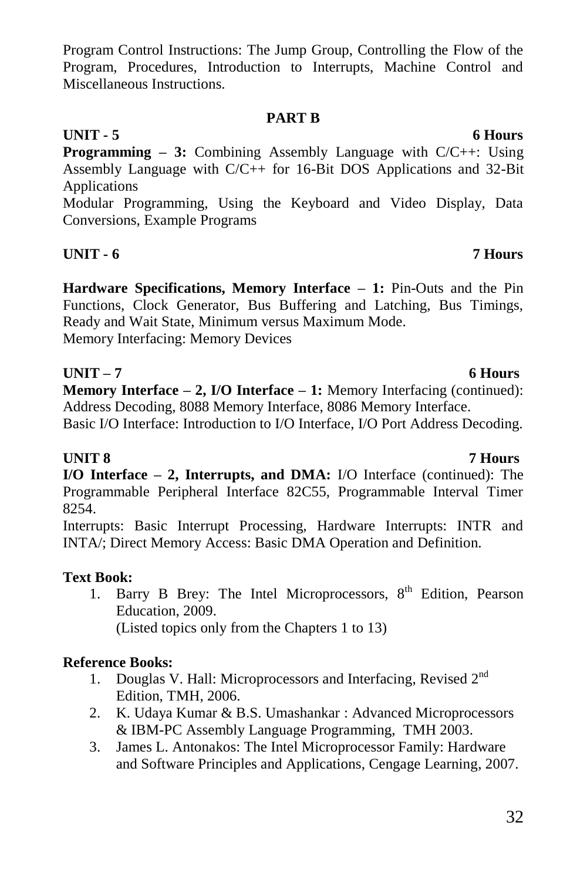Program Control Instructions: The Jump Group, Controlling the Flow of the Program, Procedures, Introduction to Interrupts, Machine Control and Miscellaneous Instructions.

## PART B

**UNIT - 5 — 6 Hours**

**Programming – 3:** Combining Assembly Language with C/C++: Using Assembly Language with C/C++ for 16-Bit DOS Applications and 32-Bit Applications

Modular Programming, Using the Keyboard and Video Display, Data Conversions, Example Programs

**UNIT - 6 — 7 Hours**

**Hardware Specifications, Memory Interface – 1:** Pin-Outs and the Pin Functions, Clock Generator, Bus Buffering and Latching, Bus Timings, Ready and Wait State, Minimum versus Maximum Mode.

Memory Interfacing: Memory Devices

**UNIT – 7 — 6 Hours**

**Memory Interface – 2, I/O Interface – 1:** Memory Interfacing (continued): Address Decoding, 8088 Memory Interface, 8086 Memory Interface.

Basic I/O Interface: Introduction to I/O Interface, I/O Port Address Decoding.

**UNIT 8 — 7 Hours**

**I/O Interface – 2, Interrupts, and DMA:** I/O Interface (continued): The Programmable Peripheral Interface 82C55, Programmable Interval Timer 8254.

Interrupts: Basic Interrupt Processing, Hardware Interrupts: INTR and INTA/; Direct Memory Access: Basic DMA Operation and Definition.

**Text Book:**

1. Barry B Brey: The Intel Microprocessors, 8th Edition, Pearson Education, 2009.
   (Listed topics only from the Chapters 1 to 13)

**Reference Books:**

1. Douglas V. Hall: Microprocessors and Interfacing, Revised 2nd Edition, TMH, 2006.
2. K. Udaya Kumar & B.S. Umashankar : Advanced Microprocessors & IBM-PC Assembly Language Programming, TMH 2003.
3. James L. Antonakos: The Intel Microprocessor Family: Hardware and Software Principles and Applications, Cengage Learning, 2007.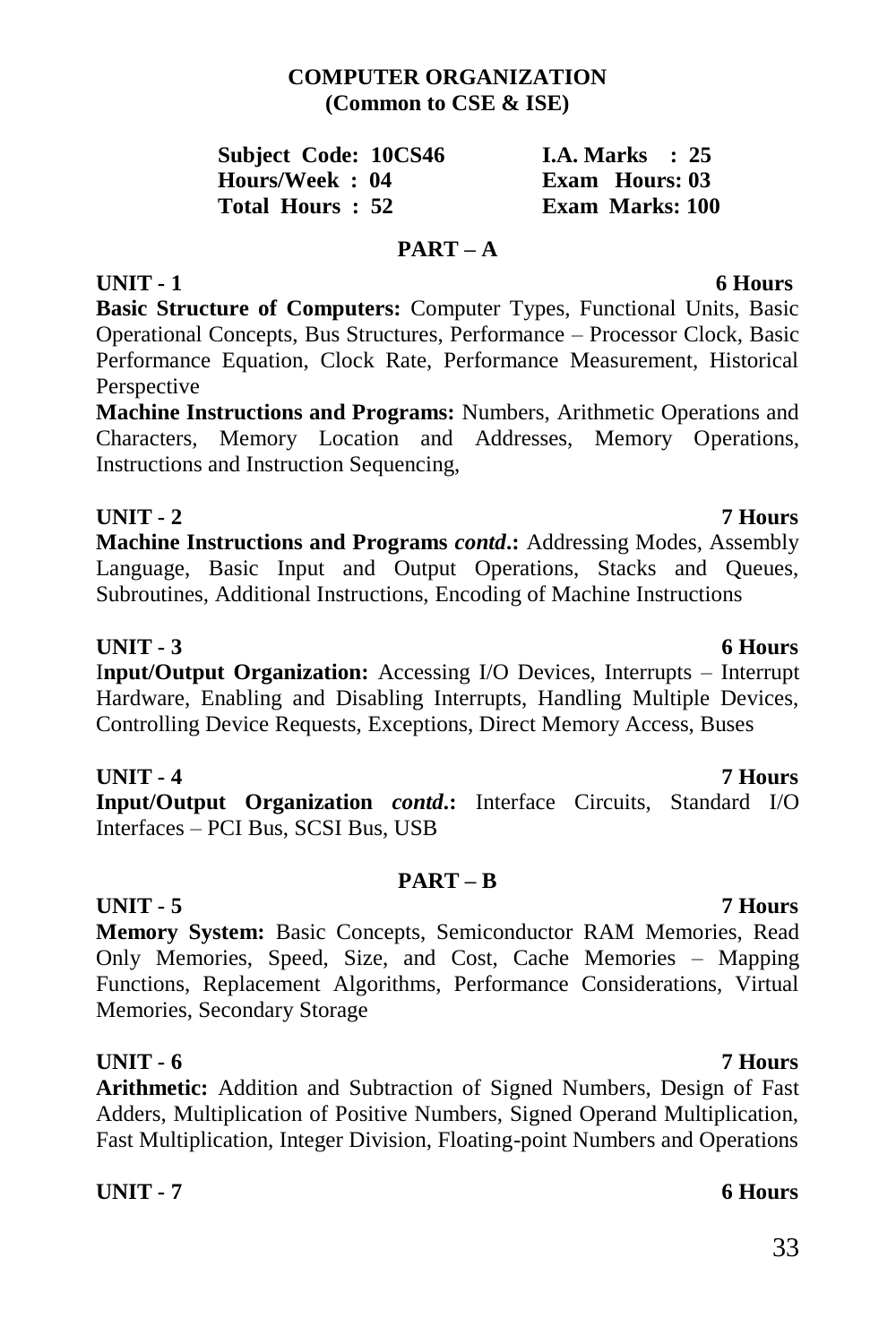## COMPUTER ORGANIZATION
**(Common to CSE & ISE)**

| | |
|---|---|
| **Subject Code: 10CS46** | **I.A. Marks : 25** |
| **Hours/Week : 04** | **Exam Hours: 03** |
| **Total Hours : 52** | **Exam Marks: 100** |

### PART – A

**UNIT - 1** **6 Hours**

**Basic Structure of Computers:** Computer Types, Functional Units, Basic Operational Concepts, Bus Structures, Performance – Processor Clock, Basic Performance Equation, Clock Rate, Performance Measurement, Historical Perspective

**Machine Instructions and Programs:** Numbers, Arithmetic Operations and Characters, Memory Location and Addresses, Memory Operations, Instructions and Instruction Sequencing,

**UNIT - 2** **7 Hours**

**Machine Instructions and Programs *contd*.:** Addressing Modes, Assembly Language, Basic Input and Output Operations, Stacks and Queues, Subroutines, Additional Instructions, Encoding of Machine Instructions

**UNIT - 3** **6 Hours**

**Input/Output Organization:** Accessing I/O Devices, Interrupts – Interrupt Hardware, Enabling and Disabling Interrupts, Handling Multiple Devices, Controlling Device Requests, Exceptions, Direct Memory Access, Buses

**UNIT - 4** **7 Hours**

**Input/Output Organization *contd*.:** Interface Circuits, Standard I/O Interfaces – PCI Bus, SCSI Bus, USB

### PART – B

**UNIT - 5** **7 Hours**

**Memory System:** Basic Concepts, Semiconductor RAM Memories, Read Only Memories, Speed, Size, and Cost, Cache Memories – Mapping Functions, Replacement Algorithms, Performance Considerations, Virtual Memories, Secondary Storage

**UNIT - 6** **7 Hours**

**Arithmetic:** Addition and Subtraction of Signed Numbers, Design of Fast Adders, Multiplication of Positive Numbers, Signed Operand Multiplication, Fast Multiplication, Integer Division, Floating-point Numbers and Operations

**UNIT - 7** **6 Hours**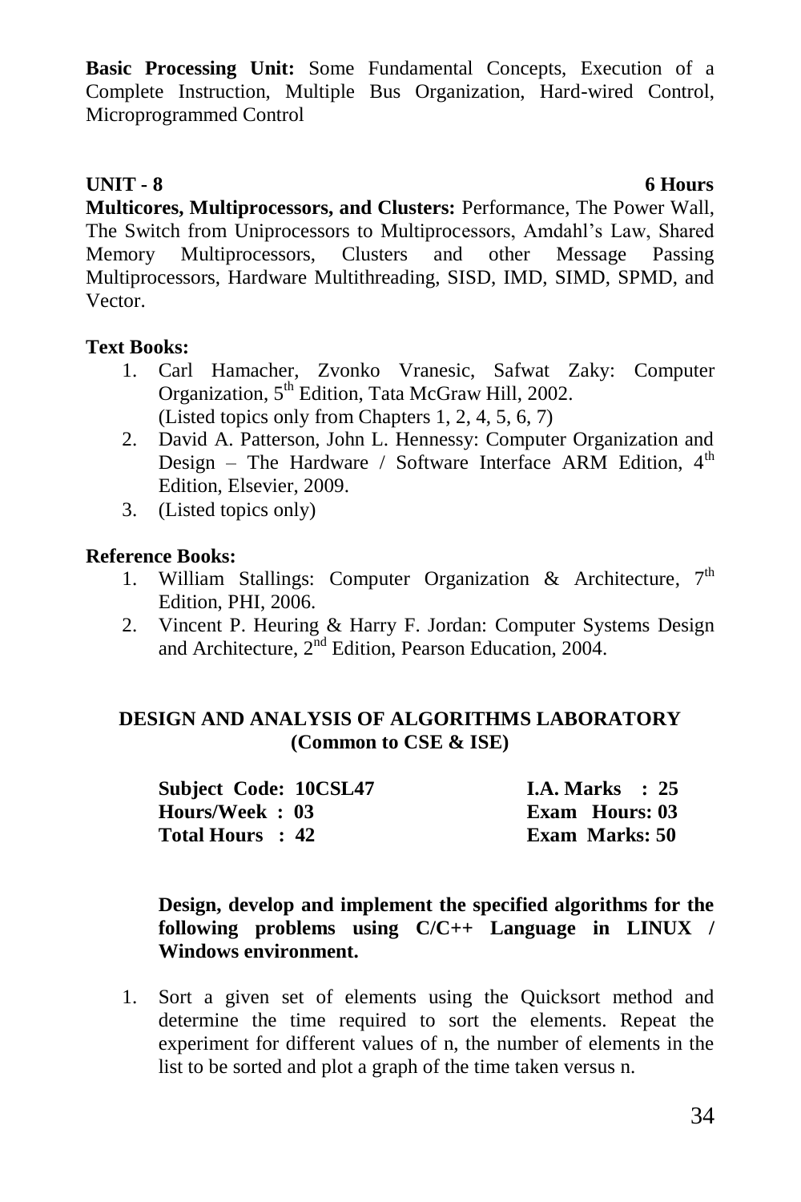**Basic Processing Unit:** Some Fundamental Concepts, Execution of a Complete Instruction, Multiple Bus Organization, Hard-wired Control, Microprogrammed Control

**UNIT - 8 6 Hours**

**Multicores, Multiprocessors, and Clusters:** Performance, The Power Wall, The Switch from Uniprocessors to Multiprocessors, Amdahl's Law, Shared Memory Multiprocessors, Clusters and other Message Passing Multiprocessors, Hardware Multithreading, SISD, IMD, SIMD, SPMD, and Vector.

**Text Books:**

1. Carl Hamacher, Zvonko Vranesic, Safwat Zaky: Computer Organization, 5th Edition, Tata McGraw Hill, 2002.
   (Listed topics only from Chapters 1, 2, 4, 5, 6, 7)
2. David A. Patterson, John L. Hennessy: Computer Organization and Design – The Hardware / Software Interface ARM Edition, 4th Edition, Elsevier, 2009.
3. (Listed topics only)

**Reference Books:**

1. William Stallings: Computer Organization & Architecture, 7th Edition, PHI, 2006.
2. Vincent P. Heuring & Harry F. Jordan: Computer Systems Design and Architecture, 2nd Edition, Pearson Education, 2004.

## DESIGN AND ANALYSIS OF ALGORITHMS LABORATORY (Common to CSE & ISE)

| | |
|---|---|
| **Subject Code: 10CSL47** | **I.A. Marks : 25** |
| **Hours/Week : 03** | **Exam Hours: 03** |
| **Total Hours : 42** | **Exam Marks: 50** |

**Design, develop and implement the specified algorithms for the following problems using C/C++ Language in LINUX / Windows environment.**

1. Sort a given set of elements using the Quicksort method and determine the time required to sort the elements. Repeat the experiment for different values of n, the number of elements in the list to be sorted and plot a graph of the time taken versus n.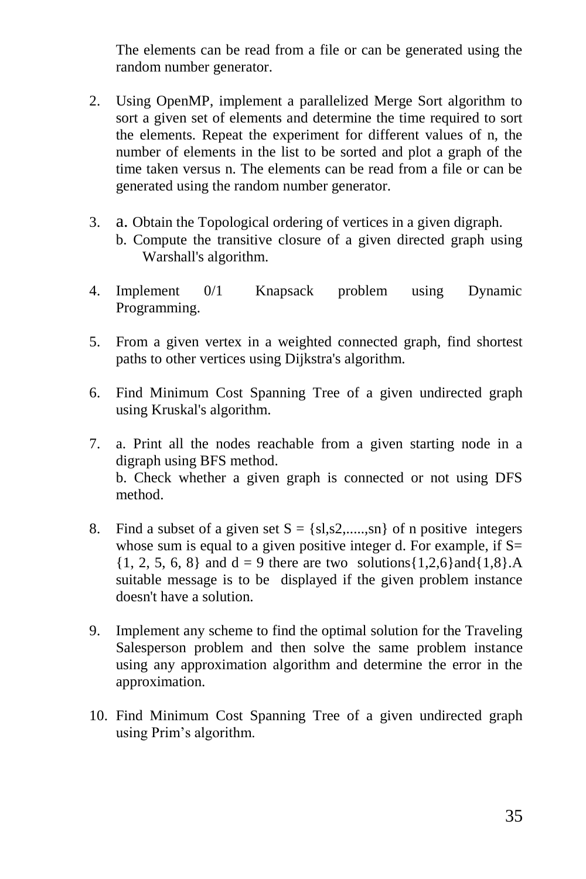The elements can be read from a file or can be generated using the random number generator.

2. Using OpenMP, implement a parallelized Merge Sort algorithm to sort a given set of elements and determine the time required to sort the elements. Repeat the experiment for different values of n, the number of elements in the list to be sorted and plot a graph of the time taken versus n. The elements can be read from a file or can be generated using the random number generator.

3. a. Obtain the Topological ordering of vertices in a given digraph.
   b. Compute the transitive closure of a given directed graph using Warshall's algorithm.

4. Implement 0/1 Knapsack problem using Dynamic Programming.

5. From a given vertex in a weighted connected graph, find shortest paths to other vertices using Dijkstra's algorithm.

6. Find Minimum Cost Spanning Tree of a given undirected graph using Kruskal's algorithm.

7. a. Print all the nodes reachable from a given starting node in a digraph using BFS method.
   b. Check whether a given graph is connected or not using DFS method.

8. Find a subset of a given set S = {sl,s2,.....,sn} of n positive integers whose sum is equal to a given positive integer d. For example, if S= {1, 2, 5, 6, 8} and d = 9 there are two solutions{1,2,6}and{1,8}.A suitable message is to be displayed if the given problem instance doesn't have a solution.

9. Implement any scheme to find the optimal solution for the Traveling Salesperson problem and then solve the same problem instance using any approximation algorithm and determine the error in the approximation.

10. Find Minimum Cost Spanning Tree of a given undirected graph using Prim’s algorithm.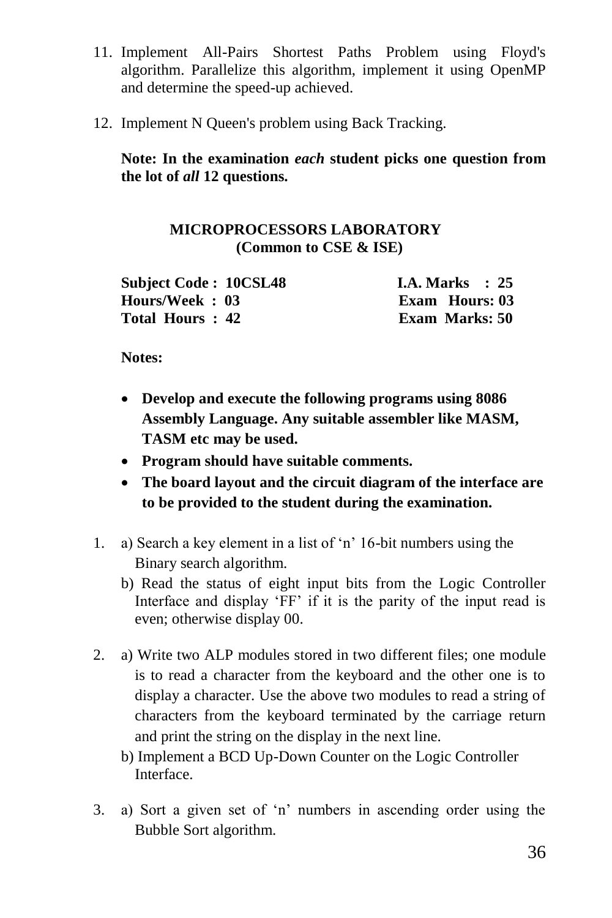11. Implement All-Pairs Shortest Paths Problem using Floyd's algorithm. Parallelize this algorithm, implement it using OpenMP and determine the speed-up achieved.

12. Implement N Queen's problem using Back Tracking.

**Note: In the examination *each* student picks one question from the lot of *all* 12 questions.**

## MICROPROCESSORS LABORATORY
### (Common to CSE & ISE)

| | |
|---|---|
| **Subject Code : 10CSL48** | **I.A. Marks : 25** |
| **Hours/Week : 03** | **Exam Hours: 03** |
| **Total Hours : 42** | **Exam Marks: 50** |

**Notes:**

- **Develop and execute the following programs using 8086 Assembly Language. Any suitable assembler like MASM, TASM etc may be used.**
- **Program should have suitable comments.**
- **The board layout and the circuit diagram of the interface are to be provided to the student during the examination.**

1. a) Search a key element in a list of 'n' 16-bit numbers using the Binary search algorithm.

   b) Read the status of eight input bits from the Logic Controller Interface and display 'FF' if it is the parity of the input read is even; otherwise display 00.

2. a) Write two ALP modules stored in two different files; one module is to read a character from the keyboard and the other one is to display a character. Use the above two modules to read a string of characters from the keyboard terminated by the carriage return and print the string on the display in the next line.

   b) Implement a BCD Up-Down Counter on the Logic Controller Interface.

3. a) Sort a given set of 'n' numbers in ascending order using the Bubble Sort algorithm.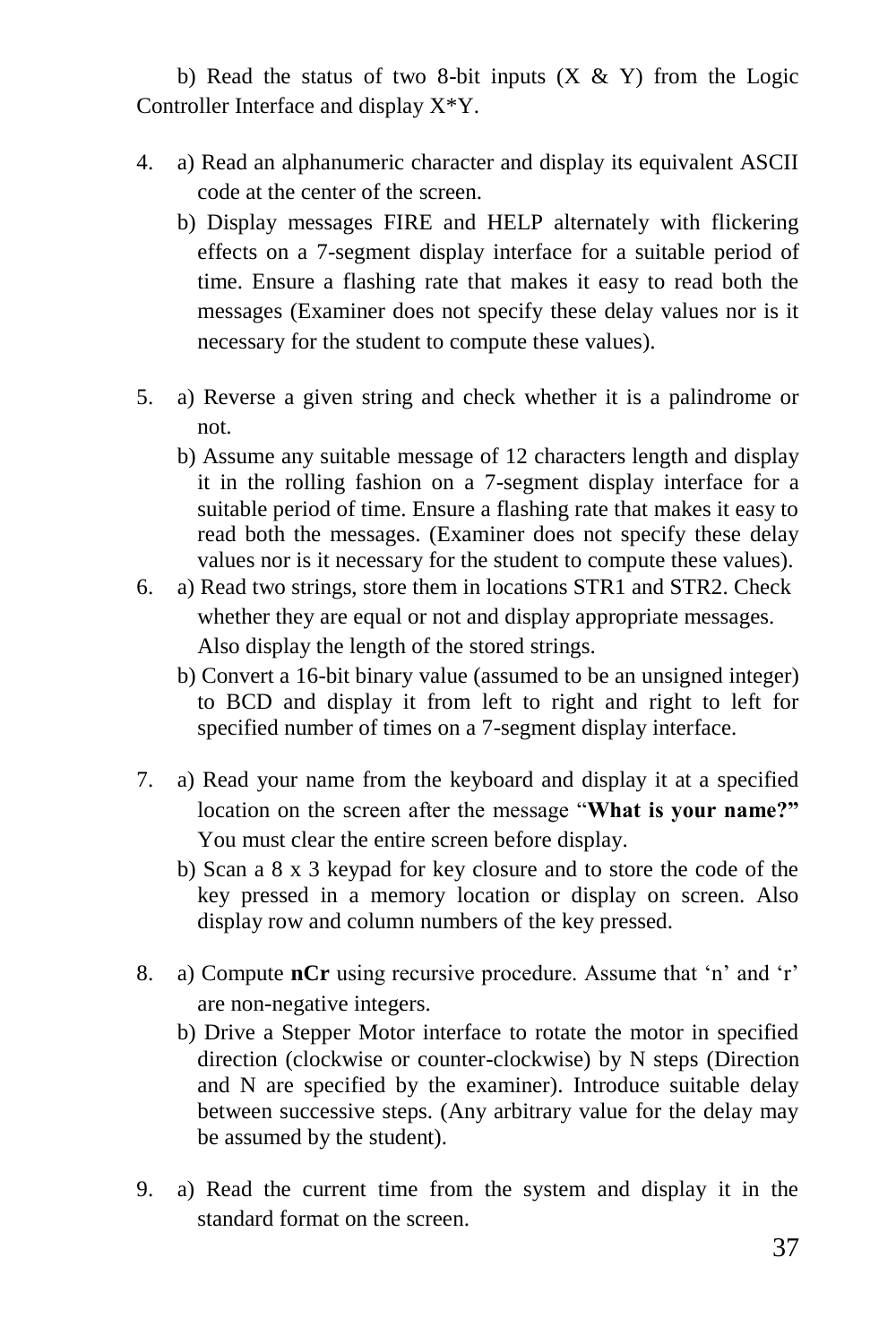b) Read the status of two 8-bit inputs (X & Y) from the Logic Controller Interface and display X*Y.

4. a) Read an alphanumeric character and display its equivalent ASCII code at the center of the screen.

   b) Display messages FIRE and HELP alternately with flickering effects on a 7-segment display interface for a suitable period of time. Ensure a flashing rate that makes it easy to read both the messages (Examiner does not specify these delay values nor is it necessary for the student to compute these values).

5. a) Reverse a given string and check whether it is a palindrome or not.

   b) Assume any suitable message of 12 characters length and display it in the rolling fashion on a 7-segment display interface for a suitable period of time. Ensure a flashing rate that makes it easy to read both the messages. (Examiner does not specify these delay values nor is it necessary for the student to compute these values).

6. a) Read two strings, store them in locations STR1 and STR2. Check whether they are equal or not and display appropriate messages. Also display the length of the stored strings.

   b) Convert a 16-bit binary value (assumed to be an unsigned integer) to BCD and display it from left to right and right to left for specified number of times on a 7-segment display interface.

7. a) Read your name from the keyboard and display it at a specified location on the screen after the message "**What is your name?"** You must clear the entire screen before display.

   b) Scan a 8 x 3 keypad for key closure and to store the code of the key pressed in a memory location or display on screen. Also display row and column numbers of the key pressed.

8. a) Compute **nCr** using recursive procedure. Assume that 'n' and 'r' are non-negative integers.

   b) Drive a Stepper Motor interface to rotate the motor in specified direction (clockwise or counter-clockwise) by N steps (Direction and N are specified by the examiner). Introduce suitable delay between successive steps. (Any arbitrary value for the delay may be assumed by the student).

9. a) Read the current time from the system and display it in the standard format on the screen.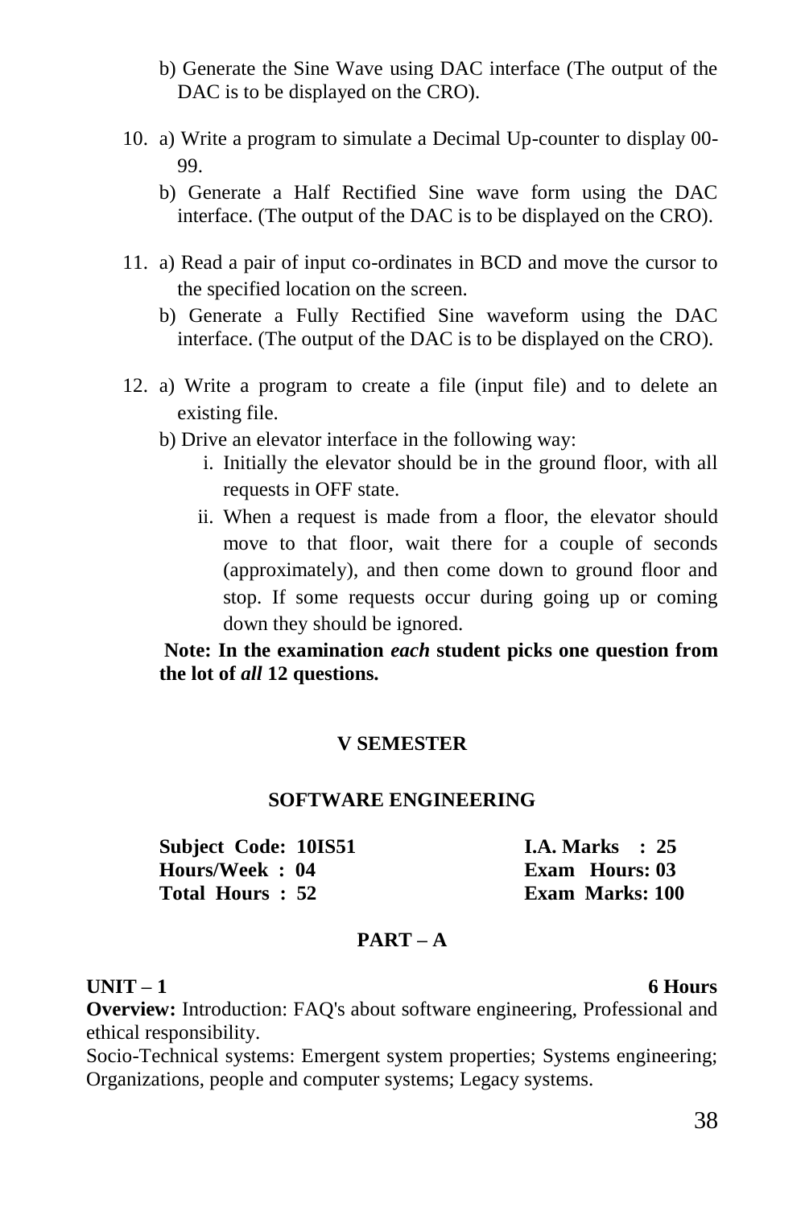b) Generate the Sine Wave using DAC interface (The output of the DAC is to be displayed on the CRO).

10. a) Write a program to simulate a Decimal Up-counter to display 00-99.

    b) Generate a Half Rectified Sine wave form using the DAC interface. (The output of the DAC is to be displayed on the CRO).

11. a) Read a pair of input co-ordinates in BCD and move the cursor to the specified location on the screen.

    b) Generate a Fully Rectified Sine waveform using the DAC interface. (The output of the DAC is to be displayed on the CRO).

12. a) Write a program to create a file (input file) and to delete an existing file.

    b) Drive an elevator interface in the following way:

    i. Initially the elevator should be in the ground floor, with all requests in OFF state.

    ii. When a request is made from a floor, the elevator should move to that floor, wait there for a couple of seconds (approximately), and then come down to ground floor and stop. If some requests occur during going up or coming down they should be ignored.

**Note: In the examination *each* student picks one question from the lot of *all* 12 questions.**

## V SEMESTER

## SOFTWARE ENGINEERING

| | |
|---|---|
| **Subject Code: 10IS51** | **I.A. Marks : 25** |
| **Hours/Week : 04** | **Exam Hours: 03** |
| **Total Hours : 52** | **Exam Marks: 100** |

### PART – A

**UNIT – 1** **6 Hours**

**Overview:** Introduction: FAQ's about software engineering, Professional and ethical responsibility.

Socio-Technical systems: Emergent system properties; Systems engineering; Organizations, people and computer systems; Legacy systems.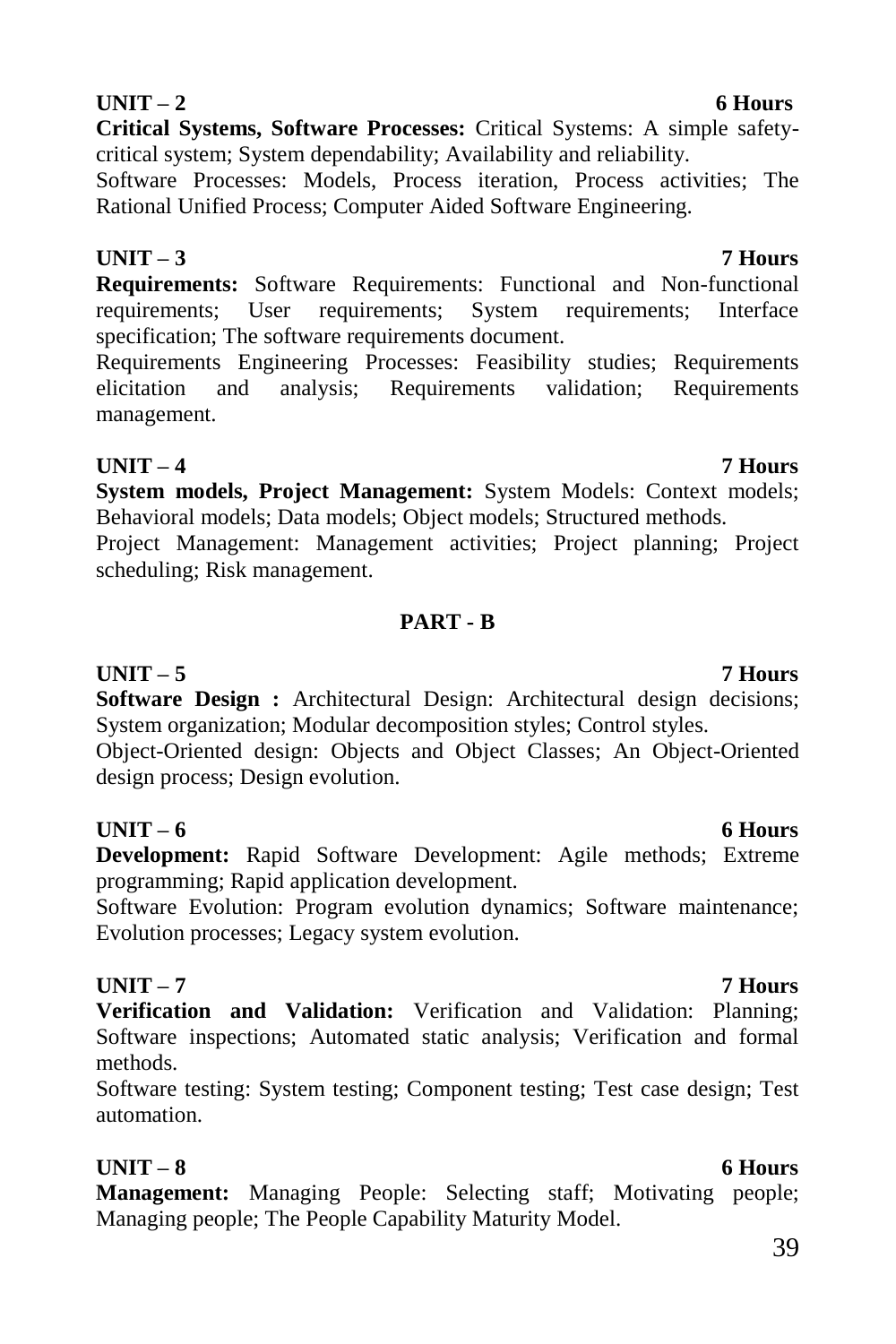**UNIT – 2** **6 Hours**

**Critical Systems, Software Processes:** Critical Systems: A simple safety-critical system; System dependability; Availability and reliability.

Software Processes: Models, Process iteration, Process activities; The Rational Unified Process; Computer Aided Software Engineering.

**UNIT – 3** **7 Hours**

**Requirements:** Software Requirements: Functional and Non-functional requirements; User requirements; System requirements; Interface specification; The software requirements document.

Requirements Engineering Processes: Feasibility studies; Requirements elicitation and analysis; Requirements validation; Requirements management.

**UNIT – 4** **7 Hours**

**System models, Project Management:** System Models: Context models; Behavioral models; Data models; Object models; Structured methods.

Project Management: Management activities; Project planning; Project scheduling; Risk management.

**PART - B**

**UNIT – 5** **7 Hours**

**Software Design :** Architectural Design: Architectural design decisions; System organization; Modular decomposition styles; Control styles.

Object-Oriented design: Objects and Object Classes; An Object-Oriented design process; Design evolution.

**UNIT – 6** **6 Hours**

**Development:** Rapid Software Development: Agile methods; Extreme programming; Rapid application development.

Software Evolution: Program evolution dynamics; Software maintenance; Evolution processes; Legacy system evolution.

**UNIT – 7** **7 Hours**

**Verification and Validation:** Verification and Validation: Planning; Software inspections; Automated static analysis; Verification and formal methods.

Software testing: System testing; Component testing; Test case design; Test automation.

**UNIT – 8** **6 Hours**

**Management:** Managing People: Selecting staff; Motivating people; Managing people; The People Capability Maturity Model.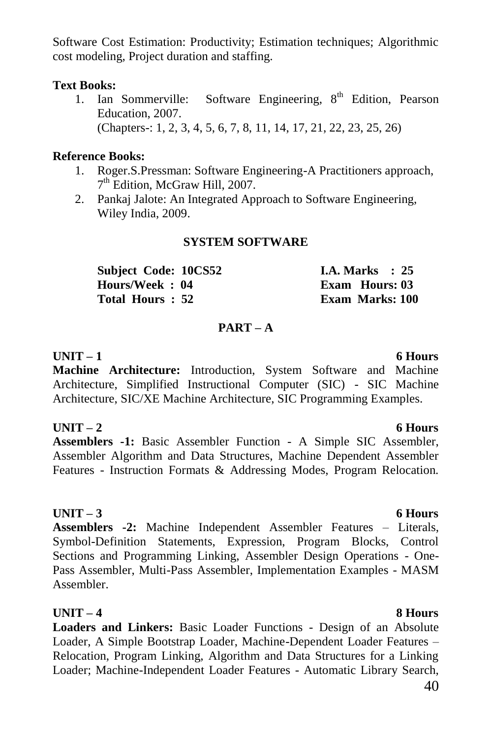Software Cost Estimation: Productivity; Estimation techniques; Algorithmic cost modeling, Project duration and staffing.

**Text Books:**

1. Ian Sommerville: Software Engineering, 8th Edition, Pearson Education, 2007.
   (Chapters-: 1, 2, 3, 4, 5, 6, 7, 8, 11, 14, 17, 21, 22, 23, 25, 26)

**Reference Books:**

1. Roger.S.Pressman: Software Engineering-A Practitioners approach, 7th Edition, McGraw Hill, 2007.
2. Pankaj Jalote: An Integrated Approach to Software Engineering, Wiley India, 2009.

## SYSTEM SOFTWARE

| | |
|---|---|
| **Subject Code: 10CS52** | **I.A. Marks : 25** |
| **Hours/Week : 04** | **Exam Hours: 03** |
| **Total Hours : 52** | **Exam Marks: 100** |

### PART – A

**UNIT – 1** **6 Hours**

**Machine Architecture:** Introduction, System Software and Machine Architecture, Simplified Instructional Computer (SIC) - SIC Machine Architecture, SIC/XE Machine Architecture, SIC Programming Examples.

**UNIT – 2** **6 Hours**

**Assemblers -1:** Basic Assembler Function - A Simple SIC Assembler, Assembler Algorithm and Data Structures, Machine Dependent Assembler Features - Instruction Formats & Addressing Modes, Program Relocation.

**UNIT – 3** **6 Hours**

**Assemblers -2:** Machine Independent Assembler Features – Literals, Symbol-Definition Statements, Expression, Program Blocks, Control Sections and Programming Linking, Assembler Design Operations - One-Pass Assembler, Multi-Pass Assembler, Implementation Examples - MASM Assembler.

**UNIT – 4** **8 Hours**

**Loaders and Linkers:** Basic Loader Functions - Design of an Absolute Loader, A Simple Bootstrap Loader, Machine-Dependent Loader Features – Relocation, Program Linking, Algorithm and Data Structures for a Linking Loader; Machine-Independent Loader Features - Automatic Library Search,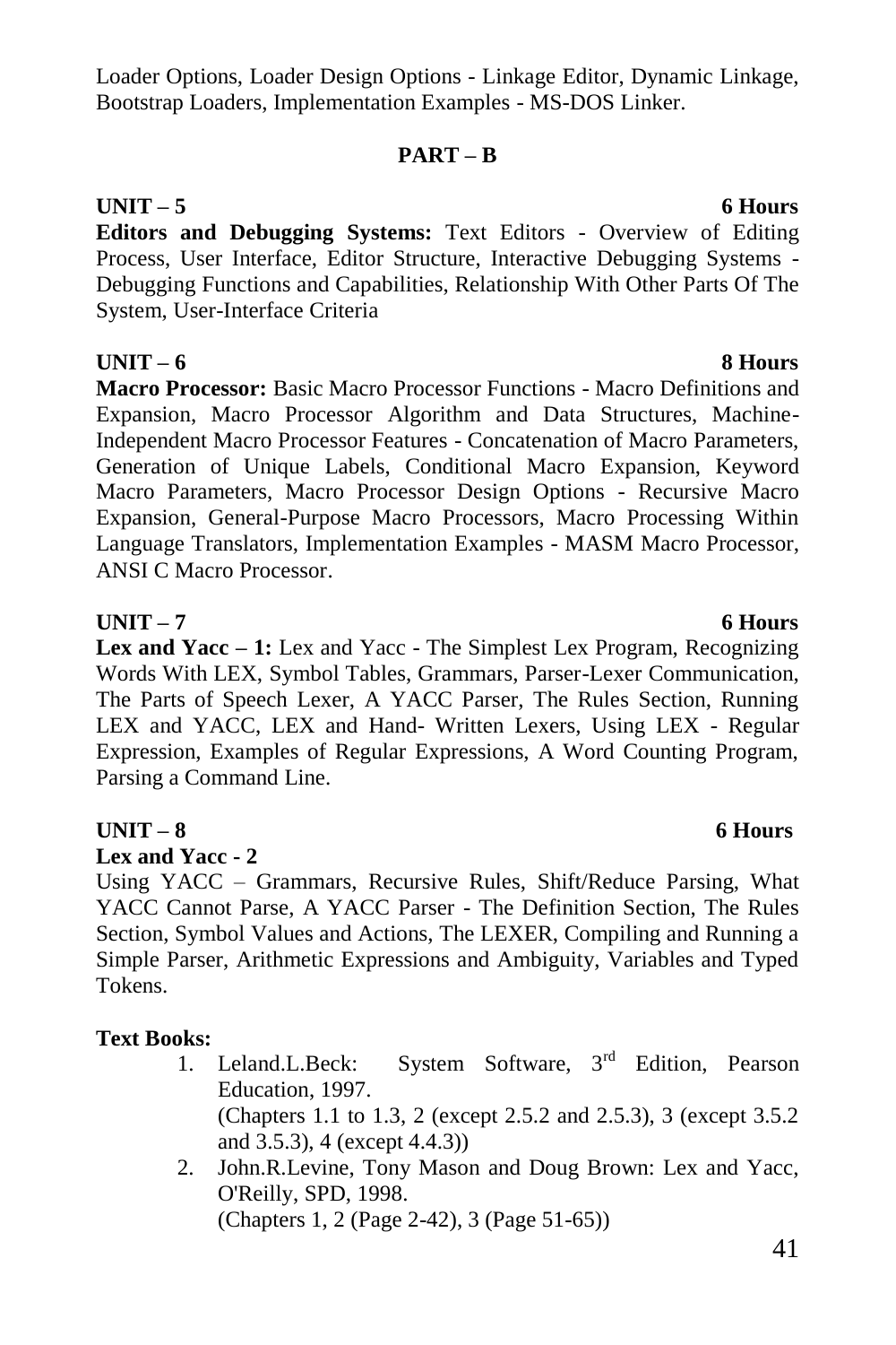Loader Options, Loader Design Options - Linkage Editor, Dynamic Linkage, Bootstrap Loaders, Implementation Examples - MS-DOS Linker.

## PART – B

**UNIT – 5** **6 Hours**

**Editors and Debugging Systems:** Text Editors - Overview of Editing Process, User Interface, Editor Structure, Interactive Debugging Systems - Debugging Functions and Capabilities, Relationship With Other Parts Of The System, User-Interface Criteria

**UNIT – 6** **8 Hours**

**Macro Processor:** Basic Macro Processor Functions - Macro Definitions and Expansion, Macro Processor Algorithm and Data Structures, Machine-Independent Macro Processor Features - Concatenation of Macro Parameters, Generation of Unique Labels, Conditional Macro Expansion, Keyword Macro Parameters, Macro Processor Design Options - Recursive Macro Expansion, General-Purpose Macro Processors, Macro Processing Within Language Translators, Implementation Examples - MASM Macro Processor, ANSI C Macro Processor.

**UNIT – 7** **6 Hours**

**Lex and Yacc – 1:** Lex and Yacc - The Simplest Lex Program, Recognizing Words With LEX, Symbol Tables, Grammars, Parser-Lexer Communication, The Parts of Speech Lexer, A YACC Parser, The Rules Section, Running LEX and YACC, LEX and Hand- Written Lexers, Using LEX - Regular Expression, Examples of Regular Expressions, A Word Counting Program, Parsing a Command Line.

**UNIT – 8** **6 Hours**

**Lex and Yacc - 2**

Using YACC – Grammars, Recursive Rules, Shift/Reduce Parsing, What YACC Cannot Parse, A YACC Parser - The Definition Section, The Rules Section, Symbol Values and Actions, The LEXER, Compiling and Running a Simple Parser, Arithmetic Expressions and Ambiguity, Variables and Typed Tokens.

**Text Books:**

1. Leland.L.Beck: System Software, 3rd Edition, Pearson Education, 1997.
   (Chapters 1.1 to 1.3, 2 (except 2.5.2 and 2.5.3), 3 (except 3.5.2 and 3.5.3), 4 (except 4.4.3))
2. John.R.Levine, Tony Mason and Doug Brown: Lex and Yacc, O'Reilly, SPD, 1998.
   (Chapters 1, 2 (Page 2-42), 3 (Page 51-65))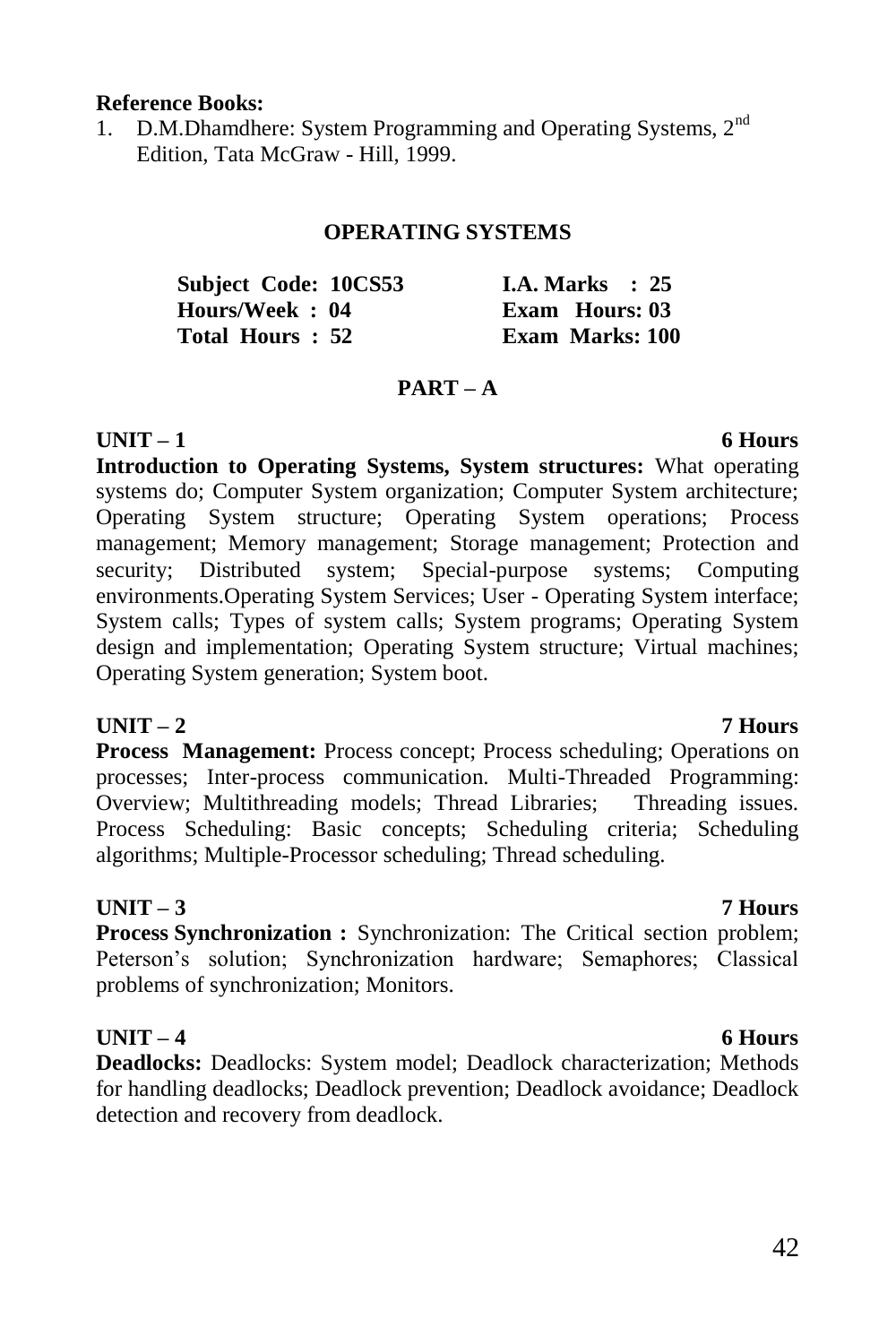**Reference Books:**

1. D.M.Dhamdhere: System Programming and Operating Systems, 2nd Edition, Tata McGraw - Hill, 1999.

## OPERATING SYSTEMS

| | |
|---|---|
| **Subject Code: 10CS53** | **I.A. Marks : 25** |
| **Hours/Week : 04** | **Exam Hours: 03** |
| **Total Hours : 52** | **Exam Marks: 100** |

### PART – A

**UNIT – 1** **6 Hours**

**Introduction to Operating Systems, System structures:** What operating systems do; Computer System organization; Computer System architecture; Operating System structure; Operating System operations; Process management; Memory management; Storage management; Protection and security; Distributed system; Special-purpose systems; Computing environments.Operating System Services; User - Operating System interface; System calls; Types of system calls; System programs; Operating System design and implementation; Operating System structure; Virtual machines; Operating System generation; System boot.

**UNIT – 2** **7 Hours**

**Process Management:** Process concept; Process scheduling; Operations on processes; Inter-process communication. Multi-Threaded Programming: Overview; Multithreading models; Thread Libraries; Threading issues. Process Scheduling: Basic concepts; Scheduling criteria; Scheduling algorithms; Multiple-Processor scheduling; Thread scheduling.

**UNIT – 3** **7 Hours**

**Process Synchronization :** Synchronization: The Critical section problem; Peterson's solution; Synchronization hardware; Semaphores; Classical problems of synchronization; Monitors.

**UNIT – 4** **6 Hours**

**Deadlocks:** Deadlocks: System model; Deadlock characterization; Methods for handling deadlocks; Deadlock prevention; Deadlock avoidance; Deadlock detection and recovery from deadlock.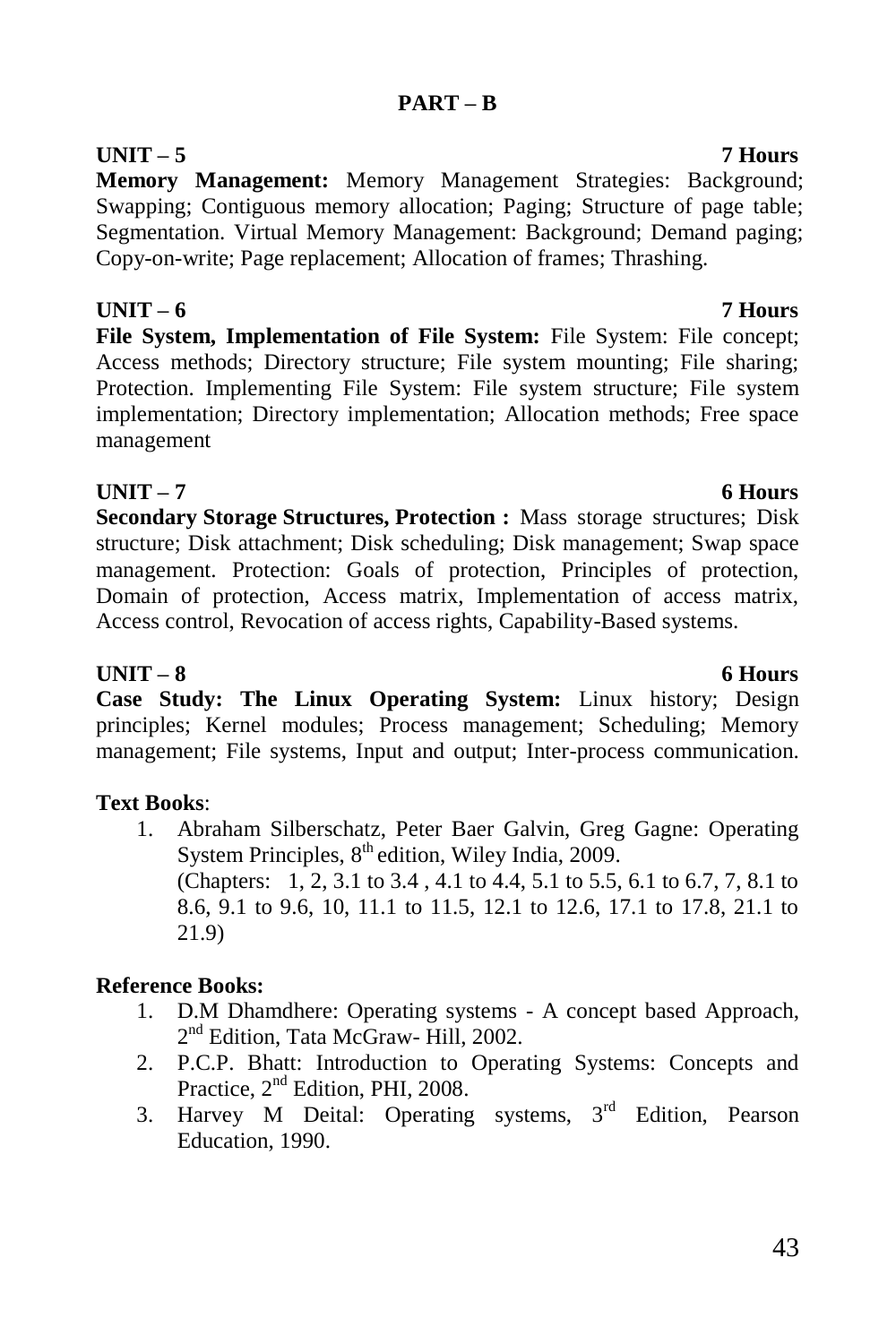## PART – B

**UNIT – 5** **7 Hours**

**Memory Management:** Memory Management Strategies: Background; Swapping; Contiguous memory allocation; Paging; Structure of page table; Segmentation. Virtual Memory Management: Background; Demand paging; Copy-on-write; Page replacement; Allocation of frames; Thrashing.

**UNIT – 6** **7 Hours**

**File System, Implementation of File System:** File System: File concept; Access methods; Directory structure; File system mounting; File sharing; Protection. Implementing File System: File system structure; File system implementation; Directory implementation; Allocation methods; Free space management

**UNIT – 7** **6 Hours**

**Secondary Storage Structures, Protection :** Mass storage structures; Disk structure; Disk attachment; Disk scheduling; Disk management; Swap space management. Protection: Goals of protection, Principles of protection, Domain of protection, Access matrix, Implementation of access matrix, Access control, Revocation of access rights, Capability-Based systems.

**UNIT – 8** **6 Hours**

**Case Study: The Linux Operating System:** Linux history; Design principles; Kernel modules; Process management; Scheduling; Memory management; File systems, Input and output; Inter-process communication.

**Text Books**:

1. Abraham Silberschatz, Peter Baer Galvin, Greg Gagne: Operating System Principles, 8th edition, Wiley India, 2009.
   (Chapters: 1, 2, 3.1 to 3.4 , 4.1 to 4.4, 5.1 to 5.5, 6.1 to 6.7, 7, 8.1 to 8.6, 9.1 to 9.6, 10, 11.1 to 11.5, 12.1 to 12.6, 17.1 to 17.8, 21.1 to 21.9)

**Reference Books:**

1. D.M Dhamdhere: Operating systems - A concept based Approach, 2nd Edition, Tata McGraw- Hill, 2002.
2. P.C.P. Bhatt: Introduction to Operating Systems: Concepts and Practice, 2nd Edition, PHI, 2008.
3. Harvey M Deital: Operating systems, 3rd Edition, Pearson Education, 1990.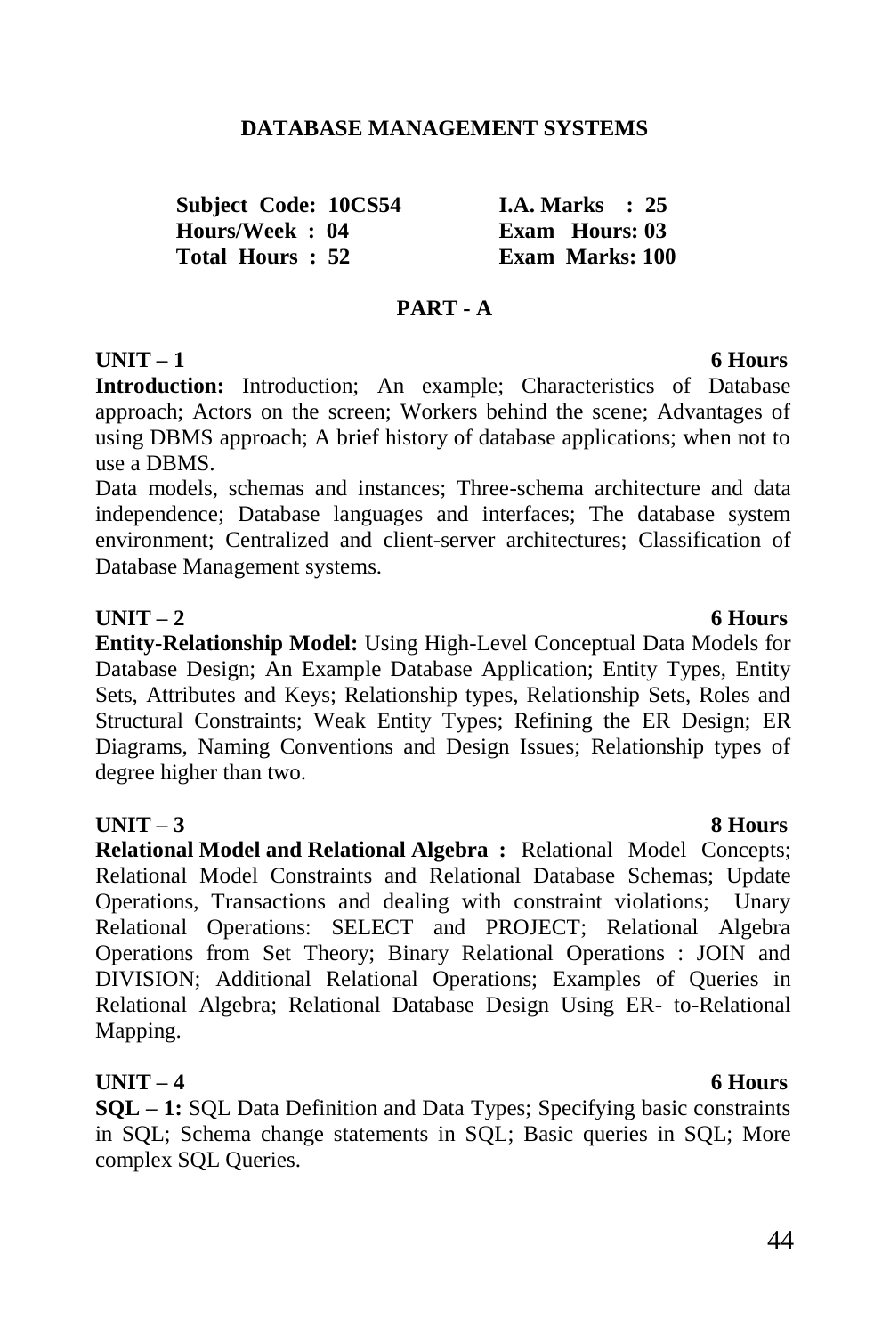# DATABASE MANAGEMENT SYSTEMS

| | |
|---|---|
| **Subject Code: 10CS54** | **I.A. Marks : 25** |
| **Hours/Week : 04** | **Exam Hours: 03** |
| **Total Hours : 52** | **Exam Marks: 100** |

## PART - A

**UNIT – 1** **6 Hours**

**Introduction:** Introduction; An example; Characteristics of Database approach; Actors on the screen; Workers behind the scene; Advantages of using DBMS approach; A brief history of database applications; when not to use a DBMS.

Data models, schemas and instances; Three-schema architecture and data independence; Database languages and interfaces; The database system environment; Centralized and client-server architectures; Classification of Database Management systems.

**UNIT – 2** **6 Hours**

**Entity-Relationship Model:** Using High-Level Conceptual Data Models for Database Design; An Example Database Application; Entity Types, Entity Sets, Attributes and Keys; Relationship types, Relationship Sets, Roles and Structural Constraints; Weak Entity Types; Refining the ER Design; ER Diagrams, Naming Conventions and Design Issues; Relationship types of degree higher than two.

**UNIT – 3** **8 Hours**

**Relational Model and Relational Algebra :** Relational Model Concepts; Relational Model Constraints and Relational Database Schemas; Update Operations, Transactions and dealing with constraint violations; Unary Relational Operations: SELECT and PROJECT; Relational Algebra Operations from Set Theory; Binary Relational Operations : JOIN and DIVISION; Additional Relational Operations; Examples of Queries in Relational Algebra; Relational Database Design Using ER- to-Relational Mapping.

**UNIT – 4** **6 Hours**

**SQL – 1:** SQL Data Definition and Data Types; Specifying basic constraints in SQL; Schema change statements in SQL; Basic queries in SQL; More complex SQL Queries.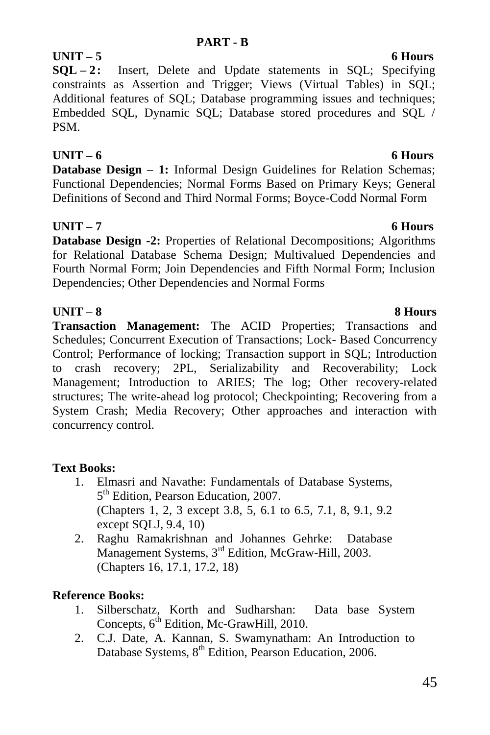## PART - B

**UNIT – 5** **6 Hours**

**SQL – 2:** Insert, Delete and Update statements in SQL; Specifying constraints as Assertion and Trigger; Views (Virtual Tables) in SQL; Additional features of SQL; Database programming issues and techniques; Embedded SQL, Dynamic SQL; Database stored procedures and SQL / PSM.

**UNIT – 6** **6 Hours**

**Database Design – 1:** Informal Design Guidelines for Relation Schemas; Functional Dependencies; Normal Forms Based on Primary Keys; General Definitions of Second and Third Normal Forms; Boyce-Codd Normal Form

**UNIT – 7** **6 Hours**

**Database Design -2:** Properties of Relational Decompositions; Algorithms for Relational Database Schema Design; Multivalued Dependencies and Fourth Normal Form; Join Dependencies and Fifth Normal Form; Inclusion Dependencies; Other Dependencies and Normal Forms

**UNIT – 8** **8 Hours**

**Transaction Management:** The ACID Properties; Transactions and Schedules; Concurrent Execution of Transactions; Lock- Based Concurrency Control; Performance of locking; Transaction support in SQL; Introduction to crash recovery; 2PL, Serializability and Recoverability; Lock Management; Introduction to ARIES; The log; Other recovery-related structures; The write-ahead log protocol; Checkpointing; Recovering from a System Crash; Media Recovery; Other approaches and interaction with concurrency control.

**Text Books:**

1. Elmasri and Navathe: Fundamentals of Database Systems, 5th Edition, Pearson Education, 2007.
   (Chapters 1, 2, 3 except 3.8, 5, 6.1 to 6.5, 7.1, 8, 9.1, 9.2 except SQLJ, 9.4, 10)
2. Raghu Ramakrishnan and Johannes Gehrke: Database Management Systems, 3rd Edition, McGraw-Hill, 2003.
   (Chapters 16, 17.1, 17.2, 18)

**Reference Books:**

1. Silberschatz, Korth and Sudharshan: Data base System Concepts, 6th Edition, Mc-GrawHill, 2010.
2. C.J. Date, A. Kannan, S. Swamynatham: An Introduction to Database Systems, 8th Edition, Pearson Education, 2006.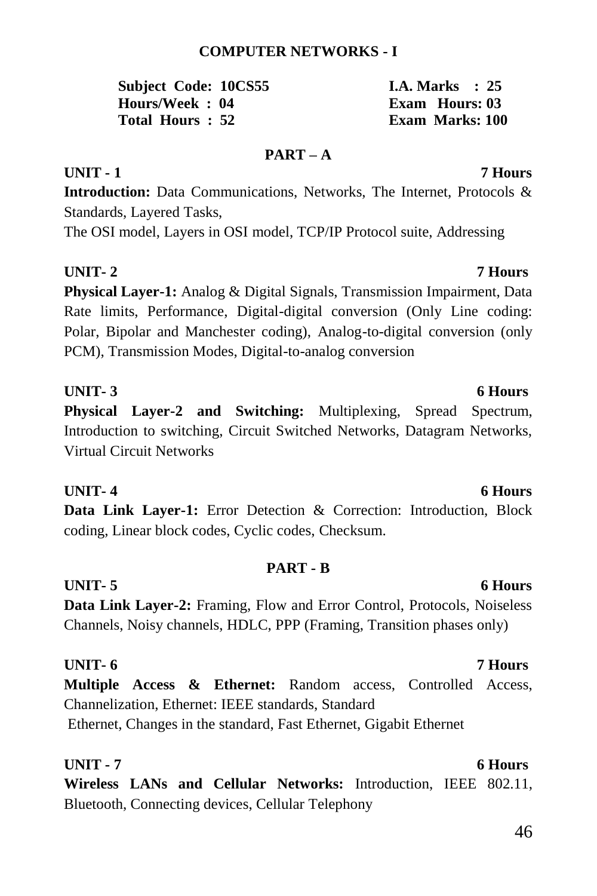# COMPUTER NETWORKS - I

| | |
|---|---|
| **Subject Code: 10CS55** | **I.A. Marks : 25** |
| **Hours/Week : 04** | **Exam Hours: 03** |
| **Total Hours : 52** | **Exam Marks: 100** |

## PART – A

**UNIT - 1** **7 Hours**

**Introduction:** Data Communications, Networks, The Internet, Protocols & Standards, Layered Tasks,
The OSI model, Layers in OSI model, TCP/IP Protocol suite, Addressing

**UNIT- 2** **7 Hours**

**Physical Layer-1:** Analog & Digital Signals, Transmission Impairment, Data Rate limits, Performance, Digital-digital conversion (Only Line coding: Polar, Bipolar and Manchester coding), Analog-to-digital conversion (only PCM), Transmission Modes, Digital-to-analog conversion

**UNIT- 3** **6 Hours**

**Physical Layer-2 and Switching:** Multiplexing, Spread Spectrum, Introduction to switching, Circuit Switched Networks, Datagram Networks, Virtual Circuit Networks

**UNIT- 4** **6 Hours**

**Data Link Layer-1:** Error Detection & Correction: Introduction, Block coding, Linear block codes, Cyclic codes, Checksum.

## PART - B

**UNIT- 5** **6 Hours**

**Data Link Layer-2:** Framing, Flow and Error Control, Protocols, Noiseless Channels, Noisy channels, HDLC, PPP (Framing, Transition phases only)

**UNIT- 6** **7 Hours**

**Multiple Access & Ethernet:** Random access, Controlled Access, Channelization, Ethernet: IEEE standards, Standard
Ethernet, Changes in the standard, Fast Ethernet, Gigabit Ethernet

**UNIT - 7** **6 Hours**

**Wireless LANs and Cellular Networks:** Introduction, IEEE 802.11, Bluetooth, Connecting devices, Cellular Telephony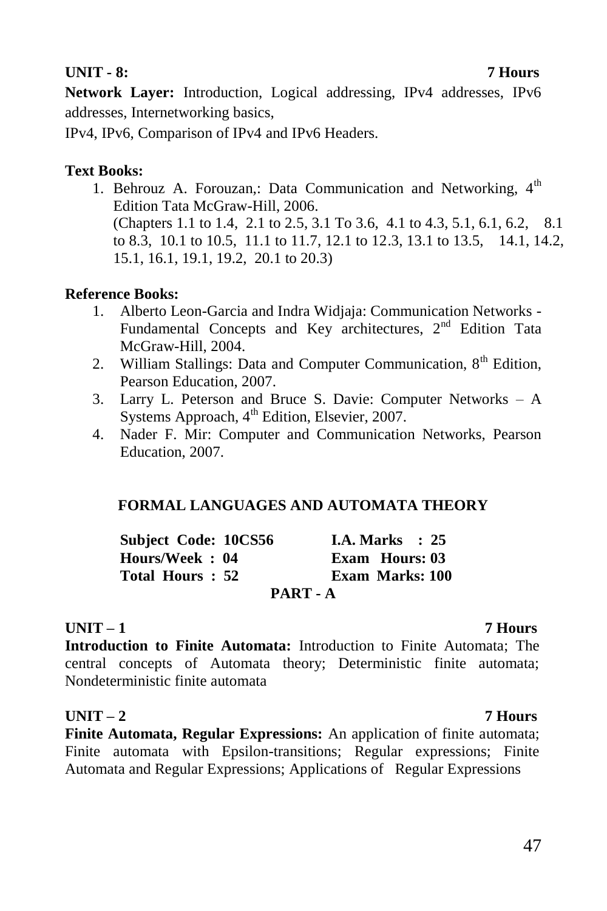**UNIT - 8: 7 Hours**

**Network Layer:** Introduction, Logical addressing, IPv4 addresses, IPv6 addresses, Internetworking basics,

IPv4, IPv6, Comparison of IPv4 and IPv6 Headers.

**Text Books:**

1. Behrouz A. Forouzan,: Data Communication and Networking, 4th Edition Tata McGraw-Hill, 2006.
   (Chapters 1.1 to 1.4, 2.1 to 2.5, 3.1 To 3.6, 4.1 to 4.3, 5.1, 6.1, 6.2, 8.1 to 8.3, 10.1 to 10.5, 11.1 to 11.7, 12.1 to 12.3, 13.1 to 13.5, 14.1, 14.2, 15.1, 16.1, 19.1, 19.2, 20.1 to 20.3)

**Reference Books:**

1. Alberto Leon-Garcia and Indra Widjaja: Communication Networks - Fundamental Concepts and Key architectures, 2nd Edition Tata McGraw-Hill, 2004.
2. William Stallings: Data and Computer Communication, 8th Edition, Pearson Education, 2007.
3. Larry L. Peterson and Bruce S. Davie: Computer Networks – A Systems Approach, 4th Edition, Elsevier, 2007.
4. Nader F. Mir: Computer and Communication Networks, Pearson Education, 2007.

## FORMAL LANGUAGES AND AUTOMATA THEORY

| | |
|---|---|
| **Subject Code: 10CS56** | **I.A. Marks : 25** |
| **Hours/Week : 04** | **Exam Hours: 03** |
| **Total Hours : 52** | **Exam Marks: 100** |

**PART - A**

**UNIT – 1 7 Hours**

**Introduction to Finite Automata:** Introduction to Finite Automata; The central concepts of Automata theory; Deterministic finite automata; Nondeterministic finite automata

**UNIT – 2 7 Hours**

**Finite Automata, Regular Expressions:** An application of finite automata; Finite automata with Epsilon-transitions; Regular expressions; Finite Automata and Regular Expressions; Applications of Regular Expressions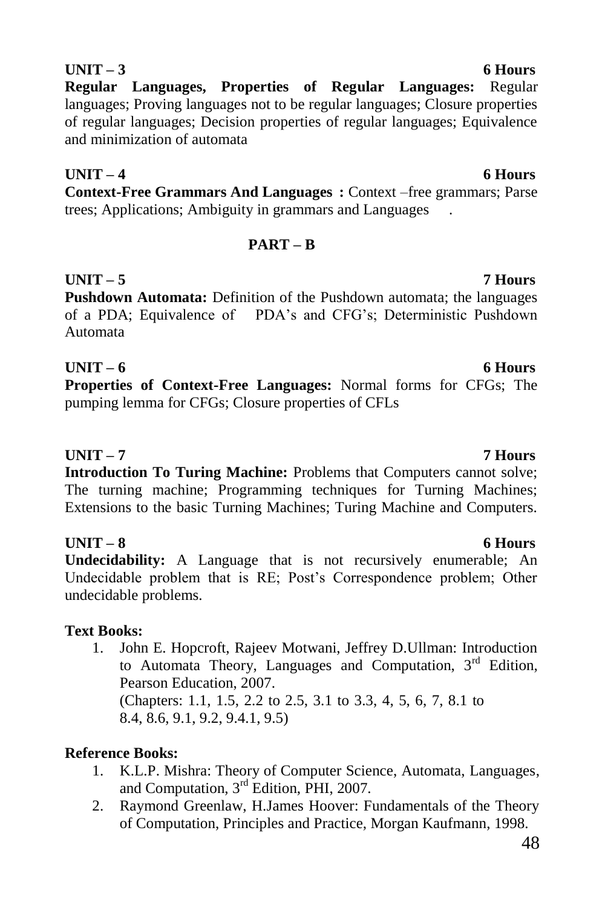**UNIT – 3 6 Hours**

**Regular Languages, Properties of Regular Languages:** Regular languages; Proving languages not to be regular languages; Closure properties of regular languages; Decision properties of regular languages; Equivalence and minimization of automata

**UNIT – 4 6 Hours**

**Context-Free Grammars And Languages :** Context –free grammars; Parse trees; Applications; Ambiguity in grammars and Languages .

**PART – B**

**UNIT – 5 7 Hours**

**Pushdown Automata:** Definition of the Pushdown automata; the languages of a PDA; Equivalence of PDA's and CFG's; Deterministic Pushdown Automata

**UNIT – 6 6 Hours**

**Properties of Context-Free Languages:** Normal forms for CFGs; The pumping lemma for CFGs; Closure properties of CFLs

**UNIT – 7 7 Hours**

**Introduction To Turing Machine:** Problems that Computers cannot solve; The turning machine; Programming techniques for Turning Machines; Extensions to the basic Turning Machines; Turing Machine and Computers.

**UNIT – 8 6 Hours**

**Undecidability:** A Language that is not recursively enumerable; An Undecidable problem that is RE; Post's Correspondence problem; Other undecidable problems.

**Text Books:**

1. John E. Hopcroft, Rajeev Motwani, Jeffrey D.Ullman: Introduction to Automata Theory, Languages and Computation, 3rd Edition, Pearson Education, 2007.
   (Chapters: 1.1, 1.5, 2.2 to 2.5, 3.1 to 3.3, 4, 5, 6, 7, 8.1 to 8.4, 8.6, 9.1, 9.2, 9.4.1, 9.5)

**Reference Books:**

1. K.L.P. Mishra: Theory of Computer Science, Automata, Languages, and Computation, 3rd Edition, PHI, 2007.
2. Raymond Greenlaw, H.James Hoover: Fundamentals of the Theory of Computation, Principles and Practice, Morgan Kaufmann, 1998.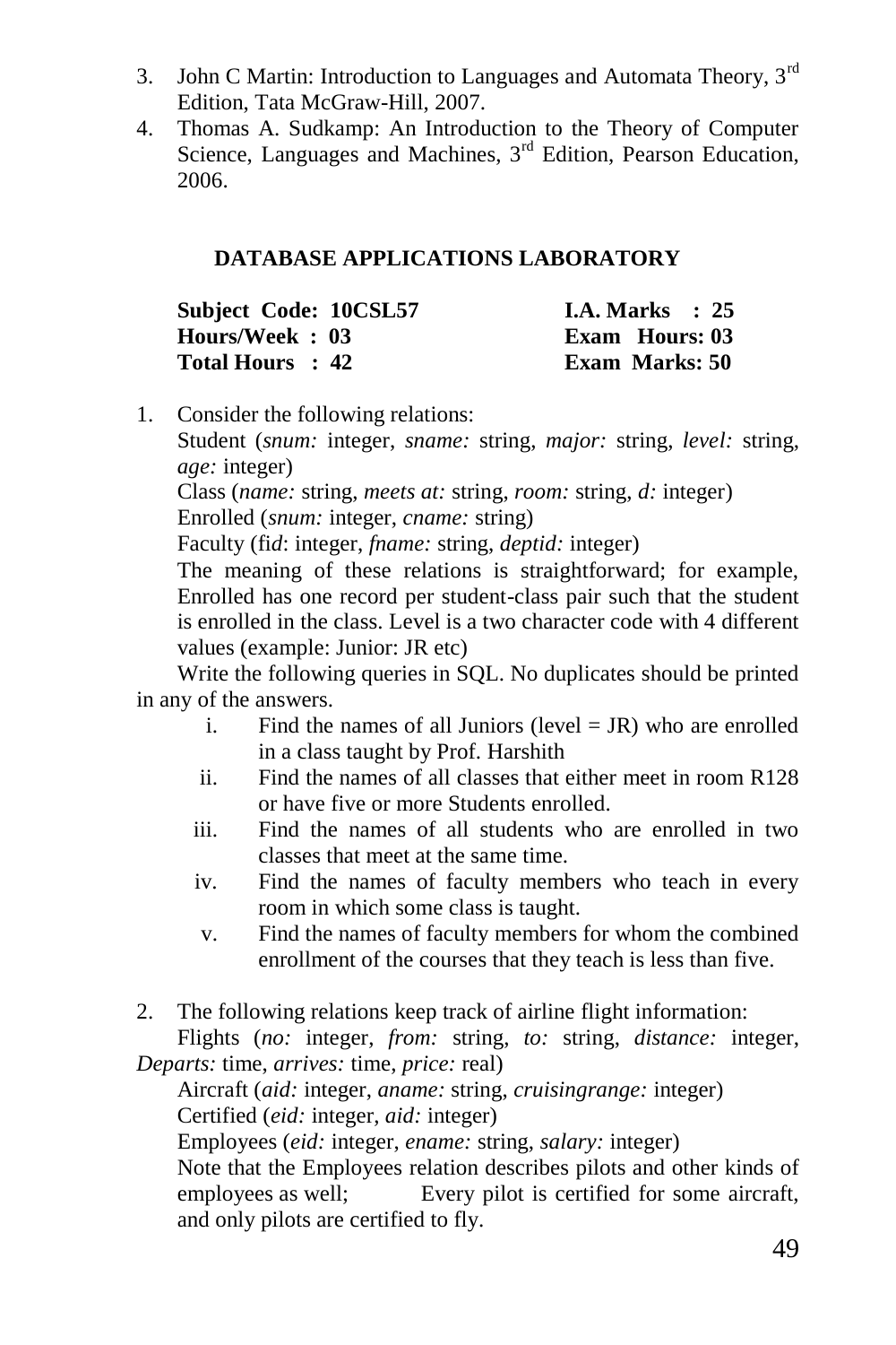3. John C Martin: Introduction to Languages and Automata Theory, 3rd Edition, Tata McGraw-Hill, 2007.
4. Thomas A. Sudkamp: An Introduction to the Theory of Computer Science, Languages and Machines, 3rd Edition, Pearson Education, 2006.

## DATABASE APPLICATIONS LABORATORY

| | |
|---|---|
| **Subject Code: 10CSL57** | **I.A. Marks : 25** |
| **Hours/Week : 03** | **Exam Hours: 03** |
| **Total Hours : 42** | **Exam Marks: 50** |

1. Consider the following relations:

   Student (*snum:* integer, *sname:* string, *major:* string, *level:* string, *age:* integer)

   Class (*name:* string, *meets at:* string, *room:* string, *d:* integer)

   Enrolled (*snum:* integer, *cname:* string)

   Faculty (fi*d*: integer, *fname:* string, *deptid:* integer)

   The meaning of these relations is straightforward; for example, Enrolled has one record per student-class pair such that the student is enrolled in the class. Level is a two character code with 4 different values (example: Junior: JR etc)

   Write the following queries in SQL. No duplicates should be printed in any of the answers.

   i. Find the names of all Juniors (level = JR) who are enrolled in a class taught by Prof. Harshith
   ii. Find the names of all classes that either meet in room R128 or have five or more Students enrolled.
   iii. Find the names of all students who are enrolled in two classes that meet at the same time.
   iv. Find the names of faculty members who teach in every room in which some class is taught.
   v. Find the names of faculty members for whom the combined enrollment of the courses that they teach is less than five.

2. The following relations keep track of airline flight information:

   Flights (*no:* integer, *from:* string, *to:* string, *distance:* integer, *Departs:* time, *arrives:* time, *price:* real)

   Aircraft (*aid:* integer, *aname:* string, *cruisingrange:* integer)

   Certified (*eid:* integer, *aid:* integer)

   Employees (*eid:* integer, *ename:* string, *salary:* integer)

   Note that the Employees relation describes pilots and other kinds of employees as well; Every pilot is certified for some aircraft, and only pilots are certified to fly.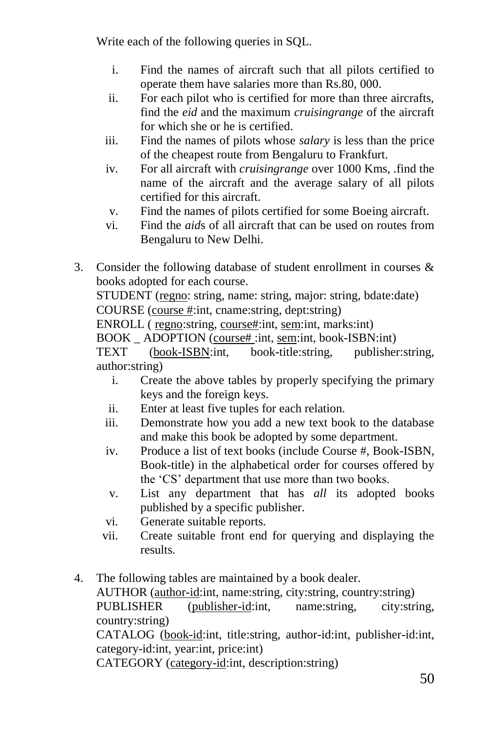Write each of the following queries in SQL.

i. Find the names of aircraft such that all pilots certified to operate them have salaries more than Rs.80, 000.
ii. For each pilot who is certified for more than three aircrafts, find the *eid* and the maximum *cruisingrange* of the aircraft for which she or he is certified.
iii. Find the names of pilots whose *salary* is less than the price of the cheapest route from Bengaluru to Frankfurt.
iv. For all aircraft with *cruisingrange* over 1000 Kms, .find the name of the aircraft and the average salary of all pilots certified for this aircraft.
v. Find the names of pilots certified for some Boeing aircraft.
vi. Find the *aid*s of all aircraft that can be used on routes from Bengaluru to New Delhi.

3. Consider the following database of student enrollment in courses & books adopted for each course.
STUDENT (<u>regno</u>: string, name: string, major: string, bdate:date)
COURSE (<u>course #</u>:int, cname:string, dept:string)
ENROLL ( <u>regno</u>:string, <u>course#</u>:int, <u>sem</u>:int, marks:int)
BOOK _ ADOPTION (<u>course# </u>:int, <u>sem</u>:int, book-ISBN:int)
TEXT (<u>book-ISBN</u>:int, book-title:string, publisher:string, author:string)
   i. Create the above tables by properly specifying the primary keys and the foreign keys.
   ii. Enter at least five tuples for each relation.
   iii. Demonstrate how you add a new text book to the database and make this book be adopted by some department.
   iv. Produce a list of text books (include Course #, Book-ISBN, Book-title) in the alphabetical order for courses offered by the 'CS' department that use more than two books.
   v. List any department that has *all* its adopted books published by a specific publisher.
   vi. Generate suitable reports.
   vii. Create suitable front end for querying and displaying the results.

4. The following tables are maintained by a book dealer.
AUTHOR (<u>author-id</u>:int, name:string, city:string, country:string)
PUBLISHER (<u>publisher-id</u>:int, name:string, city:string, country:string)
CATALOG (<u>book-id</u>:int, title:string, author-id:int, publisher-id:int, category-id:int, year:int, price:int)
CATEGORY (<u>category-id</u>:int, description:string)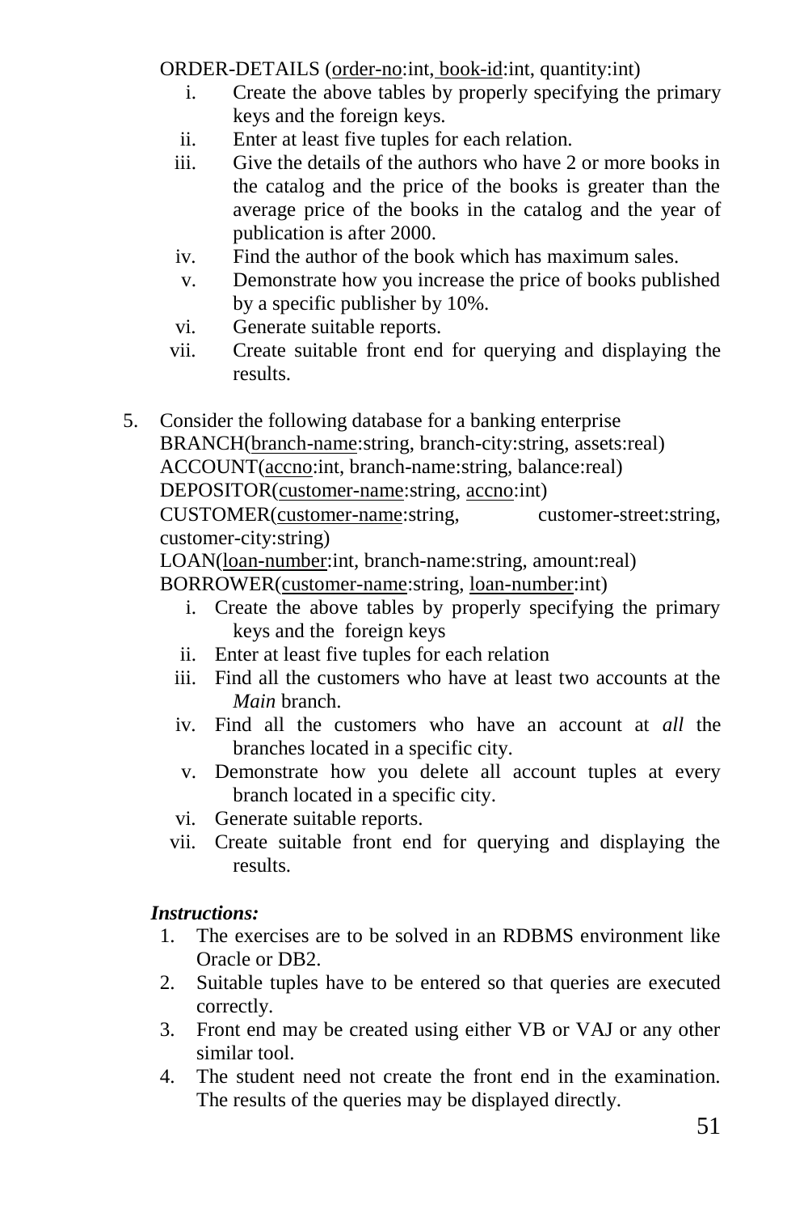ORDER-DETAILS (<u>order-no</u>:int, <u>book-id</u>:int, quantity:int)

i. Create the above tables by properly specifying the primary keys and the foreign keys.
ii. Enter at least five tuples for each relation.
iii. Give the details of the authors who have 2 or more books in the catalog and the price of the books is greater than the average price of the books in the catalog and the year of publication is after 2000.
iv. Find the author of the book which has maximum sales.
v. Demonstrate how you increase the price of books published by a specific publisher by 10%.
vi. Generate suitable reports.
vii. Create suitable front end for querying and displaying the results.

5. Consider the following database for a banking enterprise
   BRANCH(<u>branch-name</u>:string, branch-city:string, assets:real)
   ACCOUNT(<u>accno</u>:int, branch-name:string, balance:real)
   DEPOSITOR(<u>customer-name</u>:string, <u>accno</u>:int)
   CUSTOMER(<u>customer-name</u>:string, customer-street:string, customer-city:string)
   LOAN(<u>loan-number</u>:int, branch-name:string, amount:real)
   BORROWER(<u>customer-name</u>:string, <u>loan-number</u>:int)

   i. Create the above tables by properly specifying the primary keys and the foreign keys
   ii. Enter at least five tuples for each relation
   iii. Find all the customers who have at least two accounts at the *Main* branch.
   iv. Find all the customers who have an account at *all* the branches located in a specific city.
   v. Demonstrate how you delete all account tuples at every branch located in a specific city.
   vi. Generate suitable reports.
   vii. Create suitable front end for querying and displaying the results.

***Instructions:***

1. The exercises are to be solved in an RDBMS environment like Oracle or DB2.
2. Suitable tuples have to be entered so that queries are executed correctly.
3. Front end may be created using either VB or VAJ or any other similar tool.
4. The student need not create the front end in the examination. The results of the queries may be displayed directly.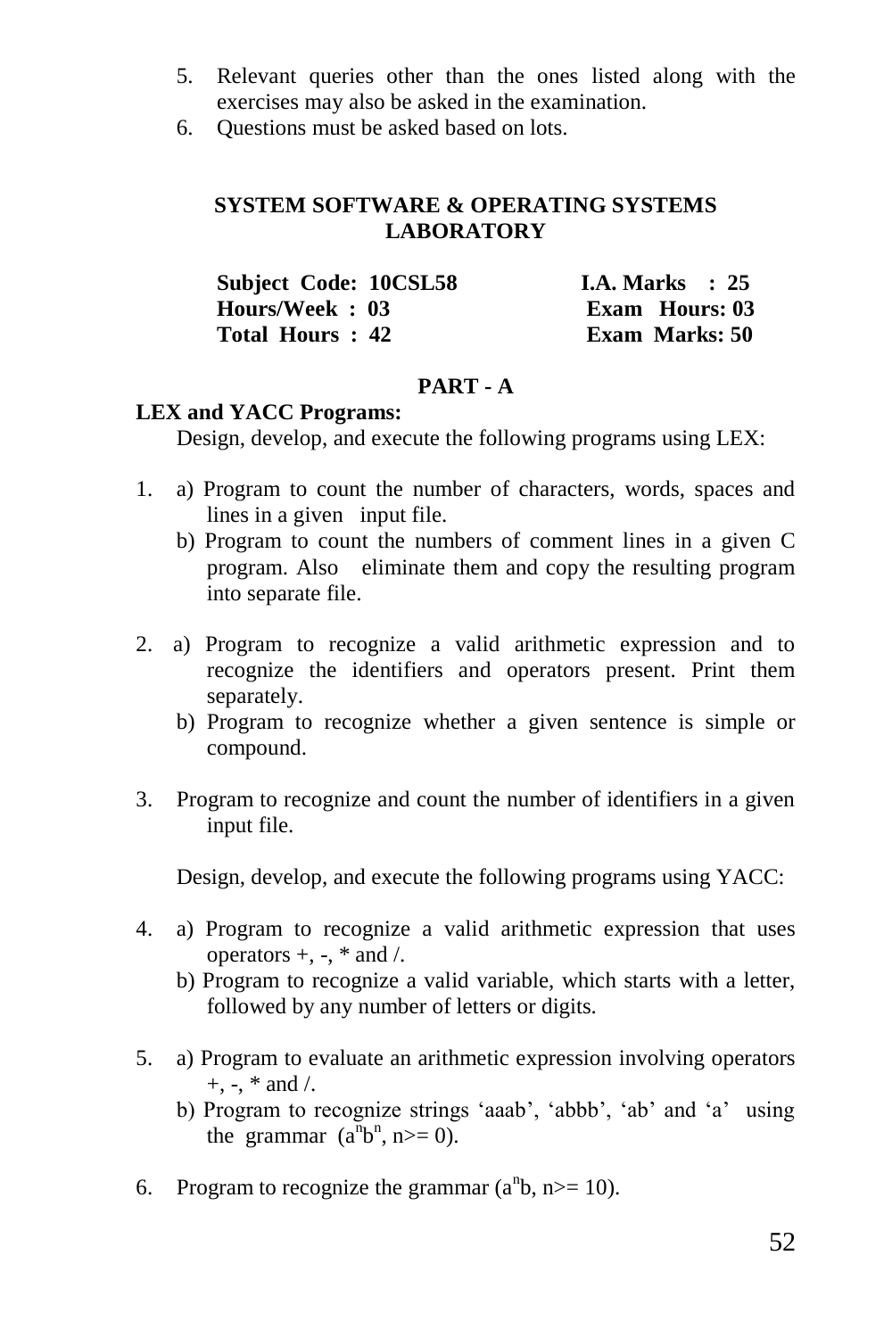5. Relevant queries other than the ones listed along with the exercises may also be asked in the examination.
6. Questions must be asked based on lots.

## SYSTEM SOFTWARE & OPERATING SYSTEMS LABORATORY

| | |
|---|---|
| **Subject Code: 10CSL58** | **I.A. Marks : 25** |
| **Hours/Week : 03** | **Exam Hours: 03** |
| **Total Hours : 42** | **Exam Marks: 50** |

### PART - A

**LEX and YACC Programs:**

Design, develop, and execute the following programs using LEX:

1. a) Program to count the number of characters, words, spaces and lines in a given input file.
   b) Program to count the numbers of comment lines in a given C program. Also eliminate them and copy the resulting program into separate file.

2. a) Program to recognize a valid arithmetic expression and to recognize the identifiers and operators present. Print them separately.
   b) Program to recognize whether a given sentence is simple or compound.

3. Program to recognize and count the number of identifiers in a given input file.

Design, develop, and execute the following programs using YACC:

4. a) Program to recognize a valid arithmetic expression that uses operators +, -, * and /.
   b) Program to recognize a valid variable, which starts with a letter, followed by any number of letters or digits.

5. a) Program to evaluate an arithmetic expression involving operators +, -, * and /.
   b) Program to recognize strings 'aaab', 'abbb', 'ab' and 'a' using the grammar ($a^nb^n$, n>= 0).

6. Program to recognize the grammar ($a^nb$, n>= 10).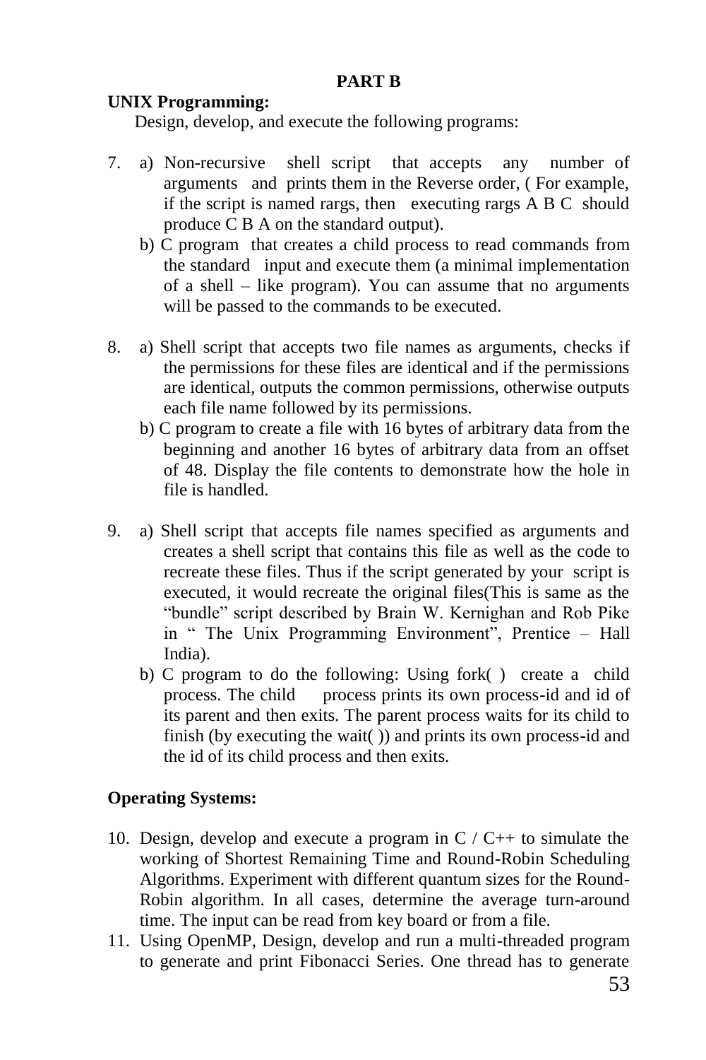## PART B

**UNIX Programming:**

Design, develop, and execute the following programs:

7. a) Non-recursive shell script that accepts any number of arguments and prints them in the Reverse order, ( For example, if the script is named rargs, then executing rargs A B C should produce C B A on the standard output).

   b) C program that creates a child process to read commands from the standard input and execute them (a minimal implementation of a shell – like program). You can assume that no arguments will be passed to the commands to be executed.

8. a) Shell script that accepts two file names as arguments, checks if the permissions for these files are identical and if the permissions are identical, outputs the common permissions, otherwise outputs each file name followed by its permissions.

   b) C program to create a file with 16 bytes of arbitrary data from the beginning and another 16 bytes of arbitrary data from an offset of 48. Display the file contents to demonstrate how the hole in file is handled.

9. a) Shell script that accepts file names specified as arguments and creates a shell script that contains this file as well as the code to recreate these files. Thus if the script generated by your script is executed, it would recreate the original files(This is same as the "bundle" script described by Brain W. Kernighan and Rob Pike in " The Unix Programming Environment", Prentice – Hall India).

   b) C program to do the following: Using fork( ) create a child process. The child process prints its own process-id and id of its parent and then exits. The parent process waits for its child to finish (by executing the wait( )) and prints its own process-id and the id of its child process and then exits.

**Operating Systems:**

10. Design, develop and execute a program in C / C++ to simulate the working of Shortest Remaining Time and Round-Robin Scheduling Algorithms. Experiment with different quantum sizes for the Round-Robin algorithm. In all cases, determine the average turn-around time. The input can be read from key board or from a file.

11. Using OpenMP, Design, develop and run a multi-threaded program to generate and print Fibonacci Series. One thread has to generate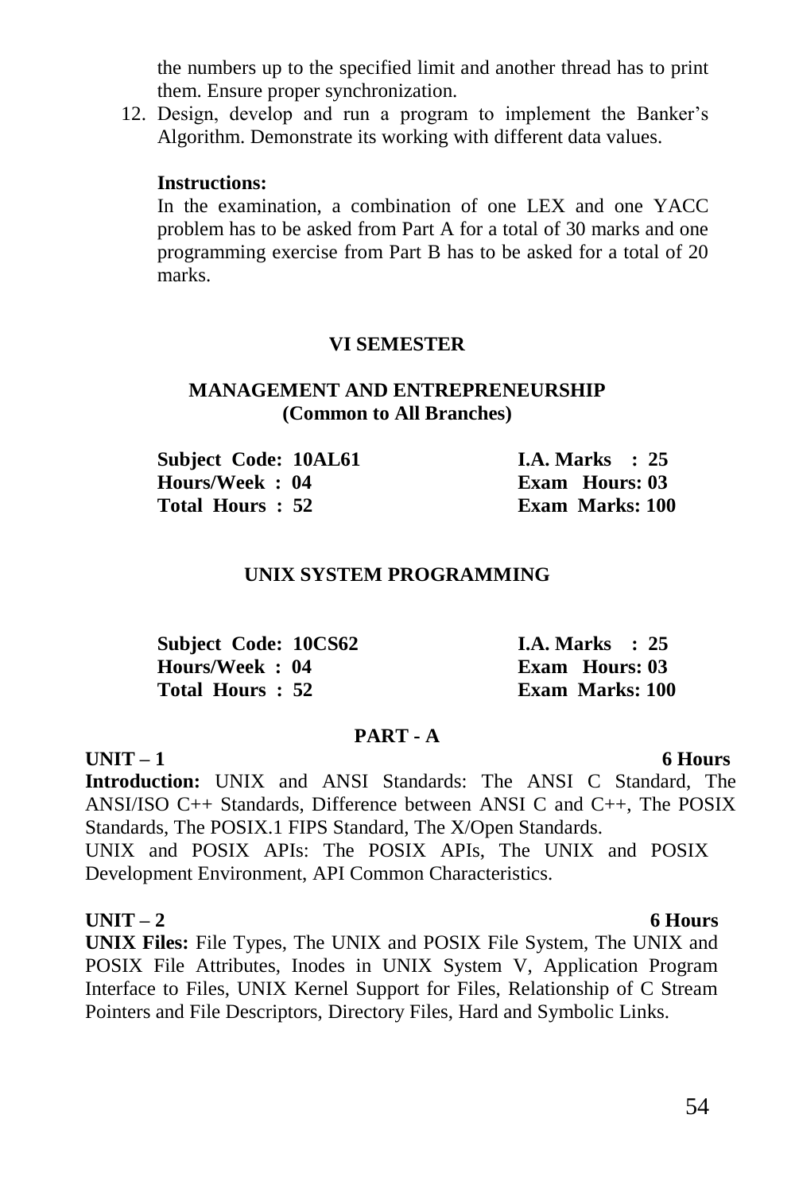the numbers up to the specified limit and another thread has to print them. Ensure proper synchronization.

12. Design, develop and run a program to implement the Banker's Algorithm. Demonstrate its working with different data values.

**Instructions:**

In the examination, a combination of one LEX and one YACC problem has to be asked from Part A for a total of 30 marks and one programming exercise from Part B has to be asked for a total of 20 marks.

## VI SEMESTER

## MANAGEMENT AND ENTREPRENEURSHIP
**(Common to All Branches)**

| | |
|---|---|
| **Subject Code: 10AL61** | **I.A. Marks : 25** |
| **Hours/Week : 04** | **Exam Hours: 03** |
| **Total Hours : 52** | **Exam Marks: 100** |

## UNIX SYSTEM PROGRAMMING

| | |
|---|---|
| **Subject Code: 10CS62** | **I.A. Marks : 25** |
| **Hours/Week : 04** | **Exam Hours: 03** |
| **Total Hours : 52** | **Exam Marks: 100** |

### PART - A

**UNIT – 1** **6 Hours**

**Introduction:** UNIX and ANSI Standards: The ANSI C Standard, The ANSI/ISO C++ Standards, Difference between ANSI C and C++, The POSIX Standards, The POSIX.1 FIPS Standard, The X/Open Standards.
UNIX and POSIX APIs: The POSIX APIs, The UNIX and POSIX Development Environment, API Common Characteristics.

**UNIT – 2** **6 Hours**

**UNIX Files:** File Types, The UNIX and POSIX File System, The UNIX and POSIX File Attributes, Inodes in UNIX System V, Application Program Interface to Files, UNIX Kernel Support for Files, Relationship of C Stream Pointers and File Descriptors, Directory Files, Hard and Symbolic Links.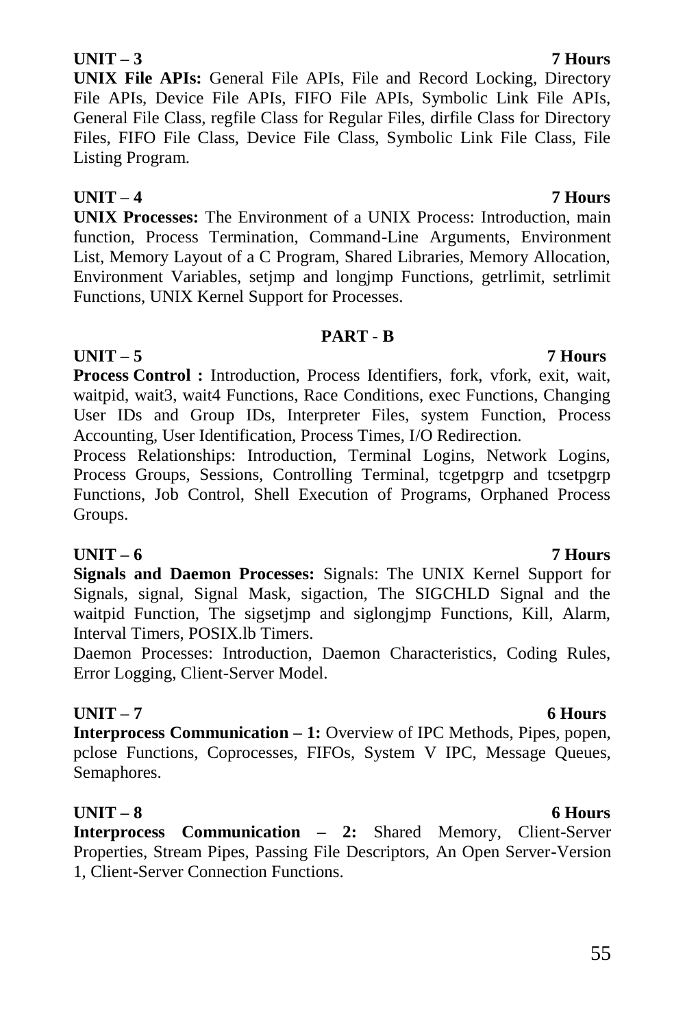**UNIT – 3** **7 Hours**

**UNIX File APIs:** General File APIs, File and Record Locking, Directory File APIs, Device File APIs, FIFO File APIs, Symbolic Link File APIs, General File Class, regfile Class for Regular Files, dirfile Class for Directory Files, FIFO File Class, Device File Class, Symbolic Link File Class, File Listing Program.

**UNIT – 4** **7 Hours**

**UNIX Processes:** The Environment of a UNIX Process: Introduction, main function, Process Termination, Command-Line Arguments, Environment List, Memory Layout of a C Program, Shared Libraries, Memory Allocation, Environment Variables, setjmp and longjmp Functions, getrlimit, setrlimit Functions, UNIX Kernel Support for Processes.

## PART - B

**UNIT – 5** **7 Hours**

**Process Control :** Introduction, Process Identifiers, fork, vfork, exit, wait, waitpid, wait3, wait4 Functions, Race Conditions, exec Functions, Changing User IDs and Group IDs, Interpreter Files, system Function, Process Accounting, User Identification, Process Times, I/O Redirection.

Process Relationships: Introduction, Terminal Logins, Network Logins, Process Groups, Sessions, Controlling Terminal, tcgetpgrp and tcsetpgrp Functions, Job Control, Shell Execution of Programs, Orphaned Process Groups.

**UNIT – 6** **7 Hours**

**Signals and Daemon Processes:** Signals: The UNIX Kernel Support for Signals, signal, Signal Mask, sigaction, The SIGCHLD Signal and the waitpid Function, The sigsetjmp and siglongjmp Functions, Kill, Alarm, Interval Timers, POSIX.lb Timers.

Daemon Processes: Introduction, Daemon Characteristics, Coding Rules, Error Logging, Client-Server Model.

**UNIT – 7** **6 Hours**

**Interprocess Communication – 1:** Overview of IPC Methods, Pipes, popen, pclose Functions, Coprocesses, FIFOs, System V IPC, Message Queues, Semaphores.

**UNIT – 8** **6 Hours**

**Interprocess Communication – 2:** Shared Memory, Client-Server Properties, Stream Pipes, Passing File Descriptors, An Open Server-Version 1, Client-Server Connection Functions.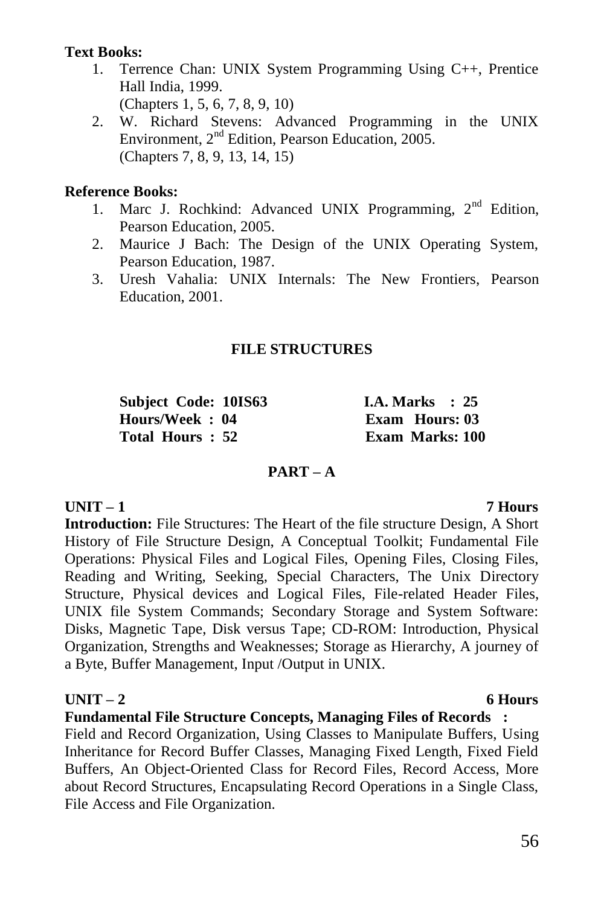**Text Books:**

1. Terrence Chan: UNIX System Programming Using C++, Prentice Hall India, 1999.
   (Chapters 1, 5, 6, 7, 8, 9, 10)
2. W. Richard Stevens: Advanced Programming in the UNIX Environment, 2nd Edition, Pearson Education, 2005.
   (Chapters 7, 8, 9, 13, 14, 15)

**Reference Books:**

1. Marc J. Rochkind: Advanced UNIX Programming, 2nd Edition, Pearson Education, 2005.
2. Maurice J Bach: The Design of the UNIX Operating System, Pearson Education, 1987.
3. Uresh Vahalia: UNIX Internals: The New Frontiers, Pearson Education, 2001.

## FILE STRUCTURES

| | |
|---|---|
| **Subject Code: 10IS63** | **I.A. Marks : 25** |
| **Hours/Week : 04** | **Exam Hours: 03** |
| **Total Hours : 52** | **Exam Marks: 100** |

### PART – A

**UNIT – 1** **7 Hours**

**Introduction:** File Structures: The Heart of the file structure Design, A Short History of File Structure Design, A Conceptual Toolkit; Fundamental File Operations: Physical Files and Logical Files, Opening Files, Closing Files, Reading and Writing, Seeking, Special Characters, The Unix Directory Structure, Physical devices and Logical Files, File-related Header Files, UNIX file System Commands; Secondary Storage and System Software: Disks, Magnetic Tape, Disk versus Tape; CD-ROM: Introduction, Physical Organization, Strengths and Weaknesses; Storage as Hierarchy, A journey of a Byte, Buffer Management, Input /Output in UNIX.

**UNIT – 2** **6 Hours**

**Fundamental File Structure Concepts, Managing Files of Records :**
Field and Record Organization, Using Classes to Manipulate Buffers, Using Inheritance for Record Buffer Classes, Managing Fixed Length, Fixed Field Buffers, An Object-Oriented Class for Record Files, Record Access, More about Record Structures, Encapsulating Record Operations in a Single Class, File Access and File Organization.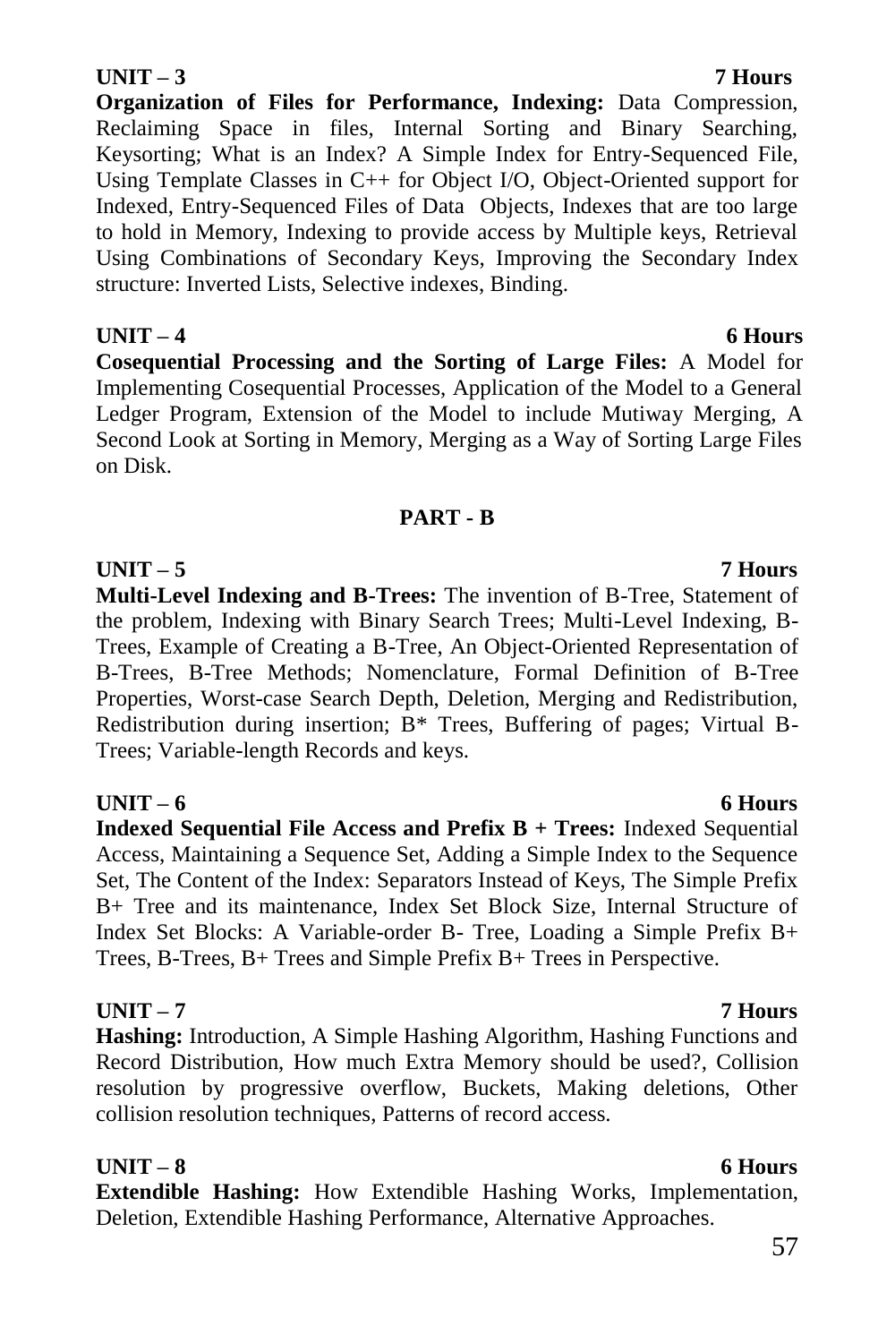**UNIT – 3** **7 Hours**

**Organization of Files for Performance, Indexing:** Data Compression, Reclaiming Space in files, Internal Sorting and Binary Searching, Keysorting; What is an Index? A Simple Index for Entry-Sequenced File, Using Template Classes in C++ for Object I/O, Object-Oriented support for Indexed, Entry-Sequenced Files of Data Objects, Indexes that are too large to hold in Memory, Indexing to provide access by Multiple keys, Retrieval Using Combinations of Secondary Keys, Improving the Secondary Index structure: Inverted Lists, Selective indexes, Binding.

**UNIT – 4** **6 Hours**

**Cosequential Processing and the Sorting of Large Files:** A Model for Implementing Cosequential Processes, Application of the Model to a General Ledger Program, Extension of the Model to include Mutiway Merging, A Second Look at Sorting in Memory, Merging as a Way of Sorting Large Files on Disk.

## PART - B

**UNIT – 5** **7 Hours**

**Multi-Level Indexing and B-Trees:** The invention of B-Tree, Statement of the problem, Indexing with Binary Search Trees; Multi-Level Indexing, B-Trees, Example of Creating a B-Tree, An Object-Oriented Representation of B-Trees, B-Tree Methods; Nomenclature, Formal Definition of B-Tree Properties, Worst-case Search Depth, Deletion, Merging and Redistribution, Redistribution during insertion; B* Trees, Buffering of pages; Virtual B-Trees; Variable-length Records and keys.

**UNIT – 6** **6 Hours**

**Indexed Sequential File Access and Prefix B + Trees:** Indexed Sequential Access, Maintaining a Sequence Set, Adding a Simple Index to the Sequence Set, The Content of the Index: Separators Instead of Keys, The Simple Prefix B+ Tree and its maintenance, Index Set Block Size, Internal Structure of Index Set Blocks: A Variable-order B- Tree, Loading a Simple Prefix B+ Trees, B-Trees, B+ Trees and Simple Prefix B+ Trees in Perspective.

**UNIT – 7** **7 Hours**

**Hashing:** Introduction, A Simple Hashing Algorithm, Hashing Functions and Record Distribution, How much Extra Memory should be used?, Collision resolution by progressive overflow, Buckets, Making deletions, Other collision resolution techniques, Patterns of record access.

**UNIT – 8** **6 Hours**

**Extendible Hashing:** How Extendible Hashing Works, Implementation, Deletion, Extendible Hashing Performance, Alternative Approaches.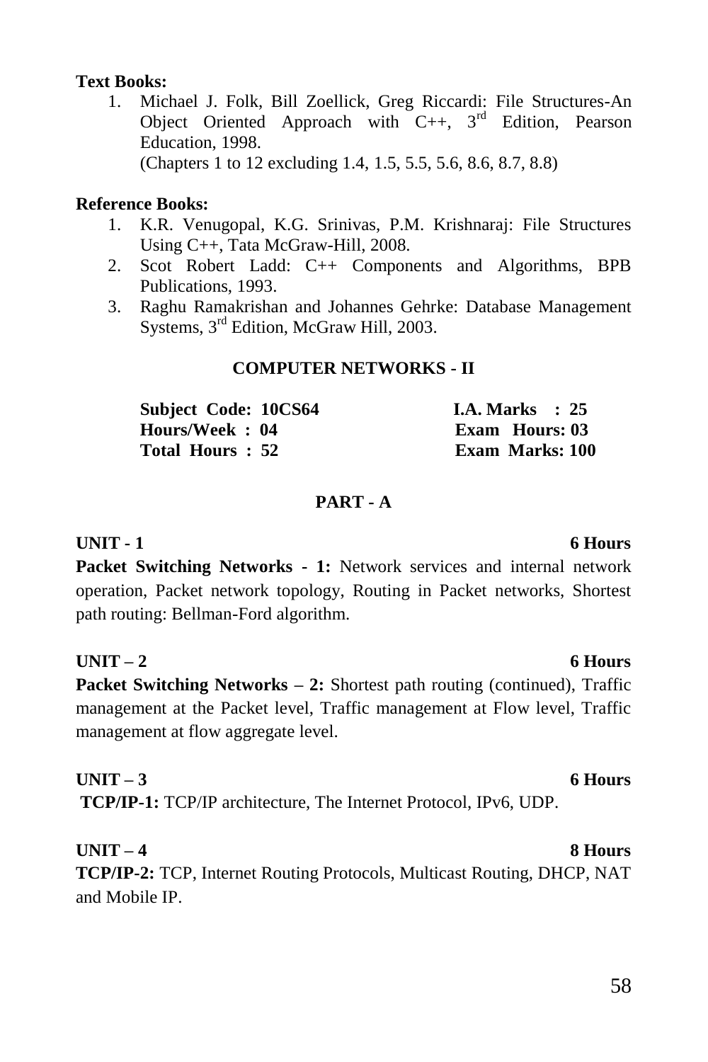**Text Books:**

1. Michael J. Folk, Bill Zoellick, Greg Riccardi: File Structures-An Object Oriented Approach with C++, 3rd Edition, Pearson Education, 1998.
   (Chapters 1 to 12 excluding 1.4, 1.5, 5.5, 5.6, 8.6, 8.7, 8.8)

**Reference Books:**

1. K.R. Venugopal, K.G. Srinivas, P.M. Krishnaraj: File Structures Using C++, Tata McGraw-Hill, 2008.
2. Scot Robert Ladd: C++ Components and Algorithms, BPB Publications, 1993.
3. Raghu Ramakrishan and Johannes Gehrke: Database Management Systems, 3rd Edition, McGraw Hill, 2003.

## COMPUTER NETWORKS - II

| | |
|---|---|
| **Subject Code: 10CS64** | **I.A. Marks : 25** |
| **Hours/Week : 04** | **Exam Hours: 03** |
| **Total Hours : 52** | **Exam Marks: 100** |

### PART - A

**UNIT - 1** **6 Hours**

**Packet Switching Networks - 1:** Network services and internal network operation, Packet network topology, Routing in Packet networks, Shortest path routing: Bellman-Ford algorithm.

**UNIT – 2** **6 Hours**

**Packet Switching Networks – 2:** Shortest path routing (continued), Traffic management at the Packet level, Traffic management at Flow level, Traffic management at flow aggregate level.

**UNIT – 3** **6 Hours**

**TCP/IP-1:** TCP/IP architecture, The Internet Protocol, IPv6, UDP.

**UNIT – 4** **8 Hours**

**TCP/IP-2:** TCP, Internet Routing Protocols, Multicast Routing, DHCP, NAT and Mobile IP.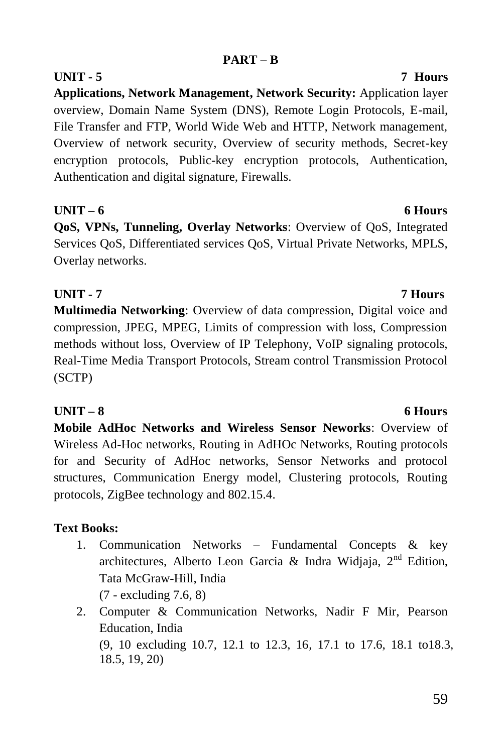## PART – B

**UNIT - 5** **7 Hours**

**Applications, Network Management, Network Security:** Application layer overview, Domain Name System (DNS), Remote Login Protocols, E-mail, File Transfer and FTP, World Wide Web and HTTP, Network management, Overview of network security, Overview of security methods, Secret-key encryption protocols, Public-key encryption protocols, Authentication, Authentication and digital signature, Firewalls.

**UNIT – 6** **6 Hours**

**QoS, VPNs, Tunneling, Overlay Networks**: Overview of QoS, Integrated Services QoS, Differentiated services QoS, Virtual Private Networks, MPLS, Overlay networks.

**UNIT - 7** **7 Hours**

**Multimedia Networking**: Overview of data compression, Digital voice and compression, JPEG, MPEG, Limits of compression with loss, Compression methods without loss, Overview of IP Telephony, VoIP signaling protocols, Real-Time Media Transport Protocols, Stream control Transmission Protocol (SCTP)

**UNIT – 8** **6 Hours**

**Mobile AdHoc Networks and Wireless Sensor Neworks**: Overview of Wireless Ad-Hoc networks, Routing in AdHOc Networks, Routing protocols for and Security of AdHoc networks, Sensor Networks and protocol structures, Communication Energy model, Clustering protocols, Routing protocols, ZigBee technology and 802.15.4.

**Text Books:**

1. Communication Networks – Fundamental Concepts & key architectures, Alberto Leon Garcia & Indra Widjaja, 2nd Edition, Tata McGraw-Hill, India
   (7 - excluding 7.6, 8)
2. Computer & Communication Networks, Nadir F Mir, Pearson Education, India
   (9, 10 excluding 10.7, 12.1 to 12.3, 16, 17.1 to 17.6, 18.1 to18.3, 18.5, 19, 20)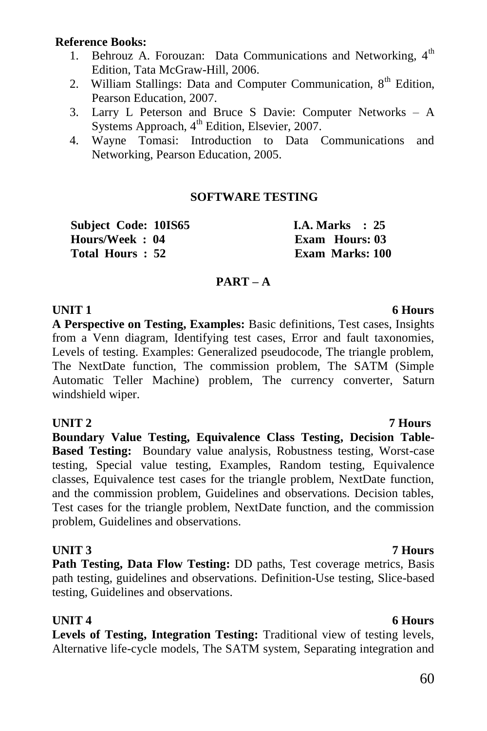**Reference Books:**

1. Behrouz A. Forouzan: Data Communications and Networking, 4th Edition, Tata McGraw-Hill, 2006.
2. William Stallings: Data and Computer Communication, 8th Edition, Pearson Education, 2007.
3. Larry L Peterson and Bruce S Davie: Computer Networks – A Systems Approach, 4th Edition, Elsevier, 2007.
4. Wayne Tomasi: Introduction to Data Communications and Networking, Pearson Education, 2005.

## SOFTWARE TESTING

| | |
|---|---|
| **Subject Code: 10IS65** | **I.A. Marks : 25** |
| **Hours/Week : 04** | **Exam Hours: 03** |
| **Total Hours : 52** | **Exam Marks: 100** |

### PART – A

**UNIT 1** **6 Hours**

**A Perspective on Testing, Examples:** Basic definitions, Test cases, Insights from a Venn diagram, Identifying test cases, Error and fault taxonomies, Levels of testing. Examples: Generalized pseudocode, The triangle problem, The NextDate function, The commission problem, The SATM (Simple Automatic Teller Machine) problem, The currency converter, Saturn windshield wiper.

**UNIT 2** **7 Hours**

**Boundary Value Testing, Equivalence Class Testing, Decision Table-Based Testing:** Boundary value analysis, Robustness testing, Worst-case testing, Special value testing, Examples, Random testing, Equivalence classes, Equivalence test cases for the triangle problem, NextDate function, and the commission problem, Guidelines and observations. Decision tables, Test cases for the triangle problem, NextDate function, and the commission problem, Guidelines and observations.

**UNIT 3** **7 Hours**

**Path Testing, Data Flow Testing:** DD paths, Test coverage metrics, Basis path testing, guidelines and observations. Definition-Use testing, Slice-based testing, Guidelines and observations.

**UNIT 4** **6 Hours**

**Levels of Testing, Integration Testing:** Traditional view of testing levels, Alternative life-cycle models, The SATM system, Separating integration and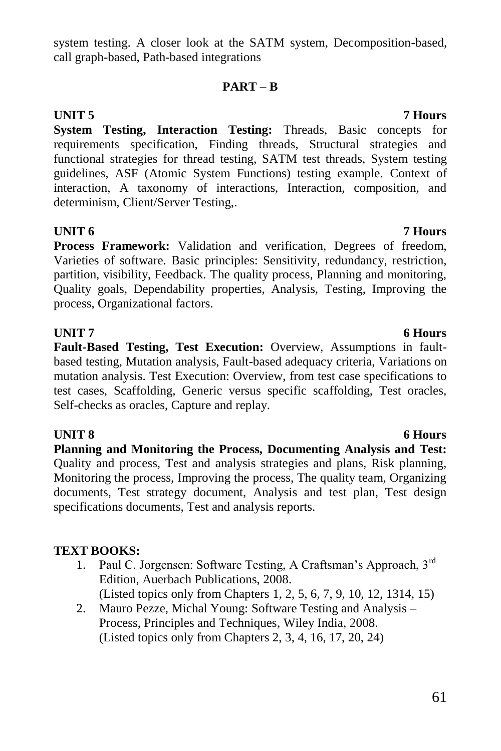system testing. A closer look at the SATM system, Decomposition-based, call graph-based, Path-based integrations

## PART – B

**UNIT 5** **7 Hours**

**System Testing, Interaction Testing:** Threads, Basic concepts for requirements specification, Finding threads, Structural strategies and functional strategies for thread testing, SATM test threads, System testing guidelines, ASF (Atomic System Functions) testing example. Context of interaction, A taxonomy of interactions, Interaction, composition, and determinism, Client/Server Testing,.

**UNIT 6** **7 Hours**

**Process Framework:** Validation and verification, Degrees of freedom, Varieties of software. Basic principles: Sensitivity, redundancy, restriction, partition, visibility, Feedback. The quality process, Planning and monitoring, Quality goals, Dependability properties, Analysis, Testing, Improving the process, Organizational factors.

**UNIT 7** **6 Hours**

**Fault-Based Testing, Test Execution:** Overview, Assumptions in fault-based testing, Mutation analysis, Fault-based adequacy criteria, Variations on mutation analysis. Test Execution: Overview, from test case specifications to test cases, Scaffolding, Generic versus specific scaffolding, Test oracles, Self-checks as oracles, Capture and replay.

**UNIT 8** **6 Hours**

**Planning and Monitoring the Process, Documenting Analysis and Test:** Quality and process, Test and analysis strategies and plans, Risk planning, Monitoring the process, Improving the process, The quality team, Organizing documents, Test strategy document, Analysis and test plan, Test design specifications documents, Test and analysis reports.

**TEXT BOOKS:**

1. Paul C. Jorgensen: Software Testing, A Craftsman's Approach, 3rd Edition, Auerbach Publications, 2008.
   (Listed topics only from Chapters 1, 2, 5, 6, 7, 9, 10, 12, 1314, 15)
2. Mauro Pezze, Michal Young: Software Testing and Analysis – Process, Principles and Techniques, Wiley India, 2008.
   (Listed topics only from Chapters 2, 3, 4, 16, 17, 20, 24)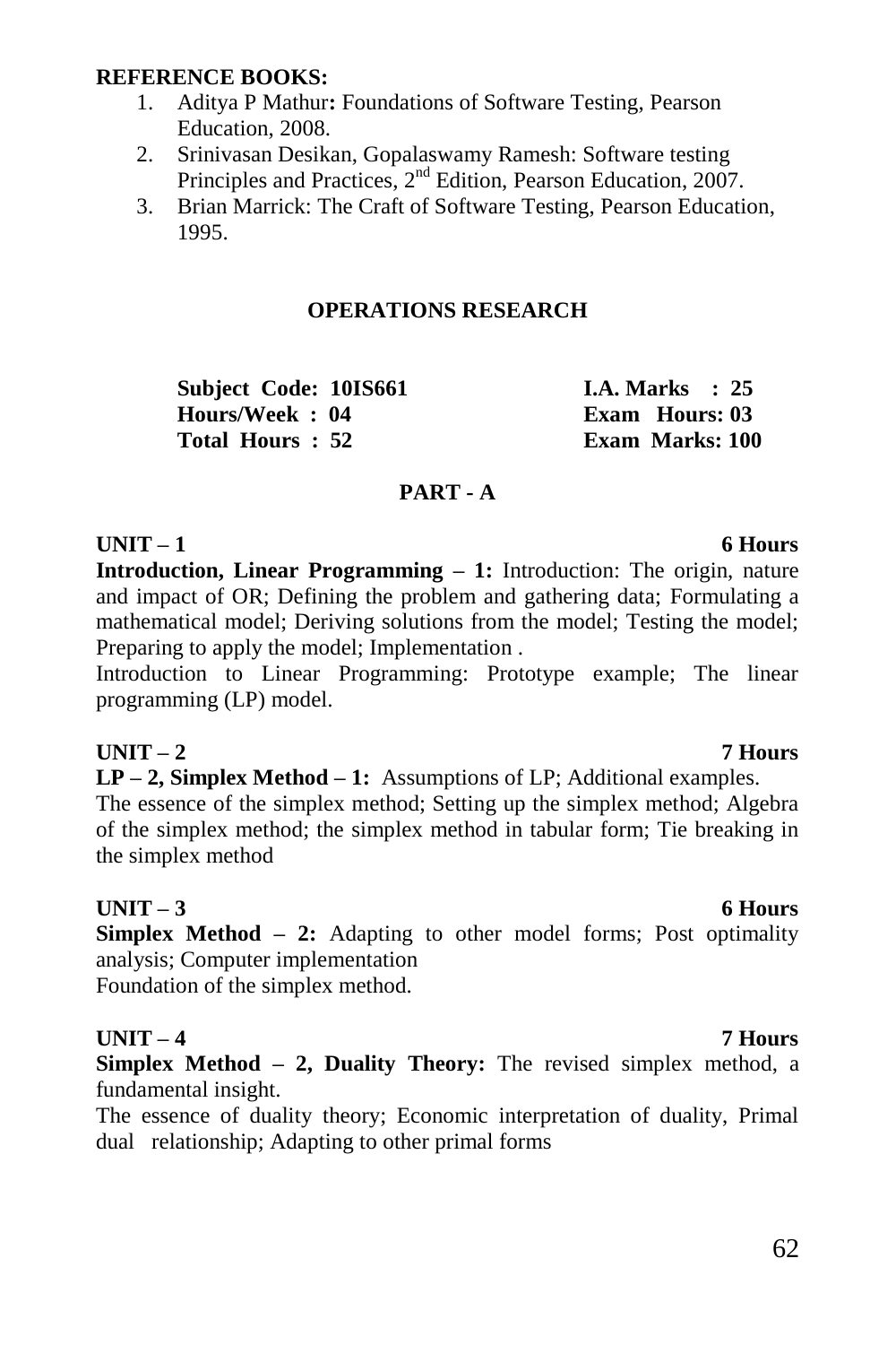**REFERENCE BOOKS:**

1. Aditya P Mathur**:** Foundations of Software Testing, Pearson Education, 2008.
2. Srinivasan Desikan, Gopalaswamy Ramesh: Software testing Principles and Practices, 2nd Edition, Pearson Education, 2007.
3. Brian Marrick: The Craft of Software Testing, Pearson Education, 1995.

## OPERATIONS RESEARCH

| | |
|---|---|
| **Subject Code: 10IS661** | **I.A. Marks : 25** |
| **Hours/Week : 04** | **Exam Hours: 03** |
| **Total Hours : 52** | **Exam Marks: 100** |

### PART - A

**UNIT – 1** **6 Hours**

**Introduction, Linear Programming – 1:** Introduction: The origin, nature and impact of OR; Defining the problem and gathering data; Formulating a mathematical model; Deriving solutions from the model; Testing the model; Preparing to apply the model; Implementation .

Introduction to Linear Programming: Prototype example; The linear programming (LP) model.

**UNIT – 2** **7 Hours**

**LP – 2, Simplex Method – 1:** Assumptions of LP; Additional examples.

The essence of the simplex method; Setting up the simplex method; Algebra of the simplex method; the simplex method in tabular form; Tie breaking in the simplex method

**UNIT – 3** **6 Hours**

**Simplex Method – 2:** Adapting to other model forms; Post optimality analysis; Computer implementation

Foundation of the simplex method.

**UNIT – 4** **7 Hours**

**Simplex Method – 2, Duality Theory:** The revised simplex method, a fundamental insight.

The essence of duality theory; Economic interpretation of duality, Primal dual relationship; Adapting to other primal forms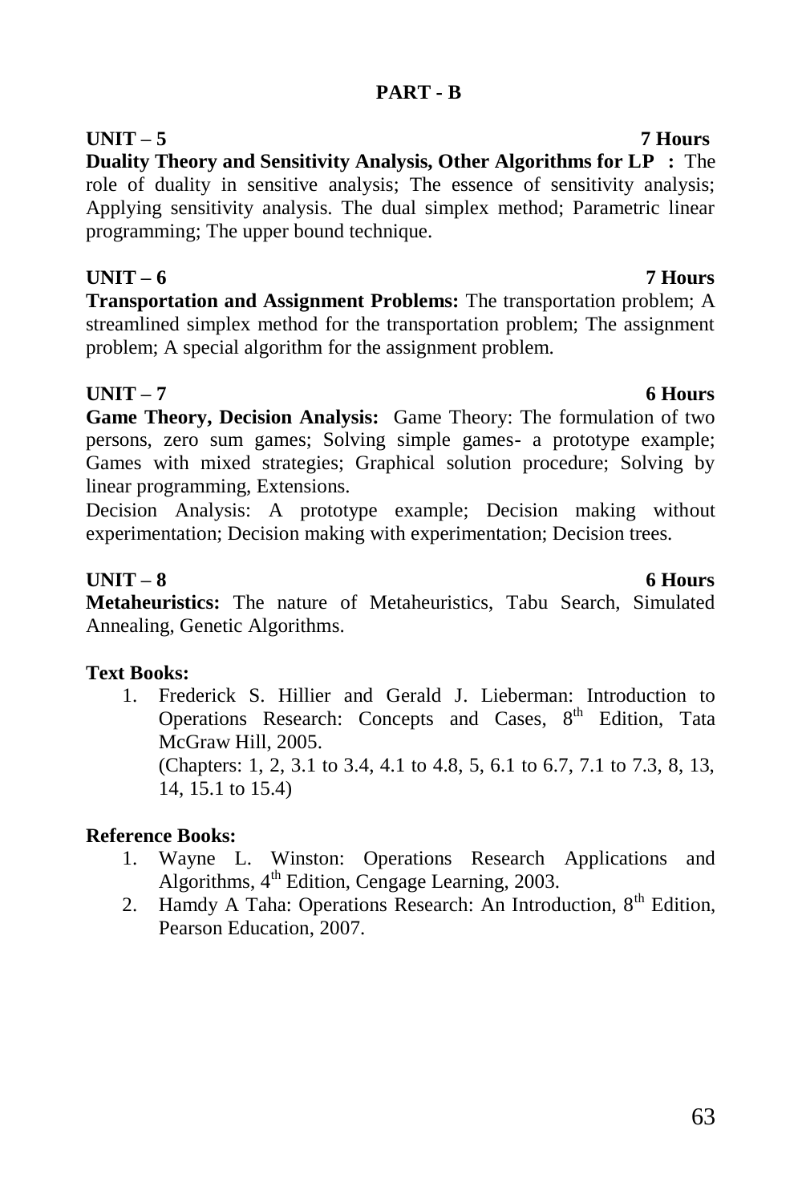## PART - B

**UNIT – 5** **7 Hours**

**Duality Theory and Sensitivity Analysis, Other Algorithms for LP :** The role of duality in sensitive analysis; The essence of sensitivity analysis; Applying sensitivity analysis. The dual simplex method; Parametric linear programming; The upper bound technique.

**UNIT – 6** **7 Hours**

**Transportation and Assignment Problems:** The transportation problem; A streamlined simplex method for the transportation problem; The assignment problem; A special algorithm for the assignment problem.

**UNIT – 7** **6 Hours**

**Game Theory, Decision Analysis:** Game Theory: The formulation of two persons, zero sum games; Solving simple games- a prototype example; Games with mixed strategies; Graphical solution procedure; Solving by linear programming, Extensions.

Decision Analysis: A prototype example; Decision making without experimentation; Decision making with experimentation; Decision trees.

**UNIT – 8** **6 Hours**

**Metaheuristics:** The nature of Metaheuristics, Tabu Search, Simulated Annealing, Genetic Algorithms.

**Text Books:**

1. Frederick S. Hillier and Gerald J. Lieberman: Introduction to Operations Research: Concepts and Cases, 8th Edition, Tata McGraw Hill, 2005.
   (Chapters: 1, 2, 3.1 to 3.4, 4.1 to 4.8, 5, 6.1 to 6.7, 7.1 to 7.3, 8, 13, 14, 15.1 to 15.4)

**Reference Books:**

1. Wayne L. Winston: Operations Research Applications and Algorithms, 4th Edition, Cengage Learning, 2003.
2. Hamdy A Taha: Operations Research: An Introduction, 8th Edition, Pearson Education, 2007.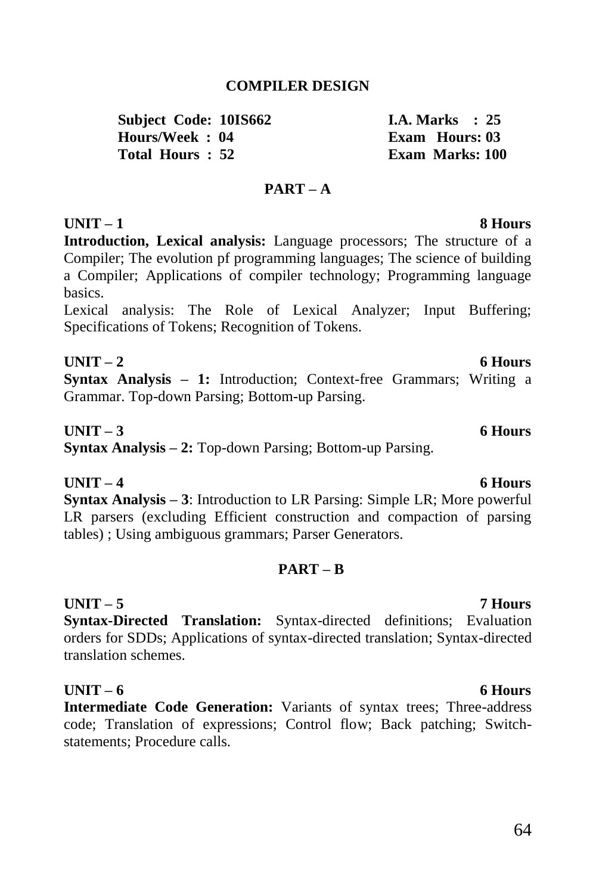## COMPILER DESIGN

| Subject Code: 10IS662 | I.A. Marks : 25 |
|---|---|
| Hours/Week : 04 | Exam Hours: 03 |
| Total Hours : 52 | Exam Marks: 100 |

### PART – A

**UNIT – 1** **8 Hours**

**Introduction, Lexical analysis:** Language processors; The structure of a Compiler; The evolution pf programming languages; The science of building a Compiler; Applications of compiler technology; Programming language basics.

Lexical analysis: The Role of Lexical Analyzer; Input Buffering; Specifications of Tokens; Recognition of Tokens.

**UNIT – 2** **6 Hours**

**Syntax Analysis – 1:** Introduction; Context-free Grammars; Writing a Grammar. Top-down Parsing; Bottom-up Parsing.

**UNIT – 3** **6 Hours**

**Syntax Analysis – 2:** Top-down Parsing; Bottom-up Parsing.

**UNIT – 4** **6 Hours**

**Syntax Analysis – 3**: Introduction to LR Parsing: Simple LR; More powerful LR parsers (excluding Efficient construction and compaction of parsing tables) ; Using ambiguous grammars; Parser Generators.

### PART – B

**UNIT – 5** **7 Hours**

**Syntax-Directed Translation:** Syntax-directed definitions; Evaluation orders for SDDs; Applications of syntax-directed translation; Syntax-directed translation schemes.

**UNIT – 6** **6 Hours**

**Intermediate Code Generation:** Variants of syntax trees; Three-address code; Translation of expressions; Control flow; Back patching; Switch-statements; Procedure calls.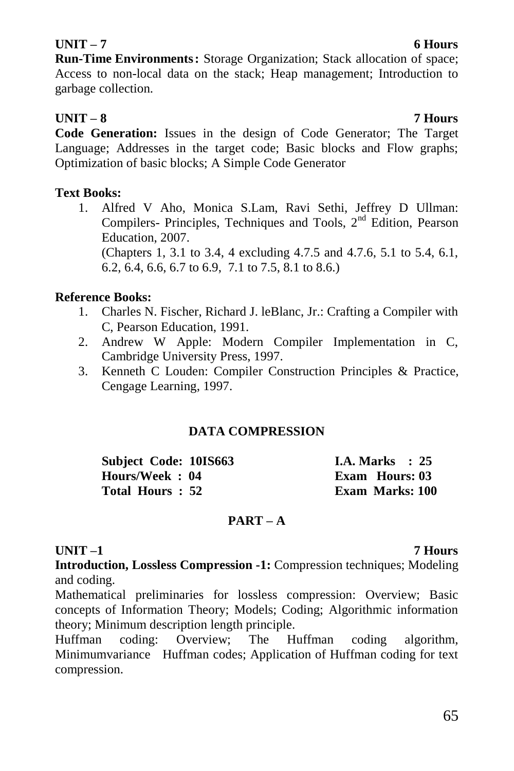**UNIT – 7** **6 Hours**

**Run-Time Environments:** Storage Organization; Stack allocation of space; Access to non-local data on the stack; Heap management; Introduction to garbage collection.

**UNIT – 8** **7 Hours**

**Code Generation:** Issues in the design of Code Generator; The Target Language; Addresses in the target code; Basic blocks and Flow graphs; Optimization of basic blocks; A Simple Code Generator

**Text Books:**

1. Alfred V Aho, Monica S.Lam, Ravi Sethi, Jeffrey D Ullman: Compilers- Principles, Techniques and Tools, 2nd Edition, Pearson Education, 2007.
   (Chapters 1, 3.1 to 3.4, 4 excluding 4.7.5 and 4.7.6, 5.1 to 5.4, 6.1, 6.2, 6.4, 6.6, 6.7 to 6.9, 7.1 to 7.5, 8.1 to 8.6.)

**Reference Books:**

1. Charles N. Fischer, Richard J. leBlanc, Jr.: Crafting a Compiler with C, Pearson Education, 1991.
2. Andrew W Apple: Modern Compiler Implementation in C, Cambridge University Press, 1997.
3. Kenneth C Louden: Compiler Construction Principles & Practice, Cengage Learning, 1997.

## DATA COMPRESSION

| | |
|---|---|
| **Subject Code: 10IS663** | **I.A. Marks : 25** |
| **Hours/Week : 04** | **Exam Hours: 03** |
| **Total Hours : 52** | **Exam Marks: 100** |

### PART – A

**UNIT –1** **7 Hours**

**Introduction, Lossless Compression -1:** Compression techniques; Modeling and coding.

Mathematical preliminaries for lossless compression: Overview; Basic concepts of Information Theory; Models; Coding; Algorithmic information theory; Minimum description length principle.

Huffman coding: Overview; The Huffman coding algorithm, Minimumvariance Huffman codes; Application of Huffman coding for text compression.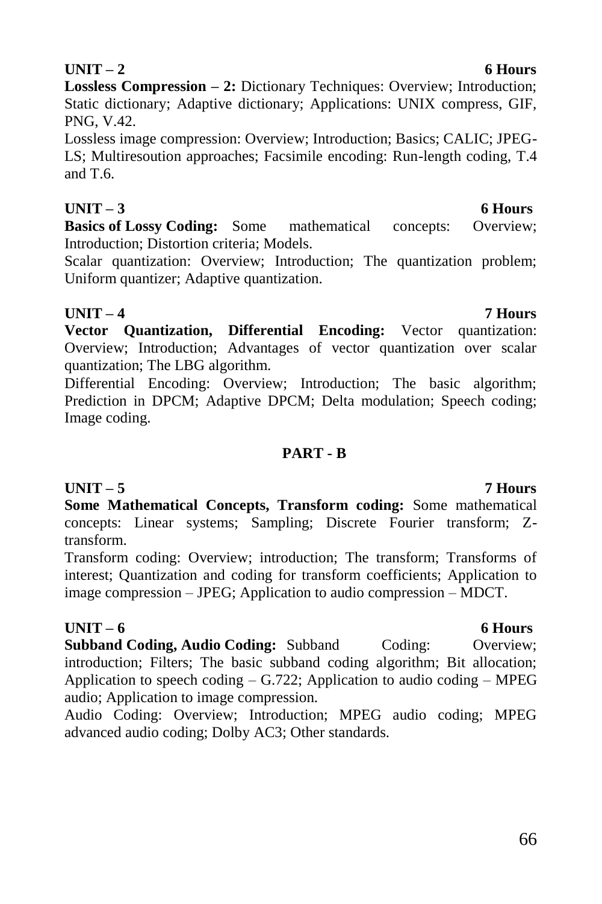**UNIT – 2 6 Hours**

**Lossless Compression – 2:** Dictionary Techniques: Overview; Introduction; Static dictionary; Adaptive dictionary; Applications: UNIX compress, GIF, PNG, V.42.

Lossless image compression: Overview; Introduction; Basics; CALIC; JPEG-LS; Multiresoution approaches; Facsimile encoding: Run-length coding, T.4 and T.6.

**UNIT – 3 6 Hours**

**Basics of Lossy Coding:** Some mathematical concepts: Overview; Introduction; Distortion criteria; Models.

Scalar quantization: Overview; Introduction; The quantization problem; Uniform quantizer; Adaptive quantization.

**UNIT – 4 7 Hours**

**Vector Quantization, Differential Encoding:** Vector quantization: Overview; Introduction; Advantages of vector quantization over scalar quantization; The LBG algorithm.

Differential Encoding: Overview; Introduction; The basic algorithm; Prediction in DPCM; Adaptive DPCM; Delta modulation; Speech coding; Image coding.

## PART - B

**UNIT – 5 7 Hours**

**Some Mathematical Concepts, Transform coding:** Some mathematical concepts: Linear systems; Sampling; Discrete Fourier transform; Z-transform.

Transform coding: Overview; introduction; The transform; Transforms of interest; Quantization and coding for transform coefficients; Application to image compression – JPEG; Application to audio compression – MDCT.

**UNIT – 6 6 Hours**

**Subband Coding, Audio Coding:** Subband Coding: Overview; introduction; Filters; The basic subband coding algorithm; Bit allocation; Application to speech coding – G.722; Application to audio coding – MPEG audio; Application to image compression.

Audio Coding: Overview; Introduction; MPEG audio coding; MPEG advanced audio coding; Dolby AC3; Other standards.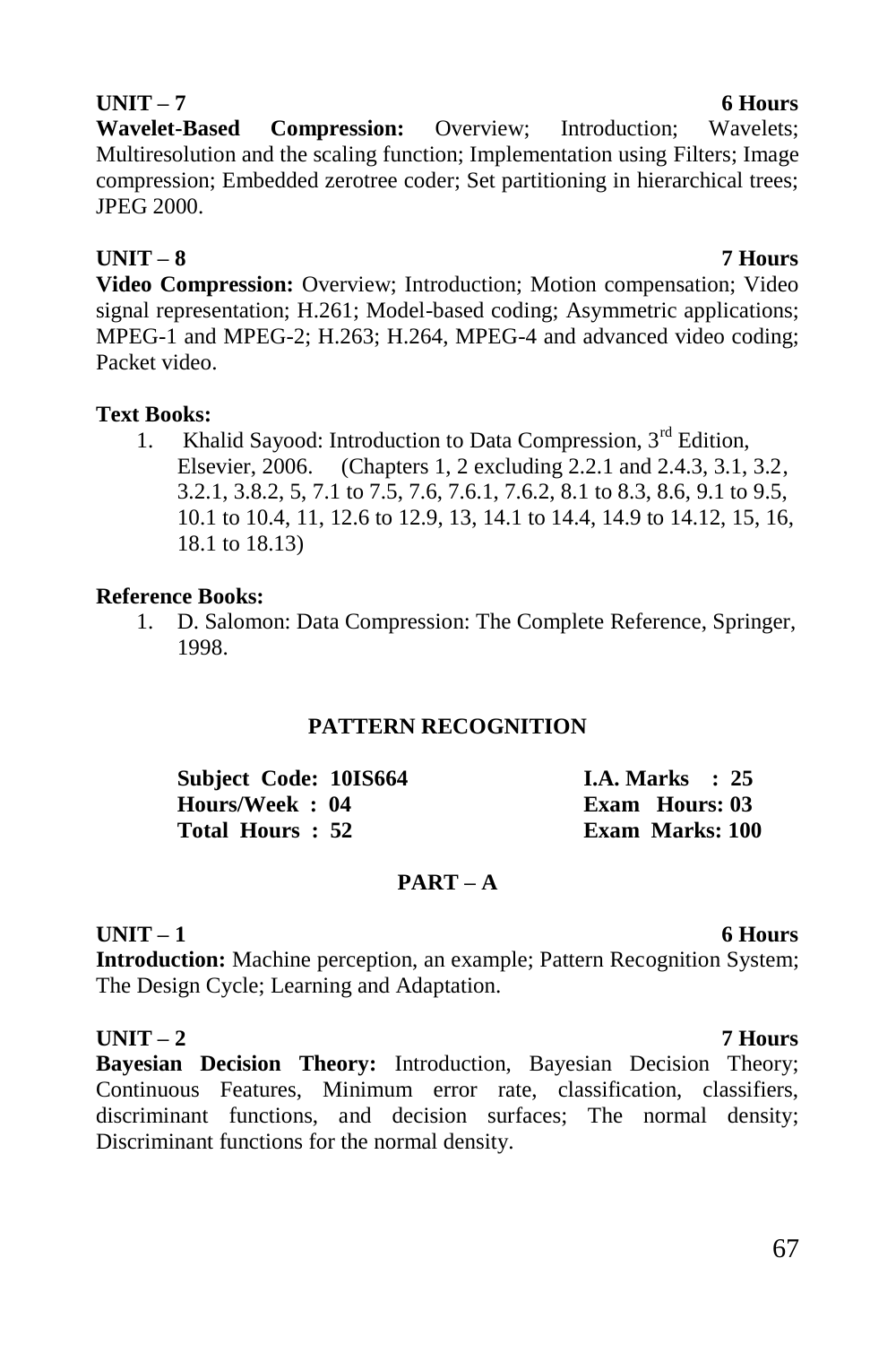**UNIT – 7** **6 Hours**

**Wavelet-Based Compression:** Overview; Introduction; Wavelets; Multiresolution and the scaling function; Implementation using Filters; Image compression; Embedded zerotree coder; Set partitioning in hierarchical trees; JPEG 2000.

**UNIT – 8** **7 Hours**

**Video Compression:** Overview; Introduction; Motion compensation; Video signal representation; H.261; Model-based coding; Asymmetric applications; MPEG-1 and MPEG-2; H.263; H.264, MPEG-4 and advanced video coding; Packet video.

**Text Books:**

1. Khalid Sayood: Introduction to Data Compression, 3rd Edition, Elsevier, 2006. (Chapters 1, 2 excluding 2.2.1 and 2.4.3, 3.1, 3.2, 3.2.1, 3.8.2, 5, 7.1 to 7.5, 7.6, 7.6.1, 7.6.2, 8.1 to 8.3, 8.6, 9.1 to 9.5, 10.1 to 10.4, 11, 12.6 to 12.9, 13, 14.1 to 14.4, 14.9 to 14.12, 15, 16, 18.1 to 18.13)

**Reference Books:**

1. D. Salomon: Data Compression: The Complete Reference, Springer, 1998.

## PATTERN RECOGNITION

| | |
|---|---|
| **Subject Code: 10IS664** | **I.A. Marks : 25** |
| **Hours/Week : 04** | **Exam Hours: 03** |
| **Total Hours : 52** | **Exam Marks: 100** |

### PART – A

**UNIT – 1** **6 Hours**

**Introduction:** Machine perception, an example; Pattern Recognition System; The Design Cycle; Learning and Adaptation.

**UNIT – 2** **7 Hours**

**Bayesian Decision Theory:** Introduction, Bayesian Decision Theory; Continuous Features, Minimum error rate, classification, classifiers, discriminant functions, and decision surfaces; The normal density; Discriminant functions for the normal density.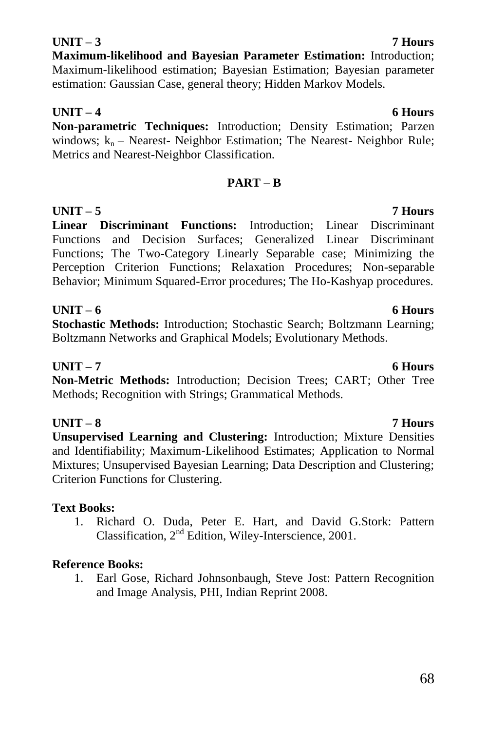**UNIT – 3 7 Hours**

**Maximum-likelihood and Bayesian Parameter Estimation:** Introduction; Maximum-likelihood estimation; Bayesian Estimation; Bayesian parameter estimation: Gaussian Case, general theory; Hidden Markov Models.

**UNIT – 4 6 Hours**

**Non-parametric Techniques:** Introduction; Density Estimation; Parzen windows; $k_n$ – Nearest- Neighbor Estimation; The Nearest- Neighbor Rule; Metrics and Nearest-Neighbor Classification.

## PART – B

**UNIT – 5 7 Hours**

**Linear Discriminant Functions:** Introduction; Linear Discriminant Functions and Decision Surfaces; Generalized Linear Discriminant Functions; The Two-Category Linearly Separable case; Minimizing the Perception Criterion Functions; Relaxation Procedures; Non-separable Behavior; Minimum Squared-Error procedures; The Ho-Kashyap procedures.

**UNIT – 6 6 Hours**

**Stochastic Methods:** Introduction; Stochastic Search; Boltzmann Learning; Boltzmann Networks and Graphical Models; Evolutionary Methods.

**UNIT – 7 6 Hours**

**Non-Metric Methods:** Introduction; Decision Trees; CART; Other Tree Methods; Recognition with Strings; Grammatical Methods.

**UNIT – 8 7 Hours**

**Unsupervised Learning and Clustering:** Introduction; Mixture Densities and Identifiability; Maximum-Likelihood Estimates; Application to Normal Mixtures; Unsupervised Bayesian Learning; Data Description and Clustering; Criterion Functions for Clustering.

**Text Books:**

1. Richard O. Duda, Peter E. Hart, and David G.Stork: Pattern Classification, 2nd Edition, Wiley-Interscience, 2001.

**Reference Books:**

1. Earl Gose, Richard Johnsonbaugh, Steve Jost: Pattern Recognition and Image Analysis, PHI, Indian Reprint 2008.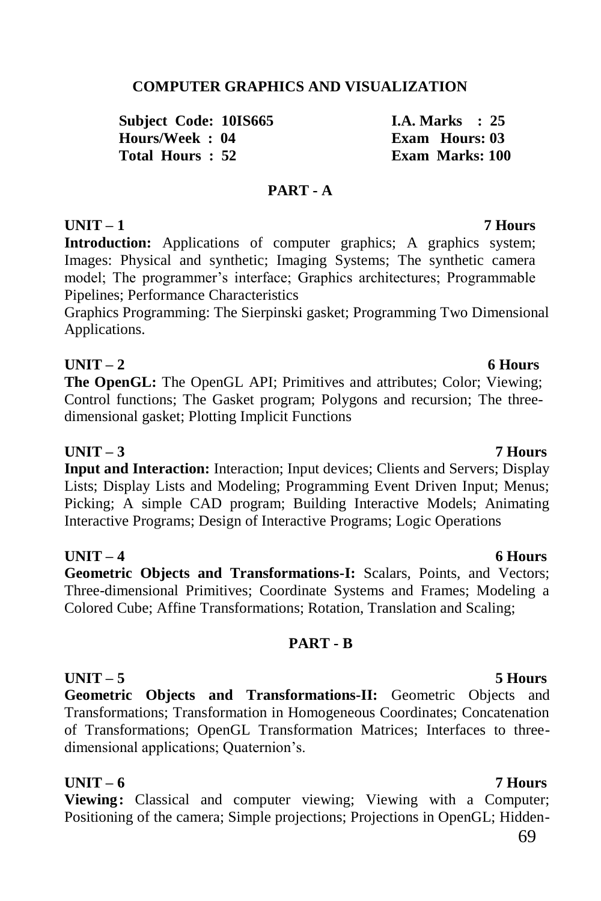## COMPUTER GRAPHICS AND VISUALIZATION

| | |
|---|---|
| **Subject Code: 10IS665** | **I.A. Marks : 25** |
| **Hours/Week : 04** | **Exam Hours: 03** |
| **Total Hours : 52** | **Exam Marks: 100** |

### PART - A

**UNIT – 1 7 Hours**

**Introduction:** Applications of computer graphics; A graphics system; Images: Physical and synthetic; Imaging Systems; The synthetic camera model; The programmer's interface; Graphics architectures; Programmable Pipelines; Performance Characteristics

Graphics Programming: The Sierpinski gasket; Programming Two Dimensional Applications.

**UNIT – 2 6 Hours**

**The OpenGL:** The OpenGL API; Primitives and attributes; Color; Viewing; Control functions; The Gasket program; Polygons and recursion; The three-dimensional gasket; Plotting Implicit Functions

**UNIT – 3 7 Hours**

**Input and Interaction:** Interaction; Input devices; Clients and Servers; Display Lists; Display Lists and Modeling; Programming Event Driven Input; Menus; Picking; A simple CAD program; Building Interactive Models; Animating Interactive Programs; Design of Interactive Programs; Logic Operations

**UNIT – 4 6 Hours**

**Geometric Objects and Transformations-I:** Scalars, Points, and Vectors; Three-dimensional Primitives; Coordinate Systems and Frames; Modeling a Colored Cube; Affine Transformations; Rotation, Translation and Scaling;

### PART - B

**UNIT – 5 5 Hours**

**Geometric Objects and Transformations-II:** Geometric Objects and Transformations; Transformation in Homogeneous Coordinates; Concatenation of Transformations; OpenGL Transformation Matrices; Interfaces to three-dimensional applications; Quaternion's.

**UNIT – 6 7 Hours**

**Viewing:** Classical and computer viewing; Viewing with a Computer; Positioning of the camera; Simple projections; Projections in OpenGL; Hidden-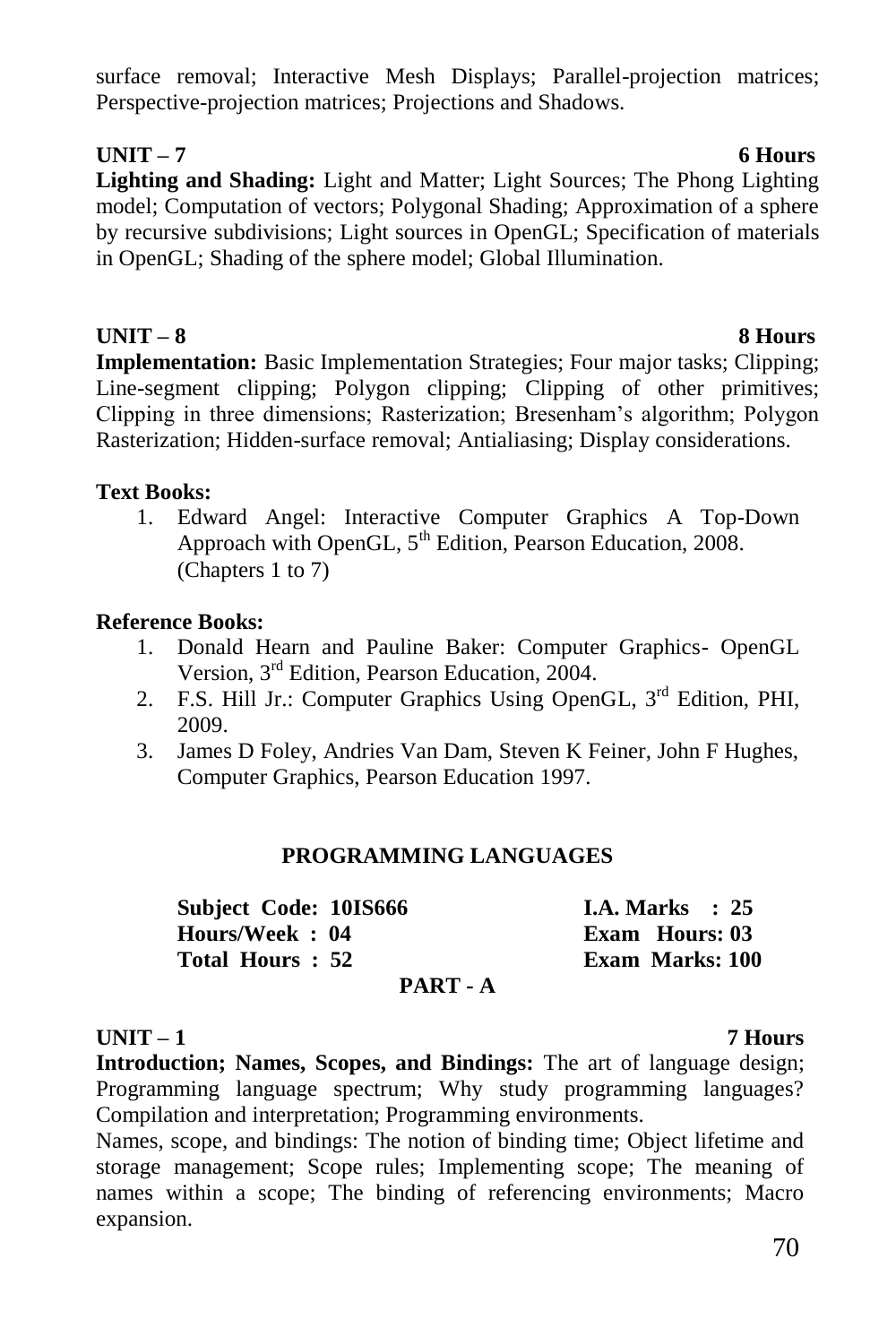surface removal; Interactive Mesh Displays; Parallel-projection matrices; Perspective-projection matrices; Projections and Shadows.

**UNIT – 7** **6 Hours**

**Lighting and Shading:** Light and Matter; Light Sources; The Phong Lighting model; Computation of vectors; Polygonal Shading; Approximation of a sphere by recursive subdivisions; Light sources in OpenGL; Specification of materials in OpenGL; Shading of the sphere model; Global Illumination.

**UNIT – 8** **8 Hours**

**Implementation:** Basic Implementation Strategies; Four major tasks; Clipping; Line-segment clipping; Polygon clipping; Clipping of other primitives; Clipping in three dimensions; Rasterization; Bresenham's algorithm; Polygon Rasterization; Hidden-surface removal; Antialiasing; Display considerations.

**Text Books:**

1. Edward Angel: Interactive Computer Graphics A Top-Down Approach with OpenGL, 5th Edition, Pearson Education, 2008. (Chapters 1 to 7)

**Reference Books:**

1. Donald Hearn and Pauline Baker: Computer Graphics- OpenGL Version, 3rd Edition, Pearson Education, 2004.
2. F.S. Hill Jr.: Computer Graphics Using OpenGL, 3rd Edition, PHI, 2009.
3. James D Foley, Andries Van Dam, Steven K Feiner, John F Hughes, Computer Graphics, Pearson Education 1997.

## PROGRAMMING LANGUAGES

| | |
|---|---|
| **Subject Code: 10IS666** | **I.A. Marks : 25** |
| **Hours/Week : 04** | **Exam Hours: 03** |
| **Total Hours : 52** | **Exam Marks: 100** |

### PART - A

**UNIT – 1** **7 Hours**

**Introduction; Names, Scopes, and Bindings:** The art of language design; Programming language spectrum; Why study programming languages? Compilation and interpretation; Programming environments.

Names, scope, and bindings: The notion of binding time; Object lifetime and storage management; Scope rules; Implementing scope; The meaning of names within a scope; The binding of referencing environments; Macro expansion.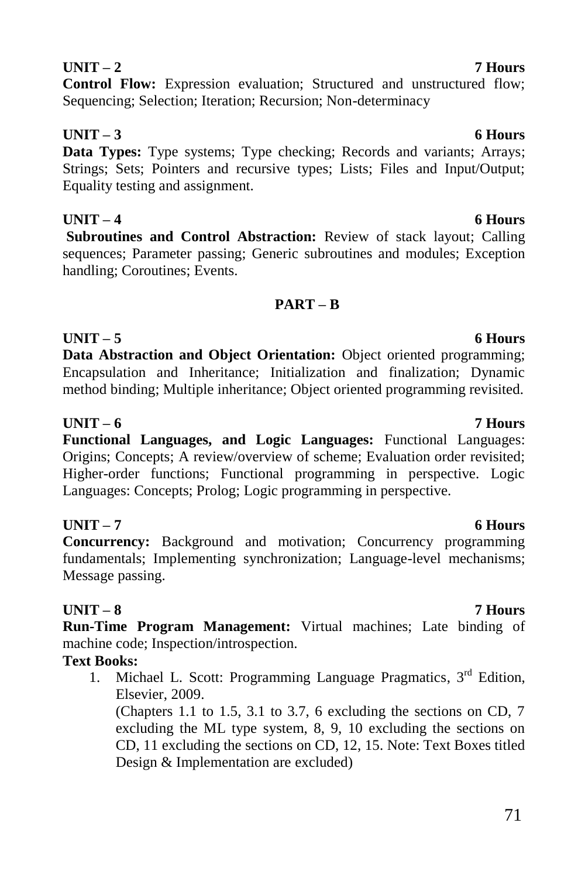**UNIT – 2** **7 Hours**

**Control Flow:** Expression evaluation; Structured and unstructured flow; Sequencing; Selection; Iteration; Recursion; Non-determinacy

**UNIT – 3** **6 Hours**

**Data Types:** Type systems; Type checking; Records and variants; Arrays; Strings; Sets; Pointers and recursive types; Lists; Files and Input/Output; Equality testing and assignment.

**UNIT – 4** **6 Hours**

**Subroutines and Control Abstraction:** Review of stack layout; Calling sequences; Parameter passing; Generic subroutines and modules; Exception handling; Coroutines; Events.

**PART – B**

**UNIT – 5** **6 Hours**

**Data Abstraction and Object Orientation:** Object oriented programming; Encapsulation and Inheritance; Initialization and finalization; Dynamic method binding; Multiple inheritance; Object oriented programming revisited.

**UNIT – 6** **7 Hours**

**Functional Languages, and Logic Languages:** Functional Languages: Origins; Concepts; A review/overview of scheme; Evaluation order revisited; Higher-order functions; Functional programming in perspective. Logic Languages: Concepts; Prolog; Logic programming in perspective.

**UNIT – 7** **6 Hours**

**Concurrency:** Background and motivation; Concurrency programming fundamentals; Implementing synchronization; Language-level mechanisms; Message passing.

**UNIT – 8** **7 Hours**

**Run-Time Program Management:** Virtual machines; Late binding of machine code; Inspection/introspection.

**Text Books:**

1. Michael L. Scott: Programming Language Pragmatics, 3rd Edition, Elsevier, 2009.
   (Chapters 1.1 to 1.5, 3.1 to 3.7, 6 excluding the sections on CD, 7 excluding the ML type system, 8, 9, 10 excluding the sections on CD, 11 excluding the sections on CD, 12, 15. Note: Text Boxes titled Design & Implementation are excluded)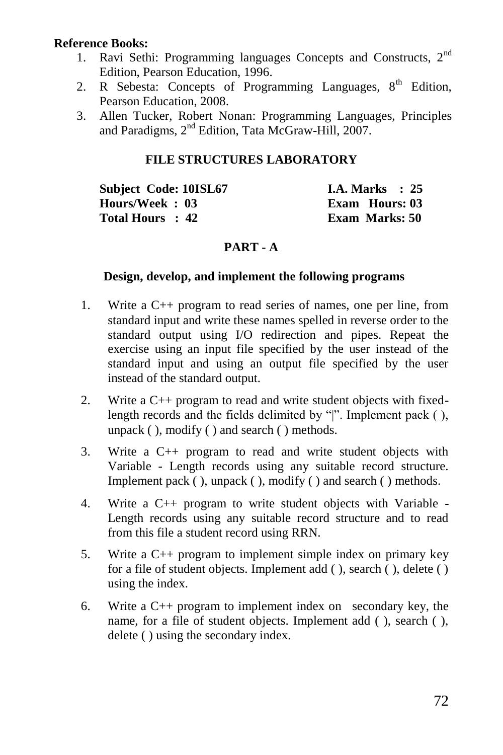**Reference Books:**

1. Ravi Sethi: Programming languages Concepts and Constructs, 2nd Edition, Pearson Education, 1996.
2. R Sebesta: Concepts of Programming Languages, 8th Edition, Pearson Education, 2008.
3. Allen Tucker, Robert Nonan: Programming Languages, Principles and Paradigms, 2nd Edition, Tata McGraw-Hill, 2007.

## FILE STRUCTURES LABORATORY

| | |
|---|---|
| **Subject Code: 10ISL67** | **I.A. Marks : 25** |
| **Hours/Week : 03** | **Exam Hours: 03** |
| **Total Hours : 42** | **Exam Marks: 50** |

### PART - A

**Design, develop, and implement the following programs**

1. Write a C++ program to read series of names, one per line, from standard input and write these names spelled in reverse order to the standard output using I/O redirection and pipes. Repeat the exercise using an input file specified by the user instead of the standard input and using an output file specified by the user instead of the standard output.
2. Write a C++ program to read and write student objects with fixed-length records and the fields delimited by "|". Implement pack ( ), unpack ( ), modify ( ) and search ( ) methods.
3. Write a C++ program to read and write student objects with Variable - Length records using any suitable record structure. Implement pack ( ), unpack ( ), modify ( ) and search ( ) methods.
4. Write a C++ program to write student objects with Variable - Length records using any suitable record structure and to read from this file a student record using RRN.
5. Write a C++ program to implement simple index on primary key for a file of student objects. Implement add ( ), search ( ), delete ( ) using the index.
6. Write a C++ program to implement index on secondary key, the name, for a file of student objects. Implement add ( ), search ( ), delete ( ) using the secondary index.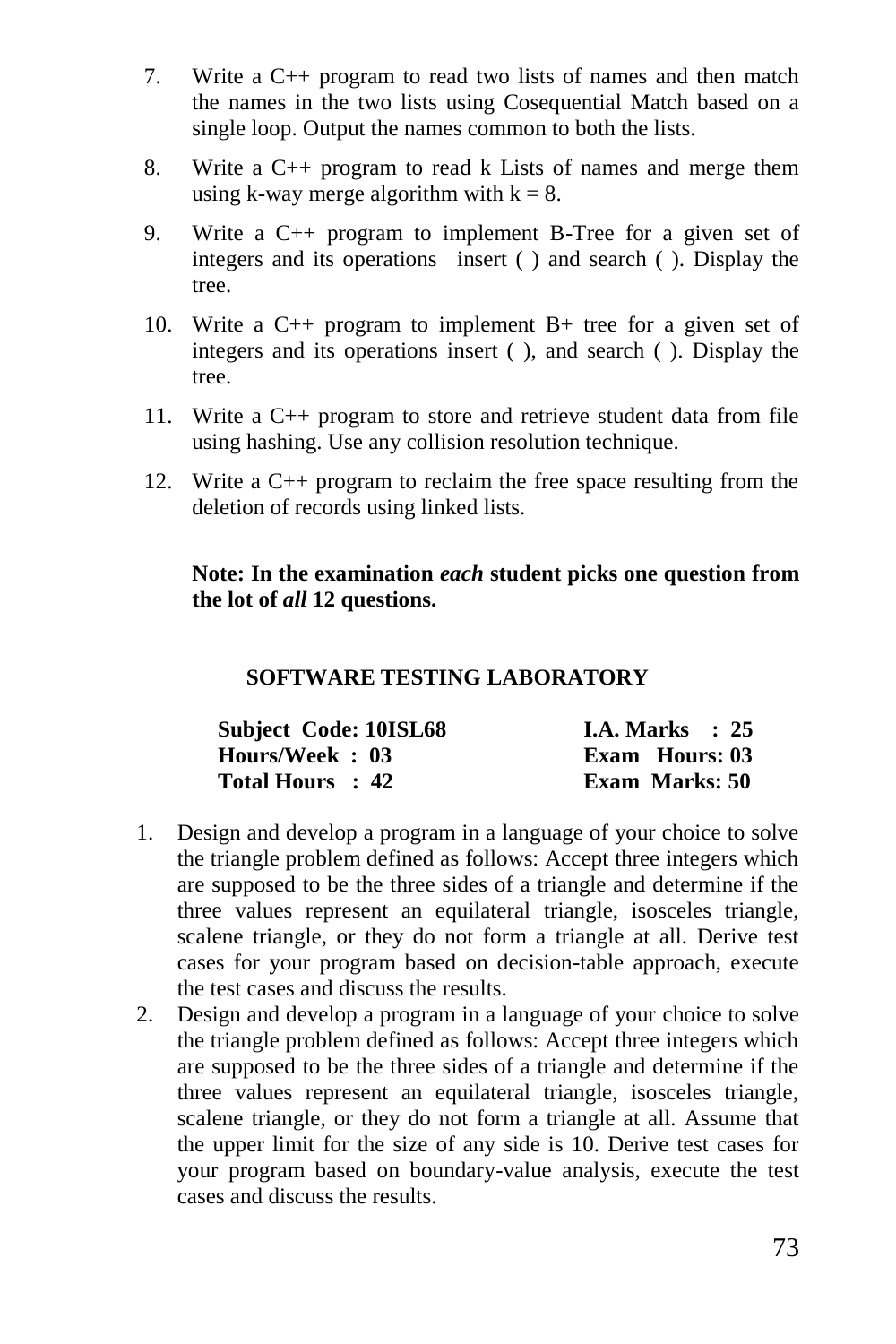7. Write a C++ program to read two lists of names and then match the names in the two lists using Cosequential Match based on a single loop. Output the names common to both the lists.
8. Write a C++ program to read k Lists of names and merge them using k-way merge algorithm with k = 8.
9. Write a C++ program to implement B-Tree for a given set of integers and its operations insert ( ) and search ( ). Display the tree.
10. Write a C++ program to implement B+ tree for a given set of integers and its operations insert ( ), and search ( ). Display the tree.
11. Write a C++ program to store and retrieve student data from file using hashing. Use any collision resolution technique.
12. Write a C++ program to reclaim the free space resulting from the deletion of records using linked lists.

**Note: In the examination *each* student picks one question from the lot of *all* 12 questions.**

## SOFTWARE TESTING LABORATORY

| | |
|---|---|
| **Subject Code: 10ISL68** | **I.A. Marks : 25** |
| **Hours/Week : 03** | **Exam Hours: 03** |
| **Total Hours : 42** | **Exam Marks: 50** |

1. Design and develop a program in a language of your choice to solve the triangle problem defined as follows: Accept three integers which are supposed to be the three sides of a triangle and determine if the three values represent an equilateral triangle, isosceles triangle, scalene triangle, or they do not form a triangle at all. Derive test cases for your program based on decision-table approach, execute the test cases and discuss the results.
2. Design and develop a program in a language of your choice to solve the triangle problem defined as follows: Accept three integers which are supposed to be the three sides of a triangle and determine if the three values represent an equilateral triangle, isosceles triangle, scalene triangle, or they do not form a triangle at all. Assume that the upper limit for the size of any side is 10. Derive test cases for your program based on boundary-value analysis, execute the test cases and discuss the results.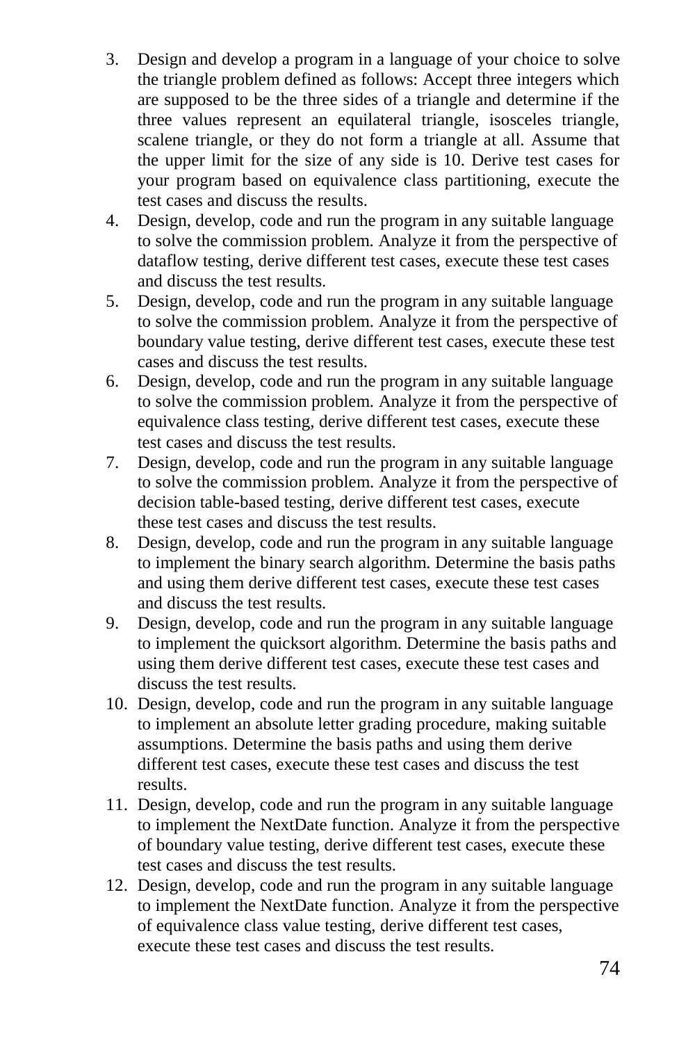3. Design and develop a program in a language of your choice to solve the triangle problem defined as follows: Accept three integers which are supposed to be the three sides of a triangle and determine if the three values represent an equilateral triangle, isosceles triangle, scalene triangle, or they do not form a triangle at all. Assume that the upper limit for the size of any side is 10. Derive test cases for your program based on equivalence class partitioning, execute the test cases and discuss the results.
4. Design, develop, code and run the program in any suitable language to solve the commission problem. Analyze it from the perspective of dataflow testing, derive different test cases, execute these test cases and discuss the test results.
5. Design, develop, code and run the program in any suitable language to solve the commission problem. Analyze it from the perspective of boundary value testing, derive different test cases, execute these test cases and discuss the test results.
6. Design, develop, code and run the program in any suitable language to solve the commission problem. Analyze it from the perspective of equivalence class testing, derive different test cases, execute these test cases and discuss the test results.
7. Design, develop, code and run the program in any suitable language to solve the commission problem. Analyze it from the perspective of decision table-based testing, derive different test cases, execute these test cases and discuss the test results.
8. Design, develop, code and run the program in any suitable language to implement the binary search algorithm. Determine the basis paths and using them derive different test cases, execute these test cases and discuss the test results.
9. Design, develop, code and run the program in any suitable language to implement the quicksort algorithm. Determine the basis paths and using them derive different test cases, execute these test cases and discuss the test results.
10. Design, develop, code and run the program in any suitable language to implement an absolute letter grading procedure, making suitable assumptions. Determine the basis paths and using them derive different test cases, execute these test cases and discuss the test results.
11. Design, develop, code and run the program in any suitable language to implement the NextDate function. Analyze it from the perspective of boundary value testing, derive different test cases, execute these test cases and discuss the test results.
12. Design, develop, code and run the program in any suitable language to implement the NextDate function. Analyze it from the perspective of equivalence class value testing, derive different test cases, execute these test cases and discuss the test results.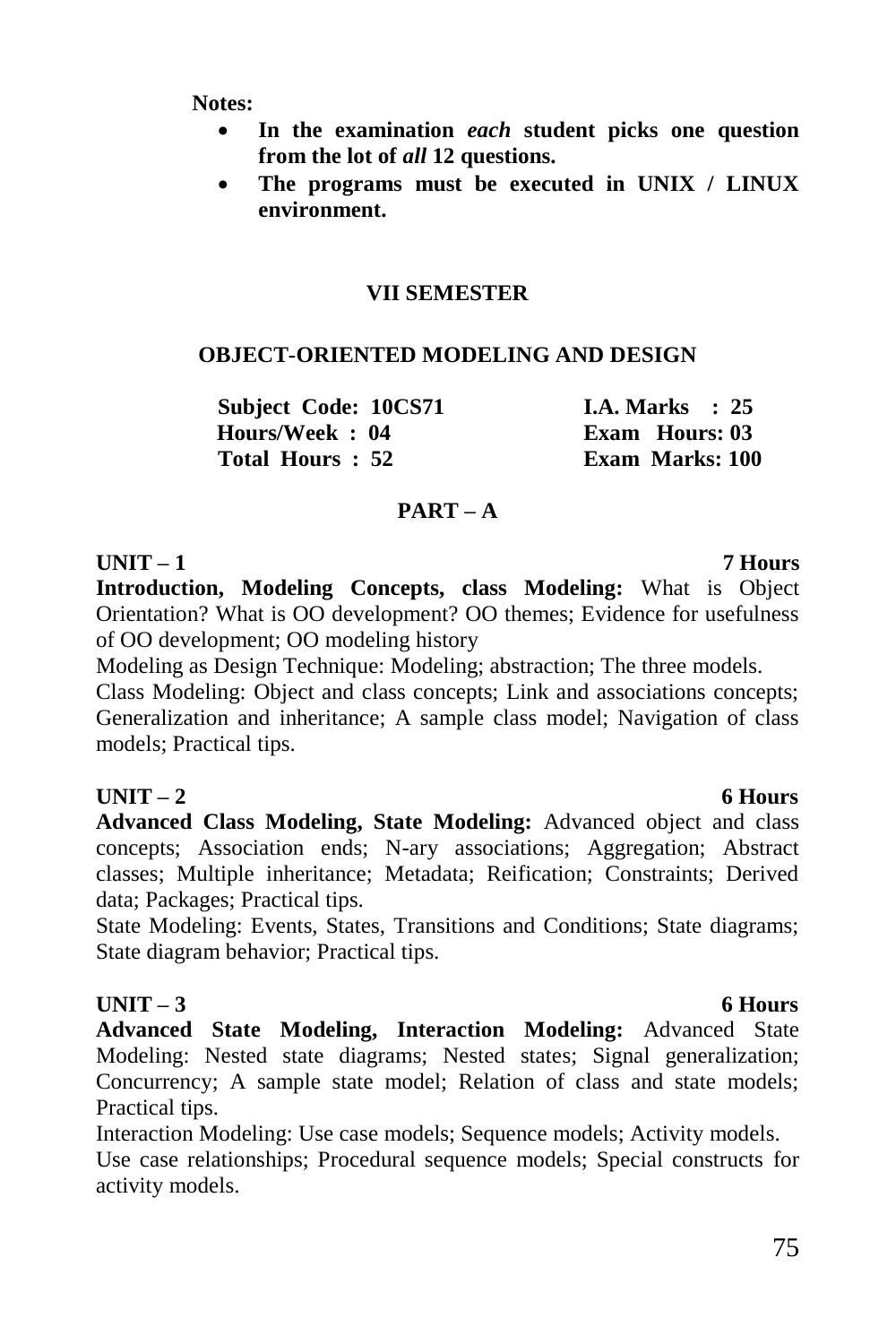**Notes:**

- **In the examination *each* student picks one question from the lot of *all* 12 questions.**
- **The programs must be executed in UNIX / LINUX environment.**

## VII SEMESTER

## OBJECT-ORIENTED MODELING AND DESIGN

| | |
|---|---|
| **Subject Code: 10CS71** | **I.A. Marks : 25** |
| **Hours/Week : 04** | **Exam Hours: 03** |
| **Total Hours : 52** | **Exam Marks: 100** |

### PART – A

**UNIT – 1 7 Hours**

**Introduction, Modeling Concepts, class Modeling:** What is Object Orientation? What is OO development? OO themes; Evidence for usefulness of OO development; OO modeling history

Modeling as Design Technique: Modeling; abstraction; The three models.

Class Modeling: Object and class concepts; Link and associations concepts; Generalization and inheritance; A sample class model; Navigation of class models; Practical tips.

**UNIT – 2 6 Hours**

**Advanced Class Modeling, State Modeling:** Advanced object and class concepts; Association ends; N-ary associations; Aggregation; Abstract classes; Multiple inheritance; Metadata; Reification; Constraints; Derived data; Packages; Practical tips.

State Modeling: Events, States, Transitions and Conditions; State diagrams; State diagram behavior; Practical tips.

**UNIT – 3 6 Hours**

**Advanced State Modeling, Interaction Modeling:** Advanced State Modeling: Nested state diagrams; Nested states; Signal generalization; Concurrency; A sample state model; Relation of class and state models; Practical tips.

Interaction Modeling: Use case models; Sequence models; Activity models.

Use case relationships; Procedural sequence models; Special constructs for activity models.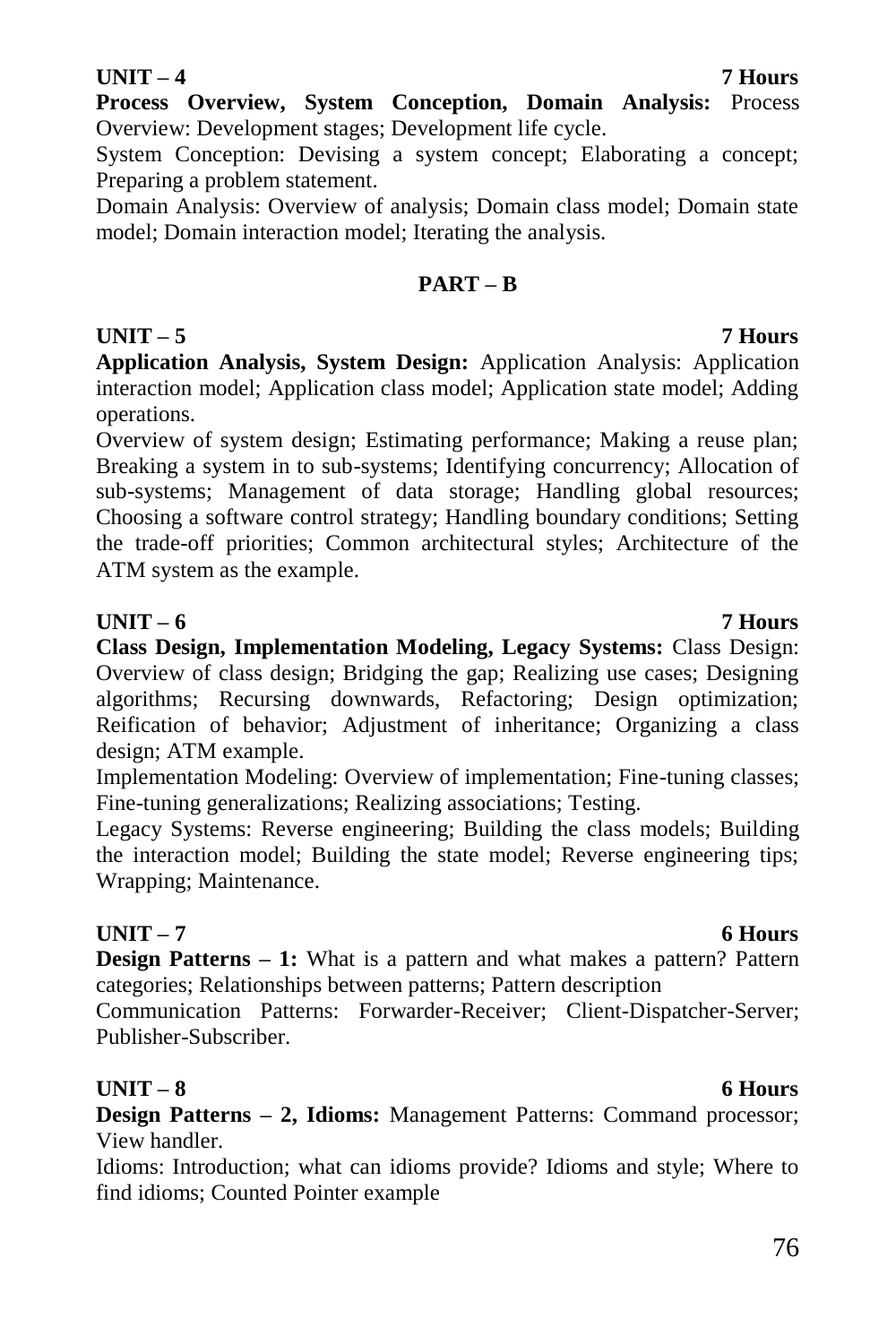**UNIT – 4 7 Hours**

**Process Overview, System Conception, Domain Analysis:** Process Overview: Development stages; Development life cycle.

System Conception: Devising a system concept; Elaborating a concept; Preparing a problem statement.

Domain Analysis: Overview of analysis; Domain class model; Domain state model; Domain interaction model; Iterating the analysis.

## PART – B

**UNIT – 5 7 Hours**

**Application Analysis, System Design:** Application Analysis: Application interaction model; Application class model; Application state model; Adding operations.

Overview of system design; Estimating performance; Making a reuse plan; Breaking a system in to sub-systems; Identifying concurrency; Allocation of sub-systems; Management of data storage; Handling global resources; Choosing a software control strategy; Handling boundary conditions; Setting the trade-off priorities; Common architectural styles; Architecture of the ATM system as the example.

**UNIT – 6 7 Hours**

**Class Design, Implementation Modeling, Legacy Systems:** Class Design: Overview of class design; Bridging the gap; Realizing use cases; Designing algorithms; Recursing downwards, Refactoring; Design optimization; Reification of behavior; Adjustment of inheritance; Organizing a class design; ATM example.

Implementation Modeling: Overview of implementation; Fine-tuning classes; Fine-tuning generalizations; Realizing associations; Testing.

Legacy Systems: Reverse engineering; Building the class models; Building the interaction model; Building the state model; Reverse engineering tips; Wrapping; Maintenance.

**UNIT – 7 6 Hours**

**Design Patterns – 1:** What is a pattern and what makes a pattern? Pattern categories; Relationships between patterns; Pattern description

Communication Patterns: Forwarder-Receiver; Client-Dispatcher-Server; Publisher-Subscriber.

**UNIT – 8 6 Hours**

**Design Patterns – 2, Idioms:** Management Patterns: Command processor; View handler.

Idioms: Introduction; what can idioms provide? Idioms and style; Where to find idioms; Counted Pointer example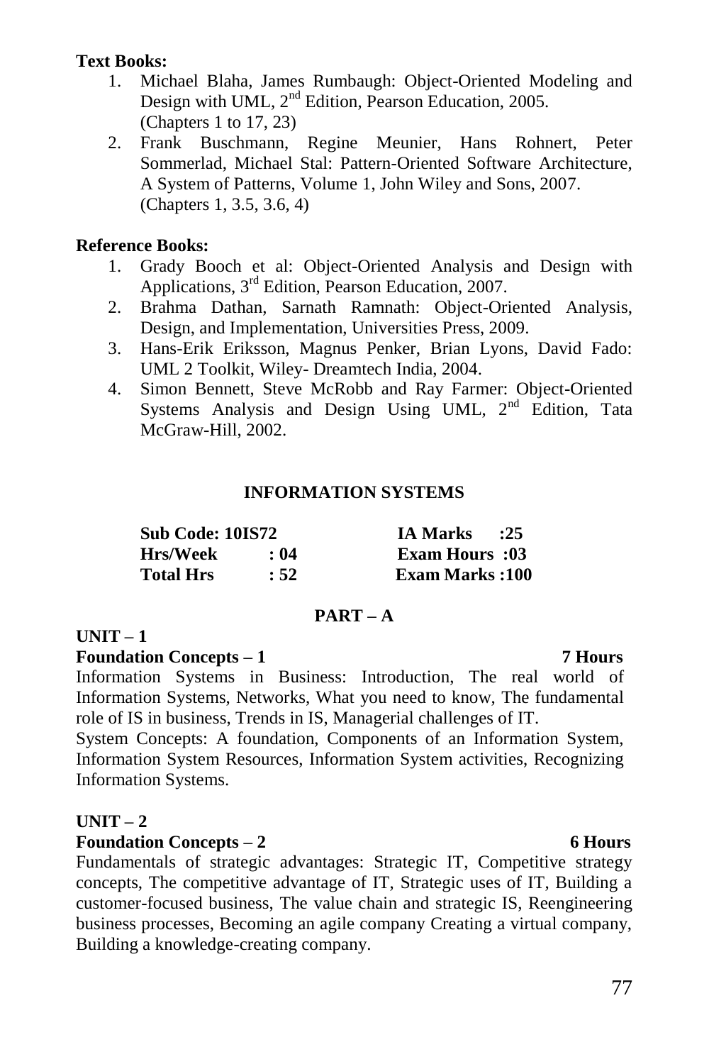**Text Books:**

1. Michael Blaha, James Rumbaugh: Object-Oriented Modeling and Design with UML, 2nd Edition, Pearson Education, 2005. (Chapters 1 to 17, 23)
2. Frank Buschmann, Regine Meunier, Hans Rohnert, Peter Sommerlad, Michael Stal: Pattern-Oriented Software Architecture, A System of Patterns, Volume 1, John Wiley and Sons, 2007. (Chapters 1, 3.5, 3.6, 4)

**Reference Books:**

1. Grady Booch et al: Object-Oriented Analysis and Design with Applications, 3rd Edition, Pearson Education, 2007.
2. Brahma Dathan, Sarnath Ramnath: Object-Oriented Analysis, Design, and Implementation, Universities Press, 2009.
3. Hans-Erik Eriksson, Magnus Penker, Brian Lyons, David Fado: UML 2 Toolkit, Wiley- Dreamtech India, 2004.
4. Simon Bennett, Steve McRobb and Ray Farmer: Object-Oriented Systems Analysis and Design Using UML, 2nd Edition, Tata McGraw-Hill, 2002.

## INFORMATION SYSTEMS

| | | | |
|---|---|---|---|
| **Sub Code: 10IS72** | | **IA Marks** | **:25** |
| **Hrs/Week** | **: 04** | **Exam Hours** | **:03** |
| **Total Hrs** | **: 52** | **Exam Marks** | **:100** |

### PART – A

**UNIT – 1**

**Foundation Concepts – 1** **7 Hours**

Information Systems in Business: Introduction, The real world of Information Systems, Networks, What you need to know, The fundamental role of IS in business, Trends in IS, Managerial challenges of IT.

System Concepts: A foundation, Components of an Information System, Information System Resources, Information System activities, Recognizing Information Systems.

**UNIT – 2**

**Foundation Concepts – 2** **6 Hours**

Fundamentals of strategic advantages: Strategic IT, Competitive strategy concepts, The competitive advantage of IT, Strategic uses of IT, Building a customer-focused business, The value chain and strategic IS, Reengineering business processes, Becoming an agile company Creating a virtual company, Building a knowledge-creating company.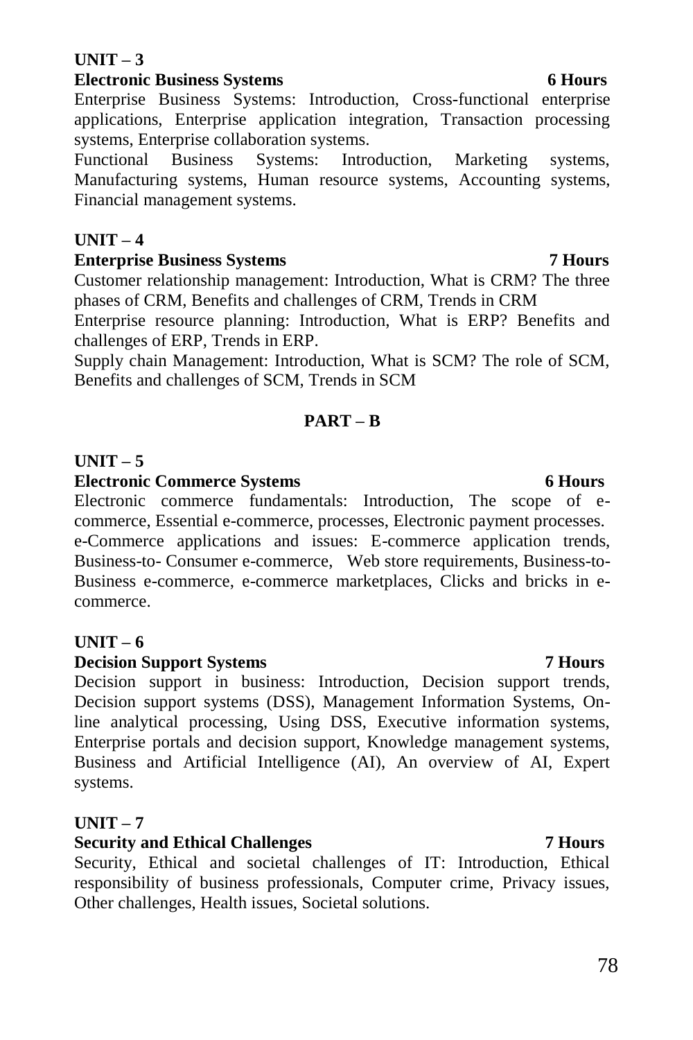**UNIT – 3**

**Electronic Business Systems 6 Hours**

Enterprise Business Systems: Introduction, Cross-functional enterprise applications, Enterprise application integration, Transaction processing systems, Enterprise collaboration systems.

Functional Business Systems: Introduction, Marketing systems, Manufacturing systems, Human resource systems, Accounting systems, Financial management systems.

**UNIT – 4**

**Enterprise Business Systems 7 Hours**

Customer relationship management: Introduction, What is CRM? The three phases of CRM, Benefits and challenges of CRM, Trends in CRM

Enterprise resource planning: Introduction, What is ERP? Benefits and challenges of ERP, Trends in ERP.

Supply chain Management: Introduction, What is SCM? The role of SCM, Benefits and challenges of SCM, Trends in SCM

**PART – B**

**UNIT – 5**

**Electronic Commerce Systems 6 Hours**

Electronic commerce fundamentals: Introduction, The scope of e-commerce, Essential e-commerce, processes, Electronic payment processes.

e-Commerce applications and issues: E-commerce application trends, Business-to- Consumer e-commerce, Web store requirements, Business-to-Business e-commerce, e-commerce marketplaces, Clicks and bricks in e-commerce.

**UNIT – 6**

**Decision Support Systems 7 Hours**

Decision support in business: Introduction, Decision support trends, Decision support systems (DSS), Management Information Systems, On-line analytical processing, Using DSS, Executive information systems, Enterprise portals and decision support, Knowledge management systems, Business and Artificial Intelligence (AI), An overview of AI, Expert systems.

**UNIT – 7**

**Security and Ethical Challenges 7 Hours**

Security, Ethical and societal challenges of IT: Introduction, Ethical responsibility of business professionals, Computer crime, Privacy issues, Other challenges, Health issues, Societal solutions.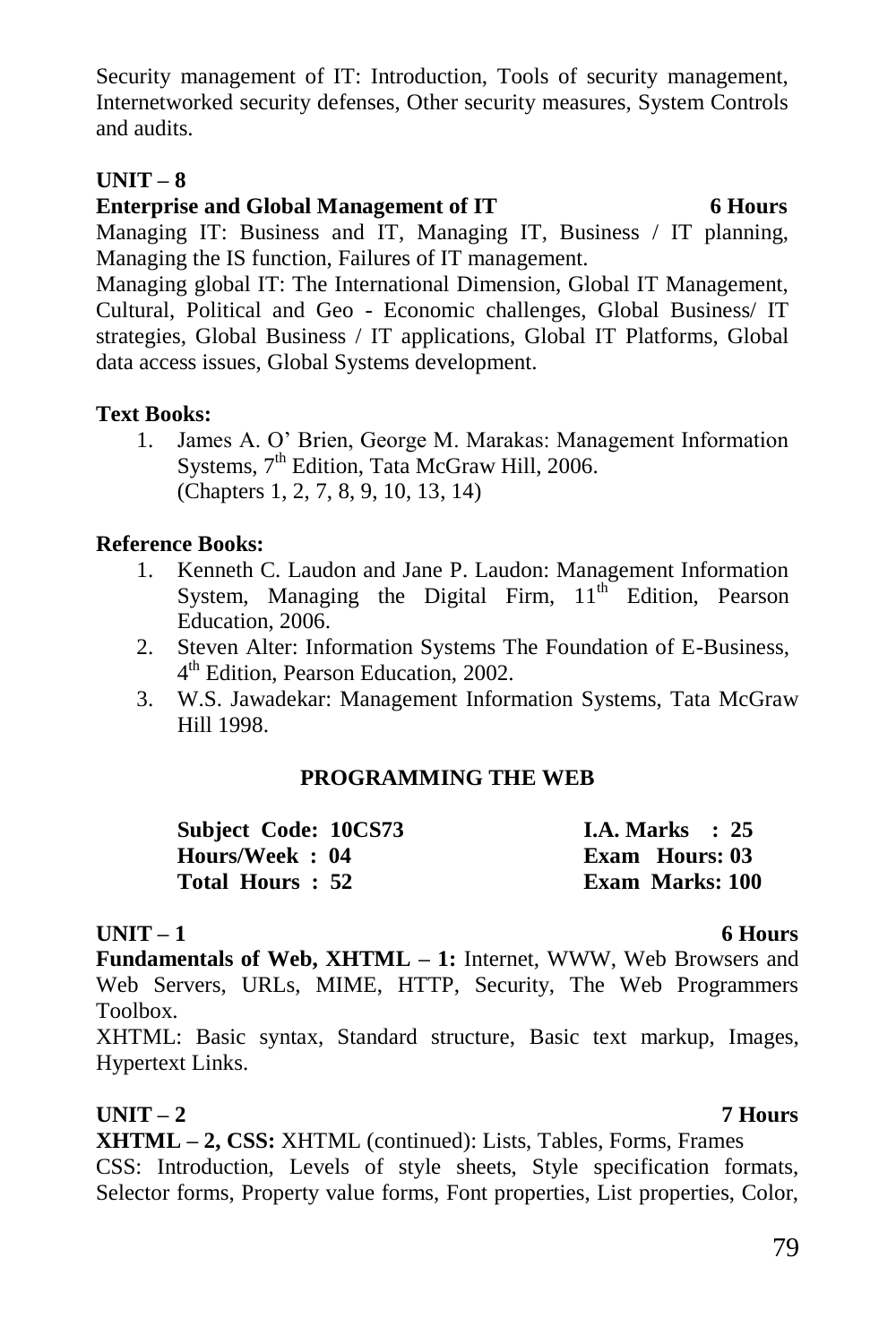Security management of IT: Introduction, Tools of security management, Internetworked security defenses, Other security measures, System Controls and audits.

**UNIT – 8**

**Enterprise and Global Management of IT** **6 Hours**

Managing IT: Business and IT, Managing IT, Business / IT planning, Managing the IS function, Failures of IT management.

Managing global IT: The International Dimension, Global IT Management, Cultural, Political and Geo - Economic challenges, Global Business/ IT strategies, Global Business / IT applications, Global IT Platforms, Global data access issues, Global Systems development.

**Text Books:**

1. James A. O' Brien, George M. Marakas: Management Information Systems, 7th Edition, Tata McGraw Hill, 2006. (Chapters 1, 2, 7, 8, 9, 10, 13, 14)

**Reference Books:**

1. Kenneth C. Laudon and Jane P. Laudon: Management Information System, Managing the Digital Firm, 11th Edition, Pearson Education, 2006.
2. Steven Alter: Information Systems The Foundation of E-Business, 4th Edition, Pearson Education, 2002.
3. W.S. Jawadekar: Management Information Systems, Tata McGraw Hill 1998.

## PROGRAMMING THE WEB

| | |
|---|---|
| **Subject Code: 10CS73** | **I.A. Marks : 25** |
| **Hours/Week : 04** | **Exam Hours: 03** |
| **Total Hours : 52** | **Exam Marks: 100** |

**UNIT – 1** **6 Hours**

**Fundamentals of Web, XHTML – 1:** Internet, WWW, Web Browsers and Web Servers, URLs, MIME, HTTP, Security, The Web Programmers Toolbox.

XHTML: Basic syntax, Standard structure, Basic text markup, Images, Hypertext Links.

**UNIT – 2** **7 Hours**

**XHTML – 2, CSS:** XHTML (continued): Lists, Tables, Forms, Frames

CSS: Introduction, Levels of style sheets, Style specification formats, Selector forms, Property value forms, Font properties, List properties, Color,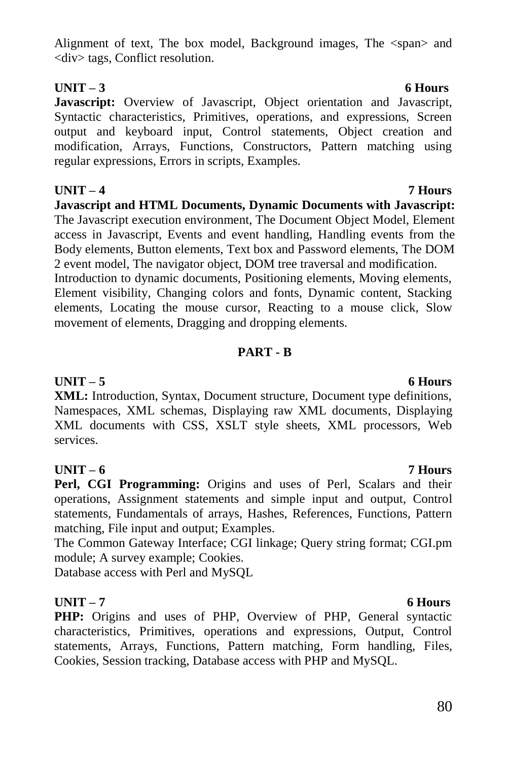Alignment of text, The box model, Background images, The <span> and <div> tags, Conflict resolution.

**UNIT – 3** **6 Hours**

**Javascript:** Overview of Javascript, Object orientation and Javascript, Syntactic characteristics, Primitives, operations, and expressions, Screen output and keyboard input, Control statements, Object creation and modification, Arrays, Functions, Constructors, Pattern matching using regular expressions, Errors in scripts, Examples.

**UNIT – 4** **7 Hours**

**Javascript and HTML Documents, Dynamic Documents with Javascript:** The Javascript execution environment, The Document Object Model, Element access in Javascript, Events and event handling, Handling events from the Body elements, Button elements, Text box and Password elements, The DOM 2 event model, The navigator object, DOM tree traversal and modification.

Introduction to dynamic documents, Positioning elements, Moving elements, Element visibility, Changing colors and fonts, Dynamic content, Stacking elements, Locating the mouse cursor, Reacting to a mouse click, Slow movement of elements, Dragging and dropping elements.

**PART - B**

**UNIT – 5** **6 Hours**

**XML:** Introduction, Syntax, Document structure, Document type definitions, Namespaces, XML schemas, Displaying raw XML documents, Displaying XML documents with CSS, XSLT style sheets, XML processors, Web services.

**UNIT – 6** **7 Hours**

**Perl, CGI Programming:** Origins and uses of Perl, Scalars and their operations, Assignment statements and simple input and output, Control statements, Fundamentals of arrays, Hashes, References, Functions, Pattern matching, File input and output; Examples.

The Common Gateway Interface; CGI linkage; Query string format; CGI.pm module; A survey example; Cookies.

Database access with Perl and MySQL

**UNIT – 7** **6 Hours**

**PHP:** Origins and uses of PHP, Overview of PHP, General syntactic characteristics, Primitives, operations and expressions, Output, Control statements, Arrays, Functions, Pattern matching, Form handling, Files, Cookies, Session tracking, Database access with PHP and MySQL.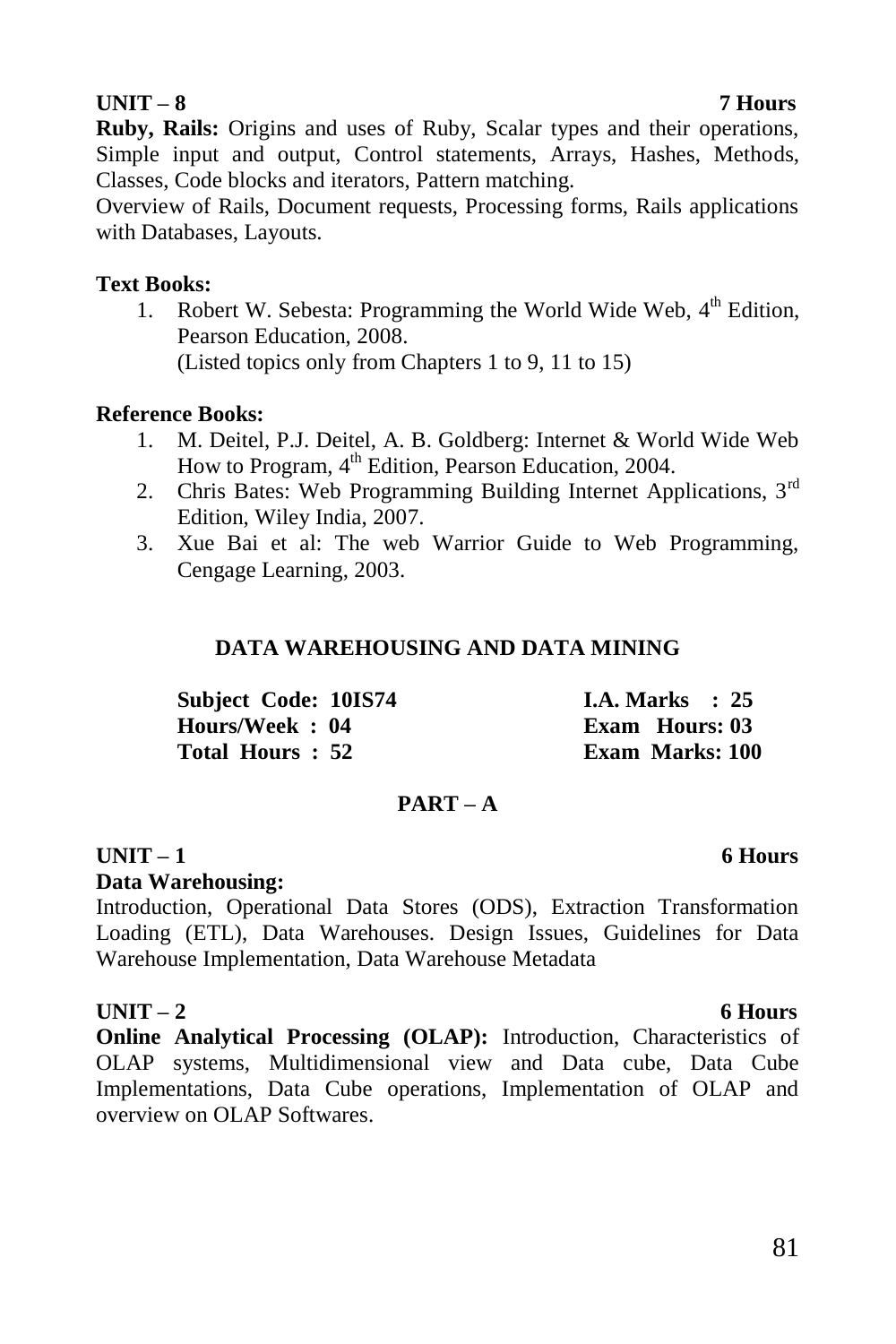**UNIT – 8** **7 Hours**

**Ruby, Rails:** Origins and uses of Ruby, Scalar types and their operations, Simple input and output, Control statements, Arrays, Hashes, Methods, Classes, Code blocks and iterators, Pattern matching.

Overview of Rails, Document requests, Processing forms, Rails applications with Databases, Layouts.

**Text Books:**

1. Robert W. Sebesta: Programming the World Wide Web, 4th Edition, Pearson Education, 2008.
   (Listed topics only from Chapters 1 to 9, 11 to 15)

**Reference Books:**

1. M. Deitel, P.J. Deitel, A. B. Goldberg: Internet & World Wide Web How to Program, 4th Edition, Pearson Education, 2004.
2. Chris Bates: Web Programming Building Internet Applications, 3rd Edition, Wiley India, 2007.
3. Xue Bai et al: The web Warrior Guide to Web Programming, Cengage Learning, 2003.

## DATA WAREHOUSING AND DATA MINING

| | |
|---|---|
| **Subject Code: 10IS74** | **I.A. Marks : 25** |
| **Hours/Week : 04** | **Exam Hours: 03** |
| **Total Hours : 52** | **Exam Marks: 100** |

### PART – A

**UNIT – 1** **6 Hours**

**Data Warehousing:**

Introduction, Operational Data Stores (ODS), Extraction Transformation Loading (ETL), Data Warehouses. Design Issues, Guidelines for Data Warehouse Implementation, Data Warehouse Metadata

**UNIT – 2** **6 Hours**

**Online Analytical Processing (OLAP):** Introduction, Characteristics of OLAP systems, Multidimensional view and Data cube, Data Cube Implementations, Data Cube operations, Implementation of OLAP and overview on OLAP Softwares.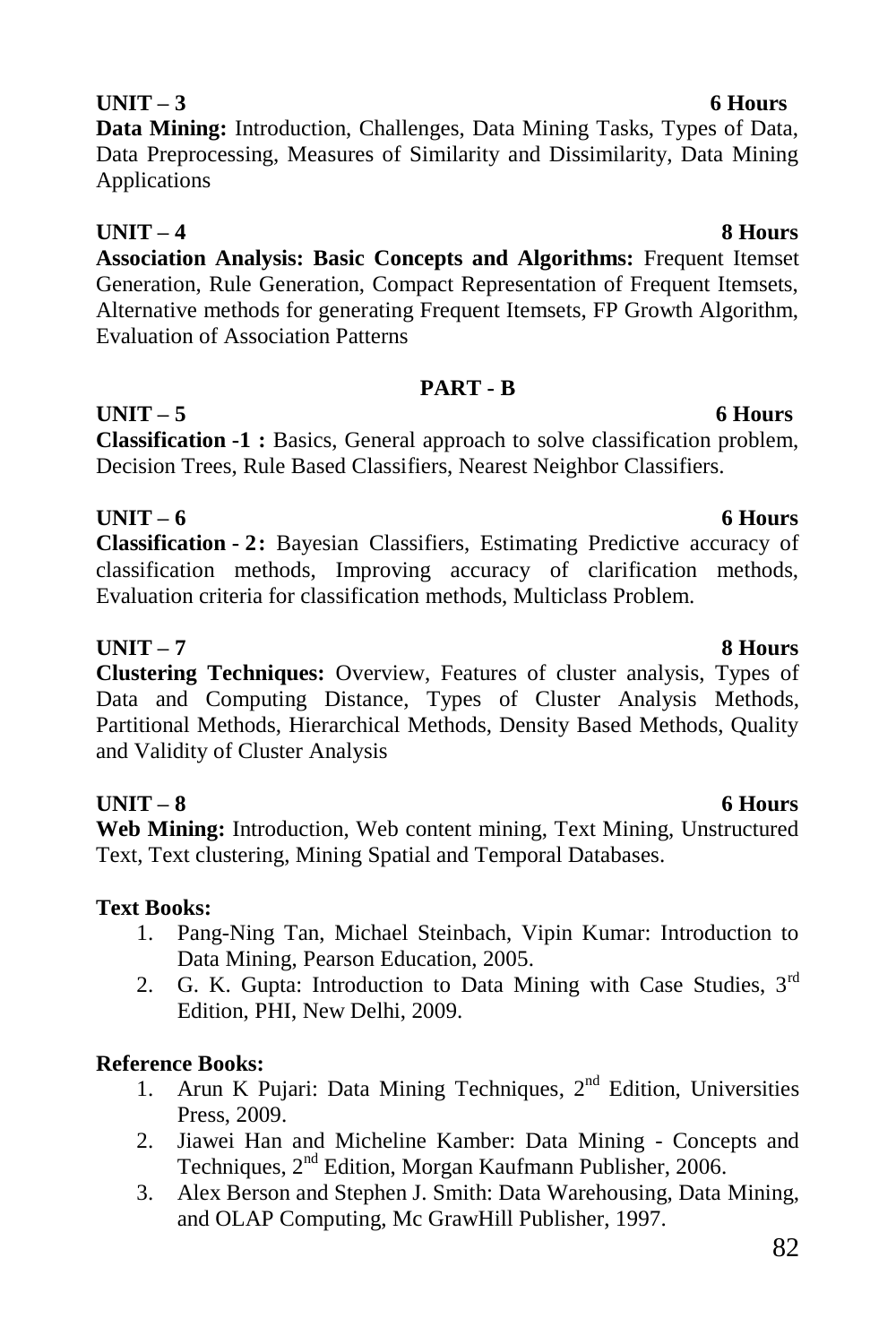**UNIT – 3** **6 Hours**

**Data Mining:** Introduction, Challenges, Data Mining Tasks, Types of Data, Data Preprocessing, Measures of Similarity and Dissimilarity, Data Mining Applications

**UNIT – 4** **8 Hours**

**Association Analysis: Basic Concepts and Algorithms:** Frequent Itemset Generation, Rule Generation, Compact Representation of Frequent Itemsets, Alternative methods for generating Frequent Itemsets, FP Growth Algorithm, Evaluation of Association Patterns

## PART - B

**UNIT – 5** **6 Hours**

**Classification -1 :** Basics, General approach to solve classification problem, Decision Trees, Rule Based Classifiers, Nearest Neighbor Classifiers.

**UNIT – 6** **6 Hours**

**Classification - 2 :** Bayesian Classifiers, Estimating Predictive accuracy of classification methods, Improving accuracy of clarification methods, Evaluation criteria for classification methods, Multiclass Problem.

**UNIT – 7** **8 Hours**

**Clustering Techniques:** Overview, Features of cluster analysis, Types of Data and Computing Distance, Types of Cluster Analysis Methods, Partitional Methods, Hierarchical Methods, Density Based Methods, Quality and Validity of Cluster Analysis

**UNIT – 8** **6 Hours**

**Web Mining:** Introduction, Web content mining, Text Mining, Unstructured Text, Text clustering, Mining Spatial and Temporal Databases.

**Text Books:**

1. Pang-Ning Tan, Michael Steinbach, Vipin Kumar: Introduction to Data Mining, Pearson Education, 2005.
2. G. K. Gupta: Introduction to Data Mining with Case Studies, 3rd Edition, PHI, New Delhi, 2009.

**Reference Books:**

1. Arun K Pujari: Data Mining Techniques, 2nd Edition, Universities Press, 2009.
2. Jiawei Han and Micheline Kamber: Data Mining - Concepts and Techniques, 2nd Edition, Morgan Kaufmann Publisher, 2006.
3. Alex Berson and Stephen J. Smith: Data Warehousing, Data Mining, and OLAP Computing, Mc GrawHill Publisher, 1997.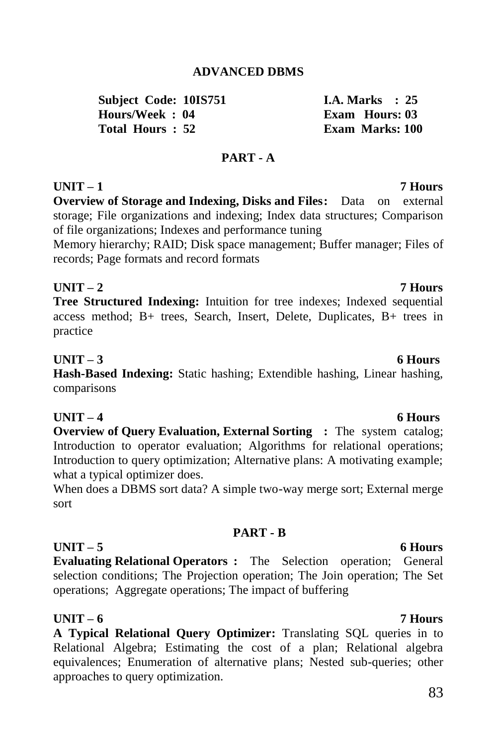# ADVANCED DBMS

| | |
|---|---|
| **Subject Code: 10IS751** | **I.A. Marks : 25** |
| **Hours/Week : 04** | **Exam Hours: 03** |
| **Total Hours : 52** | **Exam Marks: 100** |

## PART - A

### UNIT – 1 — 7 Hours

**Overview of Storage and Indexing, Disks and Files:** Data on external storage; File organizations and indexing; Index data structures; Comparison of file organizations; Indexes and performance tuning
Memory hierarchy; RAID; Disk space management; Buffer manager; Files of records; Page formats and record formats

### UNIT – 2 — 7 Hours

**Tree Structured Indexing:** Intuition for tree indexes; Indexed sequential access method; B+ trees, Search, Insert, Delete, Duplicates, B+ trees in practice

### UNIT – 3 — 6 Hours

**Hash-Based Indexing:** Static hashing; Extendible hashing, Linear hashing, comparisons

### UNIT – 4 — 6 Hours

**Overview of Query Evaluation, External Sorting :** The system catalog; Introduction to operator evaluation; Algorithms for relational operations; Introduction to query optimization; Alternative plans: A motivating example; what a typical optimizer does.
When does a DBMS sort data? A simple two-way merge sort; External merge sort

## PART - B

### UNIT – 5 — 6 Hours

**Evaluating Relational Operators :** The Selection operation; General selection conditions; The Projection operation; The Join operation; The Set operations; Aggregate operations; The impact of buffering

### UNIT – 6 — 7 Hours

**A Typical Relational Query Optimizer:** Translating SQL queries in to Relational Algebra; Estimating the cost of a plan; Relational algebra equivalences; Enumeration of alternative plans; Nested sub-queries; other approaches to query optimization.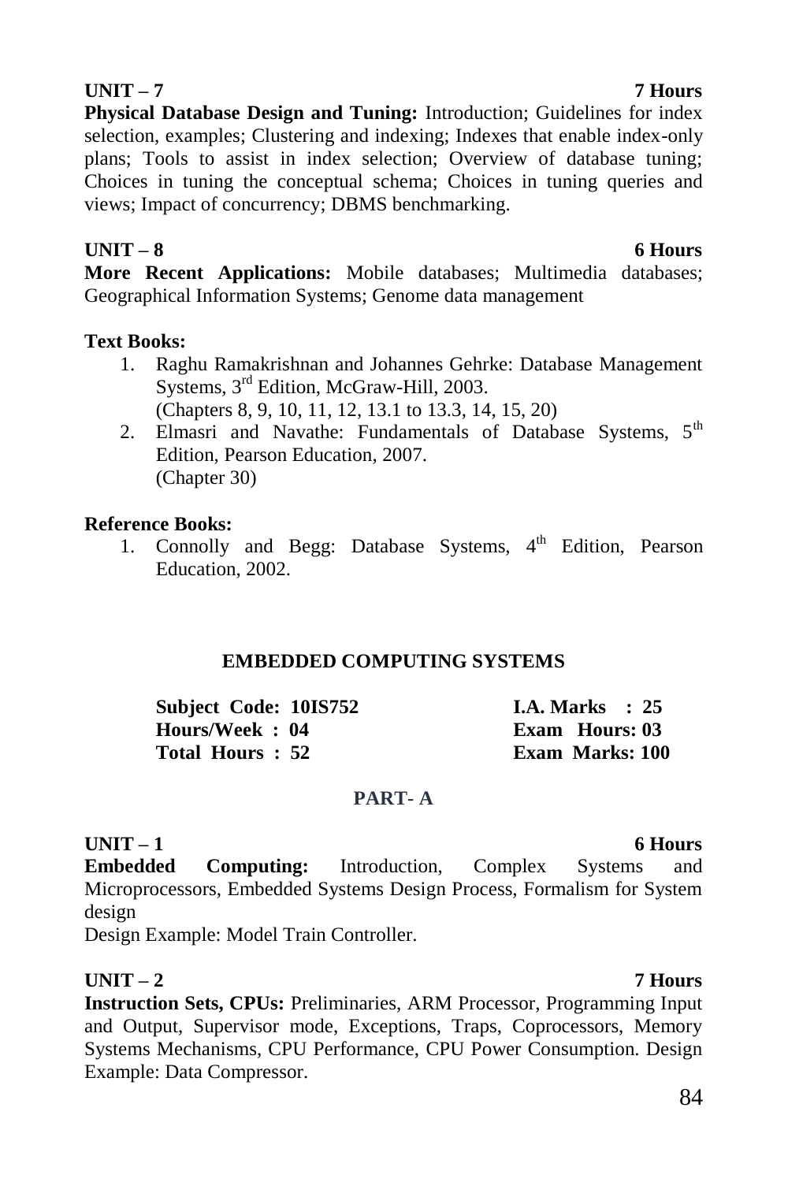**UNIT – 7** **7 Hours**

**Physical Database Design and Tuning:** Introduction; Guidelines for index selection, examples; Clustering and indexing; Indexes that enable index-only plans; Tools to assist in index selection; Overview of database tuning; Choices in tuning the conceptual schema; Choices in tuning queries and views; Impact of concurrency; DBMS benchmarking.

**UNIT – 8** **6 Hours**

**More Recent Applications:** Mobile databases; Multimedia databases; Geographical Information Systems; Genome data management

**Text Books:**

1. Raghu Ramakrishnan and Johannes Gehrke: Database Management Systems, 3rd Edition, McGraw-Hill, 2003.
   (Chapters 8, 9, 10, 11, 12, 13.1 to 13.3, 14, 15, 20)
2. Elmasri and Navathe: Fundamentals of Database Systems, 5th Edition, Pearson Education, 2007.
   (Chapter 30)

**Reference Books:**

1. Connolly and Begg: Database Systems, 4th Edition, Pearson Education, 2002.

## EMBEDDED COMPUTING SYSTEMS

| | |
|---|---|
| **Subject Code: 10IS752** | **I.A. Marks : 25** |
| **Hours/Week : 04** | **Exam Hours: 03** |
| **Total Hours : 52** | **Exam Marks: 100** |

### PART- A

**UNIT – 1** **6 Hours**

**Embedded Computing:** Introduction, Complex Systems and Microprocessors, Embedded Systems Design Process, Formalism for System design

Design Example: Model Train Controller.

**UNIT – 2** **7 Hours**

**Instruction Sets, CPUs:** Preliminaries, ARM Processor, Programming Input and Output, Supervisor mode, Exceptions, Traps, Coprocessors, Memory Systems Mechanisms, CPU Performance, CPU Power Consumption. Design Example: Data Compressor.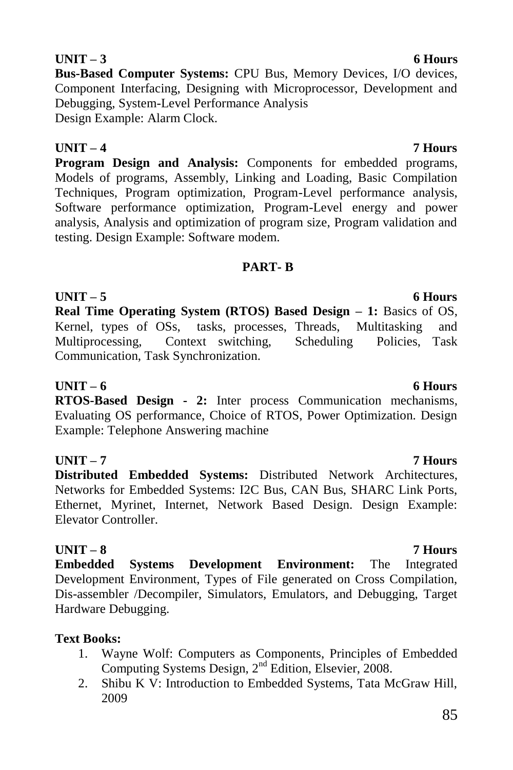**UNIT – 3** **6 Hours**

**Bus-Based Computer Systems:** CPU Bus, Memory Devices, I/O devices, Component Interfacing, Designing with Microprocessor, Development and Debugging, System-Level Performance Analysis
Design Example: Alarm Clock.

**UNIT – 4** **7 Hours**

**Program Design and Analysis:** Components for embedded programs, Models of programs, Assembly, Linking and Loading, Basic Compilation Techniques, Program optimization, Program-Level performance analysis, Software performance optimization, Program-Level energy and power analysis, Analysis and optimization of program size, Program validation and testing. Design Example: Software modem.

## PART- B

**UNIT – 5** **6 Hours**

**Real Time Operating System (RTOS) Based Design – 1:** Basics of OS, Kernel, types of OSs, tasks, processes, Threads, Multitasking and Multiprocessing, Context switching, Scheduling Policies, Task Communication, Task Synchronization.

**UNIT – 6** **6 Hours**

**RTOS-Based Design - 2:** Inter process Communication mechanisms, Evaluating OS performance, Choice of RTOS, Power Optimization. Design Example: Telephone Answering machine

**UNIT – 7** **7 Hours**

**Distributed Embedded Systems:** Distributed Network Architectures, Networks for Embedded Systems: I2C Bus, CAN Bus, SHARC Link Ports, Ethernet, Myrinet, Internet, Network Based Design. Design Example: Elevator Controller.

**UNIT – 8** **7 Hours**

**Embedded Systems Development Environment:** The Integrated Development Environment, Types of File generated on Cross Compilation, Dis-assembler /Decompiler, Simulators, Emulators, and Debugging, Target Hardware Debugging.

**Text Books:**

1. Wayne Wolf: Computers as Components, Principles of Embedded Computing Systems Design, 2nd Edition, Elsevier, 2008.
2. Shibu K V: Introduction to Embedded Systems, Tata McGraw Hill, 2009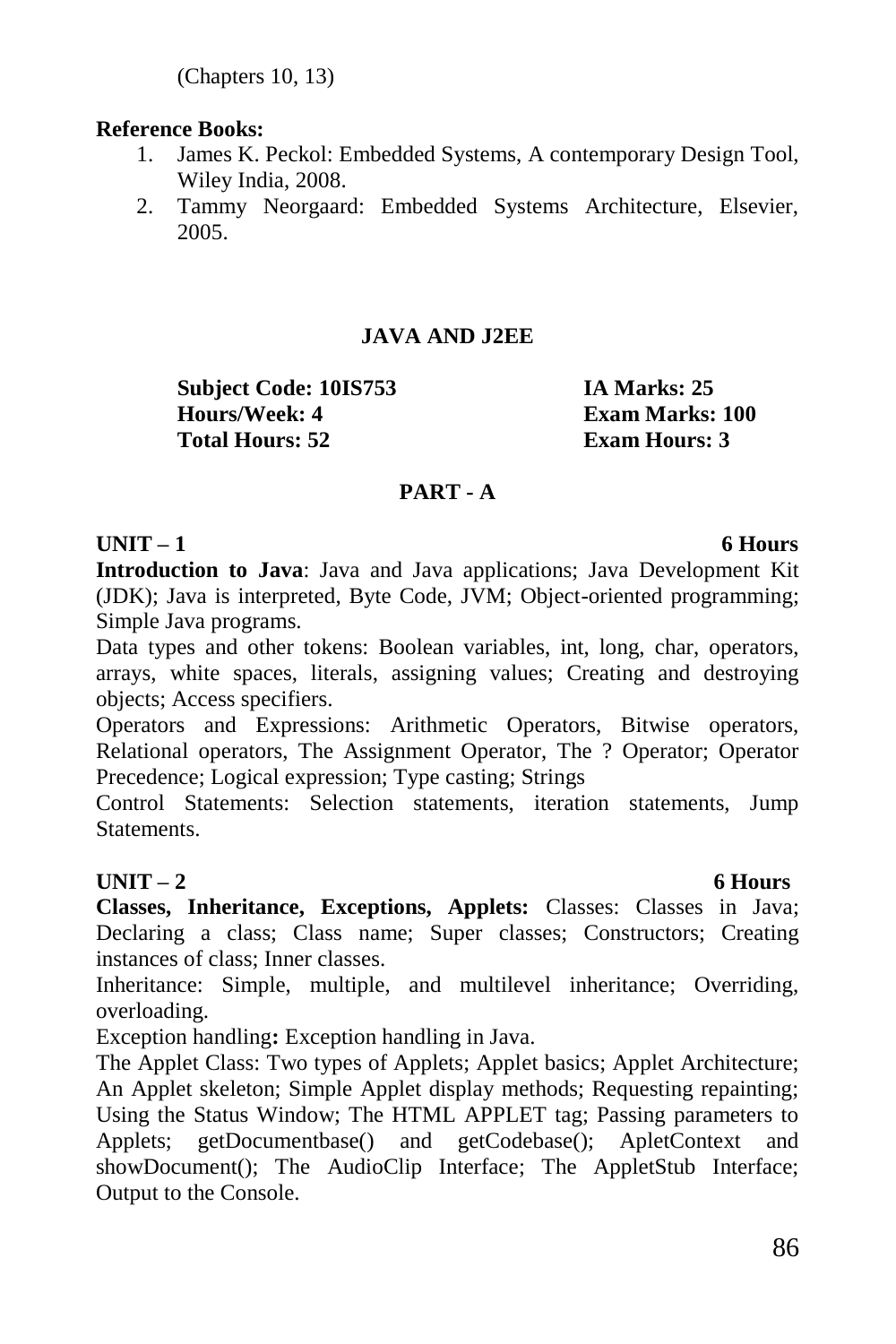(Chapters 10, 13)

**Reference Books:**

1. James K. Peckol: Embedded Systems, A contemporary Design Tool, Wiley India, 2008.
2. Tammy Neorgaard: Embedded Systems Architecture, Elsevier, 2005.

## JAVA AND J2EE

| | |
|---|---|
| **Subject Code: 10IS753** | **IA Marks: 25** |
| **Hours/Week: 4** | **Exam Marks: 100** |
| **Total Hours: 52** | **Exam Hours: 3** |

### PART - A

**UNIT – 1** **6 Hours**

**Introduction to Java**: Java and Java applications; Java Development Kit (JDK); Java is interpreted, Byte Code, JVM; Object-oriented programming; Simple Java programs.

Data types and other tokens: Boolean variables, int, long, char, operators, arrays, white spaces, literals, assigning values; Creating and destroying objects; Access specifiers.

Operators and Expressions: Arithmetic Operators, Bitwise operators, Relational operators, The Assignment Operator, The ? Operator; Operator Precedence; Logical expression; Type casting; Strings

Control Statements: Selection statements, iteration statements, Jump Statements.

**UNIT – 2** **6 Hours**

**Classes, Inheritance, Exceptions, Applets:** Classes: Classes in Java; Declaring a class; Class name; Super classes; Constructors; Creating instances of class; Inner classes.

Inheritance: Simple, multiple, and multilevel inheritance; Overriding, overloading.

Exception handling**:** Exception handling in Java.

The Applet Class: Two types of Applets; Applet basics; Applet Architecture; An Applet skeleton; Simple Applet display methods; Requesting repainting; Using the Status Window; The HTML APPLET tag; Passing parameters to Applets; getDocumentbase() and getCodebase(); ApletContext and showDocument(); The AudioClip Interface; The AppletStub Interface; Output to the Console.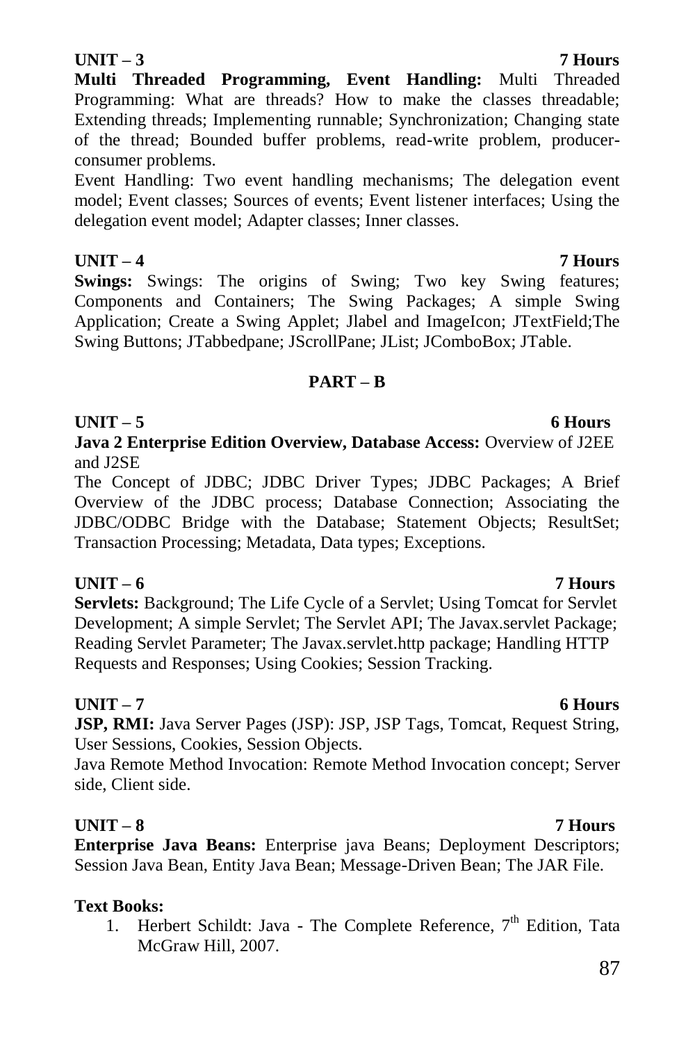**UNIT – 3** **7 Hours**

**Multi Threaded Programming, Event Handling:** Multi Threaded Programming: What are threads? How to make the classes threadable; Extending threads; Implementing runnable; Synchronization; Changing state of the thread; Bounded buffer problems, read-write problem, producer-consumer problems.

Event Handling: Two event handling mechanisms; The delegation event model; Event classes; Sources of events; Event listener interfaces; Using the delegation event model; Adapter classes; Inner classes.

**UNIT – 4** **7 Hours**

**Swings:** Swings: The origins of Swing; Two key Swing features; Components and Containers; The Swing Packages; A simple Swing Application; Create a Swing Applet; Jlabel and ImageIcon; JTextField;The Swing Buttons; JTabbedpane; JScrollPane; JList; JComboBox; JTable.

**PART – B**

**UNIT – 5** **6 Hours**

**Java 2 Enterprise Edition Overview, Database Access:** Overview of J2EE and J2SE

The Concept of JDBC; JDBC Driver Types; JDBC Packages; A Brief Overview of the JDBC process; Database Connection; Associating the JDBC/ODBC Bridge with the Database; Statement Objects; ResultSet; Transaction Processing; Metadata, Data types; Exceptions.

**UNIT – 6** **7 Hours**

**Servlets:** Background; The Life Cycle of a Servlet; Using Tomcat for Servlet Development; A simple Servlet; The Servlet API; The Javax.servlet Package; Reading Servlet Parameter; The Javax.servlet.http package; Handling HTTP Requests and Responses; Using Cookies; Session Tracking.

**UNIT – 7** **6 Hours**

**JSP, RMI:** Java Server Pages (JSP): JSP, JSP Tags, Tomcat, Request String, User Sessions, Cookies, Session Objects.

Java Remote Method Invocation: Remote Method Invocation concept; Server side, Client side.

**UNIT – 8** **7 Hours**

**Enterprise Java Beans:** Enterprise java Beans; Deployment Descriptors; Session Java Bean, Entity Java Bean; Message-Driven Bean; The JAR File.

**Text Books:**

1. Herbert Schildt: Java - The Complete Reference, 7th Edition, Tata McGraw Hill, 2007.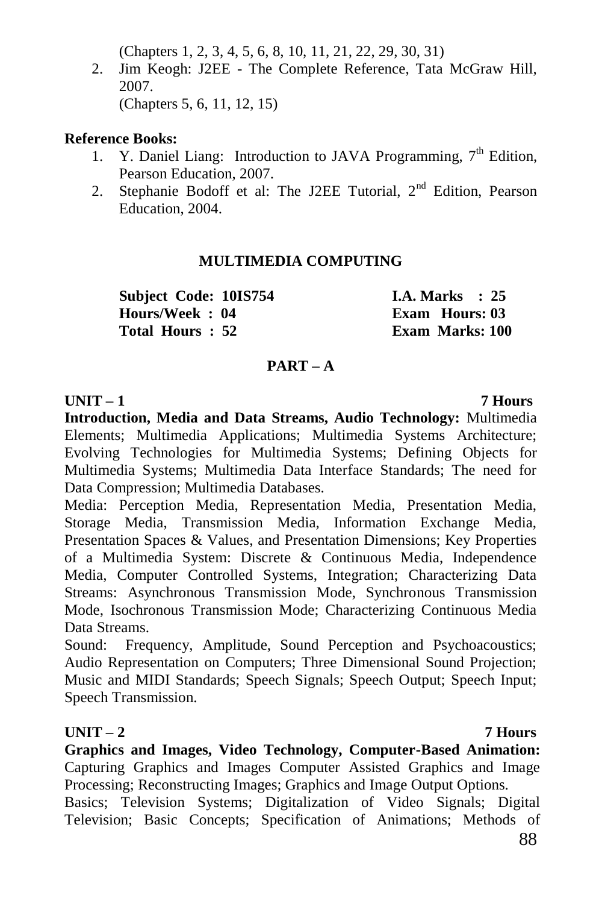(Chapters 1, 2, 3, 4, 5, 6, 8, 10, 11, 21, 22, 29, 30, 31)

2. Jim Keogh: J2EE - The Complete Reference, Tata McGraw Hill, 2007.
   (Chapters 5, 6, 11, 12, 15)

**Reference Books:**

1. Y. Daniel Liang: Introduction to JAVA Programming, 7th Edition, Pearson Education, 2007.
2. Stephanie Bodoff et al: The J2EE Tutorial, 2nd Edition, Pearson Education, 2004.

## MULTIMEDIA COMPUTING

| | |
|---|---|
| **Subject Code: 10IS754** | **I.A. Marks : 25** |
| **Hours/Week : 04** | **Exam Hours: 03** |
| **Total Hours : 52** | **Exam Marks: 100** |

### PART – A

**UNIT – 1** **7 Hours**

**Introduction, Media and Data Streams, Audio Technology:** Multimedia Elements; Multimedia Applications; Multimedia Systems Architecture; Evolving Technologies for Multimedia Systems; Defining Objects for Multimedia Systems; Multimedia Data Interface Standards; The need for Data Compression; Multimedia Databases.

Media: Perception Media, Representation Media, Presentation Media, Storage Media, Transmission Media, Information Exchange Media, Presentation Spaces & Values, and Presentation Dimensions; Key Properties of a Multimedia System: Discrete & Continuous Media, Independence Media, Computer Controlled Systems, Integration; Characterizing Data Streams: Asynchronous Transmission Mode, Synchronous Transmission Mode, Isochronous Transmission Mode; Characterizing Continuous Media Data Streams.

Sound: Frequency, Amplitude, Sound Perception and Psychoacoustics; Audio Representation on Computers; Three Dimensional Sound Projection; Music and MIDI Standards; Speech Signals; Speech Output; Speech Input; Speech Transmission.

**UNIT – 2** **7 Hours**

**Graphics and Images, Video Technology, Computer-Based Animation:** Capturing Graphics and Images Computer Assisted Graphics and Image Processing; Reconstructing Images; Graphics and Image Output Options.

Basics; Television Systems; Digitalization of Video Signals; Digital Television; Basic Concepts; Specification of Animations; Methods of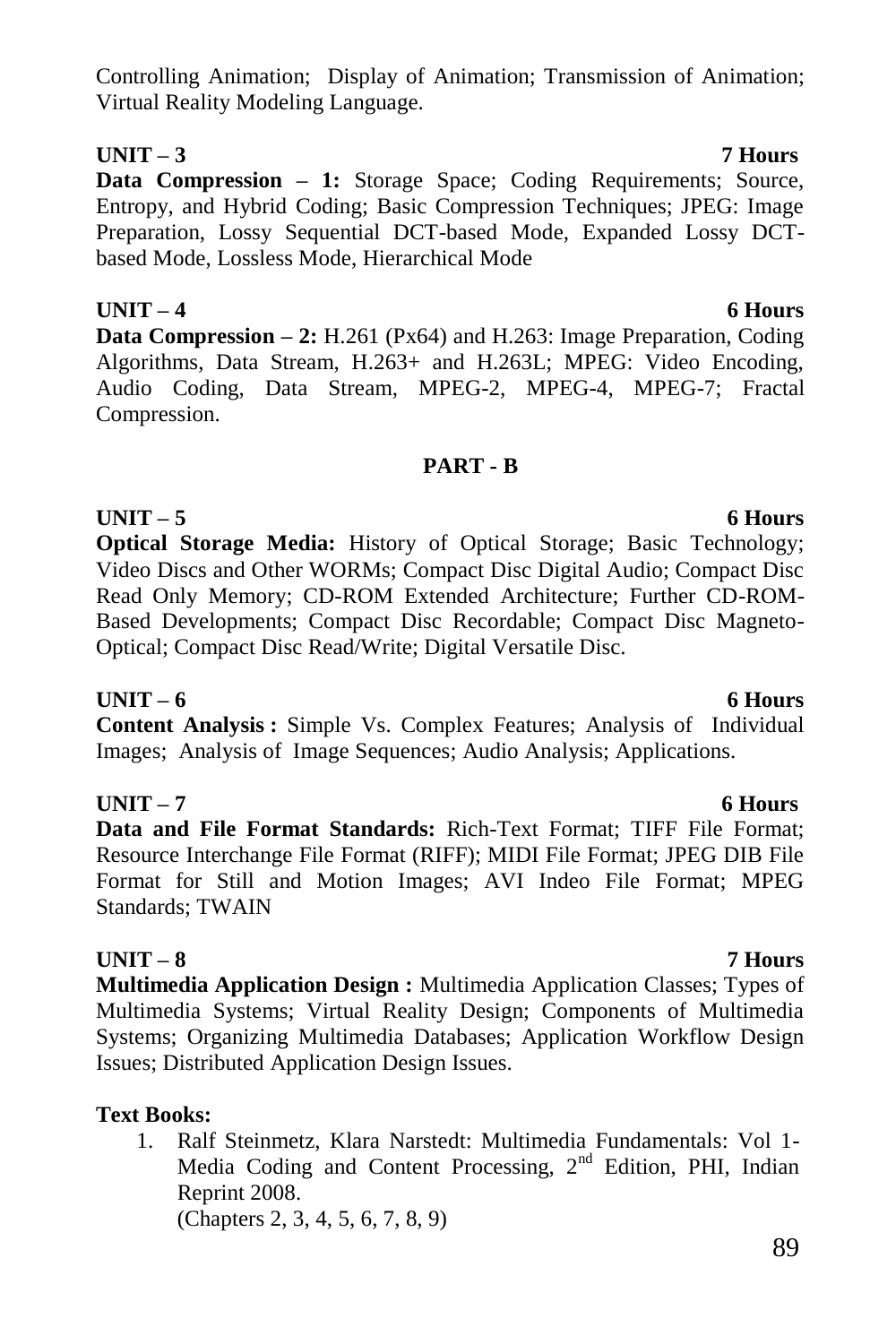Controlling Animation; Display of Animation; Transmission of Animation; Virtual Reality Modeling Language.

**UNIT – 3** **7 Hours**

**Data Compression – 1:** Storage Space; Coding Requirements; Source, Entropy, and Hybrid Coding; Basic Compression Techniques; JPEG: Image Preparation, Lossy Sequential DCT-based Mode, Expanded Lossy DCT-based Mode, Lossless Mode, Hierarchical Mode

**UNIT – 4** **6 Hours**

**Data Compression – 2:** H.261 (Px64) and H.263: Image Preparation, Coding Algorithms, Data Stream, H.263+ and H.263L; MPEG: Video Encoding, Audio Coding, Data Stream, MPEG-2, MPEG-4, MPEG-7; Fractal Compression.

## PART - B

**UNIT – 5** **6 Hours**

**Optical Storage Media:** History of Optical Storage; Basic Technology; Video Discs and Other WORMs; Compact Disc Digital Audio; Compact Disc Read Only Memory; CD-ROM Extended Architecture; Further CD-ROM-Based Developments; Compact Disc Recordable; Compact Disc Magneto-Optical; Compact Disc Read/Write; Digital Versatile Disc.

**UNIT – 6** **6 Hours**

**Content Analysis :** Simple Vs. Complex Features; Analysis of Individual Images; Analysis of Image Sequences; Audio Analysis; Applications.

**UNIT – 7** **6 Hours**

**Data and File Format Standards:** Rich-Text Format; TIFF File Format; Resource Interchange File Format (RIFF); MIDI File Format; JPEG DIB File Format for Still and Motion Images; AVI Indeo File Format; MPEG Standards; TWAIN

**UNIT – 8** **7 Hours**

**Multimedia Application Design :** Multimedia Application Classes; Types of Multimedia Systems; Virtual Reality Design; Components of Multimedia Systems; Organizing Multimedia Databases; Application Workflow Design Issues; Distributed Application Design Issues.

**Text Books:**

1. Ralf Steinmetz, Klara Narstedt: Multimedia Fundamentals: Vol 1-Media Coding and Content Processing, 2nd Edition, PHI, Indian Reprint 2008.
   (Chapters 2, 3, 4, 5, 6, 7, 8, 9)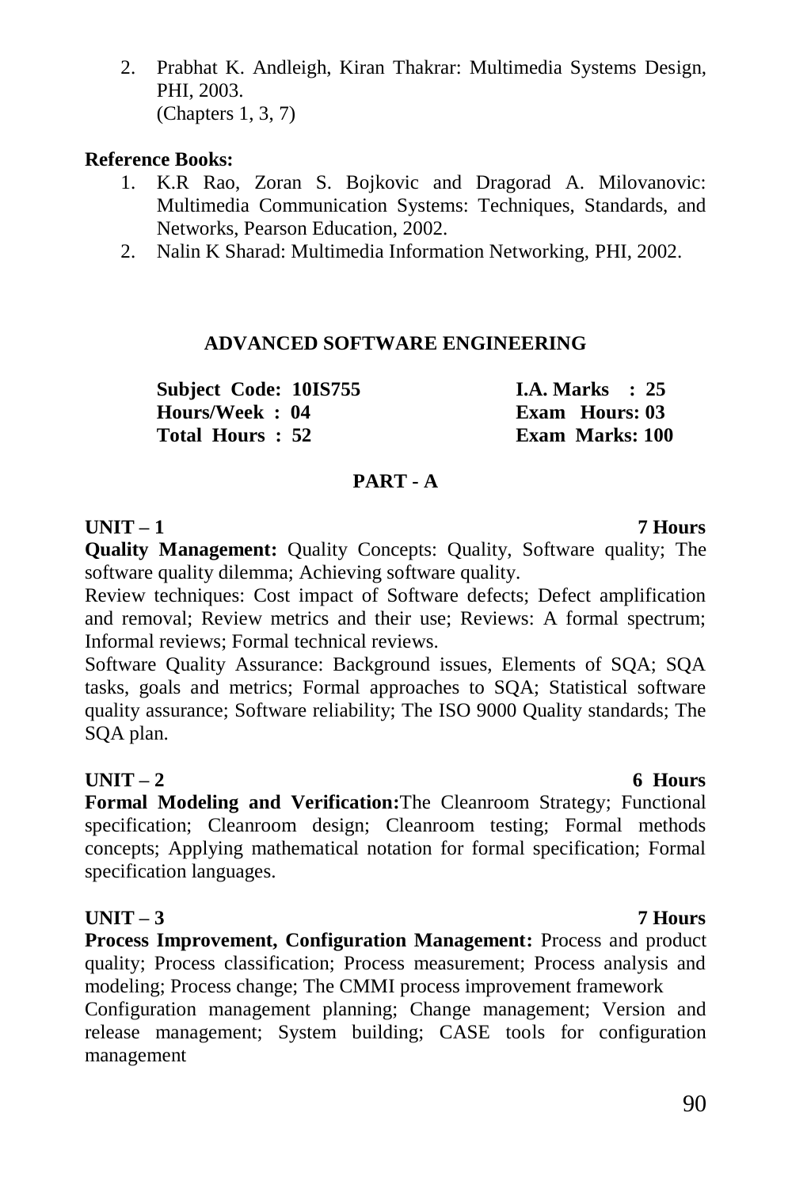2. Prabhat K. Andleigh, Kiran Thakrar: Multimedia Systems Design, PHI, 2003.
   (Chapters 1, 3, 7)

**Reference Books:**

1. K.R Rao, Zoran S. Bojkovic and Dragorad A. Milovanovic: Multimedia Communication Systems: Techniques, Standards, and Networks, Pearson Education, 2002.
2. Nalin K Sharad: Multimedia Information Networking, PHI, 2002.

## ADVANCED SOFTWARE ENGINEERING

| | |
|---|---|
| **Subject Code: 10IS755** | **I.A. Marks : 25** |
| **Hours/Week : 04** | **Exam Hours: 03** |
| **Total Hours : 52** | **Exam Marks: 100** |

### PART - A

**UNIT – 1** **7 Hours**

**Quality Management:** Quality Concepts: Quality, Software quality; The software quality dilemma; Achieving software quality.

Review techniques: Cost impact of Software defects; Defect amplification and removal; Review metrics and their use; Reviews: A formal spectrum; Informal reviews; Formal technical reviews.

Software Quality Assurance: Background issues, Elements of SQA; SQA tasks, goals and metrics; Formal approaches to SQA; Statistical software quality assurance; Software reliability; The ISO 9000 Quality standards; The SQA plan.

**UNIT – 2** **6 Hours**

**Formal Modeling and Verification:**The Cleanroom Strategy; Functional specification; Cleanroom design; Cleanroom testing; Formal methods concepts; Applying mathematical notation for formal specification; Formal specification languages.

**UNIT – 3** **7 Hours**

**Process Improvement, Configuration Management:** Process and product quality; Process classification; Process measurement; Process analysis and modeling; Process change; The CMMI process improvement framework

Configuration management planning; Change management; Version and release management; System building; CASE tools for configuration management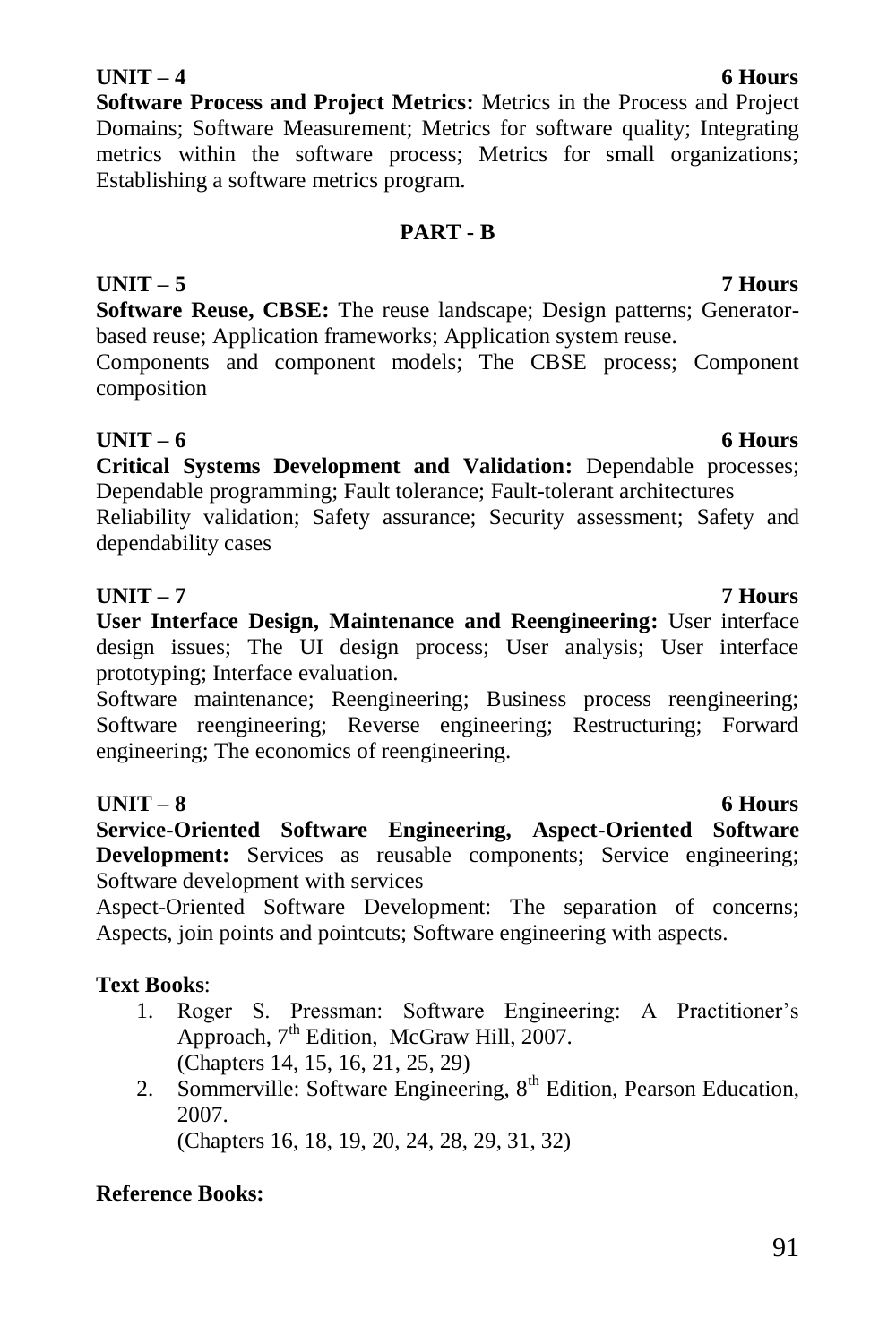**UNIT – 4 6 Hours**

**Software Process and Project Metrics:** Metrics in the Process and Project Domains; Software Measurement; Metrics for software quality; Integrating metrics within the software process; Metrics for small organizations; Establishing a software metrics program.

## PART - B

**UNIT – 5 7 Hours**

**Software Reuse, CBSE:** The reuse landscape; Design patterns; Generator-based reuse; Application frameworks; Application system reuse.

Components and component models; The CBSE process; Component composition

**UNIT – 6 6 Hours**

**Critical Systems Development and Validation:** Dependable processes; Dependable programming; Fault tolerance; Fault-tolerant architectures

Reliability validation; Safety assurance; Security assessment; Safety and dependability cases

**UNIT – 7 7 Hours**

**User Interface Design, Maintenance and Reengineering:** User interface design issues; The UI design process; User analysis; User interface prototyping; Interface evaluation.

Software maintenance; Reengineering; Business process reengineering; Software reengineering; Reverse engineering; Restructuring; Forward engineering; The economics of reengineering.

**UNIT – 8 6 Hours**

**Service-Oriented Software Engineering, Aspect-Oriented Software Development:** Services as reusable components; Service engineering; Software development with services

Aspect-Oriented Software Development: The separation of concerns; Aspects, join points and pointcuts; Software engineering with aspects.

**Text Books**:

1. Roger S. Pressman: Software Engineering: A Practitioner's Approach, 7th Edition, McGraw Hill, 2007.
   (Chapters 14, 15, 16, 21, 25, 29)
2. Sommerville: Software Engineering, 8th Edition, Pearson Education, 2007.
   (Chapters 16, 18, 19, 20, 24, 28, 29, 31, 32)

**Reference Books:**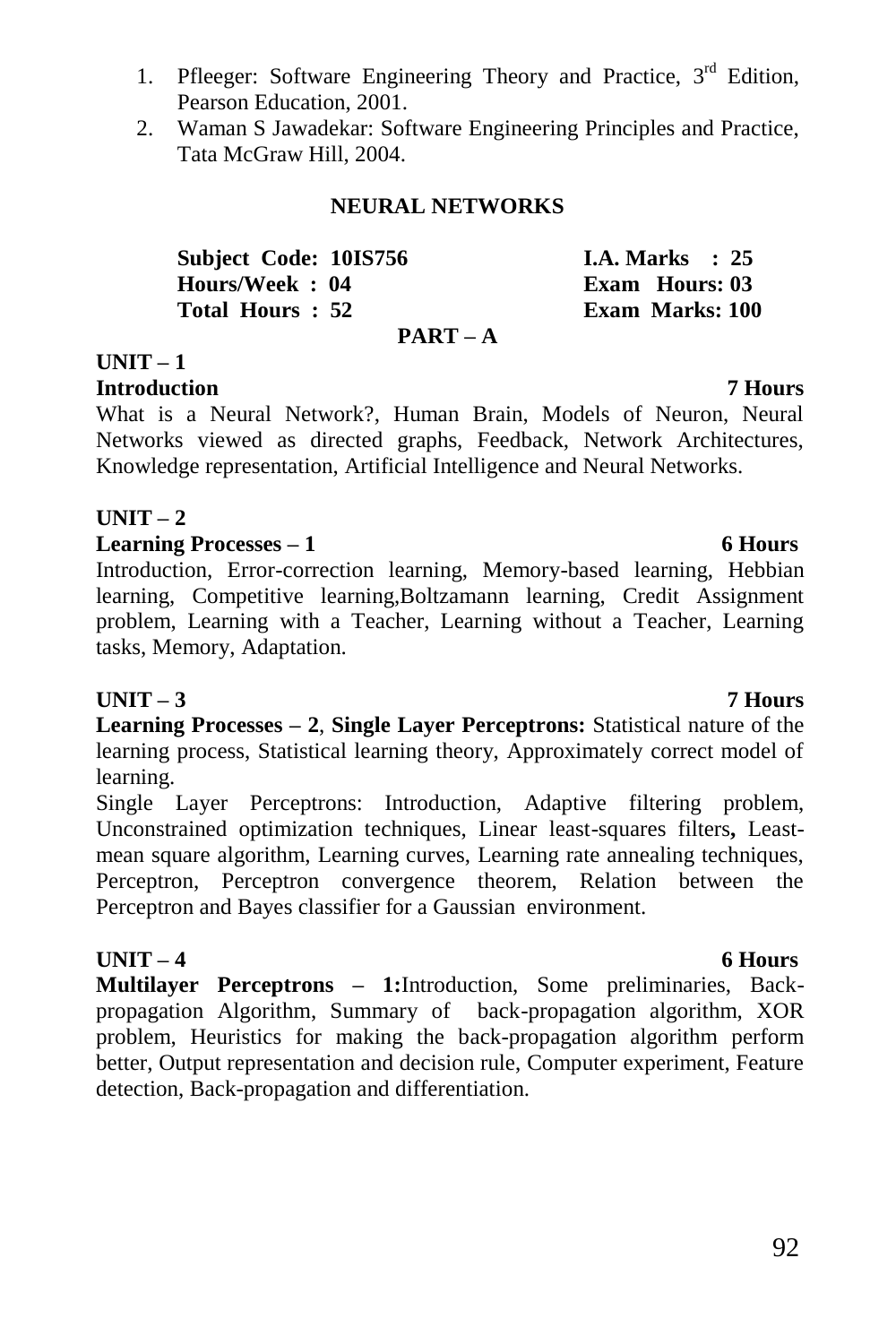1. Pfleeger: Software Engineering Theory and Practice, 3rd Edition, Pearson Education, 2001.
2. Waman S Jawadekar: Software Engineering Principles and Practice, Tata McGraw Hill, 2004.

## NEURAL NETWORKS

| | |
|---|---|
| **Subject Code: 10IS756** | **I.A. Marks : 25** |
| **Hours/Week : 04** | **Exam Hours: 03** |
| **Total Hours : 52** | **Exam Marks: 100** |

### PART – A

**UNIT – 1**

**Introduction** **7 Hours**

What is a Neural Network?, Human Brain, Models of Neuron, Neural Networks viewed as directed graphs, Feedback, Network Architectures, Knowledge representation, Artificial Intelligence and Neural Networks.

**UNIT – 2**

**Learning Processes – 1** **6 Hours**

Introduction, Error-correction learning, Memory-based learning, Hebbian learning, Competitive learning,Boltzamann learning, Credit Assignment problem, Learning with a Teacher, Learning without a Teacher, Learning tasks, Memory, Adaptation.

**UNIT – 3** **7 Hours**

**Learning Processes – 2**, **Single Layer Perceptrons:** Statistical nature of the learning process, Statistical learning theory, Approximately correct model of learning.

Single Layer Perceptrons: Introduction, Adaptive filtering problem, Unconstrained optimization techniques, Linear least-squares filters**,** Least-mean square algorithm, Learning curves, Learning rate annealing techniques, Perceptron, Perceptron convergence theorem, Relation between the Perceptron and Bayes classifier for a Gaussian environment.

**UNIT – 4** **6 Hours**

**Multilayer Perceptrons – 1:**Introduction, Some preliminaries, Back-propagation Algorithm, Summary of back-propagation algorithm, XOR problem, Heuristics for making the back-propagation algorithm perform better, Output representation and decision rule, Computer experiment, Feature detection, Back-propagation and differentiation.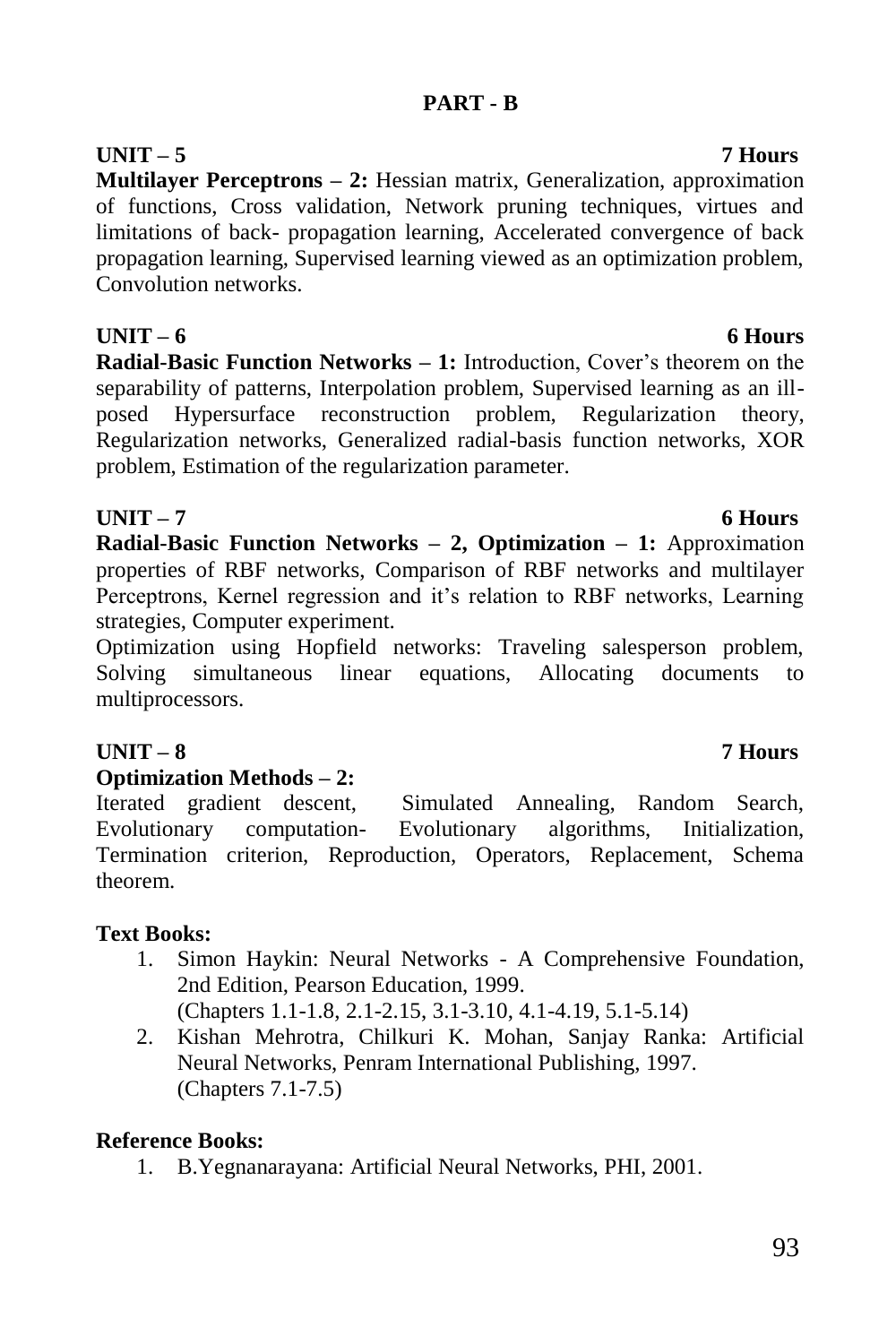## PART - B

**UNIT – 5** **7 Hours**

**Multilayer Perceptrons – 2:** Hessian matrix, Generalization, approximation of functions, Cross validation, Network pruning techniques, virtues and limitations of back- propagation learning, Accelerated convergence of back propagation learning, Supervised learning viewed as an optimization problem, Convolution networks.

**UNIT – 6** **6 Hours**

**Radial-Basic Function Networks – 1:** Introduction, Cover's theorem on the separability of patterns, Interpolation problem, Supervised learning as an ill-posed Hypersurface reconstruction problem, Regularization theory, Regularization networks, Generalized radial-basis function networks, XOR problem, Estimation of the regularization parameter.

**UNIT – 7** **6 Hours**

**Radial-Basic Function Networks – 2, Optimization – 1:** Approximation properties of RBF networks, Comparison of RBF networks and multilayer Perceptrons, Kernel regression and it's relation to RBF networks, Learning strategies, Computer experiment.

Optimization using Hopfield networks: Traveling salesperson problem, Solving simultaneous linear equations, Allocating documents to multiprocessors.

**UNIT – 8** **7 Hours**

**Optimization Methods – 2:**

Iterated gradient descent, Simulated Annealing, Random Search, Evolutionary computation- Evolutionary algorithms, Initialization, Termination criterion, Reproduction, Operators, Replacement, Schema theorem.

**Text Books:**

1. Simon Haykin: Neural Networks - A Comprehensive Foundation, 2nd Edition, Pearson Education, 1999.
   (Chapters 1.1-1.8, 2.1-2.15, 3.1-3.10, 4.1-4.19, 5.1-5.14)
2. Kishan Mehrotra, Chilkuri K. Mohan, Sanjay Ranka: Artificial Neural Networks, Penram International Publishing, 1997.
   (Chapters 7.1-7.5)

**Reference Books:**

1. B.Yegnanarayana: Artificial Neural Networks, PHI, 2001.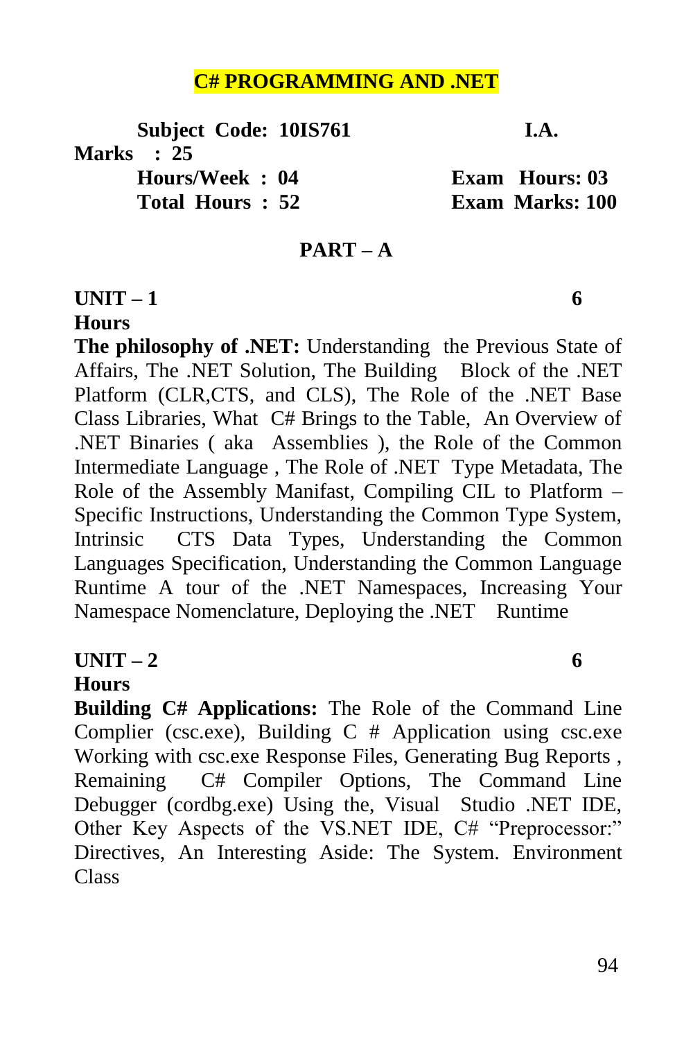# C# PROGRAMMING AND .NET

**Subject Code: 10IS761** **I.A. Marks : 25**

**Hours/Week : 04** **Exam Hours: 03**

**Total Hours : 52** **Exam Marks: 100**

## PART – A

### UNIT – 1 6 Hours

**The philosophy of .NET:** Understanding the Previous State of Affairs, The .NET Solution, The Building Block of the .NET Platform (CLR,CTS, and CLS), The Role of the .NET Base Class Libraries, What C# Brings to the Table, An Overview of .NET Binaries ( aka Assemblies ), the Role of the Common Intermediate Language , The Role of .NET Type Metadata, The Role of the Assembly Manifast, Compiling CIL to Platform – Specific Instructions, Understanding the Common Type System, Intrinsic CTS Data Types, Understanding the Common Languages Specification, Understanding the Common Language Runtime A tour of the .NET Namespaces, Increasing Your Namespace Nomenclature, Deploying the .NET Runtime

### UNIT – 2 6 Hours

**Building C# Applications:** The Role of the Command Line Complier (csc.exe), Building C # Application using csc.exe Working with csc.exe Response Files, Generating Bug Reports , Remaining C# Compiler Options, The Command Line Debugger (cordbg.exe) Using the, Visual Studio .NET IDE, Other Key Aspects of the VS.NET IDE, C# "Preprocessor:" Directives, An Interesting Aside: The System. Environment Class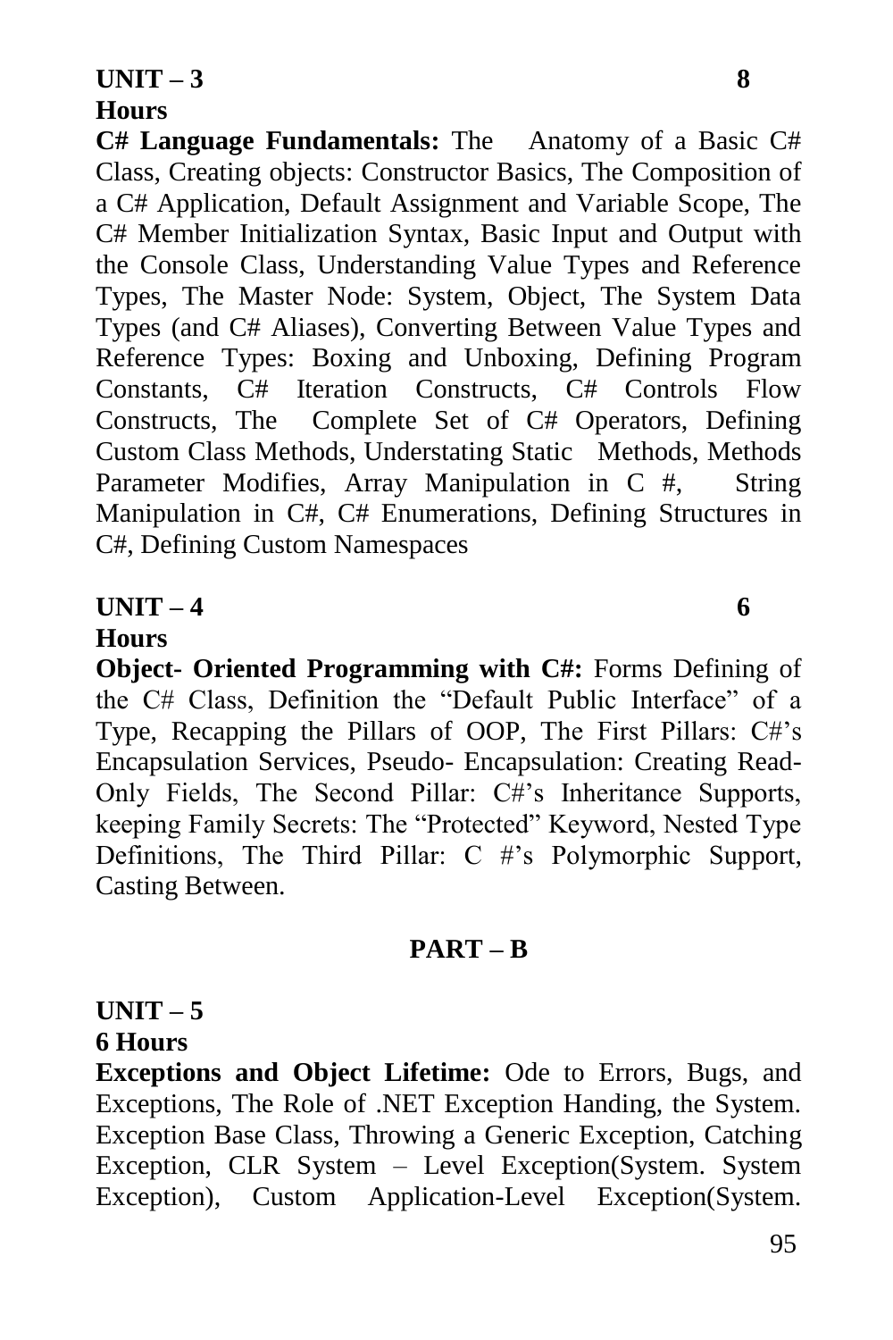**UNIT – 3 8 Hours**

**C# Language Fundamentals:** The Anatomy of a Basic C# Class, Creating objects: Constructor Basics, The Composition of a C# Application, Default Assignment and Variable Scope, The C# Member Initialization Syntax, Basic Input and Output with the Console Class, Understanding Value Types and Reference Types, The Master Node: System, Object, The System Data Types (and C# Aliases), Converting Between Value Types and Reference Types: Boxing and Unboxing, Defining Program Constants, C# Iteration Constructs, C# Controls Flow Constructs, The Complete Set of C# Operators, Defining Custom Class Methods, Understating Static Methods, Methods Parameter Modifies, Array Manipulation in C #, String Manipulation in C#, C# Enumerations, Defining Structures in C#, Defining Custom Namespaces

**UNIT – 4 6 Hours**

**Object- Oriented Programming with C#:** Forms Defining of the C# Class, Definition the "Default Public Interface" of a Type, Recapping the Pillars of OOP, The First Pillars: C#'s Encapsulation Services, Pseudo- Encapsulation: Creating Read-Only Fields, The Second Pillar: C#'s Inheritance Supports, keeping Family Secrets: The "Protected" Keyword, Nested Type Definitions, The Third Pillar: C #'s Polymorphic Support, Casting Between.

## PART – B

**UNIT – 5 6 Hours**

**Exceptions and Object Lifetime:** Ode to Errors, Bugs, and Exceptions, The Role of .NET Exception Handing, the System. Exception Base Class, Throwing a Generic Exception, Catching Exception, CLR System – Level Exception(System. System Exception), Custom Application-Level Exception(System.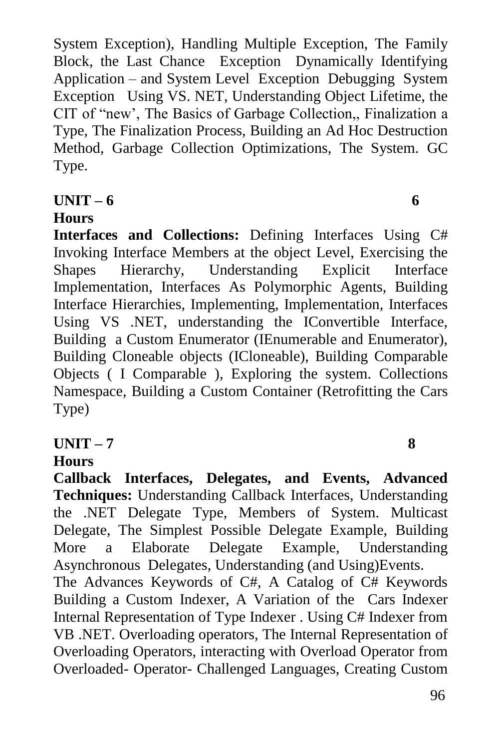System Exception), Handling Multiple Exception, The Family Block, the Last Chance Exception Dynamically Identifying Application – and System Level Exception Debugging System Exception Using VS. NET, Understanding Object Lifetime, the CIT of "new', The Basics of Garbage Collection,, Finalization a Type, The Finalization Process, Building an Ad Hoc Destruction Method, Garbage Collection Optimizations, The System. GC Type.

**UNIT – 6 6 Hours**

**Interfaces and Collections:** Defining Interfaces Using C# Invoking Interface Members at the object Level, Exercising the Shapes Hierarchy, Understanding Explicit Interface Implementation, Interfaces As Polymorphic Agents, Building Interface Hierarchies, Implementing, Implementation, Interfaces Using VS .NET, understanding the IConvertible Interface, Building a Custom Enumerator (IEnumerable and Enumerator), Building Cloneable objects (ICloneable), Building Comparable Objects ( I Comparable ), Exploring the system. Collections Namespace, Building a Custom Container (Retrofitting the Cars Type)

**UNIT – 7 8 Hours**

**Callback Interfaces, Delegates, and Events, Advanced Techniques:** Understanding Callback Interfaces, Understanding the .NET Delegate Type, Members of System. Multicast Delegate, The Simplest Possible Delegate Example, Building More a Elaborate Delegate Example, Understanding Asynchronous Delegates, Understanding (and Using)Events.

The Advances Keywords of C#, A Catalog of C# Keywords Building a Custom Indexer, A Variation of the Cars Indexer Internal Representation of Type Indexer . Using C# Indexer from VB .NET. Overloading operators, The Internal Representation of Overloading Operators, interacting with Overload Operator from Overloaded- Operator- Challenged Languages, Creating Custom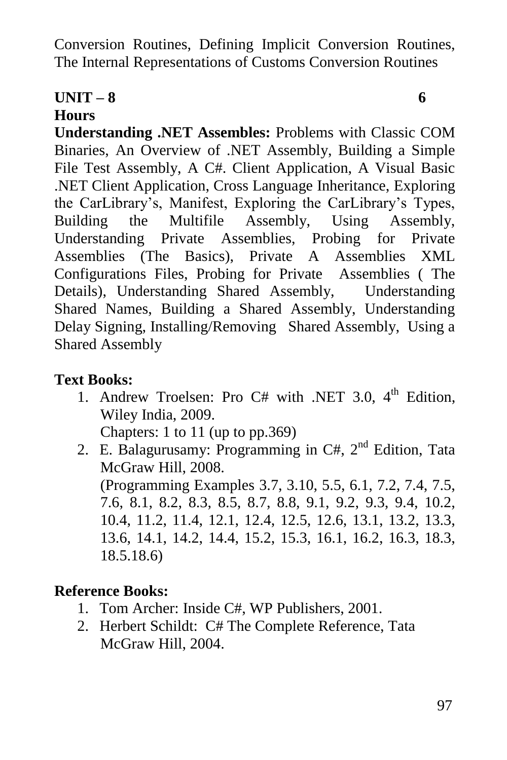Conversion Routines, Defining Implicit Conversion Routines, The Internal Representations of Customs Conversion Routines

**UNIT – 8 6 Hours**

**Understanding .NET Assembles:** Problems with Classic COM Binaries, An Overview of .NET Assembly, Building a Simple File Test Assembly, A C#. Client Application, A Visual Basic .NET Client Application, Cross Language Inheritance, Exploring the CarLibrary's, Manifest, Exploring the CarLibrary's Types, Building the Multifile Assembly, Using Assembly, Understanding Private Assemblies, Probing for Private Assemblies (The Basics), Private A Assemblies XML Configurations Files, Probing for Private Assemblies ( The Details), Understanding Shared Assembly, Understanding Shared Names, Building a Shared Assembly, Understanding Delay Signing, Installing/Removing Shared Assembly, Using a Shared Assembly

**Text Books:**

1. Andrew Troelsen: Pro C# with .NET 3.0, 4th Edition, Wiley India, 2009.
   Chapters: 1 to 11 (up to pp.369)
2. E. Balagurusamy: Programming in C#, 2nd Edition, Tata McGraw Hill, 2008.
   (Programming Examples 3.7, 3.10, 5.5, 6.1, 7.2, 7.4, 7.5, 7.6, 8.1, 8.2, 8.3, 8.5, 8.7, 8.8, 9.1, 9.2, 9.3, 9.4, 10.2, 10.4, 11.2, 11.4, 12.1, 12.4, 12.5, 12.6, 13.1, 13.2, 13.3, 13.6, 14.1, 14.2, 14.4, 15.2, 15.3, 16.1, 16.2, 16.3, 18.3, 18.5.18.6)

**Reference Books:**

1. Tom Archer: Inside C#, WP Publishers, 2001.
2. Herbert Schildt: C# The Complete Reference, Tata McGraw Hill, 2004.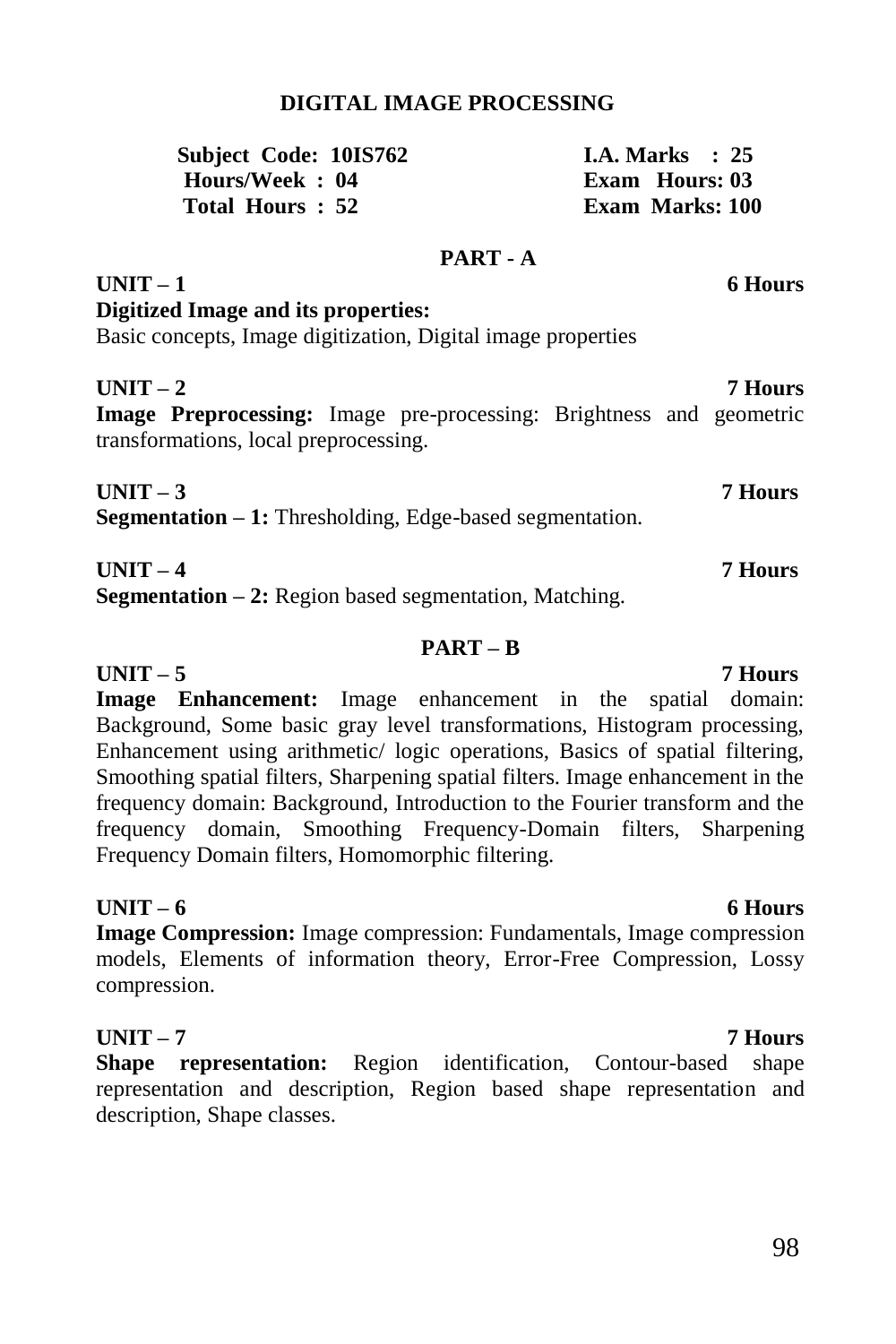## DIGITAL IMAGE PROCESSING

| | |
|---|---|
| **Subject Code: 10IS762** | **I.A. Marks : 25** |
| **Hours/Week : 04** | **Exam Hours: 03** |
| **Total Hours : 52** | **Exam Marks: 100** |

### PART - A

**UNIT – 1** **6 Hours**

**Digitized Image and its properties:**
Basic concepts, Image digitization, Digital image properties

**UNIT – 2** **7 Hours**

**Image Preprocessing:** Image pre-processing: Brightness and geometric transformations, local preprocessing.

**UNIT – 3** **7 Hours**

**Segmentation – 1:** Thresholding, Edge-based segmentation.

**UNIT – 4** **7 Hours**

**Segmentation – 2:** Region based segmentation, Matching.

### PART – B

**UNIT – 5** **7 Hours**

**Image Enhancement:** Image enhancement in the spatial domain: Background, Some basic gray level transformations, Histogram processing, Enhancement using arithmetic/ logic operations, Basics of spatial filtering, Smoothing spatial filters, Sharpening spatial filters. Image enhancement in the frequency domain: Background, Introduction to the Fourier transform and the frequency domain, Smoothing Frequency-Domain filters, Sharpening Frequency Domain filters, Homomorphic filtering.

**UNIT – 6** **6 Hours**

**Image Compression:** Image compression: Fundamentals, Image compression models, Elements of information theory, Error-Free Compression, Lossy compression.

**UNIT – 7** **7 Hours**

**Shape representation:** Region identification, Contour-based shape representation and description, Region based shape representation and description, Shape classes.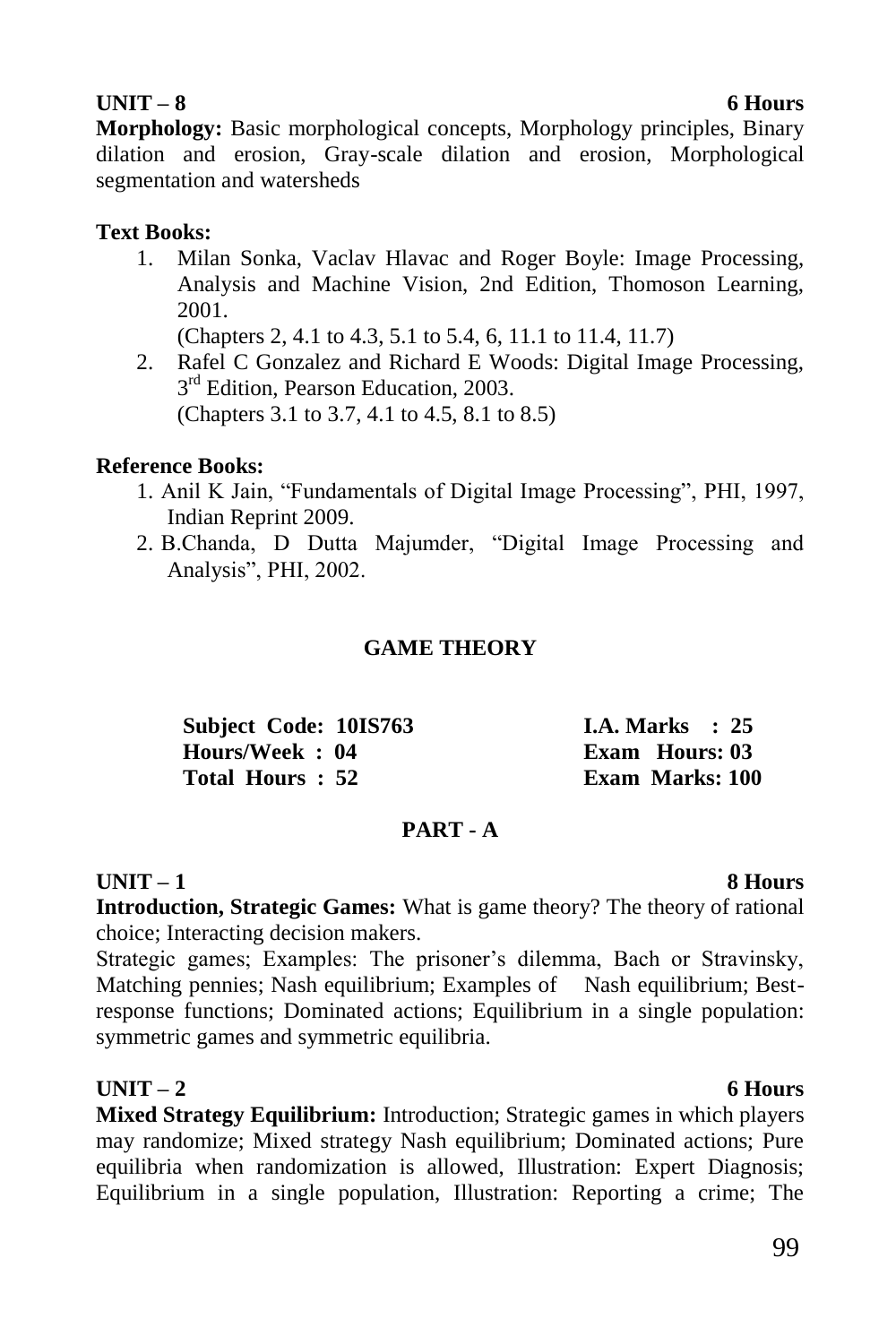**UNIT – 8** **6 Hours**

**Morphology:** Basic morphological concepts, Morphology principles, Binary dilation and erosion, Gray-scale dilation and erosion, Morphological segmentation and watersheds

**Text Books:**

1. Milan Sonka, Vaclav Hlavac and Roger Boyle: Image Processing, Analysis and Machine Vision, 2nd Edition, Thomoson Learning, 2001.
   (Chapters 2, 4.1 to 4.3, 5.1 to 5.4, 6, 11.1 to 11.4, 11.7)
2. Rafel C Gonzalez and Richard E Woods: Digital Image Processing, 3rd Edition, Pearson Education, 2003.
   (Chapters 3.1 to 3.7, 4.1 to 4.5, 8.1 to 8.5)

**Reference Books:**

1. Anil K Jain, "Fundamentals of Digital Image Processing", PHI, 1997, Indian Reprint 2009.
2. B.Chanda, D Dutta Majumder, "Digital Image Processing and Analysis", PHI, 2002.

## GAME THEORY

| | |
|---|---|
| **Subject Code: 10IS763** | **I.A. Marks : 25** |
| **Hours/Week : 04** | **Exam Hours: 03** |
| **Total Hours : 52** | **Exam Marks: 100** |

### PART - A

**UNIT – 1** **8 Hours**

**Introduction, Strategic Games:** What is game theory? The theory of rational choice; Interacting decision makers.

Strategic games; Examples: The prisoner's dilemma, Bach or Stravinsky, Matching pennies; Nash equilibrium; Examples of Nash equilibrium; Best-response functions; Dominated actions; Equilibrium in a single population: symmetric games and symmetric equilibria.

**UNIT – 2** **6 Hours**

**Mixed Strategy Equilibrium:** Introduction; Strategic games in which players may randomize; Mixed strategy Nash equilibrium; Dominated actions; Pure equilibria when randomization is allowed, Illustration: Expert Diagnosis; Equilibrium in a single population, Illustration: Reporting a crime; The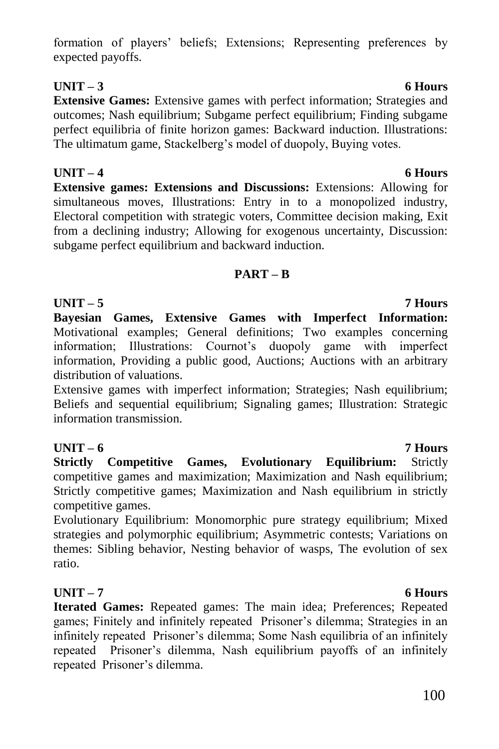formation of players' beliefs; Extensions; Representing preferences by expected payoffs.

**UNIT – 3** **6 Hours**

**Extensive Games:** Extensive games with perfect information; Strategies and outcomes; Nash equilibrium; Subgame perfect equilibrium; Finding subgame perfect equilibria of finite horizon games: Backward induction. Illustrations: The ultimatum game, Stackelberg's model of duopoly, Buying votes.

**UNIT – 4** **6 Hours**

**Extensive games: Extensions and Discussions:** Extensions: Allowing for simultaneous moves, Illustrations: Entry in to a monopolized industry, Electoral competition with strategic voters, Committee decision making, Exit from a declining industry; Allowing for exogenous uncertainty, Discussion: subgame perfect equilibrium and backward induction.

## PART – B

**UNIT – 5** **7 Hours**

**Bayesian Games, Extensive Games with Imperfect Information:** Motivational examples; General definitions; Two examples concerning information; Illustrations: Cournot's duopoly game with imperfect information, Providing a public good, Auctions; Auctions with an arbitrary distribution of valuations.

Extensive games with imperfect information; Strategies; Nash equilibrium; Beliefs and sequential equilibrium; Signaling games; Illustration: Strategic information transmission.

**UNIT – 6** **7 Hours**

**Strictly Competitive Games, Evolutionary Equilibrium:** Strictly competitive games and maximization; Maximization and Nash equilibrium; Strictly competitive games; Maximization and Nash equilibrium in strictly competitive games.

Evolutionary Equilibrium: Monomorphic pure strategy equilibrium; Mixed strategies and polymorphic equilibrium; Asymmetric contests; Variations on themes: Sibling behavior, Nesting behavior of wasps, The evolution of sex ratio.

**UNIT – 7** **6 Hours**

**Iterated Games:** Repeated games: The main idea; Preferences; Repeated games; Finitely and infinitely repeated Prisoner's dilemma; Strategies in an infinitely repeated Prisoner's dilemma; Some Nash equilibria of an infinitely repeated Prisoner's dilemma, Nash equilibrium payoffs of an infinitely repeated Prisoner's dilemma.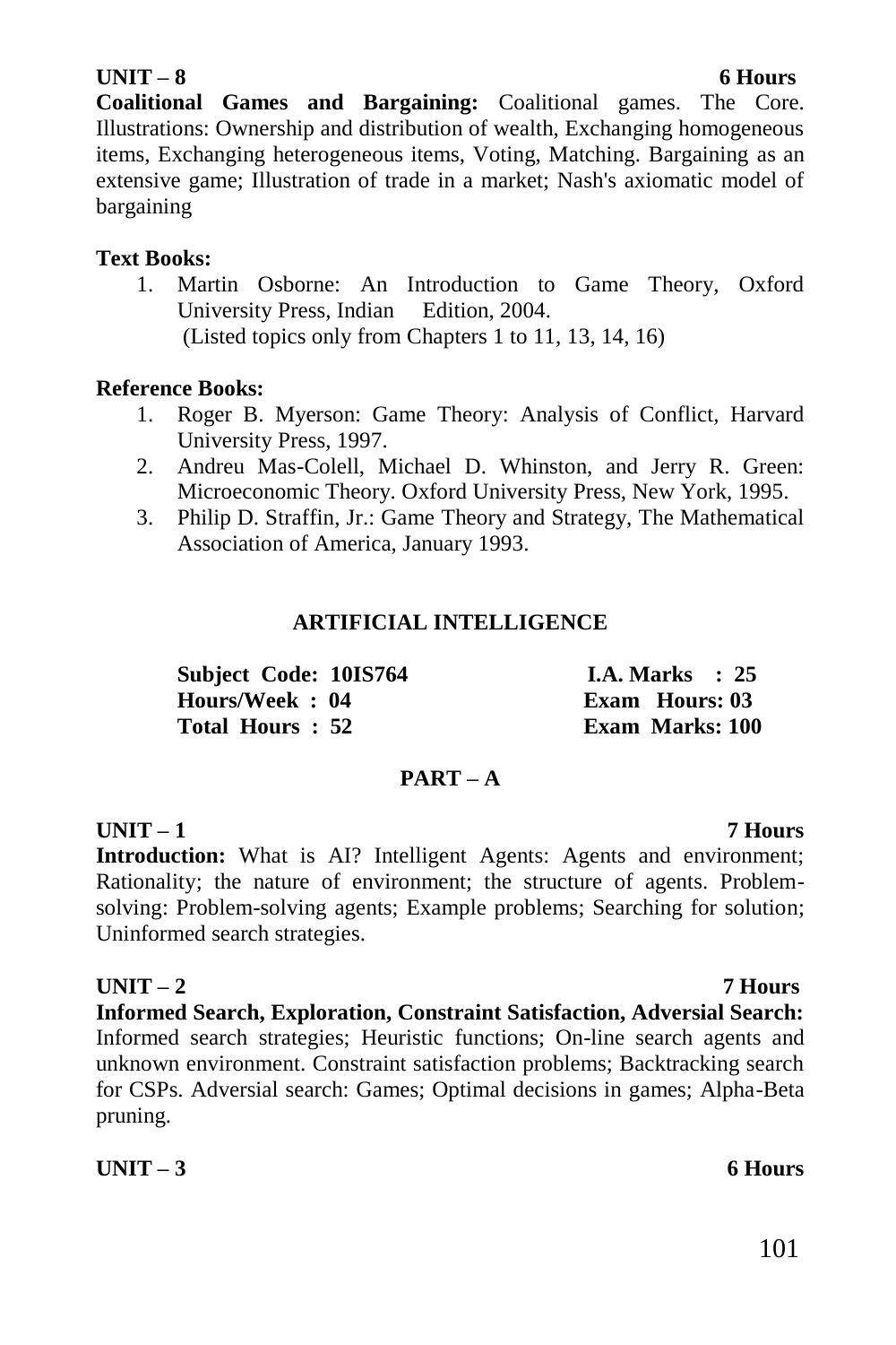**UNIT – 8** **6 Hours**

**Coalitional Games and Bargaining:** Coalitional games. The Core. Illustrations: Ownership and distribution of wealth, Exchanging homogeneous items, Exchanging heterogeneous items, Voting, Matching. Bargaining as an extensive game; Illustration of trade in a market; Nash's axiomatic model of bargaining

**Text Books:**

1. Martin Osborne: An Introduction to Game Theory, Oxford University Press, Indian Edition, 2004.
   (Listed topics only from Chapters 1 to 11, 13, 14, 16)

**Reference Books:**

1. Roger B. Myerson: Game Theory: Analysis of Conflict, Harvard University Press, 1997.
2. Andreu Mas-Colell, Michael D. Whinston, and Jerry R. Green: Microeconomic Theory. Oxford University Press, New York, 1995.
3. Philip D. Straffin, Jr.: Game Theory and Strategy, The Mathematical Association of America, January 1993.

## ARTIFICIAL INTELLIGENCE

| | |
|---|---|
| **Subject Code: 10IS764** | **I.A. Marks : 25** |
| **Hours/Week : 04** | **Exam Hours: 03** |
| **Total Hours : 52** | **Exam Marks: 100** |

### PART – A

**UNIT – 1** **7 Hours**

**Introduction:** What is AI? Intelligent Agents: Agents and environment; Rationality; the nature of environment; the structure of agents. Problem-solving: Problem-solving agents; Example problems; Searching for solution; Uninformed search strategies.

**UNIT – 2** **7 Hours**

**Informed Search, Exploration, Constraint Satisfaction, Adversial Search:** Informed search strategies; Heuristic functions; On-line search agents and unknown environment. Constraint satisfaction problems; Backtracking search for CSPs. Adversial search: Games; Optimal decisions in games; Alpha-Beta pruning.

**UNIT – 3** **6 Hours**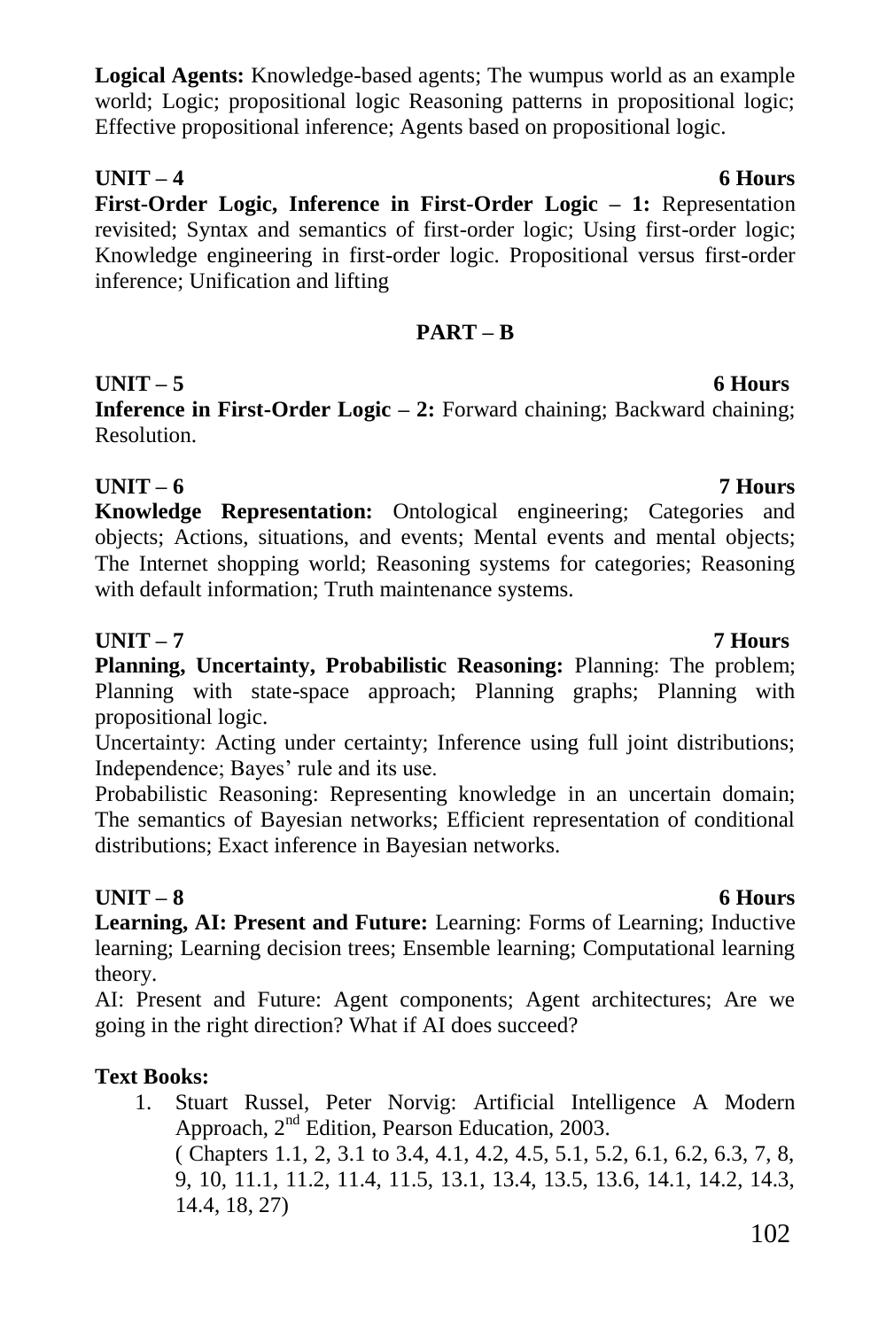**Logical Agents:** Knowledge-based agents; The wumpus world as an example world; Logic; propositional logic Reasoning patterns in propositional logic; Effective propositional inference; Agents based on propositional logic.

**UNIT – 4** **6 Hours**

**First-Order Logic, Inference in First-Order Logic – 1:** Representation revisited; Syntax and semantics of first-order logic; Using first-order logic; Knowledge engineering in first-order logic. Propositional versus first-order inference; Unification and lifting

## PART – B

**UNIT – 5** **6 Hours**

**Inference in First-Order Logic – 2:** Forward chaining; Backward chaining; Resolution.

**UNIT – 6** **7 Hours**

**Knowledge Representation:** Ontological engineering; Categories and objects; Actions, situations, and events; Mental events and mental objects; The Internet shopping world; Reasoning systems for categories; Reasoning with default information; Truth maintenance systems.

**UNIT – 7** **7 Hours**

**Planning, Uncertainty, Probabilistic Reasoning:** Planning: The problem; Planning with state-space approach; Planning graphs; Planning with propositional logic.

Uncertainty: Acting under certainty; Inference using full joint distributions; Independence; Bayes' rule and its use.

Probabilistic Reasoning: Representing knowledge in an uncertain domain; The semantics of Bayesian networks; Efficient representation of conditional distributions; Exact inference in Bayesian networks.

**UNIT – 8** **6 Hours**

**Learning, AI: Present and Future:** Learning: Forms of Learning; Inductive learning; Learning decision trees; Ensemble learning; Computational learning theory.

AI: Present and Future: Agent components; Agent architectures; Are we going in the right direction? What if AI does succeed?

**Text Books:**

1. Stuart Russel, Peter Norvig: Artificial Intelligence A Modern Approach, 2nd Edition, Pearson Education, 2003.
   ( Chapters 1.1, 2, 3.1 to 3.4, 4.1, 4.2, 4.5, 5.1, 5.2, 6.1, 6.2, 6.3, 7, 8, 9, 10, 11.1, 11.2, 11.4, 11.5, 13.1, 13.4, 13.5, 13.6, 14.1, 14.2, 14.3, 14.4, 18, 27)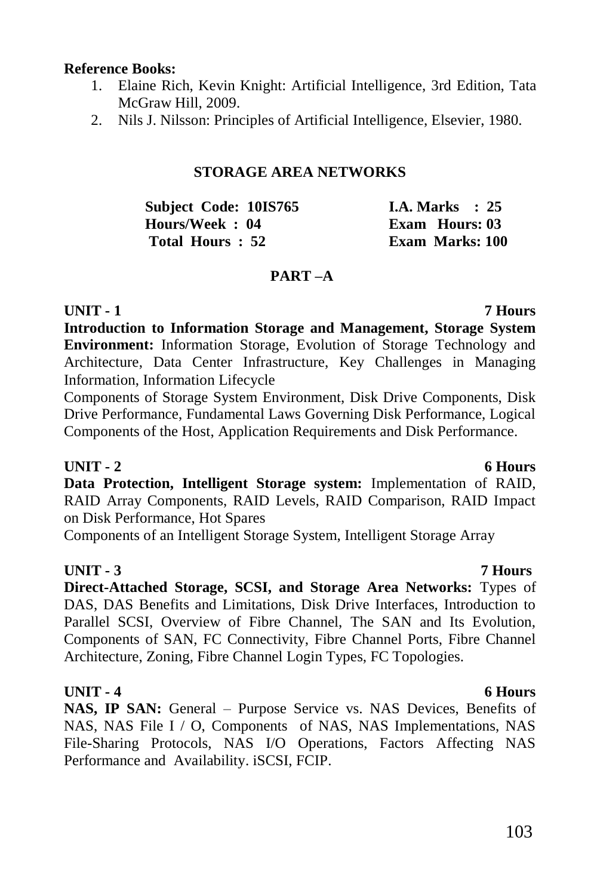**Reference Books:**

1. Elaine Rich, Kevin Knight: Artificial Intelligence, 3rd Edition, Tata McGraw Hill, 2009.
2. Nils J. Nilsson: Principles of Artificial Intelligence, Elsevier, 1980.

## STORAGE AREA NETWORKS

| | |
|---|---|
| **Subject Code: 10IS765** | **I.A. Marks : 25** |
| **Hours/Week : 04** | **Exam Hours: 03** |
| **Total Hours : 52** | **Exam Marks: 100** |

### PART –A

**UNIT - 1** **7 Hours**

**Introduction to Information Storage and Management, Storage System Environment:** Information Storage, Evolution of Storage Technology and Architecture, Data Center Infrastructure, Key Challenges in Managing Information, Information Lifecycle

Components of Storage System Environment, Disk Drive Components, Disk Drive Performance, Fundamental Laws Governing Disk Performance, Logical Components of the Host, Application Requirements and Disk Performance.

**UNIT - 2** **6 Hours**

**Data Protection, Intelligent Storage system:** Implementation of RAID, RAID Array Components, RAID Levels, RAID Comparison, RAID Impact on Disk Performance, Hot Spares

Components of an Intelligent Storage System, Intelligent Storage Array

**UNIT - 3** **7 Hours**

**Direct-Attached Storage, SCSI, and Storage Area Networks:** Types of DAS, DAS Benefits and Limitations, Disk Drive Interfaces, Introduction to Parallel SCSI, Overview of Fibre Channel, The SAN and Its Evolution, Components of SAN, FC Connectivity, Fibre Channel Ports, Fibre Channel Architecture, Zoning, Fibre Channel Login Types, FC Topologies.

**UNIT - 4** **6 Hours**

**NAS, IP SAN:** General – Purpose Service vs. NAS Devices, Benefits of NAS, NAS File I / O, Components of NAS, NAS Implementations, NAS File-Sharing Protocols, NAS I/O Operations, Factors Affecting NAS Performance and Availability. iSCSI, FCIP.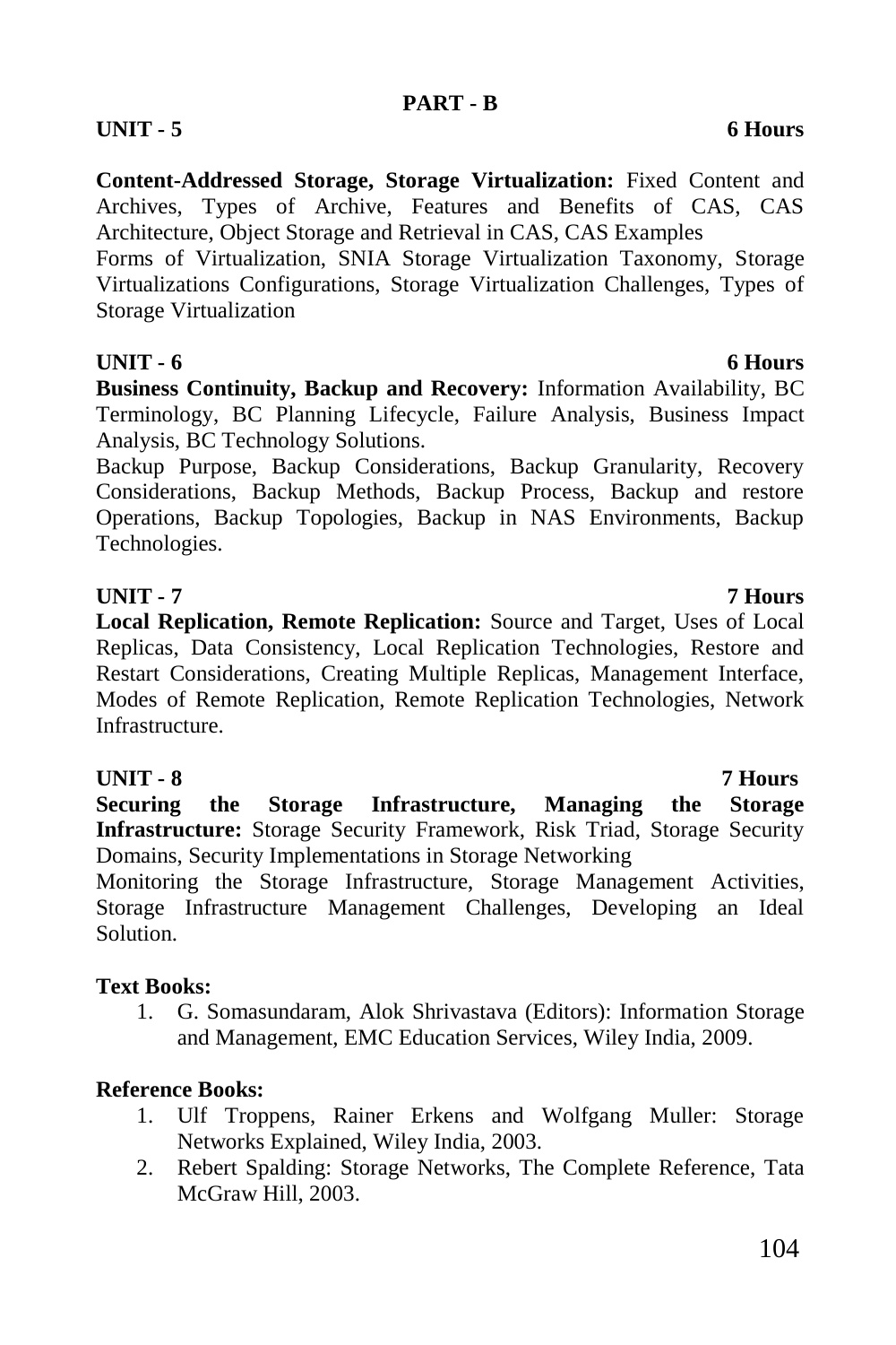## PART - B

**UNIT - 5** **6 Hours**

**Content-Addressed Storage, Storage Virtualization:** Fixed Content and Archives, Types of Archive, Features and Benefits of CAS, CAS Architecture, Object Storage and Retrieval in CAS, CAS Examples

Forms of Virtualization, SNIA Storage Virtualization Taxonomy, Storage Virtualizations Configurations, Storage Virtualization Challenges, Types of Storage Virtualization

**UNIT - 6** **6 Hours**

**Business Continuity, Backup and Recovery:** Information Availability, BC Terminology, BC Planning Lifecycle, Failure Analysis, Business Impact Analysis, BC Technology Solutions.

Backup Purpose, Backup Considerations, Backup Granularity, Recovery Considerations, Backup Methods, Backup Process, Backup and restore Operations, Backup Topologies, Backup in NAS Environments, Backup Technologies.

**UNIT - 7** **7 Hours**

**Local Replication, Remote Replication:** Source and Target, Uses of Local Replicas, Data Consistency, Local Replication Technologies, Restore and Restart Considerations, Creating Multiple Replicas, Management Interface, Modes of Remote Replication, Remote Replication Technologies, Network Infrastructure.

**UNIT - 8** **7 Hours**

**Securing the Storage Infrastructure, Managing the Storage Infrastructure:** Storage Security Framework, Risk Triad, Storage Security Domains, Security Implementations in Storage Networking

Monitoring the Storage Infrastructure, Storage Management Activities, Storage Infrastructure Management Challenges, Developing an Ideal Solution.

**Text Books:**

1. G. Somasundaram, Alok Shrivastava (Editors): Information Storage and Management, EMC Education Services, Wiley India, 2009.

**Reference Books:**

1. Ulf Troppens, Rainer Erkens and Wolfgang Muller: Storage Networks Explained, Wiley India, 2003.
2. Rebert Spalding: Storage Networks, The Complete Reference, Tata McGraw Hill, 2003.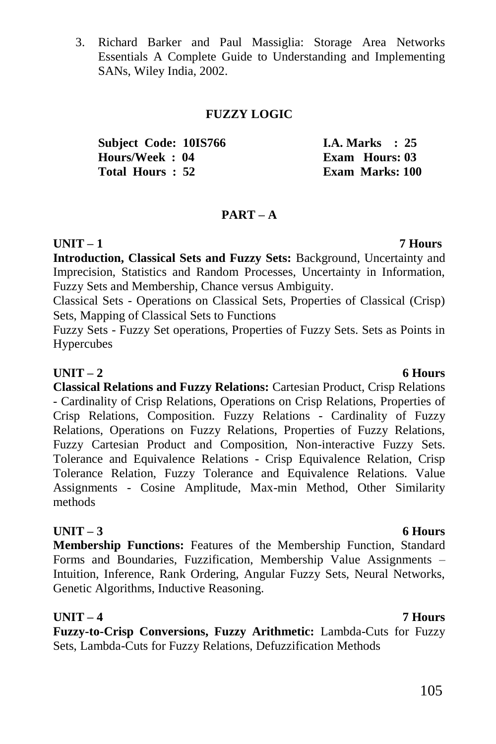3. Richard Barker and Paul Massiglia: Storage Area Networks Essentials A Complete Guide to Understanding and Implementing SANs, Wiley India, 2002.

## FUZZY LOGIC

| | |
|---|---|
| **Subject Code: 10IS766** | **I.A. Marks : 25** |
| **Hours/Week : 04** | **Exam Hours: 03** |
| **Total Hours : 52** | **Exam Marks: 100** |

### PART – A

**UNIT – 1** **7 Hours**

**Introduction, Classical Sets and Fuzzy Sets:** Background, Uncertainty and Imprecision, Statistics and Random Processes, Uncertainty in Information, Fuzzy Sets and Membership, Chance versus Ambiguity.

Classical Sets - Operations on Classical Sets, Properties of Classical (Crisp) Sets, Mapping of Classical Sets to Functions

Fuzzy Sets - Fuzzy Set operations, Properties of Fuzzy Sets. Sets as Points in Hypercubes

**UNIT – 2** **6 Hours**

**Classical Relations and Fuzzy Relations:** Cartesian Product, Crisp Relations - Cardinality of Crisp Relations, Operations on Crisp Relations, Properties of Crisp Relations, Composition. Fuzzy Relations - Cardinality of Fuzzy Relations, Operations on Fuzzy Relations, Properties of Fuzzy Relations, Fuzzy Cartesian Product and Composition, Non-interactive Fuzzy Sets. Tolerance and Equivalence Relations - Crisp Equivalence Relation, Crisp Tolerance Relation, Fuzzy Tolerance and Equivalence Relations. Value Assignments - Cosine Amplitude, Max-min Method, Other Similarity methods

**UNIT – 3** **6 Hours**

**Membership Functions:** Features of the Membership Function, Standard Forms and Boundaries, Fuzzification, Membership Value Assignments – Intuition, Inference, Rank Ordering, Angular Fuzzy Sets, Neural Networks, Genetic Algorithms, Inductive Reasoning.

**UNIT – 4** **7 Hours**

**Fuzzy-to-Crisp Conversions, Fuzzy Arithmetic:** Lambda-Cuts for Fuzzy Sets, Lambda-Cuts for Fuzzy Relations, Defuzzification Methods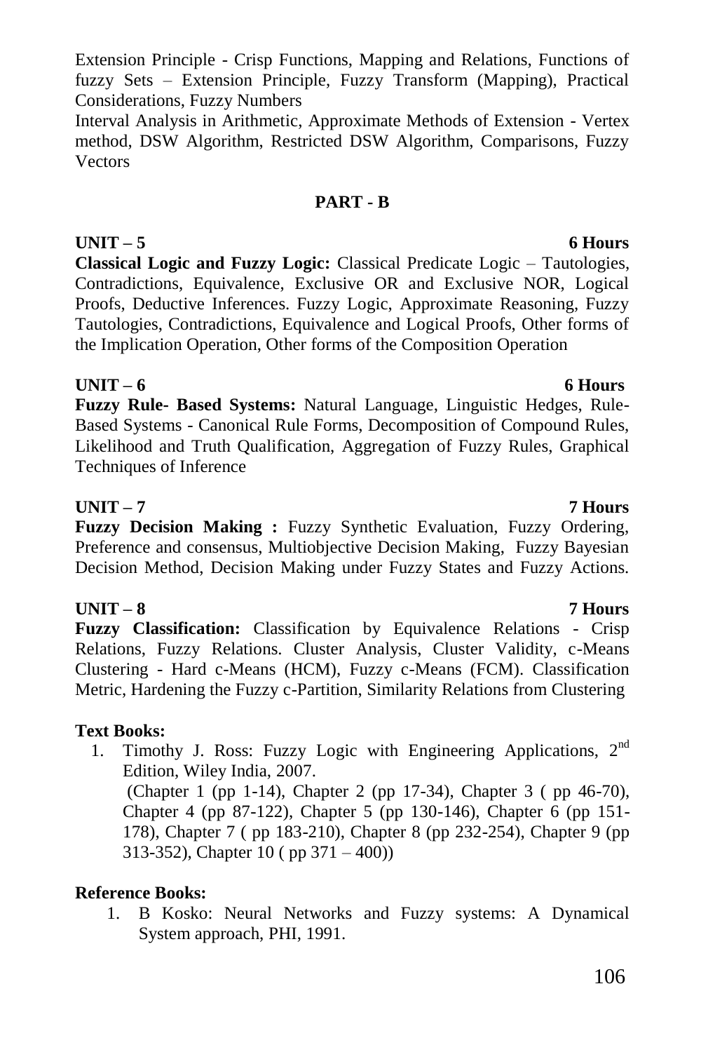Extension Principle - Crisp Functions, Mapping and Relations, Functions of fuzzy Sets – Extension Principle, Fuzzy Transform (Mapping), Practical Considerations, Fuzzy Numbers

Interval Analysis in Arithmetic, Approximate Methods of Extension - Vertex method, DSW Algorithm, Restricted DSW Algorithm, Comparisons, Fuzzy Vectors

## PART - B

**UNIT – 5** **6 Hours**

**Classical Logic and Fuzzy Logic:** Classical Predicate Logic – Tautologies, Contradictions, Equivalence, Exclusive OR and Exclusive NOR, Logical Proofs, Deductive Inferences. Fuzzy Logic, Approximate Reasoning, Fuzzy Tautologies, Contradictions, Equivalence and Logical Proofs, Other forms of the Implication Operation, Other forms of the Composition Operation

**UNIT – 6** **6 Hours**

**Fuzzy Rule- Based Systems:** Natural Language, Linguistic Hedges, Rule-Based Systems - Canonical Rule Forms, Decomposition of Compound Rules, Likelihood and Truth Qualification, Aggregation of Fuzzy Rules, Graphical Techniques of Inference

**UNIT – 7** **7 Hours**

**Fuzzy Decision Making :** Fuzzy Synthetic Evaluation, Fuzzy Ordering, Preference and consensus, Multiobjective Decision Making, Fuzzy Bayesian Decision Method, Decision Making under Fuzzy States and Fuzzy Actions.

**UNIT – 8** **7 Hours**

**Fuzzy Classification:** Classification by Equivalence Relations - Crisp Relations, Fuzzy Relations. Cluster Analysis, Cluster Validity, c-Means Clustering - Hard c-Means (HCM), Fuzzy c-Means (FCM). Classification Metric, Hardening the Fuzzy c-Partition, Similarity Relations from Clustering

**Text Books:**

1. Timothy J. Ross: Fuzzy Logic with Engineering Applications, 2nd Edition, Wiley India, 2007.
   (Chapter 1 (pp 1-14), Chapter 2 (pp 17-34), Chapter 3 ( pp 46-70), Chapter 4 (pp 87-122), Chapter 5 (pp 130-146), Chapter 6 (pp 151-178), Chapter 7 ( pp 183-210), Chapter 8 (pp 232-254), Chapter 9 (pp 313-352), Chapter 10 ( pp 371 – 400))

**Reference Books:**

1. B Kosko: Neural Networks and Fuzzy systems: A Dynamical System approach, PHI, 1991.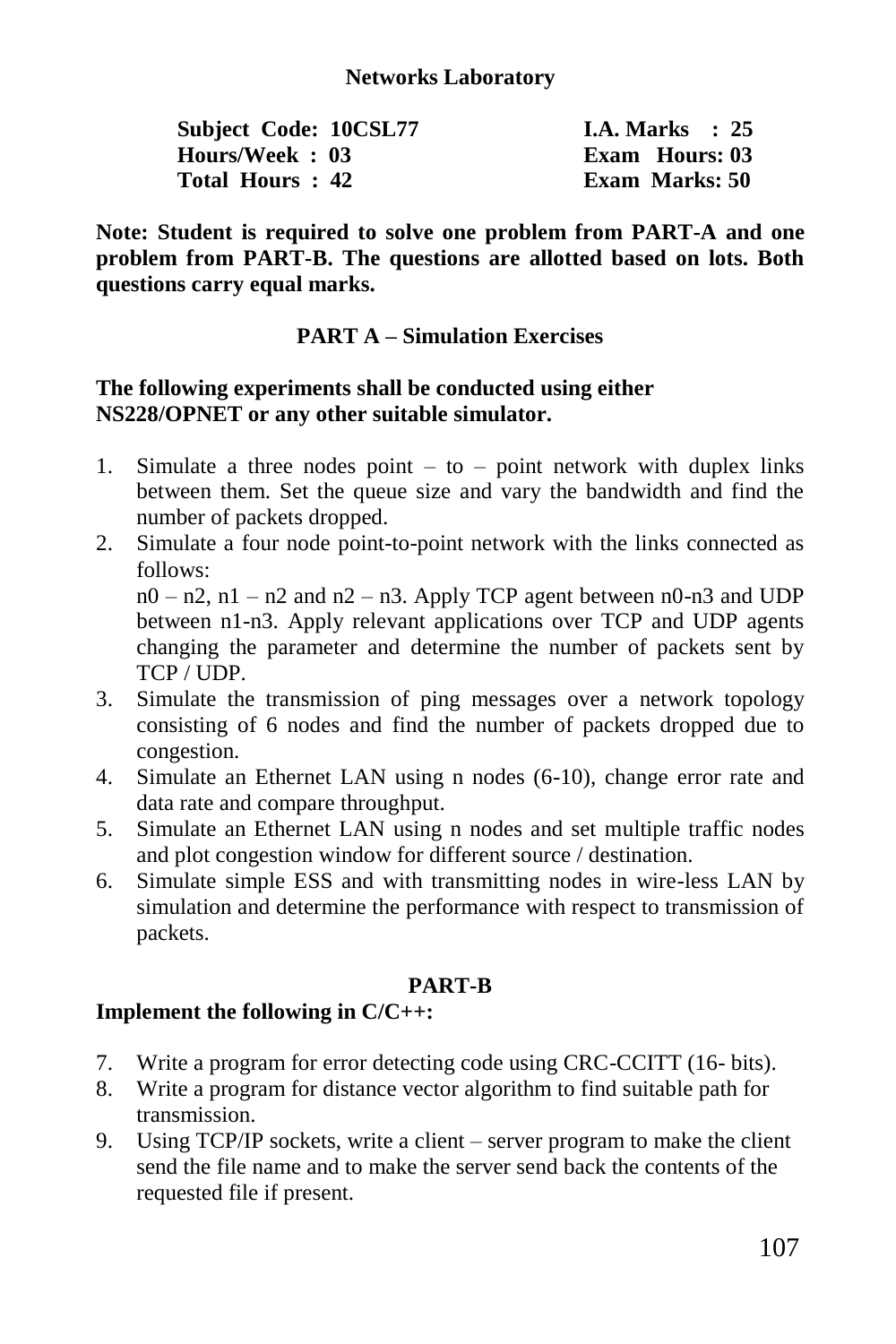## Networks Laboratory

| | |
|---|---|
| **Subject Code: 10CSL77** | **I.A. Marks : 25** |
| **Hours/Week : 03** | **Exam Hours: 03** |
| **Total Hours : 42** | **Exam Marks: 50** |

**Note: Student is required to solve one problem from PART-A and one problem from PART-B. The questions are allotted based on lots. Both questions carry equal marks.**

### PART A – Simulation Exercises

**The following experiments shall be conducted using either NS228/OPNET or any other suitable simulator.**

1. Simulate a three nodes point – to – point network with duplex links between them. Set the queue size and vary the bandwidth and find the number of packets dropped.
2. Simulate a four node point-to-point network with the links connected as follows:
   n0 – n2, n1 – n2 and n2 – n3. Apply TCP agent between n0-n3 and UDP between n1-n3. Apply relevant applications over TCP and UDP agents changing the parameter and determine the number of packets sent by TCP / UDP.
3. Simulate the transmission of ping messages over a network topology consisting of 6 nodes and find the number of packets dropped due to congestion.
4. Simulate an Ethernet LAN using n nodes (6-10), change error rate and data rate and compare throughput.
5. Simulate an Ethernet LAN using n nodes and set multiple traffic nodes and plot congestion window for different source / destination.
6. Simulate simple ESS and with transmitting nodes in wire-less LAN by simulation and determine the performance with respect to transmission of packets.

### PART-B

**Implement the following in C/C++:**

7. Write a program for error detecting code using CRC-CCITT (16- bits).
8. Write a program for distance vector algorithm to find suitable path for transmission.
9. Using TCP/IP sockets, write a client – server program to make the client send the file name and to make the server send back the contents of the requested file if present.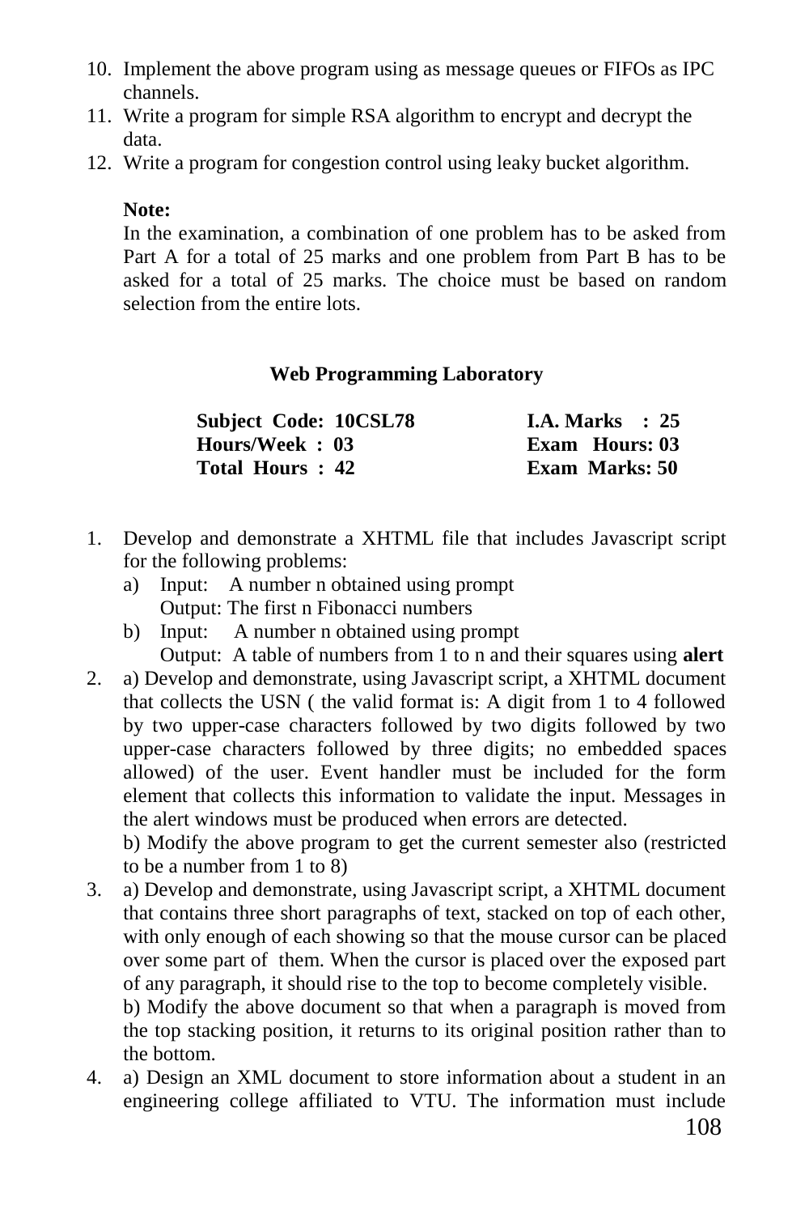10. Implement the above program using as message queues or FIFOs as IPC channels.
11. Write a program for simple RSA algorithm to encrypt and decrypt the data.
12. Write a program for congestion control using leaky bucket algorithm.

**Note:**
In the examination, a combination of one problem has to be asked from Part A for a total of 25 marks and one problem from Part B has to be asked for a total of 25 marks. The choice must be based on random selection from the entire lots.

## Web Programming Laboratory

| | |
|---|---|
| **Subject Code: 10CSL78** | **I.A. Marks : 25** |
| **Hours/Week : 03** | **Exam Hours: 03** |
| **Total Hours : 42** | **Exam Marks: 50** |

1. Develop and demonstrate a XHTML file that includes Javascript script for the following problems:
   a) Input: A number n obtained using prompt
      Output: The first n Fibonacci numbers
   b) Input: A number n obtained using prompt
      Output: A table of numbers from 1 to n and their squares using **alert**
2. a) Develop and demonstrate, using Javascript script, a XHTML document that collects the USN ( the valid format is: A digit from 1 to 4 followed by two upper-case characters followed by two digits followed by two upper-case characters followed by three digits; no embedded spaces allowed) of the user. Event handler must be included for the form element that collects this information to validate the input. Messages in the alert windows must be produced when errors are detected.
   b) Modify the above program to get the current semester also (restricted to be a number from 1 to 8)
3. a) Develop and demonstrate, using Javascript script, a XHTML document that contains three short paragraphs of text, stacked on top of each other, with only enough of each showing so that the mouse cursor can be placed over some part of them. When the cursor is placed over the exposed part of any paragraph, it should rise to the top to become completely visible.
   b) Modify the above document so that when a paragraph is moved from the top stacking position, it returns to its original position rather than to the bottom.
4. a) Design an XML document to store information about a student in an engineering college affiliated to VTU. The information must include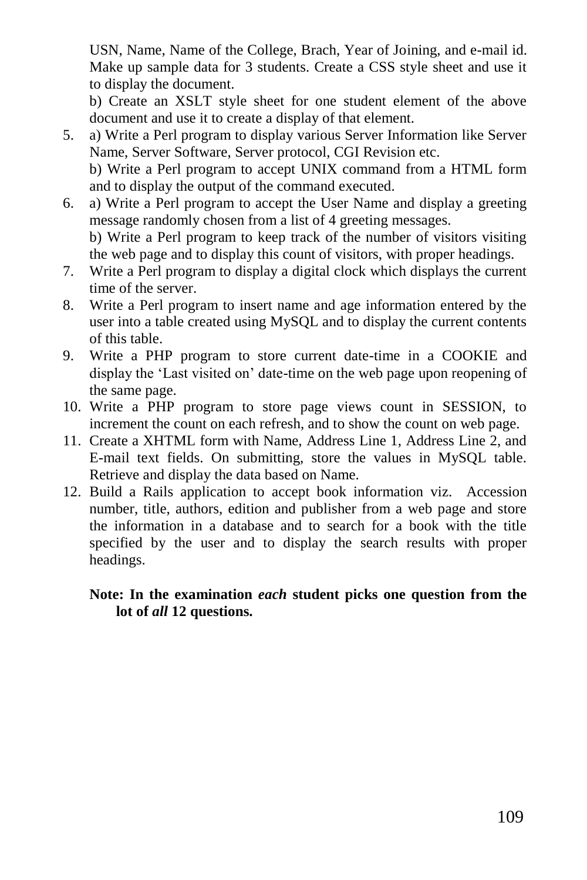USN, Name, Name of the College, Brach, Year of Joining, and e-mail id. Make up sample data for 3 students. Create a CSS style sheet and use it to display the document.

b) Create an XSLT style sheet for one student element of the above document and use it to create a display of that element.

5. a) Write a Perl program to display various Server Information like Server Name, Server Software, Server protocol, CGI Revision etc.

   b) Write a Perl program to accept UNIX command from a HTML form and to display the output of the command executed.

6. a) Write a Perl program to accept the User Name and display a greeting message randomly chosen from a list of 4 greeting messages.

   b) Write a Perl program to keep track of the number of visitors visiting the web page and to display this count of visitors, with proper headings.

7. Write a Perl program to display a digital clock which displays the current time of the server.
8. Write a Perl program to insert name and age information entered by the user into a table created using MySQL and to display the current contents of this table.
9. Write a PHP program to store current date-time in a COOKIE and display the 'Last visited on' date-time on the web page upon reopening of the same page.
10. Write a PHP program to store page views count in SESSION, to increment the count on each refresh, and to show the count on web page.
11. Create a XHTML form with Name, Address Line 1, Address Line 2, and E-mail text fields. On submitting, store the values in MySQL table. Retrieve and display the data based on Name.
12. Build a Rails application to accept book information viz. Accession number, title, authors, edition and publisher from a web page and store the information in a database and to search for a book with the title specified by the user and to display the search results with proper headings.

**Note: In the examination *each* student picks one question from the lot of *all* 12 questions.**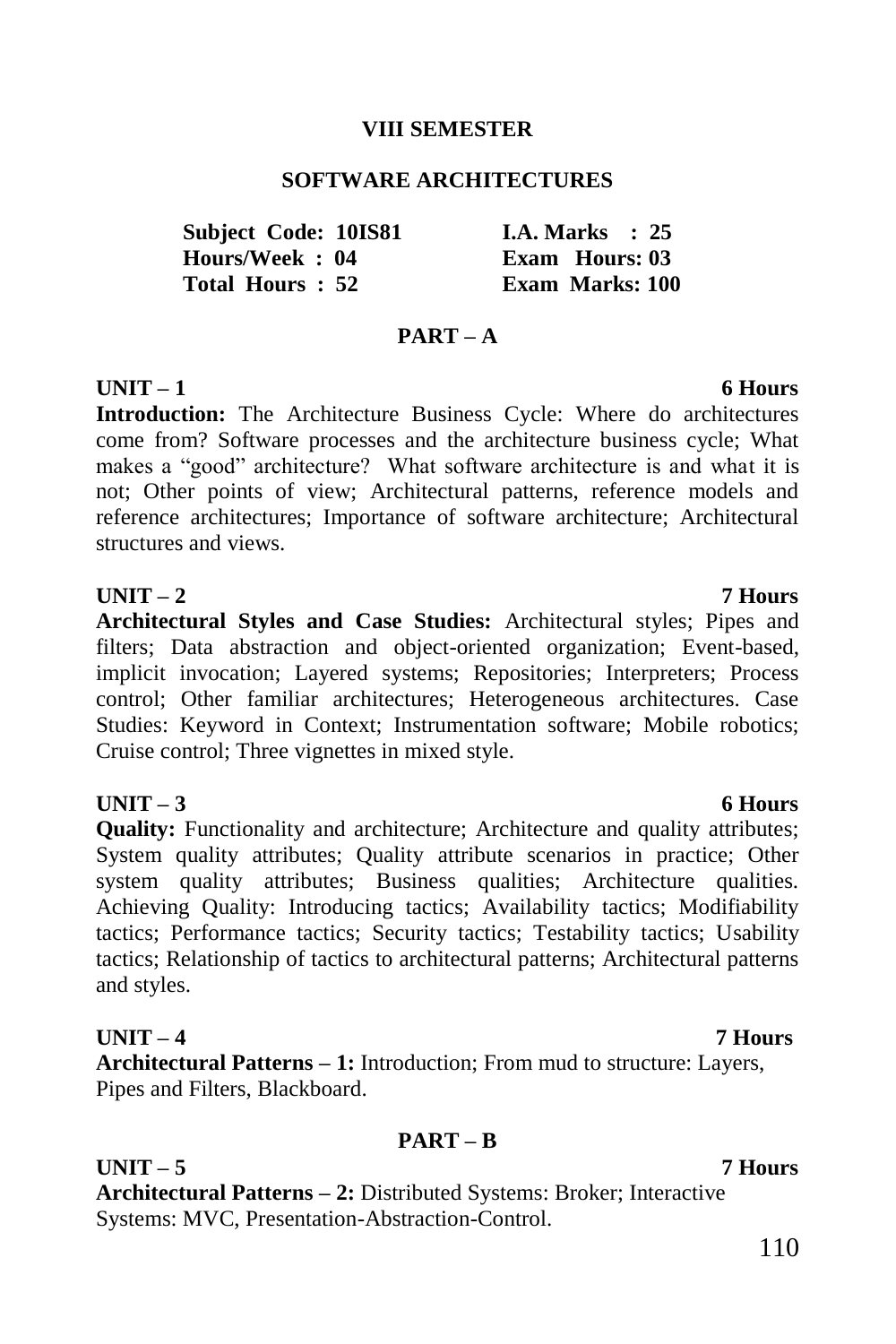## VIII SEMESTER

## SOFTWARE ARCHITECTURES

| Subject Code: 10IS81 | I.A. Marks : 25 |
|---|---|
| Hours/Week : 04 | Exam Hours: 03 |
| Total Hours : 52 | Exam Marks: 100 |

## PART – A

**UNIT – 1** **6 Hours**

**Introduction:** The Architecture Business Cycle: Where do architectures come from? Software processes and the architecture business cycle; What makes a "good" architecture? What software architecture is and what it is not; Other points of view; Architectural patterns, reference models and reference architectures; Importance of software architecture; Architectural structures and views.

**UNIT – 2** **7 Hours**

**Architectural Styles and Case Studies:** Architectural styles; Pipes and filters; Data abstraction and object-oriented organization; Event-based, implicit invocation; Layered systems; Repositories; Interpreters; Process control; Other familiar architectures; Heterogeneous architectures. Case Studies: Keyword in Context; Instrumentation software; Mobile robotics; Cruise control; Three vignettes in mixed style.

**UNIT – 3** **6 Hours**

**Quality:** Functionality and architecture; Architecture and quality attributes; System quality attributes; Quality attribute scenarios in practice; Other system quality attributes; Business qualities; Architecture qualities. Achieving Quality: Introducing tactics; Availability tactics; Modifiability tactics; Performance tactics; Security tactics; Testability tactics; Usability tactics; Relationship of tactics to architectural patterns; Architectural patterns and styles.

**UNIT – 4** **7 Hours**

**Architectural Patterns – 1:** Introduction; From mud to structure: Layers, Pipes and Filters, Blackboard.

## PART – B

**UNIT – 5** **7 Hours**

**Architectural Patterns – 2:** Distributed Systems: Broker; Interactive Systems: MVC, Presentation-Abstraction-Control.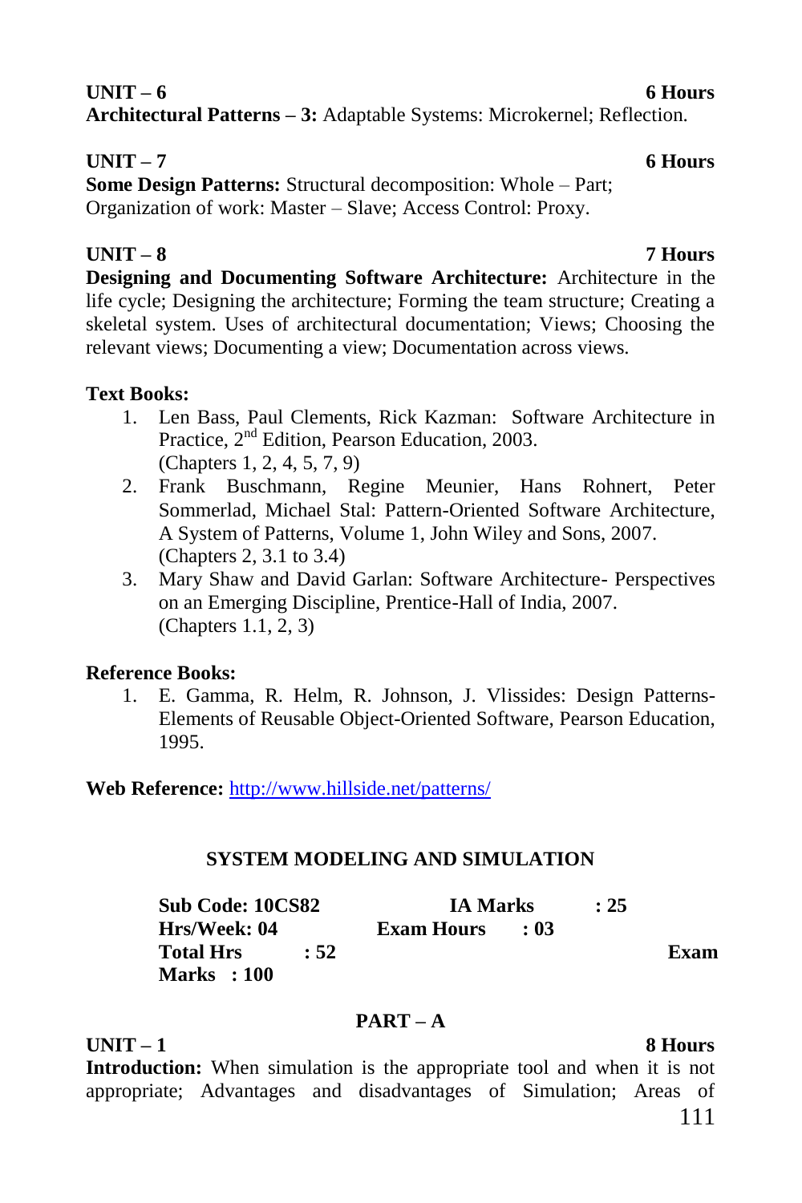**UNIT – 6** **6 Hours**

**Architectural Patterns – 3:** Adaptable Systems: Microkernel; Reflection.

**UNIT – 7** **6 Hours**

**Some Design Patterns:** Structural decomposition: Whole – Part; Organization of work: Master – Slave; Access Control: Proxy.

**UNIT – 8** **7 Hours**

**Designing and Documenting Software Architecture:** Architecture in the life cycle; Designing the architecture; Forming the team structure; Creating a skeletal system. Uses of architectural documentation; Views; Choosing the relevant views; Documenting a view; Documentation across views.

**Text Books:**

1. Len Bass, Paul Clements, Rick Kazman: Software Architecture in Practice, 2nd Edition, Pearson Education, 2003.
   (Chapters 1, 2, 4, 5, 7, 9)
2. Frank Buschmann, Regine Meunier, Hans Rohnert, Peter Sommerlad, Michael Stal: Pattern-Oriented Software Architecture, A System of Patterns, Volume 1, John Wiley and Sons, 2007.
   (Chapters 2, 3.1 to 3.4)
3. Mary Shaw and David Garlan: Software Architecture- Perspectives on an Emerging Discipline, Prentice-Hall of India, 2007.
   (Chapters 1.1, 2, 3)

**Reference Books:**

1. E. Gamma, R. Helm, R. Johnson, J. Vlissides: Design Patterns-Elements of Reusable Object-Oriented Software, Pearson Education, 1995.

**Web Reference:** http://www.hillside.net/patterns/

## SYSTEM MODELING AND SIMULATION

**Sub Code: 10CS82** **IA Marks : 25**
**Hrs/Week: 04** **Exam Hours : 03**
**Total Hrs : 52** **Exam Marks : 100**

### PART – A

**UNIT – 1** **8 Hours**

**Introduction:** When simulation is the appropriate tool and when it is not appropriate; Advantages and disadvantages of Simulation; Areas of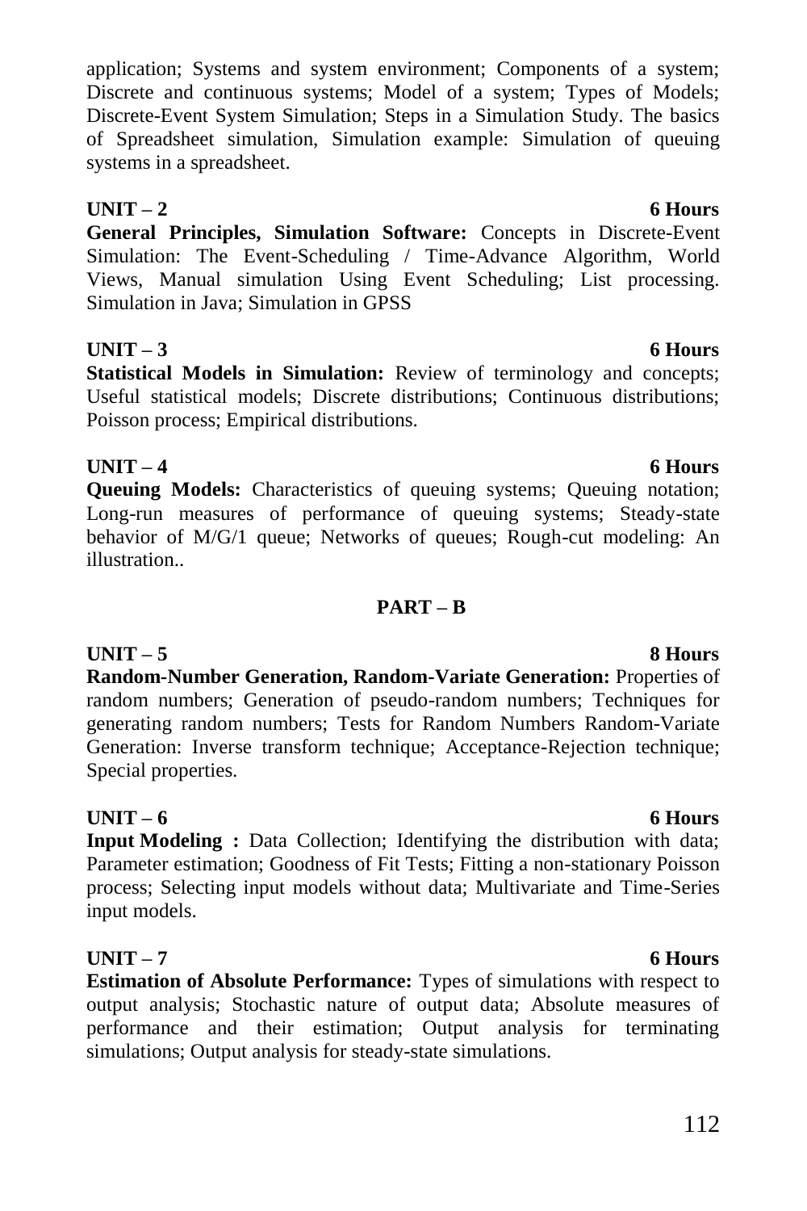application; Systems and system environment; Components of a system; Discrete and continuous systems; Model of a system; Types of Models; Discrete-Event System Simulation; Steps in a Simulation Study. The basics of Spreadsheet simulation, Simulation example: Simulation of queuing systems in a spreadsheet.

**UNIT – 2** **6 Hours**

**General Principles, Simulation Software:** Concepts in Discrete-Event Simulation: The Event-Scheduling / Time-Advance Algorithm, World Views, Manual simulation Using Event Scheduling; List processing. Simulation in Java; Simulation in GPSS

**UNIT – 3** **6 Hours**

**Statistical Models in Simulation:** Review of terminology and concepts; Useful statistical models; Discrete distributions; Continuous distributions; Poisson process; Empirical distributions.

**UNIT – 4** **6 Hours**

**Queuing Models:** Characteristics of queuing systems; Queuing notation; Long-run measures of performance of queuing systems; Steady-state behavior of M/G/1 queue; Networks of queues; Rough-cut modeling: An illustration..

## PART – B

**UNIT – 5** **8 Hours**

**Random-Number Generation, Random-Variate Generation:** Properties of random numbers; Generation of pseudo-random numbers; Techniques for generating random numbers; Tests for Random Numbers Random-Variate Generation: Inverse transform technique; Acceptance-Rejection technique; Special properties.

**UNIT – 6** **6 Hours**

**Input Modeling :** Data Collection; Identifying the distribution with data; Parameter estimation; Goodness of Fit Tests; Fitting a non-stationary Poisson process; Selecting input models without data; Multivariate and Time-Series input models.

**UNIT – 7** **6 Hours**

**Estimation of Absolute Performance:** Types of simulations with respect to output analysis; Stochastic nature of output data; Absolute measures of performance and their estimation; Output analysis for terminating simulations; Output analysis for steady-state simulations.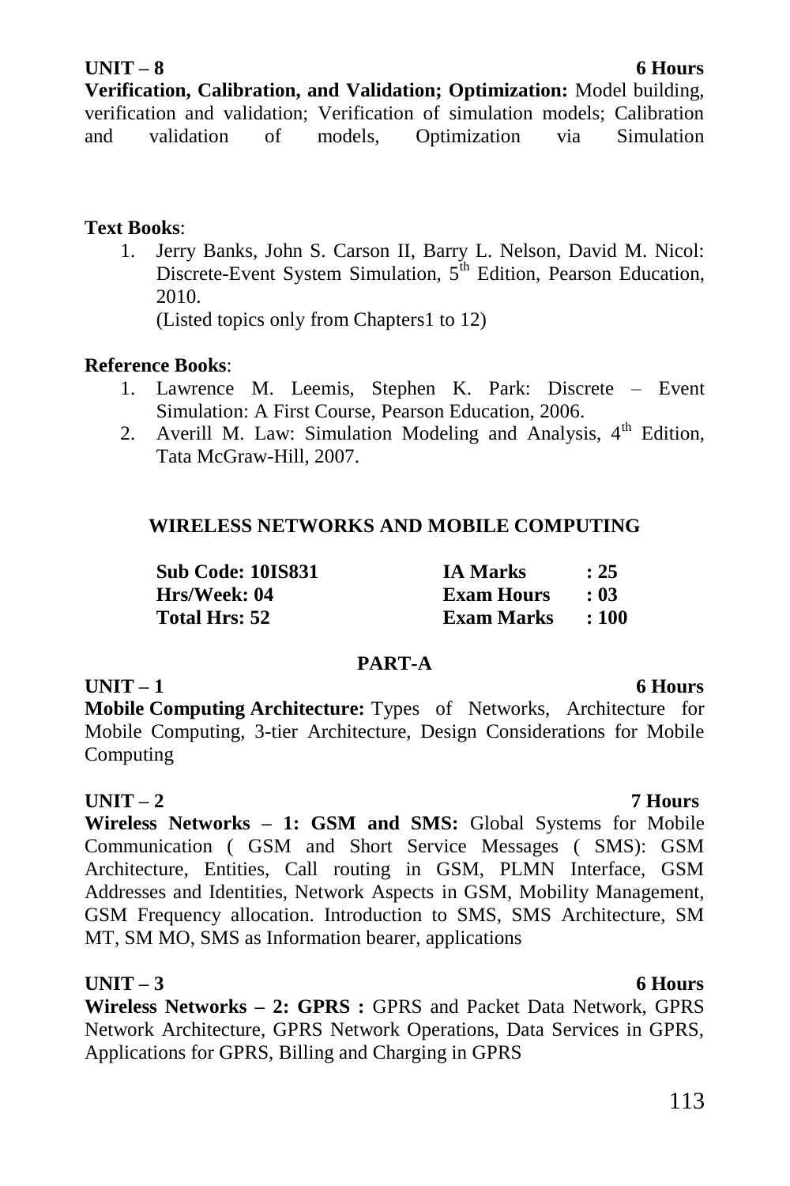**UNIT – 8 6 Hours**

**Verification, Calibration, and Validation; Optimization:** Model building, verification and validation; Verification of simulation models; Calibration and validation of models, Optimization via Simulation

**Text Books**:

1. Jerry Banks, John S. Carson II, Barry L. Nelson, David M. Nicol: Discrete-Event System Simulation, 5th Edition, Pearson Education, 2010.
   (Listed topics only from Chapters1 to 12)

**Reference Books**:

1. Lawrence M. Leemis, Stephen K. Park: Discrete – Event Simulation: A First Course, Pearson Education, 2006.
2. Averill M. Law: Simulation Modeling and Analysis, 4th Edition, Tata McGraw-Hill, 2007.

## WIRELESS NETWORKS AND MOBILE COMPUTING

| | | |
|---|---|---|
| **Sub Code: 10IS831** | **IA Marks** | **: 25** |
| **Hrs/Week: 04** | **Exam Hours** | **: 03** |
| **Total Hrs: 52** | **Exam Marks** | **: 100** |

### PART-A

**UNIT – 1 6 Hours**

**Mobile Computing Architecture:** Types of Networks, Architecture for Mobile Computing, 3-tier Architecture, Design Considerations for Mobile Computing

**UNIT – 2 7 Hours**

**Wireless Networks – 1: GSM and SMS:** Global Systems for Mobile Communication ( GSM and Short Service Messages ( SMS): GSM Architecture, Entities, Call routing in GSM, PLMN Interface, GSM Addresses and Identities, Network Aspects in GSM, Mobility Management, GSM Frequency allocation. Introduction to SMS, SMS Architecture, SM MT, SM MO, SMS as Information bearer, applications

**UNIT – 3 6 Hours**

**Wireless Networks – 2: GPRS :** GPRS and Packet Data Network, GPRS Network Architecture, GPRS Network Operations, Data Services in GPRS, Applications for GPRS, Billing and Charging in GPRS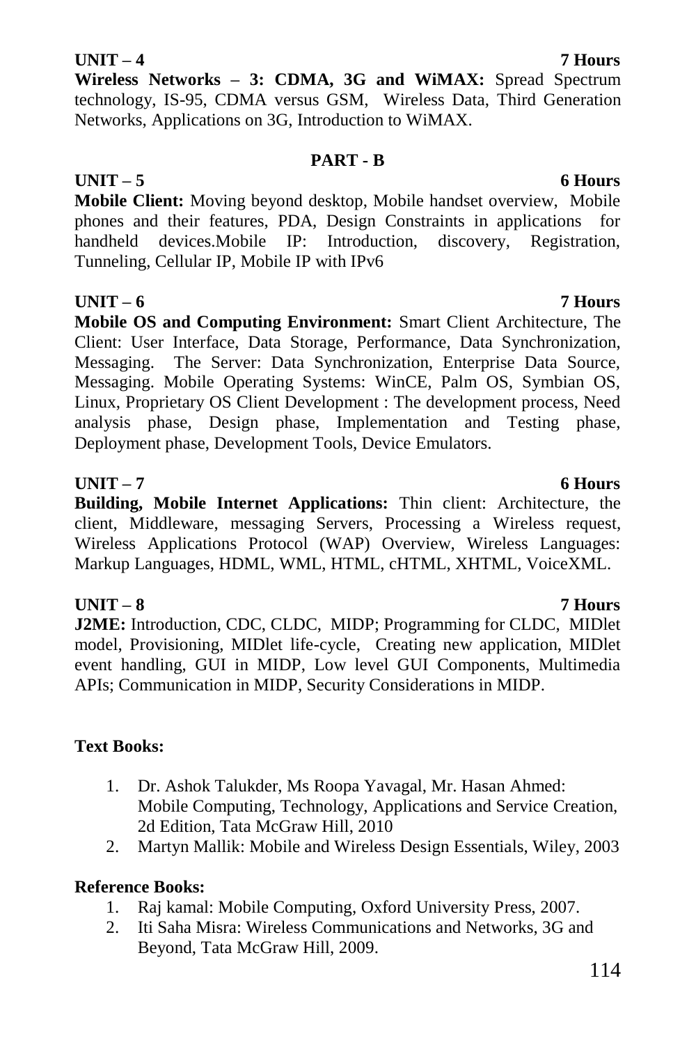**UNIT – 4** **7 Hours**

**Wireless Networks – 3: CDMA, 3G and WiMAX:** Spread Spectrum technology, IS-95, CDMA versus GSM, Wireless Data, Third Generation Networks, Applications on 3G, Introduction to WiMAX.

## PART - B

**UNIT – 5** **6 Hours**

**Mobile Client:** Moving beyond desktop, Mobile handset overview, Mobile phones and their features, PDA, Design Constraints in applications for handheld devices.Mobile IP: Introduction, discovery, Registration, Tunneling, Cellular IP, Mobile IP with IPv6

**UNIT – 6** **7 Hours**

**Mobile OS and Computing Environment:** Smart Client Architecture, The Client: User Interface, Data Storage, Performance, Data Synchronization, Messaging. The Server: Data Synchronization, Enterprise Data Source, Messaging. Mobile Operating Systems: WinCE, Palm OS, Symbian OS, Linux, Proprietary OS Client Development : The development process, Need analysis phase, Design phase, Implementation and Testing phase, Deployment phase, Development Tools, Device Emulators.

**UNIT – 7** **6 Hours**

**Building, Mobile Internet Applications:** Thin client: Architecture, the client, Middleware, messaging Servers, Processing a Wireless request, Wireless Applications Protocol (WAP) Overview, Wireless Languages: Markup Languages, HDML, WML, HTML, cHTML, XHTML, VoiceXML.

**UNIT – 8** **7 Hours**

**J2ME:** Introduction, CDC, CLDC, MIDP; Programming for CLDC, MIDlet model, Provisioning, MIDlet life-cycle, Creating new application, MIDlet event handling, GUI in MIDP, Low level GUI Components, Multimedia APIs; Communication in MIDP, Security Considerations in MIDP.

**Text Books:**

1. Dr. Ashok Talukder, Ms Roopa Yavagal, Mr. Hasan Ahmed: Mobile Computing, Technology, Applications and Service Creation, 2d Edition, Tata McGraw Hill, 2010
2. Martyn Mallik: Mobile and Wireless Design Essentials, Wiley, 2003

**Reference Books:**

1. Raj kamal: Mobile Computing, Oxford University Press, 2007.
2. Iti Saha Misra: Wireless Communications and Networks, 3G and Beyond, Tata McGraw Hill, 2009.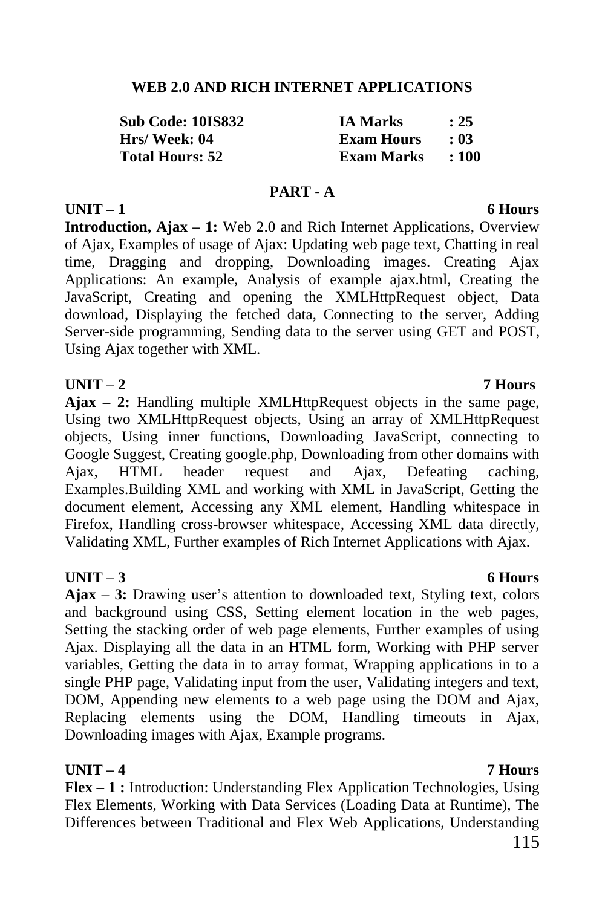## WEB 2.0 AND RICH INTERNET APPLICATIONS

| | | | |
|---|---|---|---|
| **Sub Code: 10IS832** | | **IA Marks** | **: 25** |
| **Hrs/ Week: 04** | | **Exam Hours** | **: 03** |
| **Total Hours: 52** | | **Exam Marks** | **: 100** |

### PART - A

**UNIT – 1** **6 Hours**

**Introduction, Ajax – 1:** Web 2.0 and Rich Internet Applications, Overview of Ajax, Examples of usage of Ajax: Updating web page text, Chatting in real time, Dragging and dropping, Downloading images. Creating Ajax Applications: An example, Analysis of example ajax.html, Creating the JavaScript, Creating and opening the XMLHttpRequest object, Data download, Displaying the fetched data, Connecting to the server, Adding Server-side programming, Sending data to the server using GET and POST, Using Ajax together with XML.

**UNIT – 2** **7 Hours**

**Ajax – 2:** Handling multiple XMLHttpRequest objects in the same page, Using two XMLHttpRequest objects, Using an array of XMLHttpRequest objects, Using inner functions, Downloading JavaScript, connecting to Google Suggest, Creating google.php, Downloading from other domains with Ajax, HTML header request and Ajax, Defeating caching, Examples.Building XML and working with XML in JavaScript, Getting the document element, Accessing any XML element, Handling whitespace in Firefox, Handling cross-browser whitespace, Accessing XML data directly, Validating XML, Further examples of Rich Internet Applications with Ajax.

**UNIT – 3** **6 Hours**

**Ajax – 3:** Drawing user's attention to downloaded text, Styling text, colors and background using CSS, Setting element location in the web pages, Setting the stacking order of web page elements, Further examples of using Ajax. Displaying all the data in an HTML form, Working with PHP server variables, Getting the data in to array format, Wrapping applications in to a single PHP page, Validating input from the user, Validating integers and text, DOM, Appending new elements to a web page using the DOM and Ajax, Replacing elements using the DOM, Handling timeouts in Ajax, Downloading images with Ajax, Example programs.

**UNIT – 4** **7 Hours**

**Flex – 1 :** Introduction: Understanding Flex Application Technologies, Using Flex Elements, Working with Data Services (Loading Data at Runtime), The Differences between Traditional and Flex Web Applications, Understanding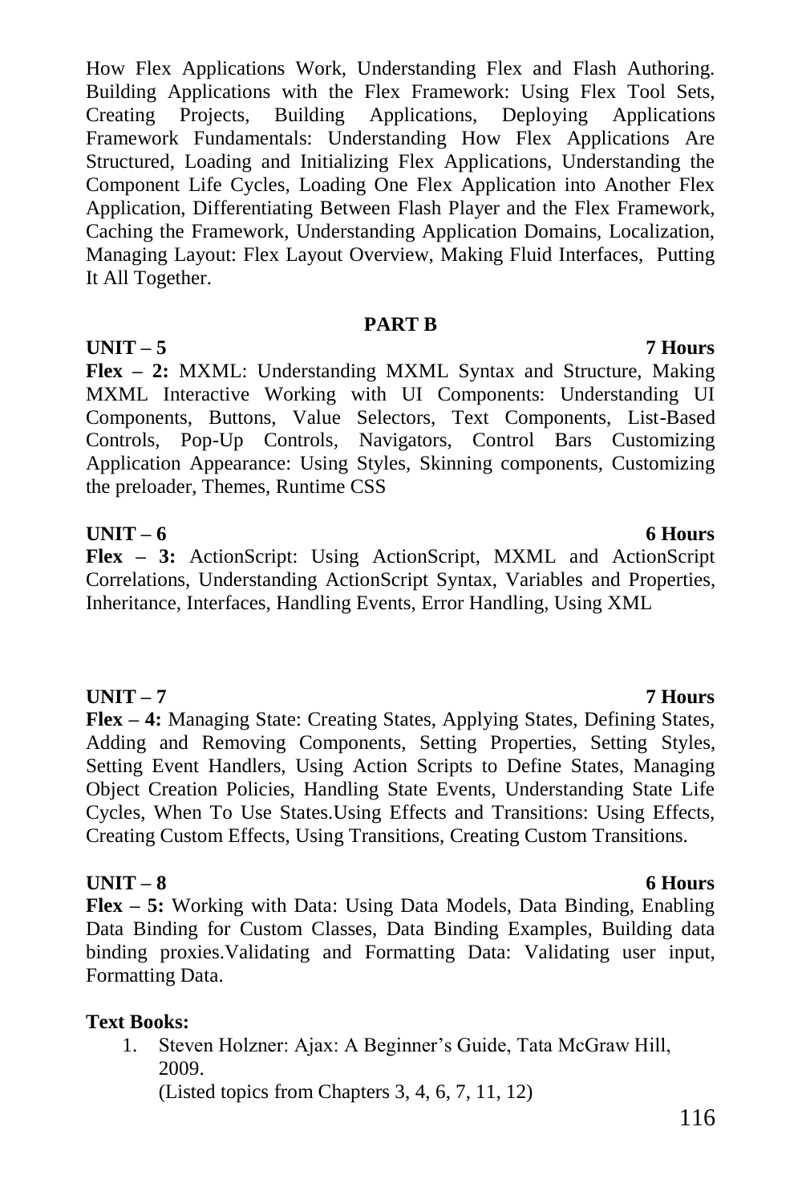How Flex Applications Work, Understanding Flex and Flash Authoring. Building Applications with the Flex Framework: Using Flex Tool Sets, Creating Projects, Building Applications, Deploying Applications Framework Fundamentals: Understanding How Flex Applications Are Structured, Loading and Initializing Flex Applications, Understanding the Component Life Cycles, Loading One Flex Application into Another Flex Application, Differentiating Between Flash Player and the Flex Framework, Caching the Framework, Understanding Application Domains, Localization, Managing Layout: Flex Layout Overview, Making Fluid Interfaces, Putting It All Together.

## PART B

**UNIT – 5 7 Hours**

**Flex – 2:** MXML: Understanding MXML Syntax and Structure, Making MXML Interactive Working with UI Components: Understanding UI Components, Buttons, Value Selectors, Text Components, List-Based Controls, Pop-Up Controls, Navigators, Control Bars Customizing Application Appearance: Using Styles, Skinning components, Customizing the preloader, Themes, Runtime CSS

**UNIT – 6 6 Hours**

**Flex – 3:** ActionScript: Using ActionScript, MXML and ActionScript Correlations, Understanding ActionScript Syntax, Variables and Properties, Inheritance, Interfaces, Handling Events, Error Handling, Using XML

**UNIT – 7 7 Hours**

**Flex – 4:** Managing State: Creating States, Applying States, Defining States, Adding and Removing Components, Setting Properties, Setting Styles, Setting Event Handlers, Using Action Scripts to Define States, Managing Object Creation Policies, Handling State Events, Understanding State Life Cycles, When To Use States.Using Effects and Transitions: Using Effects, Creating Custom Effects, Using Transitions, Creating Custom Transitions.

**UNIT – 8 6 Hours**

**Flex – 5:** Working with Data: Using Data Models, Data Binding, Enabling Data Binding for Custom Classes, Data Binding Examples, Building data binding proxies.Validating and Formatting Data: Validating user input, Formatting Data.

**Text Books:**

1. Steven Holzner: Ajax: A Beginner's Guide, Tata McGraw Hill, 2009.
   (Listed topics from Chapters 3, 4, 6, 7, 11, 12)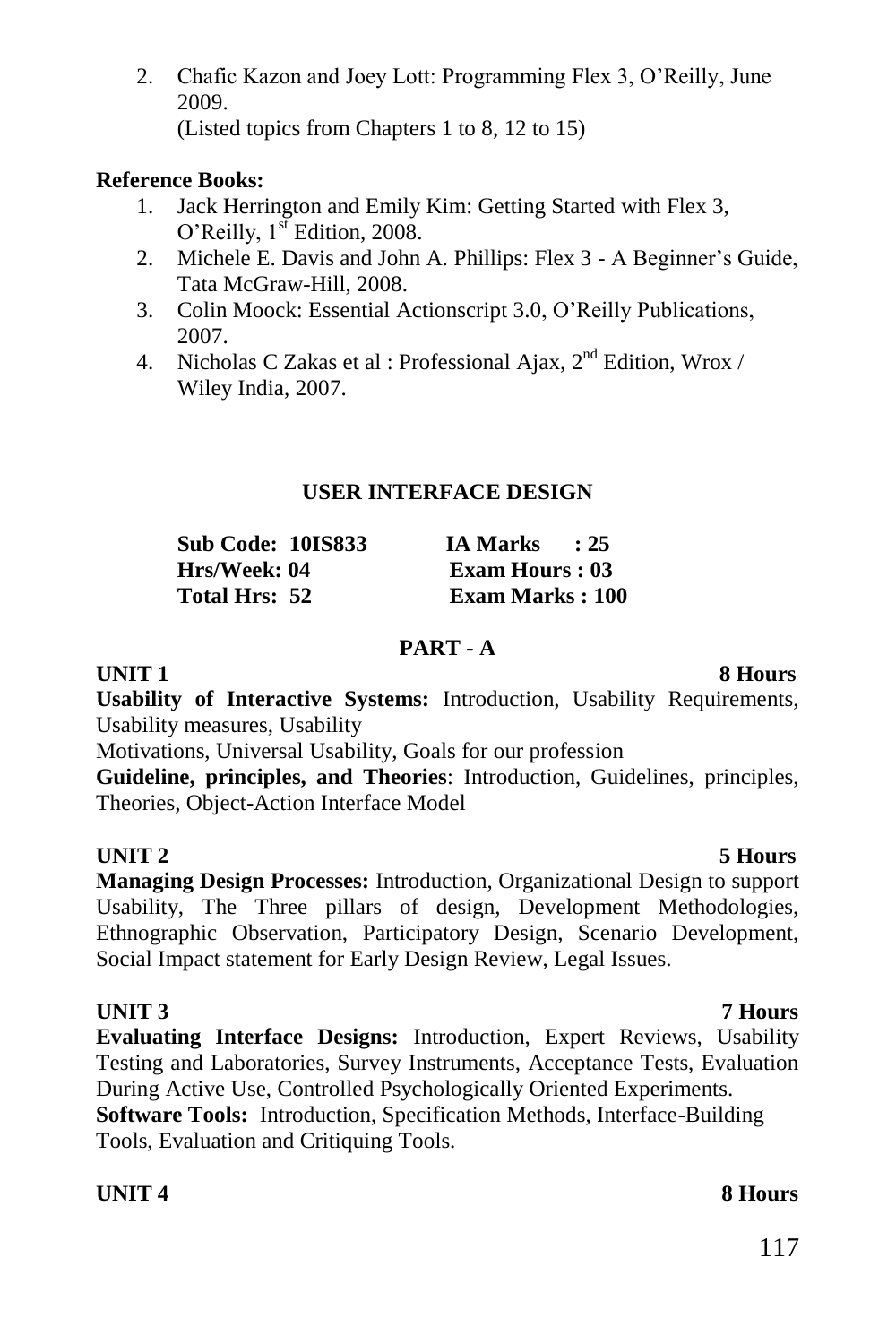2. Chafic Kazon and Joey Lott: Programming Flex 3, O'Reilly, June 2009.
   (Listed topics from Chapters 1 to 8, 12 to 15)

**Reference Books:**

1. Jack Herrington and Emily Kim: Getting Started with Flex 3, O'Reilly, 1st Edition, 2008.
2. Michele E. Davis and John A. Phillips: Flex 3 - A Beginner's Guide, Tata McGraw-Hill, 2008.
3. Colin Moock: Essential Actionscript 3.0, O'Reilly Publications, 2007.
4. Nicholas C Zakas et al : Professional Ajax, 2nd Edition, Wrox / Wiley India, 2007.

## USER INTERFACE DESIGN

| | |
|---|---|
| **Sub Code: 10IS833** | **IA Marks : 25** |
| **Hrs/Week: 04** | **Exam Hours : 03** |
| **Total Hrs: 52** | **Exam Marks : 100** |

### PART - A

**UNIT 1** **8 Hours**

**Usability of Interactive Systems:** Introduction, Usability Requirements, Usability measures, Usability Motivations, Universal Usability, Goals for our profession

**Guideline, principles, and Theories**: Introduction, Guidelines, principles, Theories, Object-Action Interface Model

**UNIT 2** **5 Hours**

**Managing Design Processes:** Introduction, Organizational Design to support Usability, The Three pillars of design, Development Methodologies, Ethnographic Observation, Participatory Design, Scenario Development, Social Impact statement for Early Design Review, Legal Issues.

**UNIT 3** **7 Hours**

**Evaluating Interface Designs:** Introduction, Expert Reviews, Usability Testing and Laboratories, Survey Instruments, Acceptance Tests, Evaluation During Active Use, Controlled Psychologically Oriented Experiments.

**Software Tools:** Introduction, Specification Methods, Interface-Building Tools, Evaluation and Critiquing Tools.

**UNIT 4** **8 Hours**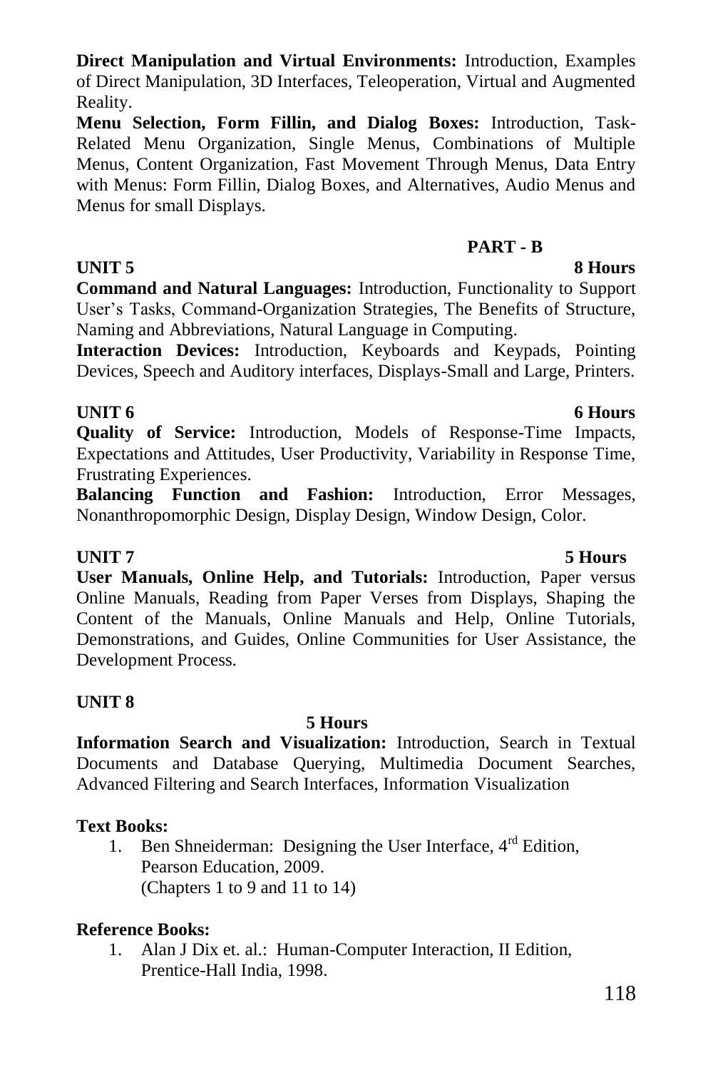**Direct Manipulation and Virtual Environments:** Introduction, Examples of Direct Manipulation, 3D Interfaces, Teleoperation, Virtual and Augmented Reality.

**Menu Selection, Form Fillin, and Dialog Boxes:** Introduction, Task-Related Menu Organization, Single Menus, Combinations of Multiple Menus, Content Organization, Fast Movement Through Menus, Data Entry with Menus: Form Fillin, Dialog Boxes, and Alternatives, Audio Menus and Menus for small Displays.

## PART - B

**UNIT 5** **8 Hours**

**Command and Natural Languages:** Introduction, Functionality to Support User's Tasks, Command-Organization Strategies, The Benefits of Structure, Naming and Abbreviations, Natural Language in Computing.

**Interaction Devices:** Introduction, Keyboards and Keypads, Pointing Devices, Speech and Auditory interfaces, Displays-Small and Large, Printers.

**UNIT 6** **6 Hours**

**Quality of Service:** Introduction, Models of Response-Time Impacts, Expectations and Attitudes, User Productivity, Variability in Response Time, Frustrating Experiences.

**Balancing Function and Fashion:** Introduction, Error Messages, Nonanthropomorphic Design, Display Design, Window Design, Color.

**UNIT 7** **5 Hours**

**User Manuals, Online Help, and Tutorials:** Introduction, Paper versus Online Manuals, Reading from Paper Verses from Displays, Shaping the Content of the Manuals, Online Manuals and Help, Online Tutorials, Demonstrations, and Guides, Online Communities for User Assistance, the Development Process.

**UNIT 8**

**5 Hours**

**Information Search and Visualization:** Introduction, Search in Textual Documents and Database Querying, Multimedia Document Searches, Advanced Filtering and Search Interfaces, Information Visualization

**Text Books:**

1. Ben Shneiderman: Designing the User Interface, 4rd Edition, Pearson Education, 2009.
   (Chapters 1 to 9 and 11 to 14)

**Reference Books:**

1. Alan J Dix et. al.: Human-Computer Interaction, II Edition, Prentice-Hall India, 1998.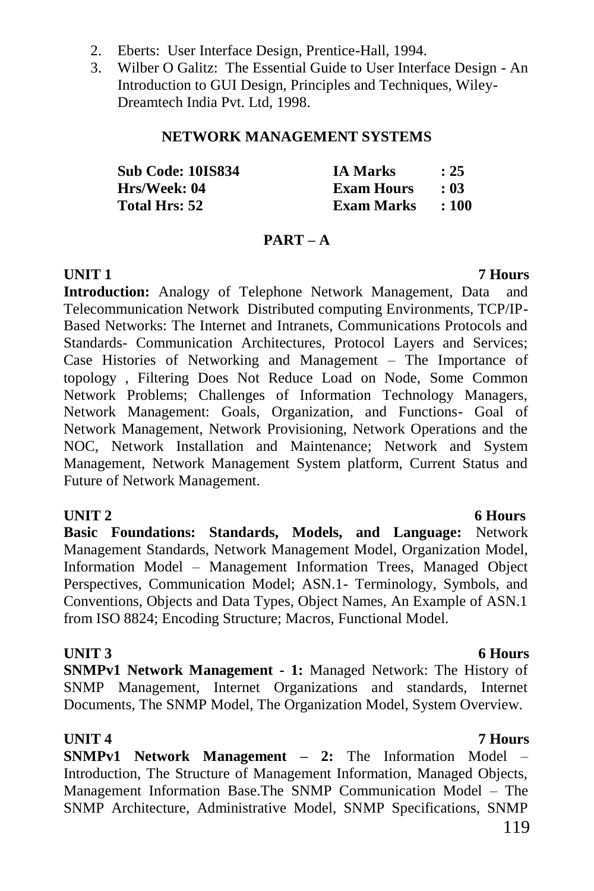2. Eberts: User Interface Design, Prentice-Hall, 1994.
3. Wilber O Galitz: The Essential Guide to User Interface Design - An Introduction to GUI Design, Principles and Techniques, Wiley-Dreamtech India Pvt. Ltd, 1998.

## NETWORK MANAGEMENT SYSTEMS

| | | | |
|---|---|---|---|
| **Sub Code: 10IS834** | | **IA Marks** | **: 25** |
| **Hrs/Week: 04** | | **Exam Hours** | **: 03** |
| **Total Hrs: 52** | | **Exam Marks** | **: 100** |

### PART – A

**UNIT 1 — 7 Hours**

**Introduction:** Analogy of Telephone Network Management, Data and Telecommunication Network Distributed computing Environments, TCP/IP-Based Networks: The Internet and Intranets, Communications Protocols and Standards- Communication Architectures, Protocol Layers and Services; Case Histories of Networking and Management – The Importance of topology , Filtering Does Not Reduce Load on Node, Some Common Network Problems; Challenges of Information Technology Managers, Network Management: Goals, Organization, and Functions- Goal of Network Management, Network Provisioning, Network Operations and the NOC, Network Installation and Maintenance; Network and System Management, Network Management System platform, Current Status and Future of Network Management.

**UNIT 2 — 6 Hours**

**Basic Foundations: Standards, Models, and Language:** Network Management Standards, Network Management Model, Organization Model, Information Model – Management Information Trees, Managed Object Perspectives, Communication Model; ASN.1- Terminology, Symbols, and Conventions, Objects and Data Types, Object Names, An Example of ASN.1 from ISO 8824; Encoding Structure; Macros, Functional Model.

**UNIT 3 — 6 Hours**

**SNMPv1 Network Management - 1:** Managed Network: The History of SNMP Management, Internet Organizations and standards, Internet Documents, The SNMP Model, The Organization Model, System Overview.

**UNIT 4 — 7 Hours**

**SNMPv1 Network Management – 2:** The Information Model – Introduction, The Structure of Management Information, Managed Objects, Management Information Base.The SNMP Communication Model – The SNMP Architecture, Administrative Model, SNMP Specifications, SNMP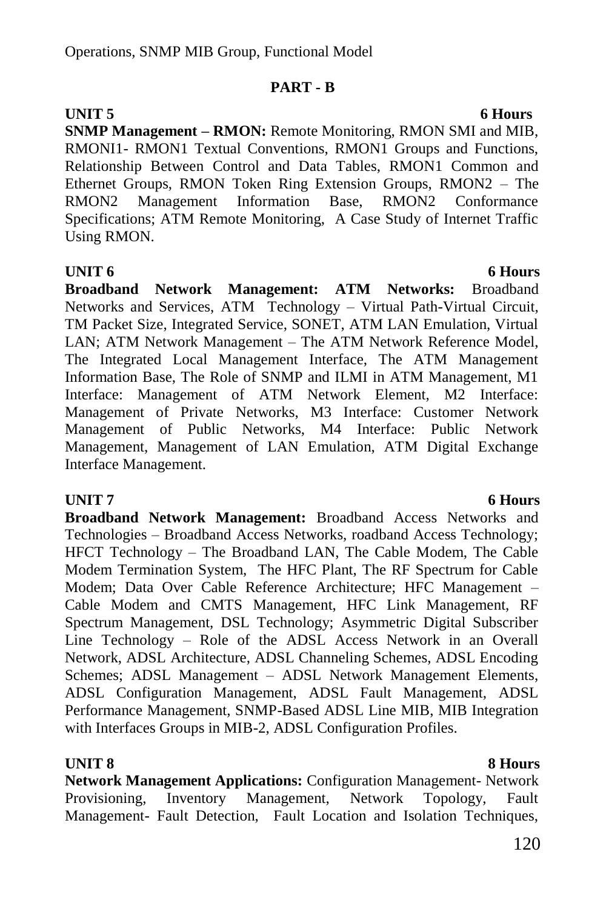Operations, SNMP MIB Group, Functional Model

## PART - B

**UNIT 5** **6 Hours**

**SNMP Management – RMON:** Remote Monitoring, RMON SMI and MIB, RMONI1- RMON1 Textual Conventions, RMON1 Groups and Functions, Relationship Between Control and Data Tables, RMON1 Common and Ethernet Groups, RMON Token Ring Extension Groups, RMON2 – The RMON2 Management Information Base, RMON2 Conformance Specifications; ATM Remote Monitoring, A Case Study of Internet Traffic Using RMON.

**UNIT 6** **6 Hours**

**Broadband Network Management: ATM Networks:** Broadband Networks and Services, ATM Technology – Virtual Path-Virtual Circuit, TM Packet Size, Integrated Service, SONET, ATM LAN Emulation, Virtual LAN; ATM Network Management – The ATM Network Reference Model, The Integrated Local Management Interface, The ATM Management Information Base, The Role of SNMP and ILMI in ATM Management, M1 Interface: Management of ATM Network Element, M2 Interface: Management of Private Networks, M3 Interface: Customer Network Management of Public Networks, M4 Interface: Public Network Management, Management of LAN Emulation, ATM Digital Exchange Interface Management.

**UNIT 7** **6 Hours**

**Broadband Network Management:** Broadband Access Networks and Technologies – Broadband Access Networks, roadband Access Technology; HFCT Technology – The Broadband LAN, The Cable Modem, The Cable Modem Termination System, The HFC Plant, The RF Spectrum for Cable Modem; Data Over Cable Reference Architecture; HFC Management – Cable Modem and CMTS Management, HFC Link Management, RF Spectrum Management, DSL Technology; Asymmetric Digital Subscriber Line Technology – Role of the ADSL Access Network in an Overall Network, ADSL Architecture, ADSL Channeling Schemes, ADSL Encoding Schemes; ADSL Management – ADSL Network Management Elements, ADSL Configuration Management, ADSL Fault Management, ADSL Performance Management, SNMP-Based ADSL Line MIB, MIB Integration with Interfaces Groups in MIB-2, ADSL Configuration Profiles.

**UNIT 8** **8 Hours**

**Network Management Applications:** Configuration Management- Network Provisioning, Inventory Management, Network Topology, Fault Management- Fault Detection, Fault Location and Isolation Techniques,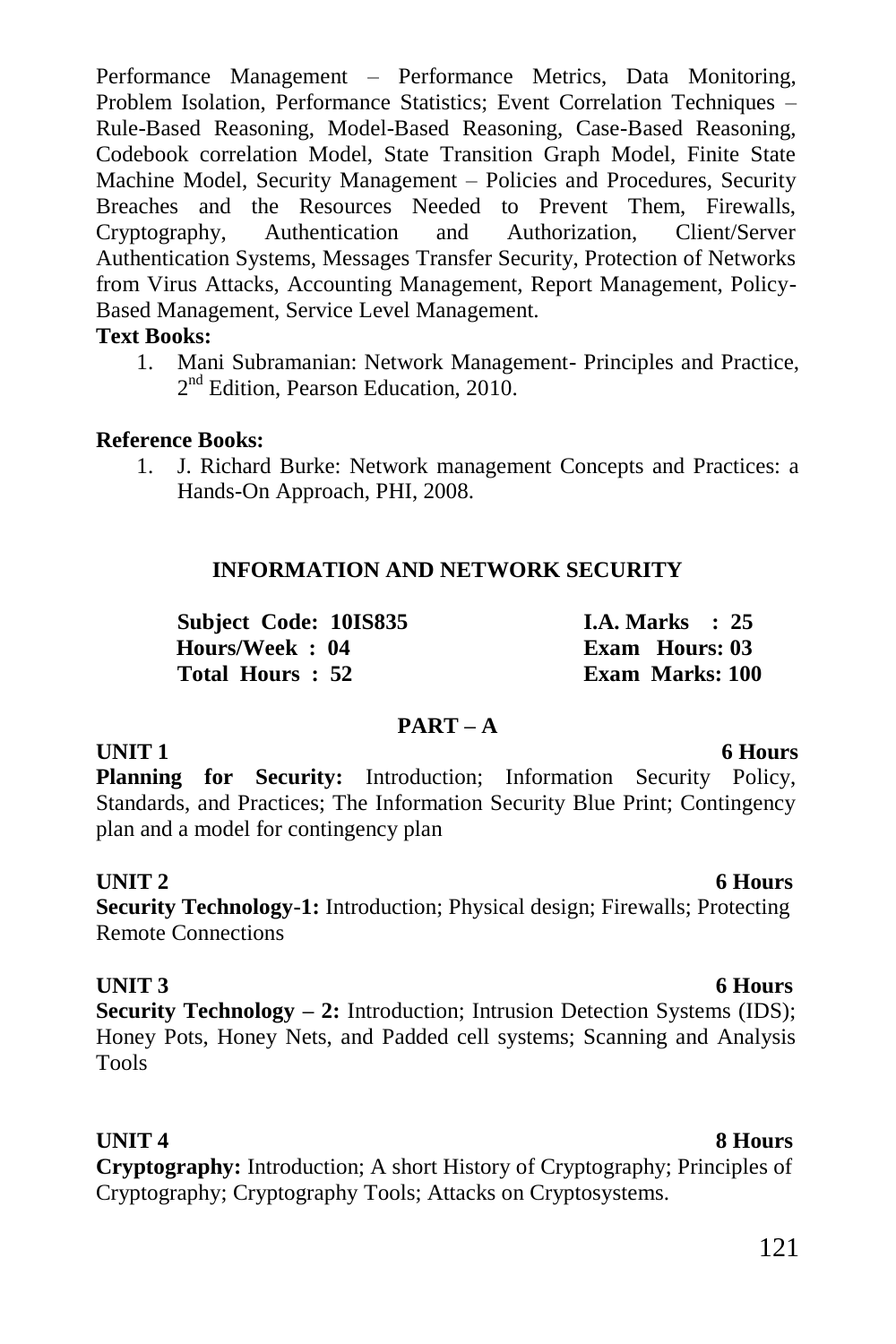Performance Management – Performance Metrics, Data Monitoring, Problem Isolation, Performance Statistics; Event Correlation Techniques – Rule-Based Reasoning, Model-Based Reasoning, Case-Based Reasoning, Codebook correlation Model, State Transition Graph Model, Finite State Machine Model, Security Management – Policies and Procedures, Security Breaches and the Resources Needed to Prevent Them, Firewalls, Cryptography, Authentication and Authorization, Client/Server Authentication Systems, Messages Transfer Security, Protection of Networks from Virus Attacks, Accounting Management, Report Management, Policy-Based Management, Service Level Management.

**Text Books:**

1. Mani Subramanian: Network Management- Principles and Practice, 2nd Edition, Pearson Education, 2010.

**Reference Books:**

1. J. Richard Burke: Network management Concepts and Practices: a Hands-On Approach, PHI, 2008.

## INFORMATION AND NETWORK SECURITY

| | |
|---|---|
| **Subject Code: 10IS835** | **I.A. Marks : 25** |
| **Hours/Week : 04** | **Exam Hours: 03** |
| **Total Hours : 52** | **Exam Marks: 100** |

### PART – A

**UNIT 1** **6 Hours**

**Planning for Security:** Introduction; Information Security Policy, Standards, and Practices; The Information Security Blue Print; Contingency plan and a model for contingency plan

**UNIT 2** **6 Hours**

**Security Technology-1:** Introduction; Physical design; Firewalls; Protecting Remote Connections

**UNIT 3** **6 Hours**

**Security Technology – 2:** Introduction; Intrusion Detection Systems (IDS); Honey Pots, Honey Nets, and Padded cell systems; Scanning and Analysis Tools

**UNIT 4** **8 Hours**

**Cryptography:** Introduction; A short History of Cryptography; Principles of Cryptography; Cryptography Tools; Attacks on Cryptosystems.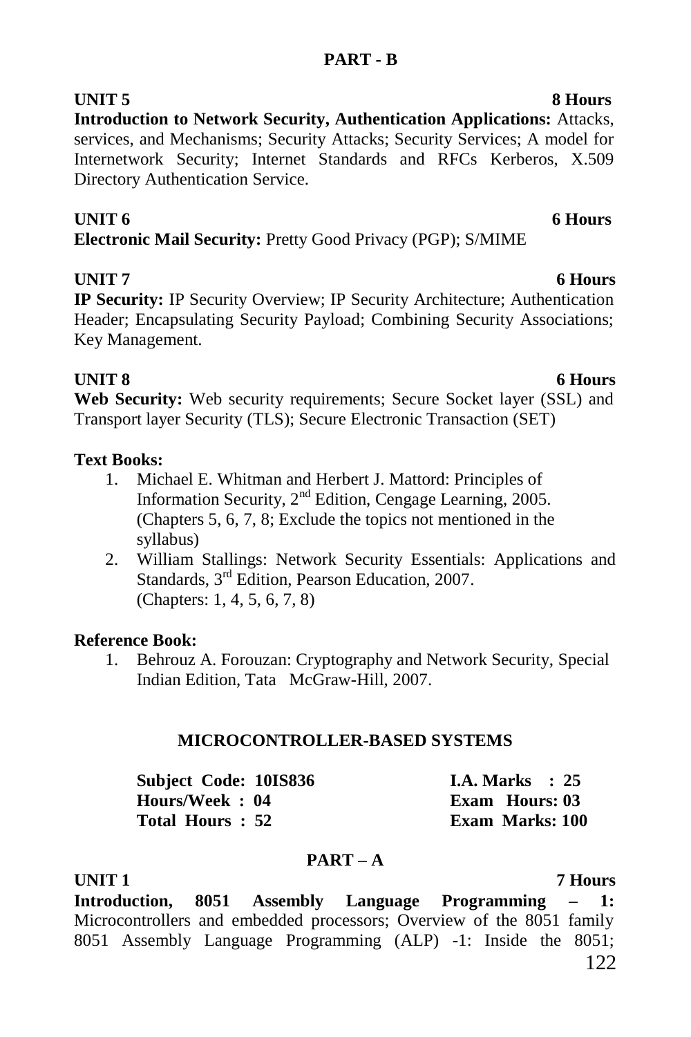## PART - B

**UNIT 5** **8 Hours**

**Introduction to Network Security, Authentication Applications:** Attacks, services, and Mechanisms; Security Attacks; Security Services; A model for Internetwork Security; Internet Standards and RFCs Kerberos, X.509 Directory Authentication Service.

**UNIT 6** **6 Hours**

**Electronic Mail Security:** Pretty Good Privacy (PGP); S/MIME

**UNIT 7** **6 Hours**

**IP Security:** IP Security Overview; IP Security Architecture; Authentication Header; Encapsulating Security Payload; Combining Security Associations; Key Management.

**UNIT 8** **6 Hours**

**Web Security:** Web security requirements; Secure Socket layer (SSL) and Transport layer Security (TLS); Secure Electronic Transaction (SET)

**Text Books:**

1. Michael E. Whitman and Herbert J. Mattord: Principles of Information Security, 2nd Edition, Cengage Learning, 2005. (Chapters 5, 6, 7, 8; Exclude the topics not mentioned in the syllabus)
2. William Stallings: Network Security Essentials: Applications and Standards, 3rd Edition, Pearson Education, 2007. (Chapters: 1, 4, 5, 6, 7, 8)

**Reference Book:**

1. Behrouz A. Forouzan: Cryptography and Network Security, Special Indian Edition, Tata McGraw-Hill, 2007.

## MICROCONTROLLER-BASED SYSTEMS

| | |
|---|---|
| **Subject Code: 10IS836** | **I.A. Marks : 25** |
| **Hours/Week : 04** | **Exam Hours: 03** |
| **Total Hours : 52** | **Exam Marks: 100** |

## PART – A

**UNIT 1** **7 Hours**

**Introduction, 8051 Assembly Language Programming – 1:** Microcontrollers and embedded processors; Overview of the 8051 family 8051 Assembly Language Programming (ALP) -1: Inside the 8051;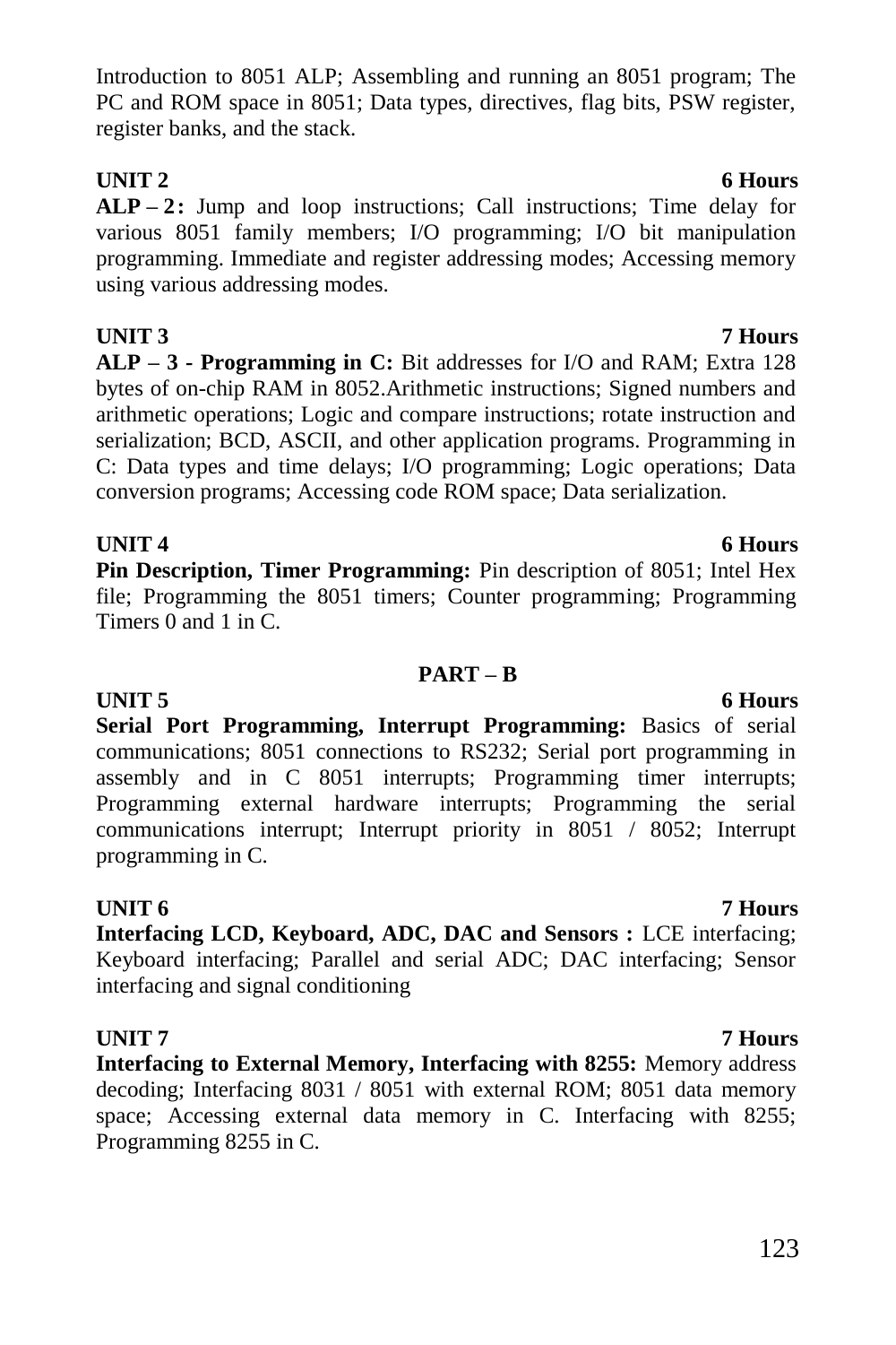Introduction to 8051 ALP; Assembling and running an 8051 program; The PC and ROM space in 8051; Data types, directives, flag bits, PSW register, register banks, and the stack.

**UNIT 2 — 6 Hours**

**ALP – 2 :** Jump and loop instructions; Call instructions; Time delay for various 8051 family members; I/O programming; I/O bit manipulation programming. Immediate and register addressing modes; Accessing memory using various addressing modes.

**UNIT 3 — 7 Hours**

**ALP – 3 - Programming in C:** Bit addresses for I/O and RAM; Extra 128 bytes of on-chip RAM in 8052.Arithmetic instructions; Signed numbers and arithmetic operations; Logic and compare instructions; rotate instruction and serialization; BCD, ASCII, and other application programs. Programming in C: Data types and time delays; I/O programming; Logic operations; Data conversion programs; Accessing code ROM space; Data serialization.

**UNIT 4 — 6 Hours**

**Pin Description, Timer Programming:** Pin description of 8051; Intel Hex file; Programming the 8051 timers; Counter programming; Programming Timers 0 and 1 in C.

## PART – B

**UNIT 5 — 6 Hours**

**Serial Port Programming, Interrupt Programming:** Basics of serial communications; 8051 connections to RS232; Serial port programming in assembly and in C 8051 interrupts; Programming timer interrupts; Programming external hardware interrupts; Programming the serial communications interrupt; Interrupt priority in 8051 / 8052; Interrupt programming in C.

**UNIT 6 — 7 Hours**

**Interfacing LCD, Keyboard, ADC, DAC and Sensors :** LCE interfacing; Keyboard interfacing; Parallel and serial ADC; DAC interfacing; Sensor interfacing and signal conditioning

**UNIT 7 — 7 Hours**

**Interfacing to External Memory, Interfacing with 8255:** Memory address decoding; Interfacing 8031 / 8051 with external ROM; 8051 data memory space; Accessing external data memory in C. Interfacing with 8255; Programming 8255 in C.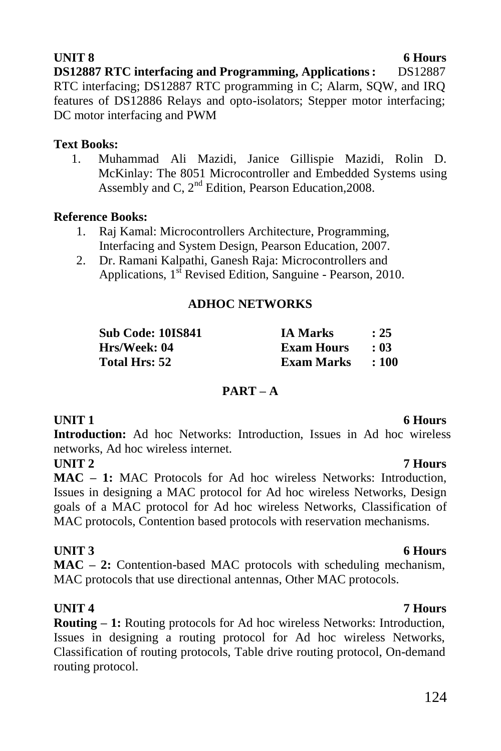**UNIT 8** **6 Hours**

**DS12887 RTC interfacing and Programming, Applications :** DS12887 RTC interfacing; DS12887 RTC programming in C; Alarm, SQW, and IRQ features of DS12886 Relays and opto-isolators; Stepper motor interfacing; DC motor interfacing and PWM

**Text Books:**

1. Muhammad Ali Mazidi, Janice Gillispie Mazidi, Rolin D. McKinlay: The 8051 Microcontroller and Embedded Systems using Assembly and C, 2nd Edition, Pearson Education,2008.

**Reference Books:**

1. Raj Kamal: Microcontrollers Architecture, Programming, Interfacing and System Design, Pearson Education, 2007.
2. Dr. Ramani Kalpathi, Ganesh Raja: Microcontrollers and Applications, 1st Revised Edition, Sanguine - Pearson, 2010.

## ADHOC NETWORKS

| | | |
|---|---|---|
| **Sub Code: 10IS841** | **IA Marks** | **: 25** |
| **Hrs/Week: 04** | **Exam Hours** | **: 03** |
| **Total Hrs: 52** | **Exam Marks** | **: 100** |

### PART – A

**UNIT 1** **6 Hours**

**Introduction:** Ad hoc Networks: Introduction, Issues in Ad hoc wireless networks, Ad hoc wireless internet.

**UNIT 2** **7 Hours**

**MAC – 1:** MAC Protocols for Ad hoc wireless Networks: Introduction, Issues in designing a MAC protocol for Ad hoc wireless Networks, Design goals of a MAC protocol for Ad hoc wireless Networks, Classification of MAC protocols, Contention based protocols with reservation mechanisms.

**UNIT 3** **6 Hours**

**MAC – 2:** Contention-based MAC protocols with scheduling mechanism, MAC protocols that use directional antennas, Other MAC protocols.

**UNIT 4** **7 Hours**

**Routing – 1:** Routing protocols for Ad hoc wireless Networks: Introduction, Issues in designing a routing protocol for Ad hoc wireless Networks, Classification of routing protocols, Table drive routing protocol, On-demand routing protocol.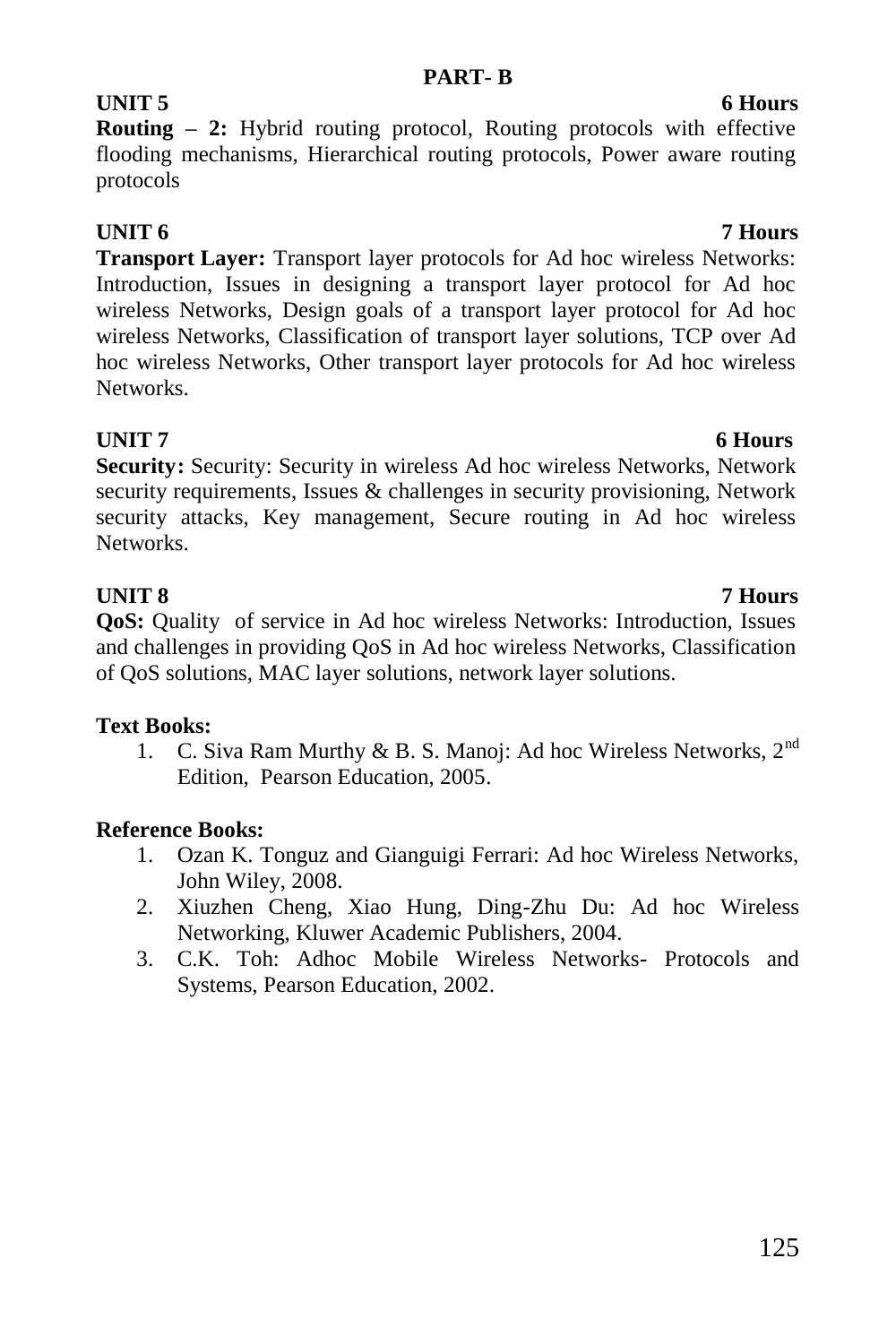## PART- B

**UNIT 5** **6 Hours**

**Routing – 2:** Hybrid routing protocol, Routing protocols with effective flooding mechanisms, Hierarchical routing protocols, Power aware routing protocols

**UNIT 6** **7 Hours**

**Transport Layer:** Transport layer protocols for Ad hoc wireless Networks: Introduction, Issues in designing a transport layer protocol for Ad hoc wireless Networks, Design goals of a transport layer protocol for Ad hoc wireless Networks, Classification of transport layer solutions, TCP over Ad hoc wireless Networks, Other transport layer protocols for Ad hoc wireless Networks.

**UNIT 7** **6 Hours**

**Security:** Security: Security in wireless Ad hoc wireless Networks, Network security requirements, Issues & challenges in security provisioning, Network security attacks, Key management, Secure routing in Ad hoc wireless Networks.

**UNIT 8** **7 Hours**

**QoS:** Quality of service in Ad hoc wireless Networks: Introduction, Issues and challenges in providing QoS in Ad hoc wireless Networks, Classification of QoS solutions, MAC layer solutions, network layer solutions.

**Text Books:**

1. C. Siva Ram Murthy & B. S. Manoj: Ad hoc Wireless Networks, 2nd Edition, Pearson Education, 2005.

**Reference Books:**

1. Ozan K. Tonguz and Gianguigi Ferrari: Ad hoc Wireless Networks, John Wiley, 2008.
2. Xiuzhen Cheng, Xiao Hung, Ding-Zhu Du: Ad hoc Wireless Networking, Kluwer Academic Publishers, 2004.
3. C.K. Toh: Adhoc Mobile Wireless Networks- Protocols and Systems, Pearson Education, 2002.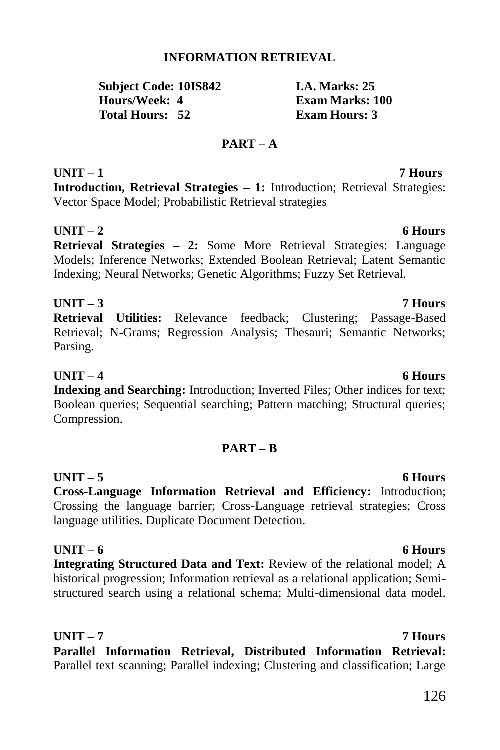## INFORMATION RETRIEVAL

| | |
|---|---|
| **Subject Code: 10IS842** | **I.A. Marks: 25** |
| **Hours/Week: 4** | **Exam Marks: 100** |
| **Total Hours: 52** | **Exam Hours: 3** |

### PART – A

**UNIT – 1** **7 Hours**

**Introduction, Retrieval Strategies – 1:** Introduction; Retrieval Strategies: Vector Space Model; Probabilistic Retrieval strategies

**UNIT – 2** **6 Hours**

**Retrieval Strategies – 2:** Some More Retrieval Strategies: Language Models; Inference Networks; Extended Boolean Retrieval; Latent Semantic Indexing; Neural Networks; Genetic Algorithms; Fuzzy Set Retrieval.

**UNIT – 3** **7 Hours**

**Retrieval Utilities:** Relevance feedback; Clustering; Passage-Based Retrieval; N-Grams; Regression Analysis; Thesauri; Semantic Networks; Parsing.

**UNIT – 4** **6 Hours**

**Indexing and Searching:** Introduction; Inverted Files; Other indices for text; Boolean queries; Sequential searching; Pattern matching; Structural queries; Compression.

### PART – B

**UNIT – 5** **6 Hours**

**Cross-Language Information Retrieval and Efficiency:** Introduction; Crossing the language barrier; Cross-Language retrieval strategies; Cross language utilities. Duplicate Document Detection.

**UNIT – 6** **6 Hours**

**Integrating Structured Data and Text:** Review of the relational model; A historical progression; Information retrieval as a relational application; Semi-structured search using a relational schema; Multi-dimensional data model.

**UNIT – 7** **7 Hours**

**Parallel Information Retrieval, Distributed Information Retrieval:** Parallel text scanning; Parallel indexing; Clustering and classification; Large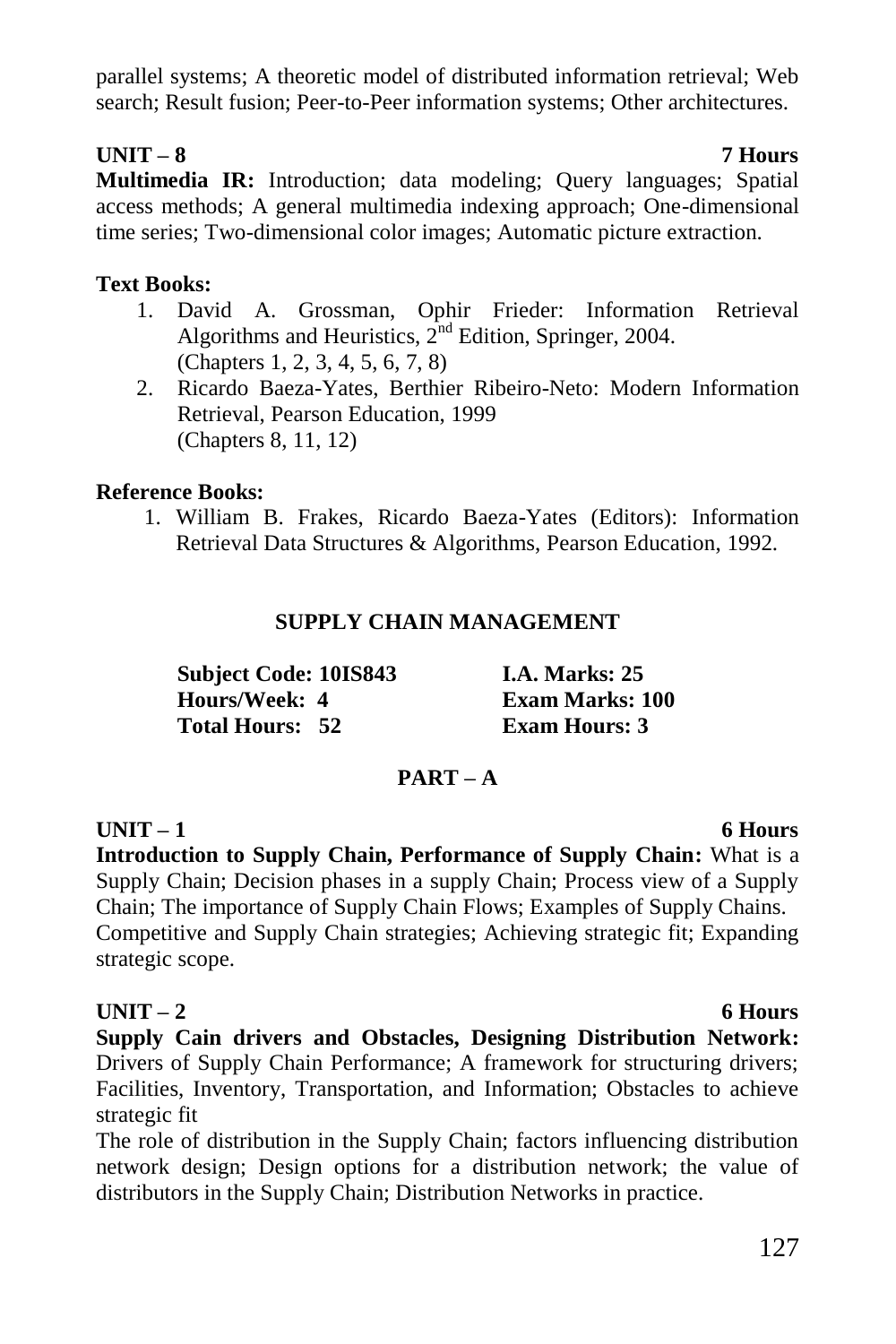parallel systems; A theoretic model of distributed information retrieval; Web search; Result fusion; Peer-to-Peer information systems; Other architectures.

**UNIT – 8 7 Hours**

**Multimedia IR:** Introduction; data modeling; Query languages; Spatial access methods; A general multimedia indexing approach; One-dimensional time series; Two-dimensional color images; Automatic picture extraction.

**Text Books:**

1. David A. Grossman, Ophir Frieder: Information Retrieval Algorithms and Heuristics, 2nd Edition, Springer, 2004. (Chapters 1, 2, 3, 4, 5, 6, 7, 8)
2. Ricardo Baeza-Yates, Berthier Ribeiro-Neto: Modern Information Retrieval, Pearson Education, 1999 (Chapters 8, 11, 12)

**Reference Books:**

1. William B. Frakes, Ricardo Baeza-Yates (Editors): Information Retrieval Data Structures & Algorithms, Pearson Education, 1992.

## SUPPLY CHAIN MANAGEMENT

| | |
|---|---|
| **Subject Code: 10IS843** | **I.A. Marks: 25** |
| **Hours/Week: 4** | **Exam Marks: 100** |
| **Total Hours: 52** | **Exam Hours: 3** |

### PART – A

**UNIT – 1 6 Hours**

**Introduction to Supply Chain, Performance of Supply Chain:** What is a Supply Chain; Decision phases in a supply Chain; Process view of a Supply Chain; The importance of Supply Chain Flows; Examples of Supply Chains. Competitive and Supply Chain strategies; Achieving strategic fit; Expanding strategic scope.

**UNIT – 2 6 Hours**

**Supply Cain drivers and Obstacles, Designing Distribution Network:** Drivers of Supply Chain Performance; A framework for structuring drivers; Facilities, Inventory, Transportation, and Information; Obstacles to achieve strategic fit

The role of distribution in the Supply Chain; factors influencing distribution network design; Design options for a distribution network; the value of distributors in the Supply Chain; Distribution Networks in practice.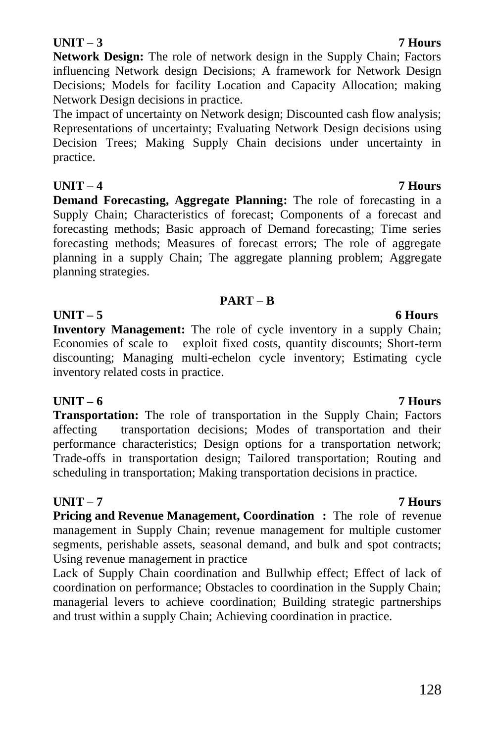**UNIT – 3 7 Hours**

**Network Design:** The role of network design in the Supply Chain; Factors influencing Network design Decisions; A framework for Network Design Decisions; Models for facility Location and Capacity Allocation; making Network Design decisions in practice.

The impact of uncertainty on Network design; Discounted cash flow analysis; Representations of uncertainty; Evaluating Network Design decisions using Decision Trees; Making Supply Chain decisions under uncertainty in practice.

**UNIT – 4 7 Hours**

**Demand Forecasting, Aggregate Planning:** The role of forecasting in a Supply Chain; Characteristics of forecast; Components of a forecast and forecasting methods; Basic approach of Demand forecasting; Time series forecasting methods; Measures of forecast errors; The role of aggregate planning in a supply Chain; The aggregate planning problem; Aggregate planning strategies.

## PART – B

**UNIT – 5 6 Hours**

**Inventory Management:** The role of cycle inventory in a supply Chain; Economies of scale to exploit fixed costs, quantity discounts; Short-term discounting; Managing multi-echelon cycle inventory; Estimating cycle inventory related costs in practice.

**UNIT – 6 7 Hours**

**Transportation:** The role of transportation in the Supply Chain; Factors affecting transportation decisions; Modes of transportation and their performance characteristics; Design options for a transportation network; Trade-offs in transportation design; Tailored transportation; Routing and scheduling in transportation; Making transportation decisions in practice.

**UNIT – 7 7 Hours**

**Pricing and Revenue Management, Coordination :** The role of revenue management in Supply Chain; revenue management for multiple customer segments, perishable assets, seasonal demand, and bulk and spot contracts; Using revenue management in practice

Lack of Supply Chain coordination and Bullwhip effect; Effect of lack of coordination on performance; Obstacles to coordination in the Supply Chain; managerial levers to achieve coordination; Building strategic partnerships and trust within a supply Chain; Achieving coordination in practice.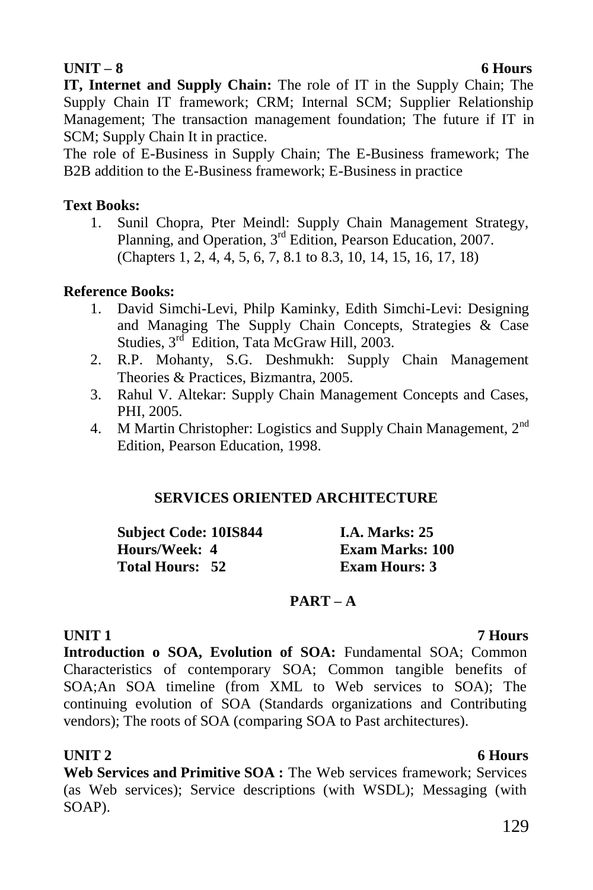**UNIT – 8** **6 Hours**

**IT, Internet and Supply Chain:** The role of IT in the Supply Chain; The Supply Chain IT framework; CRM; Internal SCM; Supplier Relationship Management; The transaction management foundation; The future if IT in SCM; Supply Chain It in practice.

The role of E-Business in Supply Chain; The E-Business framework; The B2B addition to the E-Business framework; E-Business in practice

**Text Books:**

1. Sunil Chopra, Pter Meindl: Supply Chain Management Strategy, Planning, and Operation, 3rd Edition, Pearson Education, 2007. (Chapters 1, 2, 4, 4, 5, 6, 7, 8.1 to 8.3, 10, 14, 15, 16, 17, 18)

**Reference Books:**

1. David Simchi-Levi, Philp Kaminky, Edith Simchi-Levi: Designing and Managing The Supply Chain Concepts, Strategies & Case Studies, 3rd Edition, Tata McGraw Hill, 2003.
2. R.P. Mohanty, S.G. Deshmukh: Supply Chain Management Theories & Practices, Bizmantra, 2005.
3. Rahul V. Altekar: Supply Chain Management Concepts and Cases, PHI, 2005.
4. M Martin Christopher: Logistics and Supply Chain Management, 2nd Edition, Pearson Education, 1998.

## SERVICES ORIENTED ARCHITECTURE

| | |
|---|---|
| **Subject Code: 10IS844** | **I.A. Marks: 25** |
| **Hours/Week: 4** | **Exam Marks: 100** |
| **Total Hours: 52** | **Exam Hours: 3** |

### PART – A

**UNIT 1** **7 Hours**

**Introduction o SOA, Evolution of SOA:** Fundamental SOA; Common Characteristics of contemporary SOA; Common tangible benefits of SOA;An SOA timeline (from XML to Web services to SOA); The continuing evolution of SOA (Standards organizations and Contributing vendors); The roots of SOA (comparing SOA to Past architectures).

**UNIT 2** **6 Hours**

**Web Services and Primitive SOA :** The Web services framework; Services (as Web services); Service descriptions (with WSDL); Messaging (with SOAP).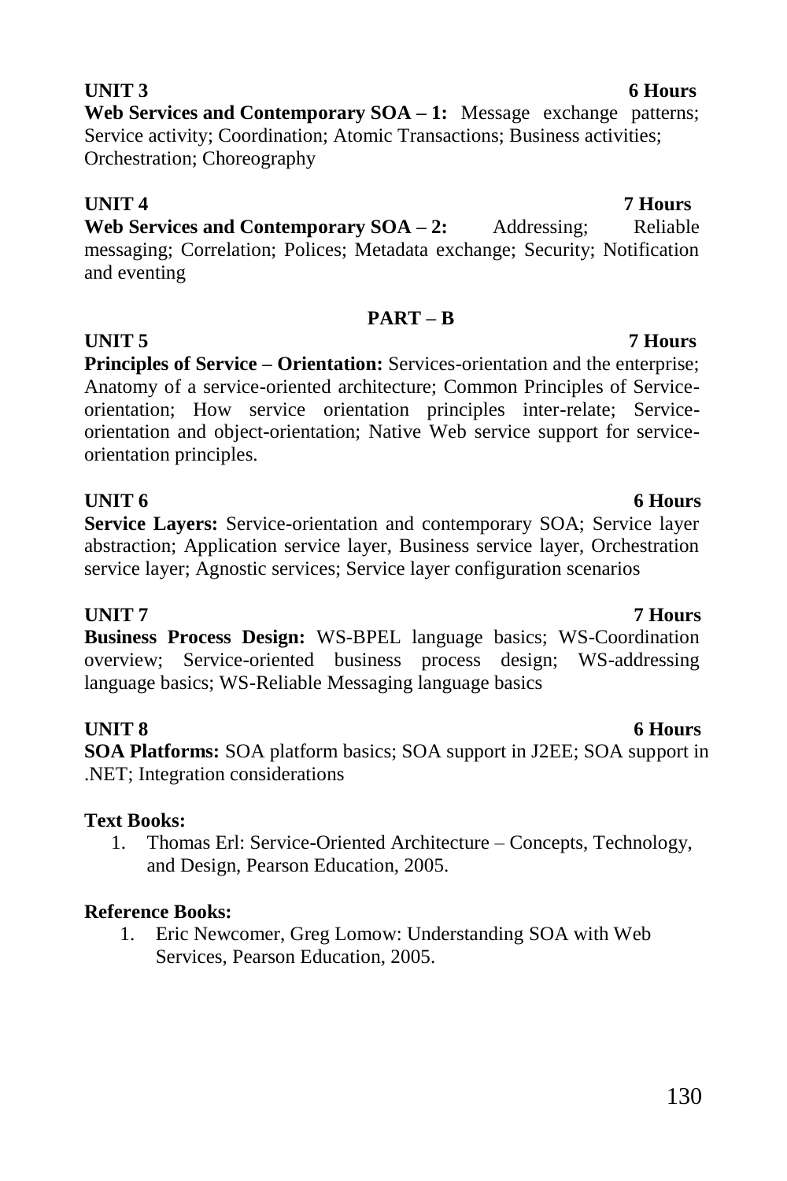**UNIT 3** **6 Hours**

**Web Services and Contemporary SOA – 1:** Message exchange patterns; Service activity; Coordination; Atomic Transactions; Business activities; Orchestration; Choreography

**UNIT 4** **7 Hours**

**Web Services and Contemporary SOA – 2:** Addressing; Reliable messaging; Correlation; Polices; Metadata exchange; Security; Notification and eventing

## PART – B

**UNIT 5** **7 Hours**

**Principles of Service – Orientation:** Services-orientation and the enterprise; Anatomy of a service-oriented architecture; Common Principles of Service-orientation; How service orientation principles inter-relate; Service-orientation and object-orientation; Native Web service support for service-orientation principles.

**UNIT 6** **6 Hours**

**Service Layers:** Service-orientation and contemporary SOA; Service layer abstraction; Application service layer, Business service layer, Orchestration service layer; Agnostic services; Service layer configuration scenarios

**UNIT 7** **7 Hours**

**Business Process Design:** WS-BPEL language basics; WS-Coordination overview; Service-oriented business process design; WS-addressing language basics; WS-Reliable Messaging language basics

**UNIT 8** **6 Hours**

**SOA Platforms:** SOA platform basics; SOA support in J2EE; SOA support in .NET; Integration considerations

**Text Books:**

1. Thomas Erl: Service-Oriented Architecture – Concepts, Technology, and Design, Pearson Education, 2005.

**Reference Books:**

1. Eric Newcomer, Greg Lomow: Understanding SOA with Web Services, Pearson Education, 2005.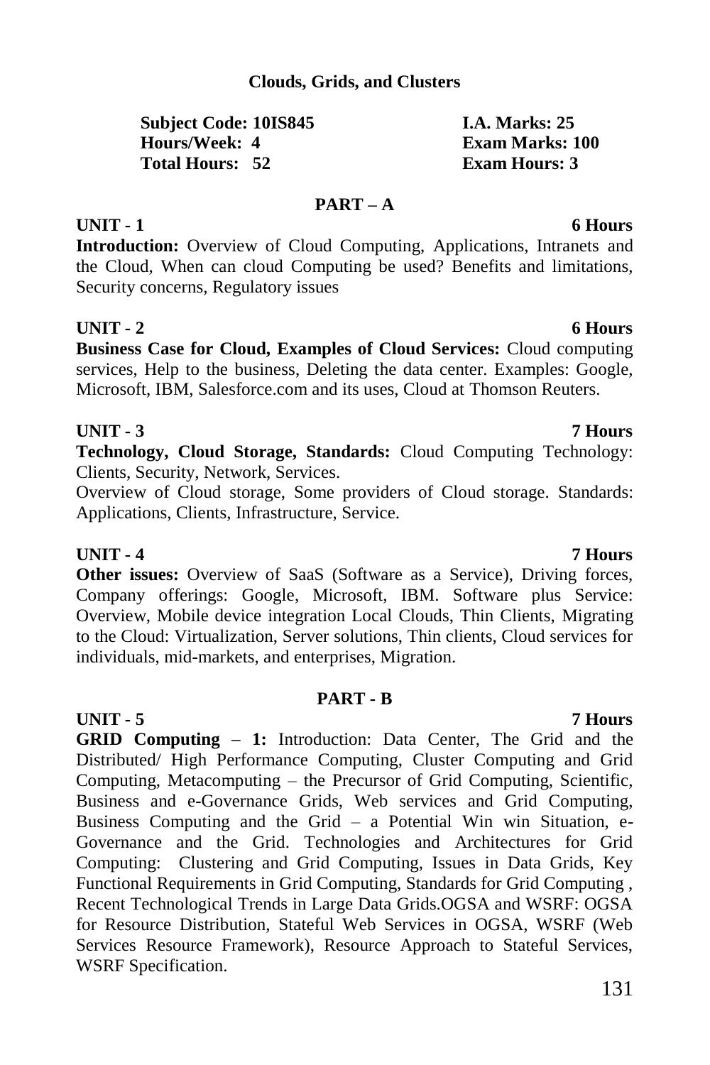## Clouds, Grids, and Clusters

| | |
|---|---|
| **Subject Code: 10IS845** | **I.A. Marks: 25** |
| **Hours/Week: 4** | **Exam Marks: 100** |
| **Total Hours: 52** | **Exam Hours: 3** |

### PART – A

**UNIT - 1** **6 Hours**

**Introduction:** Overview of Cloud Computing, Applications, Intranets and the Cloud, When can cloud Computing be used? Benefits and limitations, Security concerns, Regulatory issues

**UNIT - 2** **6 Hours**

**Business Case for Cloud, Examples of Cloud Services:** Cloud computing services, Help to the business, Deleting the data center. Examples: Google, Microsoft, IBM, Salesforce.com and its uses, Cloud at Thomson Reuters.

**UNIT - 3** **7 Hours**

**Technology, Cloud Storage, Standards:** Cloud Computing Technology: Clients, Security, Network, Services.

Overview of Cloud storage, Some providers of Cloud storage. Standards: Applications, Clients, Infrastructure, Service.

**UNIT - 4** **7 Hours**

**Other issues:** Overview of SaaS (Software as a Service), Driving forces, Company offerings: Google, Microsoft, IBM. Software plus Service: Overview, Mobile device integration Local Clouds, Thin Clients, Migrating to the Cloud: Virtualization, Server solutions, Thin clients, Cloud services for individuals, mid-markets, and enterprises, Migration.

### PART - B

**UNIT - 5** **7 Hours**

**GRID Computing – 1:** Introduction: Data Center, The Grid and the Distributed/ High Performance Computing, Cluster Computing and Grid Computing, Metacomputing – the Precursor of Grid Computing, Scientific, Business and e-Governance Grids, Web services and Grid Computing, Business Computing and the Grid – a Potential Win win Situation, e-Governance and the Grid. Technologies and Architectures for Grid Computing: Clustering and Grid Computing, Issues in Data Grids, Key Functional Requirements in Grid Computing, Standards for Grid Computing , Recent Technological Trends in Large Data Grids.OGSA and WSRF: OGSA for Resource Distribution, Stateful Web Services in OGSA, WSRF (Web Services Resource Framework), Resource Approach to Stateful Services, WSRF Specification.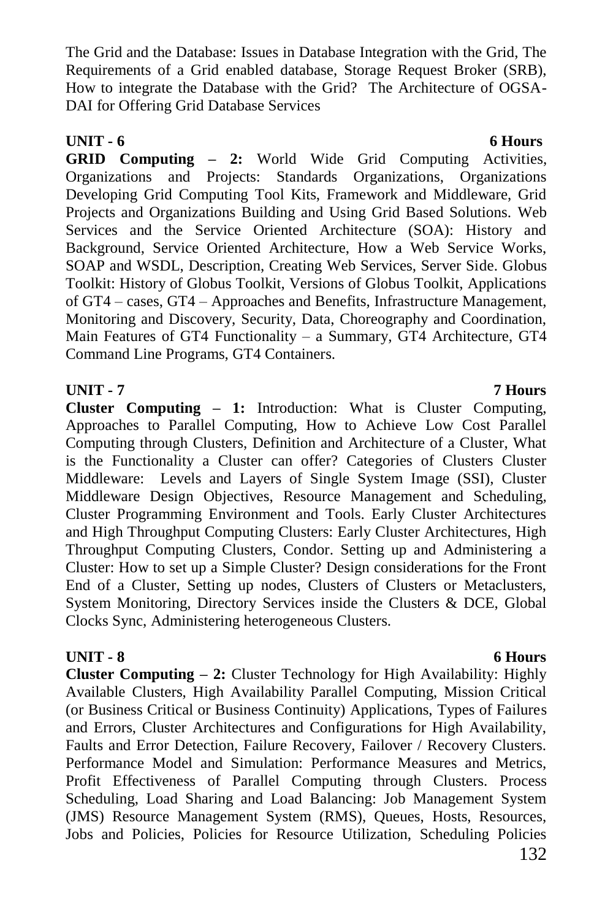The Grid and the Database: Issues in Database Integration with the Grid, The Requirements of a Grid enabled database, Storage Request Broker (SRB), How to integrate the Database with the Grid? The Architecture of OGSA-DAI for Offering Grid Database Services

**UNIT - 6** **6 Hours**

**GRID Computing – 2:** World Wide Grid Computing Activities, Organizations and Projects: Standards Organizations, Organizations Developing Grid Computing Tool Kits, Framework and Middleware, Grid Projects and Organizations Building and Using Grid Based Solutions. Web Services and the Service Oriented Architecture (SOA): History and Background, Service Oriented Architecture, How a Web Service Works, SOAP and WSDL, Description, Creating Web Services, Server Side. Globus Toolkit: History of Globus Toolkit, Versions of Globus Toolkit, Applications of GT4 – cases, GT4 – Approaches and Benefits, Infrastructure Management, Monitoring and Discovery, Security, Data, Choreography and Coordination, Main Features of GT4 Functionality – a Summary, GT4 Architecture, GT4 Command Line Programs, GT4 Containers.

**UNIT - 7** **7 Hours**

**Cluster Computing – 1:** Introduction: What is Cluster Computing, Approaches to Parallel Computing, How to Achieve Low Cost Parallel Computing through Clusters, Definition and Architecture of a Cluster, What is the Functionality a Cluster can offer? Categories of Clusters Cluster Middleware: Levels and Layers of Single System Image (SSI), Cluster Middleware Design Objectives, Resource Management and Scheduling, Cluster Programming Environment and Tools. Early Cluster Architectures and High Throughput Computing Clusters: Early Cluster Architectures, High Throughput Computing Clusters, Condor. Setting up and Administering a Cluster: How to set up a Simple Cluster? Design considerations for the Front End of a Cluster, Setting up nodes, Clusters of Clusters or Metaclusters, System Monitoring, Directory Services inside the Clusters & DCE, Global Clocks Sync, Administering heterogeneous Clusters.

**UNIT - 8** **6 Hours**

**Cluster Computing – 2:** Cluster Technology for High Availability: Highly Available Clusters, High Availability Parallel Computing, Mission Critical (or Business Critical or Business Continuity) Applications, Types of Failures and Errors, Cluster Architectures and Configurations for High Availability, Faults and Error Detection, Failure Recovery, Failover / Recovery Clusters. Performance Model and Simulation: Performance Measures and Metrics, Profit Effectiveness of Parallel Computing through Clusters. Process Scheduling, Load Sharing and Load Balancing: Job Management System (JMS) Resource Management System (RMS), Queues, Hosts, Resources, Jobs and Policies, Policies for Resource Utilization, Scheduling Policies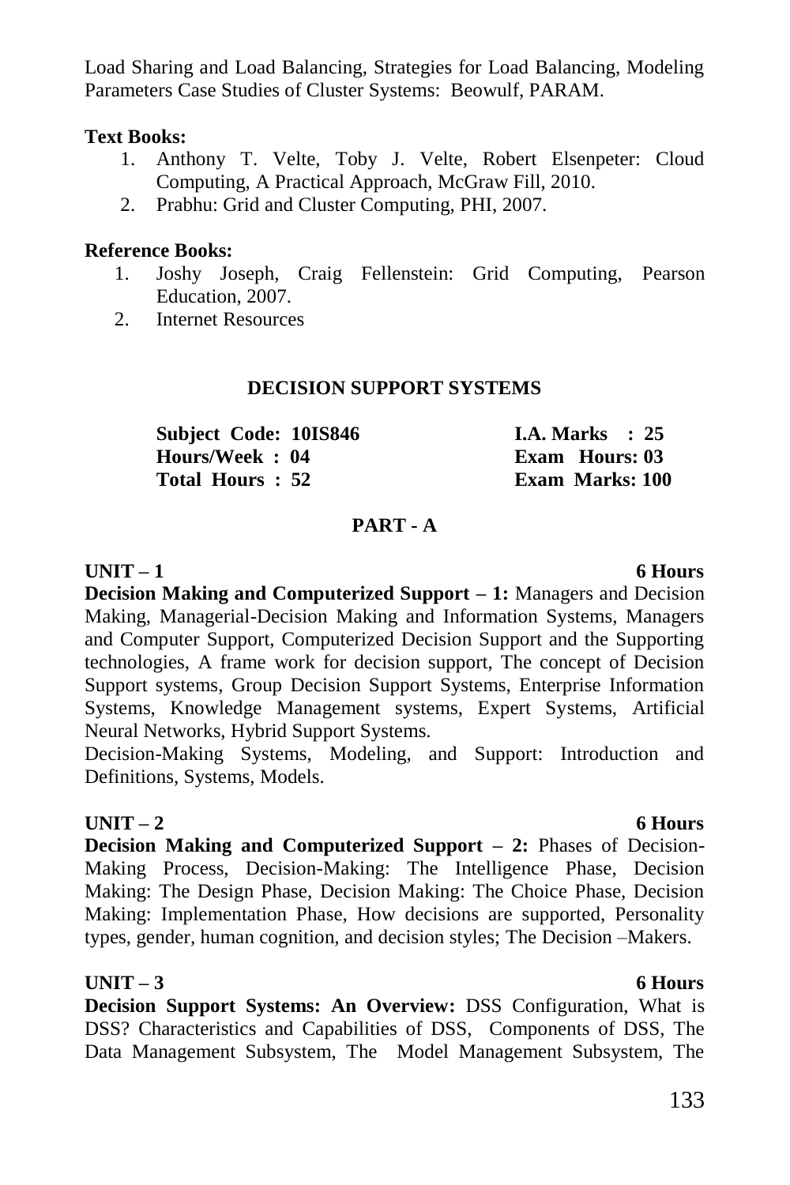Load Sharing and Load Balancing, Strategies for Load Balancing, Modeling Parameters Case Studies of Cluster Systems: Beowulf, PARAM.

**Text Books:**

1. Anthony T. Velte, Toby J. Velte, Robert Elsenpeter: Cloud Computing, A Practical Approach, McGraw Fill, 2010.
2. Prabhu: Grid and Cluster Computing, PHI, 2007.

**Reference Books:**

1. Joshy Joseph, Craig Fellenstein: Grid Computing, Pearson Education, 2007.
2. Internet Resources

## DECISION SUPPORT SYSTEMS

| | |
|---|---|
| **Subject Code: 10IS846** | **I.A. Marks : 25** |
| **Hours/Week : 04** | **Exam Hours: 03** |
| **Total Hours : 52** | **Exam Marks: 100** |

### PART - A

**UNIT – 1** **6 Hours**

**Decision Making and Computerized Support – 1:** Managers and Decision Making, Managerial-Decision Making and Information Systems, Managers and Computer Support, Computerized Decision Support and the Supporting technologies, A frame work for decision support, The concept of Decision Support systems, Group Decision Support Systems, Enterprise Information Systems, Knowledge Management systems, Expert Systems, Artificial Neural Networks, Hybrid Support Systems.

Decision-Making Systems, Modeling, and Support: Introduction and Definitions, Systems, Models.

**UNIT – 2** **6 Hours**

**Decision Making and Computerized Support – 2:** Phases of Decision-Making Process, Decision-Making: The Intelligence Phase, Decision Making: The Design Phase, Decision Making: The Choice Phase, Decision Making: Implementation Phase, How decisions are supported, Personality types, gender, human cognition, and decision styles; The Decision –Makers.

**UNIT – 3** **6 Hours**

**Decision Support Systems: An Overview:** DSS Configuration, What is DSS? Characteristics and Capabilities of DSS, Components of DSS, The Data Management Subsystem, The Model Management Subsystem, The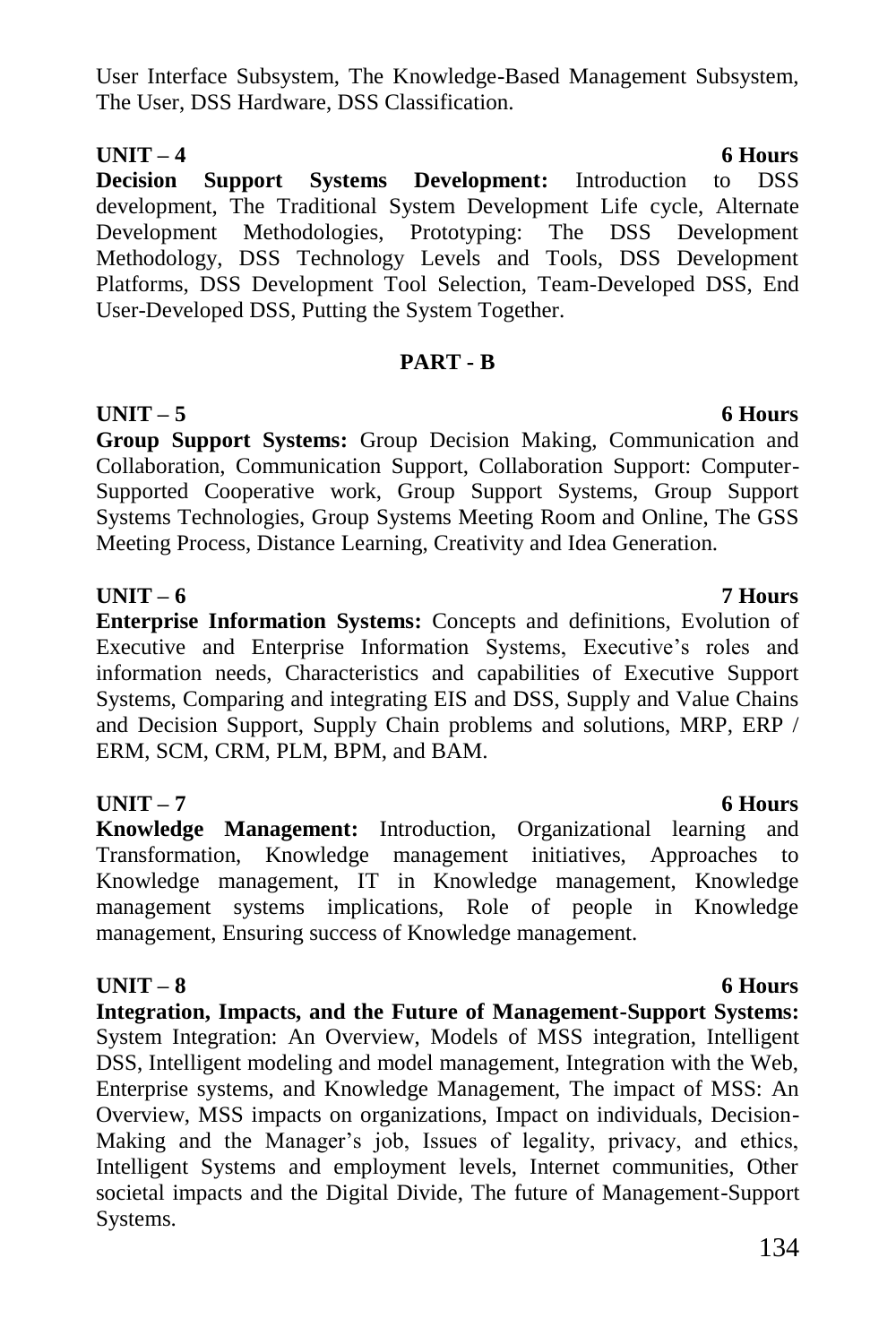User Interface Subsystem, The Knowledge-Based Management Subsystem, The User, DSS Hardware, DSS Classification.

**UNIT – 4** **6 Hours**

**Decision Support Systems Development:** Introduction to DSS development, The Traditional System Development Life cycle, Alternate Development Methodologies, Prototyping: The DSS Development Methodology, DSS Technology Levels and Tools, DSS Development Platforms, DSS Development Tool Selection, Team-Developed DSS, End User-Developed DSS, Putting the System Together.

## PART - B

**UNIT – 5** **6 Hours**

**Group Support Systems:** Group Decision Making, Communication and Collaboration, Communication Support, Collaboration Support: Computer-Supported Cooperative work, Group Support Systems, Group Support Systems Technologies, Group Systems Meeting Room and Online, The GSS Meeting Process, Distance Learning, Creativity and Idea Generation.

**UNIT – 6** **7 Hours**

**Enterprise Information Systems:** Concepts and definitions, Evolution of Executive and Enterprise Information Systems, Executive's roles and information needs, Characteristics and capabilities of Executive Support Systems, Comparing and integrating EIS and DSS, Supply and Value Chains and Decision Support, Supply Chain problems and solutions, MRP, ERP / ERM, SCM, CRM, PLM, BPM, and BAM.

**UNIT – 7** **6 Hours**

**Knowledge Management:** Introduction, Organizational learning and Transformation, Knowledge management initiatives, Approaches to Knowledge management, IT in Knowledge management, Knowledge management systems implications, Role of people in Knowledge management, Ensuring success of Knowledge management.

**UNIT – 8** **6 Hours**

**Integration, Impacts, and the Future of Management-Support Systems:** System Integration: An Overview, Models of MSS integration, Intelligent DSS, Intelligent modeling and model management, Integration with the Web, Enterprise systems, and Knowledge Management, The impact of MSS: An Overview, MSS impacts on organizations, Impact on individuals, Decision-Making and the Manager's job, Issues of legality, privacy, and ethics, Intelligent Systems and employment levels, Internet communities, Other societal impacts and the Digital Divide, The future of Management-Support Systems.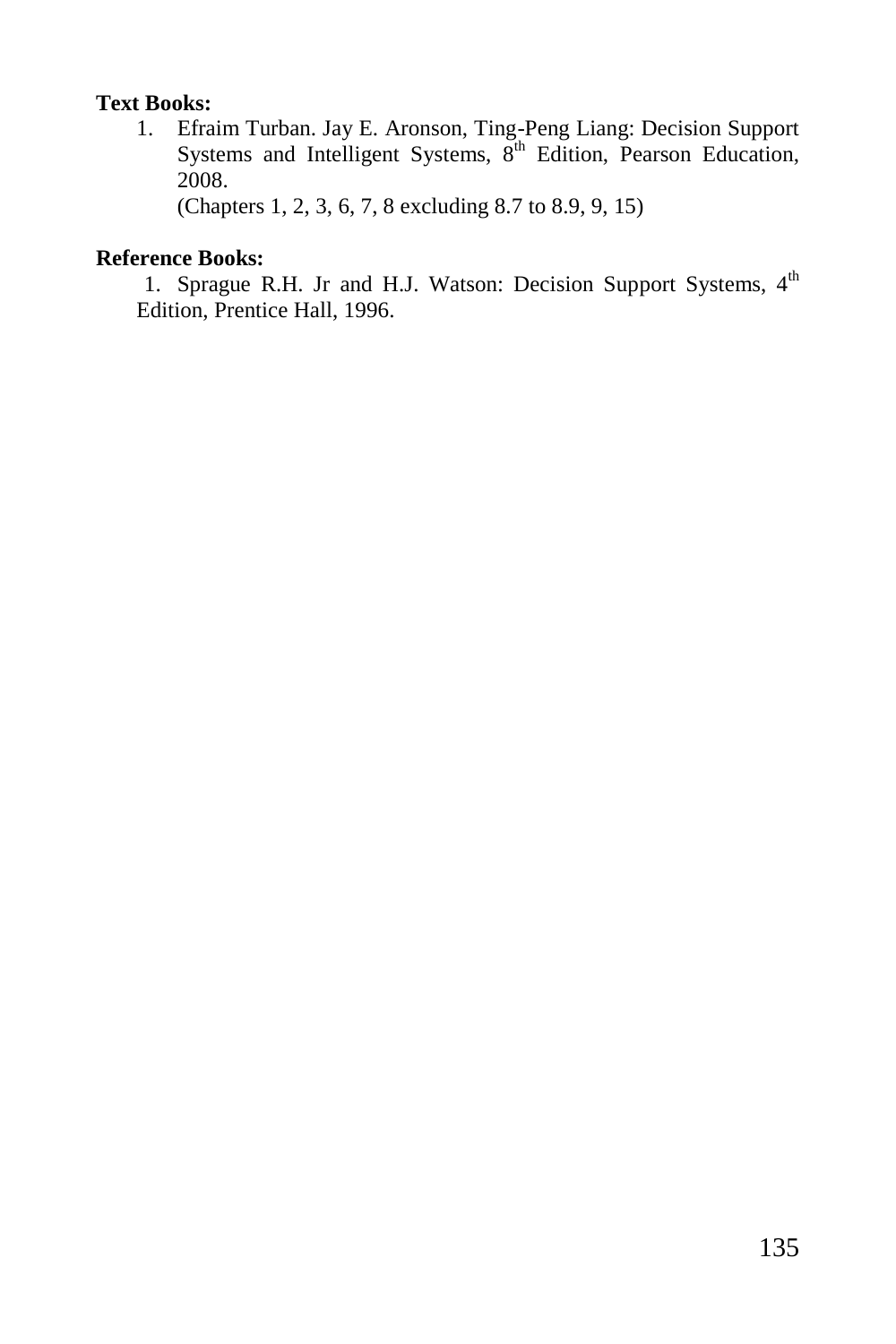**Text Books:**

1. Efraim Turban. Jay E. Aronson, Ting-Peng Liang: Decision Support Systems and Intelligent Systems, 8th Edition, Pearson Education, 2008.
   (Chapters 1, 2, 3, 6, 7, 8 excluding 8.7 to 8.9, 9, 15)

**Reference Books:**

1. Sprague R.H. Jr and H.J. Watson: Decision Support Systems, 4th Edition, Prentice Hall, 1996.